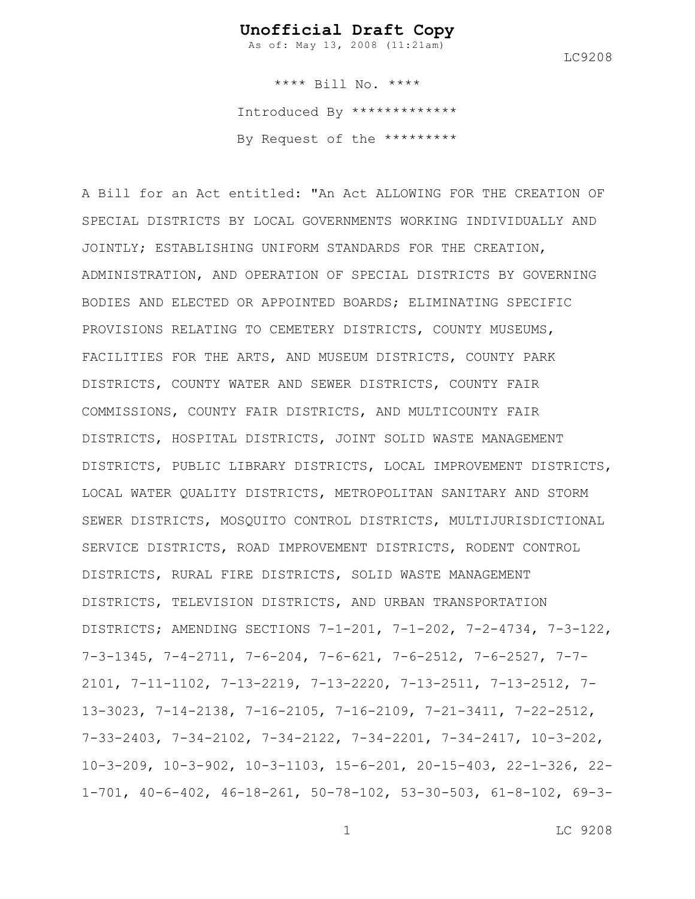# Unofficial Draft Copy

As of: May 13, 2008 (11:21am)

LC9208

**** Bill No. ****

Introduced By *************

By Request of the *********

A Bill for an Act entitled: "An Act ALLOWING FOR THE CREATION OF SPECIAL DISTRICTS BY LOCAL GOVERNMENTS WORKING INDIVIDUALLY AND JOINTLY; ESTABLISHING UNIFORM STANDARDS FOR THE CREATION, ADMINISTRATION, AND OPERATION OF SPECIAL DISTRICTS BY GOVERNING BODIES AND ELECTED OR APPOINTED BOARDS; ELIMINATING SPECIFIC PROVISIONS RELATING TO CEMETERY DISTRICTS, COUNTY MUSEUMS, FACILITIES FOR THE ARTS, AND MUSEUM DISTRICTS, COUNTY PARK DISTRICTS, COUNTY WATER AND SEWER DISTRICTS, COUNTY FAIR COMMISSIONS, COUNTY FAIR DISTRICTS, AND MULTICOUNTY FAIR DISTRICTS, HOSPITAL DISTRICTS, JOINT SOLID WASTE MANAGEMENT DISTRICTS, PUBLIC LIBRARY DISTRICTS, LOCAL IMPROVEMENT DISTRICTS, LOCAL WATER QUALITY DISTRICTS, METROPOLITAN SANITARY AND STORM SEWER DISTRICTS, MOSQUITO CONTROL DISTRICTS, MULTIJURISDICTIONAL SERVICE DISTRICTS, ROAD IMPROVEMENT DISTRICTS, RODENT CONTROL DISTRICTS, RURAL FIRE DISTRICTS, SOLID WASTE MANAGEMENT DISTRICTS, TELEVISION DISTRICTS, AND URBAN TRANSPORTATION DISTRICTS; AMENDING SECTIONS 7-1-201, 7-1-202, 7-2-4734, 7-3-122, 7-3-1345, 7-4-2711, 7-6-204, 7-6-621, 7-6-2512, 7-6-2527, 7-7-2101, 7-11-1102, 7-13-2219, 7-13-2220, 7-13-2511, 7-13-2512, 7-13-3023, 7-14-2138, 7-16-2105, 7-16-2109, 7-21-3411, 7-22-2512, 7-33-2403, 7-34-2102, 7-34-2122, 7-34-2201, 7-34-2417, 10-3-202, 10-3-209, 10-3-902, 10-3-1103, 15-6-201, 20-15-403, 22-1-326, 22-1-701, 40-6-402, 46-18-261, 50-78-102, 53-30-503, 61-8-102, 69-3-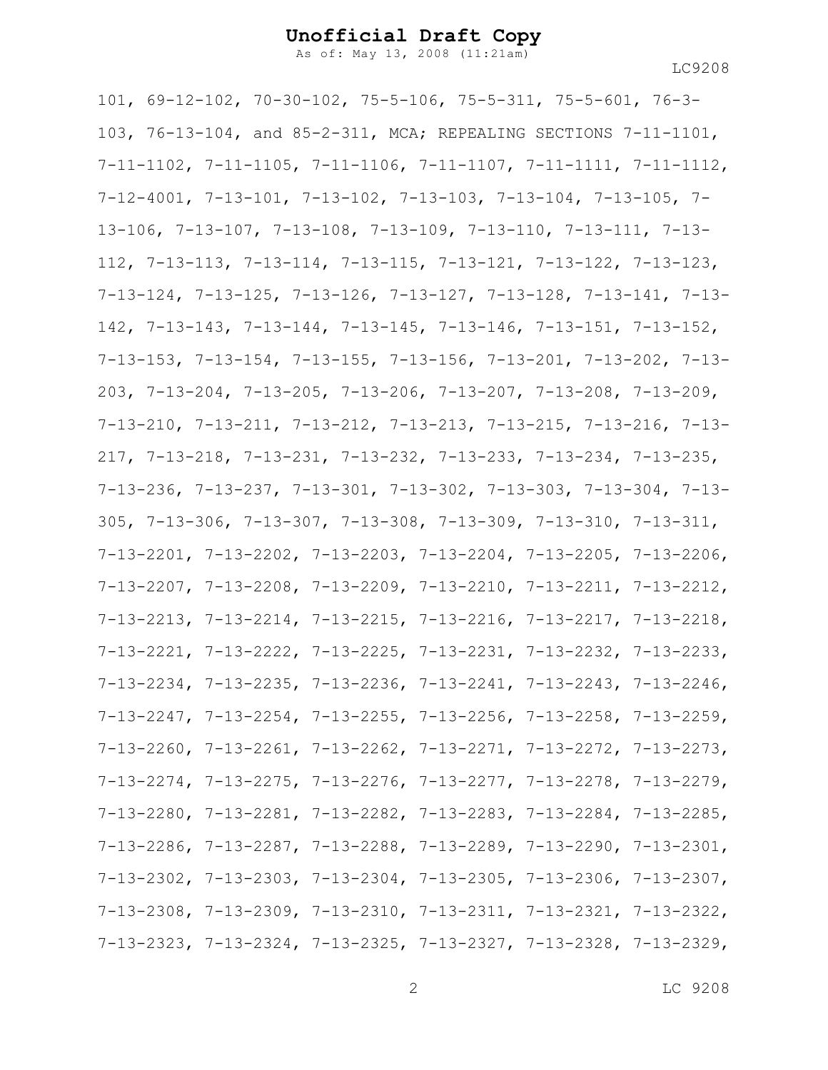101, 69-12-102, 70-30-102, 75-5-106, 75-5-311, 75-5-601, 76-3-103, 76-13-104, and 85-2-311, MCA; REPEALING SECTIONS 7-11-1101, 7-11-1102, 7-11-1105, 7-11-1106, 7-11-1107, 7-11-1111, 7-11-1112, 7-12-4001, 7-13-101, 7-13-102, 7-13-103, 7-13-104, 7-13-105, 7-13-106, 7-13-107, 7-13-108, 7-13-109, 7-13-110, 7-13-111, 7-13-112, 7-13-113, 7-13-114, 7-13-115, 7-13-121, 7-13-122, 7-13-123, 7-13-124, 7-13-125, 7-13-126, 7-13-127, 7-13-128, 7-13-141, 7-13-142, 7-13-143, 7-13-144, 7-13-145, 7-13-146, 7-13-151, 7-13-152, 7-13-153, 7-13-154, 7-13-155, 7-13-156, 7-13-201, 7-13-202, 7-13-203, 7-13-204, 7-13-205, 7-13-206, 7-13-207, 7-13-208, 7-13-209, 7-13-210, 7-13-211, 7-13-212, 7-13-213, 7-13-215, 7-13-216, 7-13-217, 7-13-218, 7-13-231, 7-13-232, 7-13-233, 7-13-234, 7-13-235, 7-13-236, 7-13-237, 7-13-301, 7-13-302, 7-13-303, 7-13-304, 7-13-305, 7-13-306, 7-13-307, 7-13-308, 7-13-309, 7-13-310, 7-13-311, 7-13-2201, 7-13-2202, 7-13-2203, 7-13-2204, 7-13-2205, 7-13-2206, 7-13-2207, 7-13-2208, 7-13-2209, 7-13-2210, 7-13-2211, 7-13-2212, 7-13-2213, 7-13-2214, 7-13-2215, 7-13-2216, 7-13-2217, 7-13-2218, 7-13-2221, 7-13-2222, 7-13-2225, 7-13-2231, 7-13-2232, 7-13-2233, 7-13-2234, 7-13-2235, 7-13-2236, 7-13-2241, 7-13-2243, 7-13-2246, 7-13-2247, 7-13-2254, 7-13-2255, 7-13-2256, 7-13-2258, 7-13-2259, 7-13-2260, 7-13-2261, 7-13-2262, 7-13-2271, 7-13-2272, 7-13-2273, 7-13-2274, 7-13-2275, 7-13-2276, 7-13-2277, 7-13-2278, 7-13-2279, 7-13-2280, 7-13-2281, 7-13-2282, 7-13-2283, 7-13-2284, 7-13-2285, 7-13-2286, 7-13-2287, 7-13-2288, 7-13-2289, 7-13-2290, 7-13-2301, 7-13-2302, 7-13-2303, 7-13-2304, 7-13-2305, 7-13-2306, 7-13-2307, 7-13-2308, 7-13-2309, 7-13-2310, 7-13-2311, 7-13-2321, 7-13-2322, 7-13-2323, 7-13-2324, 7-13-2325, 7-13-2327, 7-13-2328, 7-13-2329,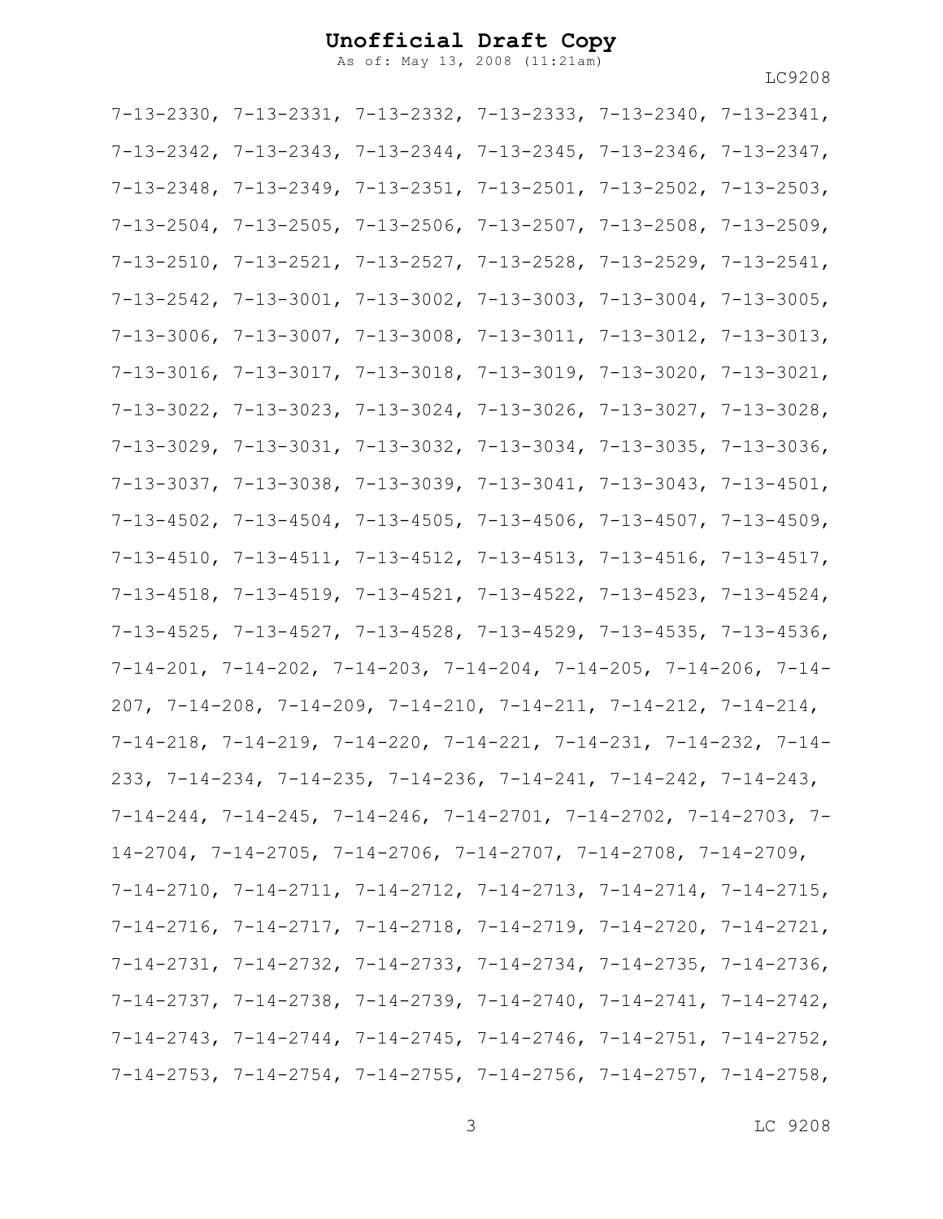7-13-2330, 7-13-2331, 7-13-2332, 7-13-2333, 7-13-2340, 7-13-2341, 7-13-2342, 7-13-2343, 7-13-2344, 7-13-2345, 7-13-2346, 7-13-2347, 7-13-2348, 7-13-2349, 7-13-2351, 7-13-2501, 7-13-2502, 7-13-2503, 7-13-2504, 7-13-2505, 7-13-2506, 7-13-2507, 7-13-2508, 7-13-2509, 7-13-2510, 7-13-2521, 7-13-2527, 7-13-2528, 7-13-2529, 7-13-2541, 7-13-2542, 7-13-3001, 7-13-3002, 7-13-3003, 7-13-3004, 7-13-3005, 7-13-3006, 7-13-3007, 7-13-3008, 7-13-3011, 7-13-3012, 7-13-3013, 7-13-3016, 7-13-3017, 7-13-3018, 7-13-3019, 7-13-3020, 7-13-3021, 7-13-3022, 7-13-3023, 7-13-3024, 7-13-3026, 7-13-3027, 7-13-3028, 7-13-3029, 7-13-3031, 7-13-3032, 7-13-3034, 7-13-3035, 7-13-3036, 7-13-3037, 7-13-3038, 7-13-3039, 7-13-3041, 7-13-3043, 7-13-4501, 7-13-4502, 7-13-4504, 7-13-4505, 7-13-4506, 7-13-4507, 7-13-4509, 7-13-4510, 7-13-4511, 7-13-4512, 7-13-4513, 7-13-4516, 7-13-4517, 7-13-4518, 7-13-4519, 7-13-4521, 7-13-4522, 7-13-4523, 7-13-4524, 7-13-4525, 7-13-4527, 7-13-4528, 7-13-4529, 7-13-4535, 7-13-4536, 7-14-201, 7-14-202, 7-14-203, 7-14-204, 7-14-205, 7-14-206, 7-14-207, 7-14-208, 7-14-209, 7-14-210, 7-14-211, 7-14-212, 7-14-214, 7-14-218, 7-14-219, 7-14-220, 7-14-221, 7-14-231, 7-14-232, 7-14-233, 7-14-234, 7-14-235, 7-14-236, 7-14-241, 7-14-242, 7-14-243, 7-14-244, 7-14-245, 7-14-246, 7-14-2701, 7-14-2702, 7-14-2703, 7-14-2704, 7-14-2705, 7-14-2706, 7-14-2707, 7-14-2708, 7-14-2709, 7-14-2710, 7-14-2711, 7-14-2712, 7-14-2713, 7-14-2714, 7-14-2715, 7-14-2716, 7-14-2717, 7-14-2718, 7-14-2719, 7-14-2720, 7-14-2721, 7-14-2731, 7-14-2732, 7-14-2733, 7-14-2734, 7-14-2735, 7-14-2736, 7-14-2737, 7-14-2738, 7-14-2739, 7-14-2740, 7-14-2741, 7-14-2742, 7-14-2743, 7-14-2744, 7-14-2745, 7-14-2746, 7-14-2751, 7-14-2752, 7-14-2753, 7-14-2754, 7-14-2755, 7-14-2756, 7-14-2757, 7-14-2758,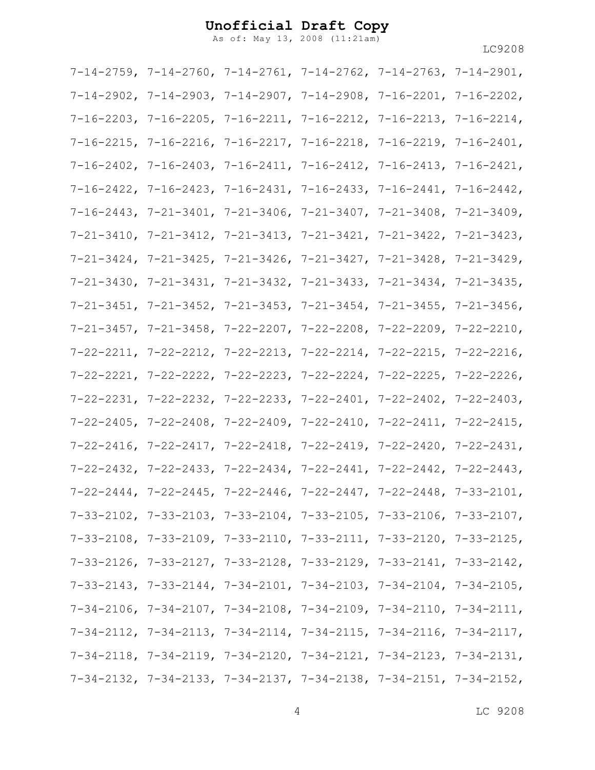7-14-2759, 7-14-2760, 7-14-2761, 7-14-2762, 7-14-2763, 7-14-2901, 7-14-2902, 7-14-2903, 7-14-2907, 7-14-2908, 7-16-2201, 7-16-2202, 7-16-2203, 7-16-2205, 7-16-2211, 7-16-2212, 7-16-2213, 7-16-2214, 7-16-2215, 7-16-2216, 7-16-2217, 7-16-2218, 7-16-2219, 7-16-2401, 7-16-2402, 7-16-2403, 7-16-2411, 7-16-2412, 7-16-2413, 7-16-2421, 7-16-2422, 7-16-2423, 7-16-2431, 7-16-2433, 7-16-2441, 7-16-2442, 7-16-2443, 7-21-3401, 7-21-3406, 7-21-3407, 7-21-3408, 7-21-3409, 7-21-3410, 7-21-3412, 7-21-3413, 7-21-3421, 7-21-3422, 7-21-3423, 7-21-3424, 7-21-3425, 7-21-3426, 7-21-3427, 7-21-3428, 7-21-3429, 7-21-3430, 7-21-3431, 7-21-3432, 7-21-3433, 7-21-3434, 7-21-3435, 7-21-3451, 7-21-3452, 7-21-3453, 7-21-3454, 7-21-3455, 7-21-3456, 7-21-3457, 7-21-3458, 7-22-2207, 7-22-2208, 7-22-2209, 7-22-2210, 7-22-2211, 7-22-2212, 7-22-2213, 7-22-2214, 7-22-2215, 7-22-2216, 7-22-2221, 7-22-2222, 7-22-2223, 7-22-2224, 7-22-2225, 7-22-2226, 7-22-2231, 7-22-2232, 7-22-2233, 7-22-2401, 7-22-2402, 7-22-2403, 7-22-2405, 7-22-2408, 7-22-2409, 7-22-2410, 7-22-2411, 7-22-2415, 7-22-2416, 7-22-2417, 7-22-2418, 7-22-2419, 7-22-2420, 7-22-2431, 7-22-2432, 7-22-2433, 7-22-2434, 7-22-2441, 7-22-2442, 7-22-2443, 7-22-2444, 7-22-2445, 7-22-2446, 7-22-2447, 7-22-2448, 7-33-2101, 7-33-2102, 7-33-2103, 7-33-2104, 7-33-2105, 7-33-2106, 7-33-2107, 7-33-2108, 7-33-2109, 7-33-2110, 7-33-2111, 7-33-2120, 7-33-2125, 7-33-2126, 7-33-2127, 7-33-2128, 7-33-2129, 7-33-2141, 7-33-2142, 7-33-2143, 7-33-2144, 7-34-2101, 7-34-2103, 7-34-2104, 7-34-2105, 7-34-2106, 7-34-2107, 7-34-2108, 7-34-2109, 7-34-2110, 7-34-2111, 7-34-2112, 7-34-2113, 7-34-2114, 7-34-2115, 7-34-2116, 7-34-2117, 7-34-2118, 7-34-2119, 7-34-2120, 7-34-2121, 7-34-2123, 7-34-2131, 7-34-2132, 7-34-2133, 7-34-2137, 7-34-2138, 7-34-2151, 7-34-2152,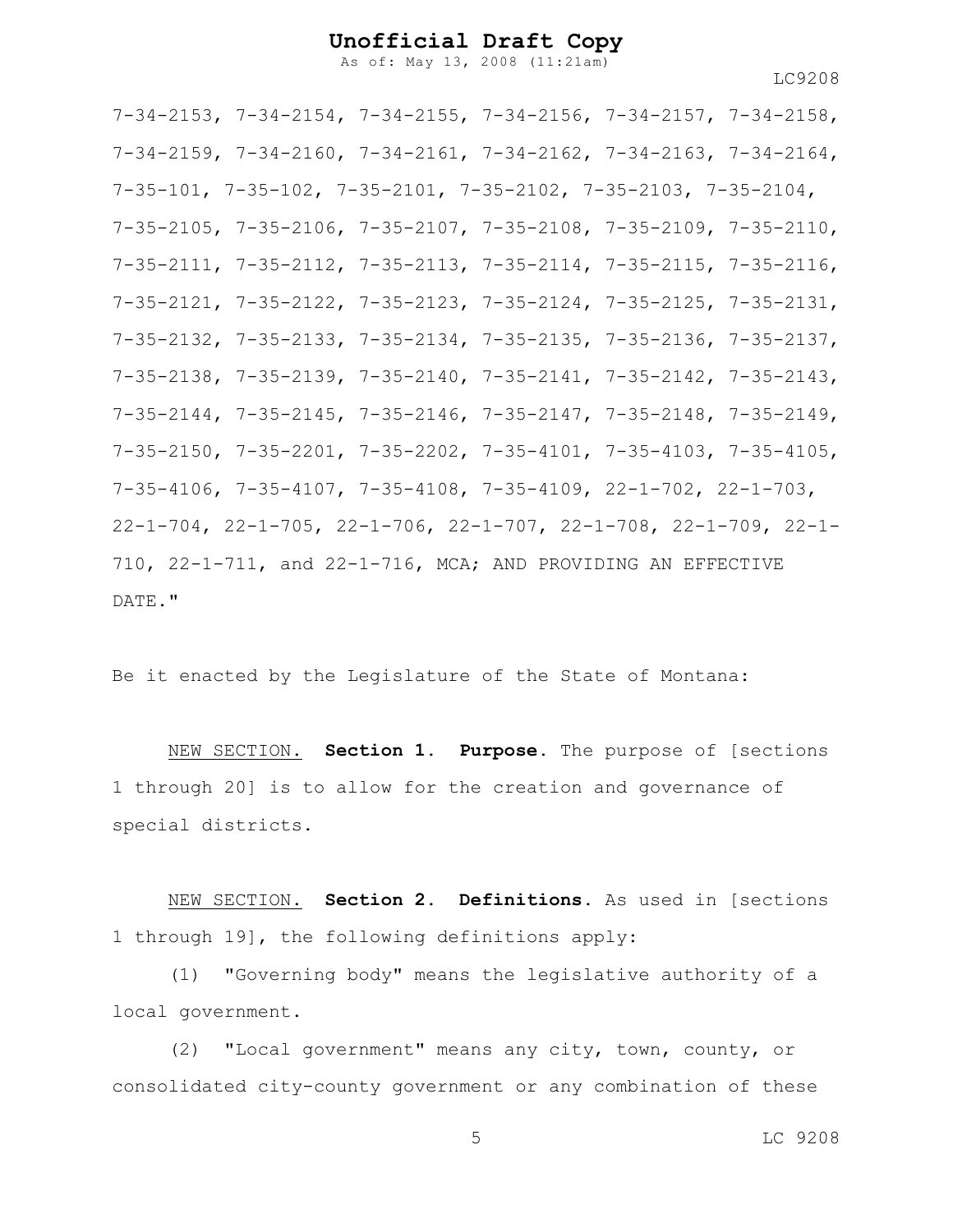7-34-2153, 7-34-2154, 7-34-2155, 7-34-2156, 7-34-2157, 7-34-2158, 7-34-2159, 7-34-2160, 7-34-2161, 7-34-2162, 7-34-2163, 7-34-2164, 7-35-101, 7-35-102, 7-35-2101, 7-35-2102, 7-35-2103, 7-35-2104, 7-35-2105, 7-35-2106, 7-35-2107, 7-35-2108, 7-35-2109, 7-35-2110, 7-35-2111, 7-35-2112, 7-35-2113, 7-35-2114, 7-35-2115, 7-35-2116, 7-35-2121, 7-35-2122, 7-35-2123, 7-35-2124, 7-35-2125, 7-35-2131, 7-35-2132, 7-35-2133, 7-35-2134, 7-35-2135, 7-35-2136, 7-35-2137, 7-35-2138, 7-35-2139, 7-35-2140, 7-35-2141, 7-35-2142, 7-35-2143, 7-35-2144, 7-35-2145, 7-35-2146, 7-35-2147, 7-35-2148, 7-35-2149, 7-35-2150, 7-35-2201, 7-35-2202, 7-35-4101, 7-35-4103, 7-35-4105, 7-35-4106, 7-35-4107, 7-35-4108, 7-35-4109, 22-1-702, 22-1-703, 22-1-704, 22-1-705, 22-1-706, 22-1-707, 22-1-708, 22-1-709, 22-1-710, 22-1-711, and 22-1-716, MCA; AND PROVIDING AN EFFECTIVE DATE."

Be it enacted by the Legislature of the State of Montana:

NEW SECTION. **Section 1. Purpose.** The purpose of [sections 1 through 20] is to allow for the creation and governance of special districts.

NEW SECTION. **Section 2. Definitions.** As used in [sections 1 through 19], the following definitions apply:

(1) "Governing body" means the legislative authority of a local government.

(2) "Local government" means any city, town, county, or consolidated city-county government or any combination of these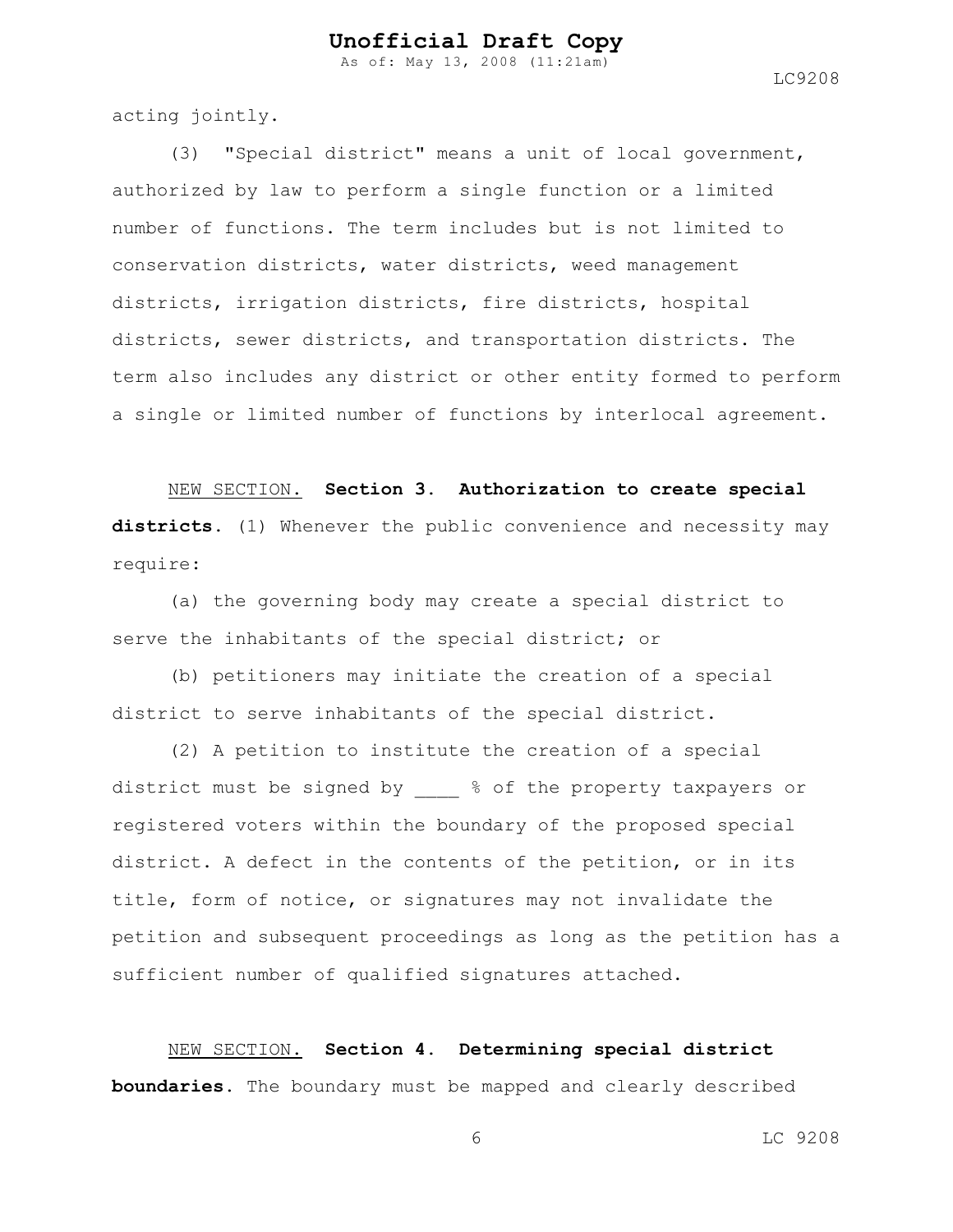acting jointly.

(3) "Special district" means a unit of local government, authorized by law to perform a single function or a limited number of functions. The term includes but is not limited to conservation districts, water districts, weed management districts, irrigation districts, fire districts, hospital districts, sewer districts, and transportation districts. The term also includes any district or other entity formed to perform a single or limited number of functions by interlocal agreement.

NEW SECTION. **Section 3. Authorization to create special districts.** (1) Whenever the public convenience and necessity may require:

(a) the governing body may create a special district to serve the inhabitants of the special district; or

(b) petitioners may initiate the creation of a special district to serve inhabitants of the special district.

(2) A petition to institute the creation of a special district must be signed by ____ % of the property taxpayers or registered voters within the boundary of the proposed special district. A defect in the contents of the petition, or in its title, form of notice, or signatures may not invalidate the petition and subsequent proceedings as long as the petition has a sufficient number of qualified signatures attached.

NEW SECTION. **Section 4. Determining special district boundaries.** The boundary must be mapped and clearly described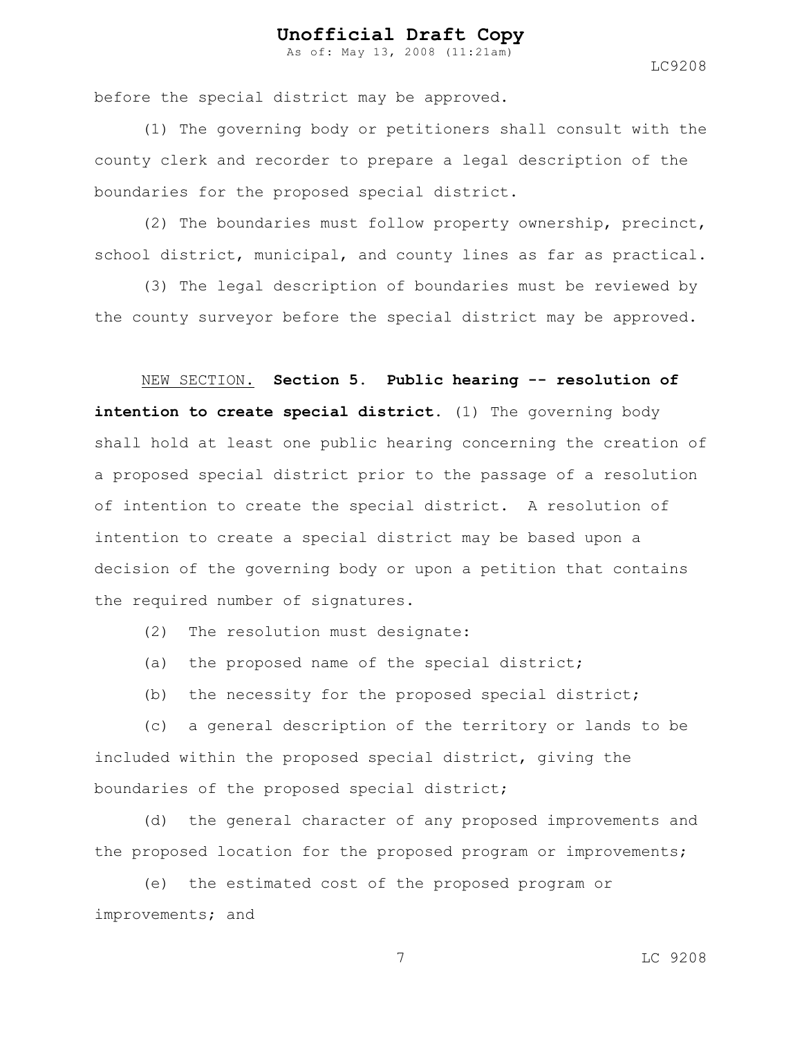before the special district may be approved.

(1) The governing body or petitioners shall consult with the county clerk and recorder to prepare a legal description of the boundaries for the proposed special district.

(2) The boundaries must follow property ownership, precinct, school district, municipal, and county lines as far as practical.

(3) The legal description of boundaries must be reviewed by the county surveyor before the special district may be approved.

NEW SECTION. **Section 5. Public hearing -- resolution of intention to create special district.** (1) The governing body shall hold at least one public hearing concerning the creation of a proposed special district prior to the passage of a resolution of intention to create the special district. A resolution of intention to create a special district may be based upon a decision of the governing body or upon a petition that contains the required number of signatures.

(2) The resolution must designate:

(a) the proposed name of the special district;

(b) the necessity for the proposed special district;

(c) a general description of the territory or lands to be included within the proposed special district, giving the boundaries of the proposed special district;

(d) the general character of any proposed improvements and the proposed location for the proposed program or improvements;

(e) the estimated cost of the proposed program or improvements; and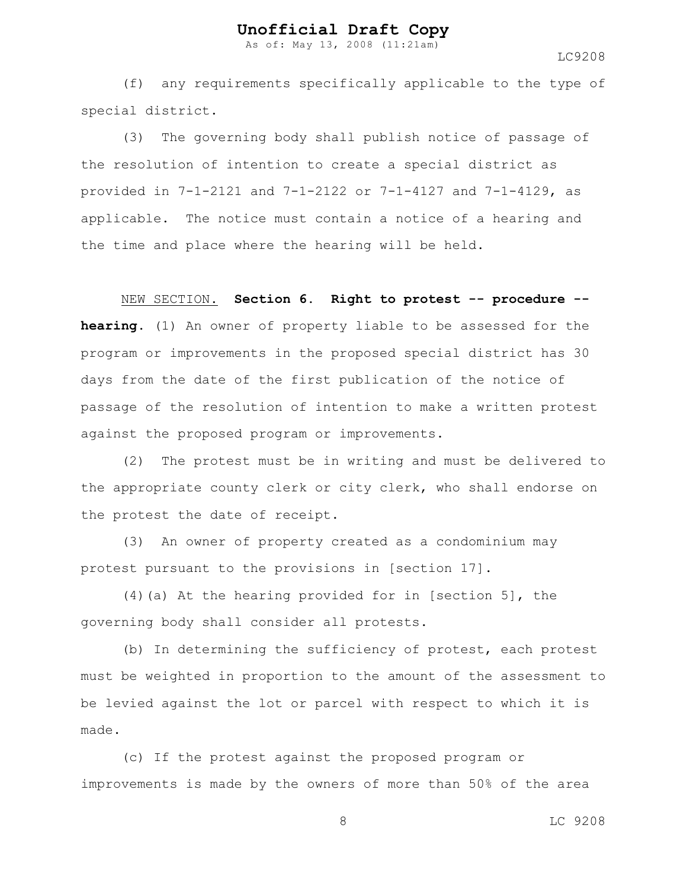(f) any requirements specifically applicable to the type of special district.

(3) The governing body shall publish notice of passage of the resolution of intention to create a special district as provided in 7-1-2121 and 7-1-2122 or 7-1-4127 and 7-1-4129, as applicable. The notice must contain a notice of a hearing and the time and place where the hearing will be held.

NEW SECTION. **Section 6. Right to protest -- procedure -- hearing.** (1) An owner of property liable to be assessed for the program or improvements in the proposed special district has 30 days from the date of the first publication of the notice of passage of the resolution of intention to make a written protest against the proposed program or improvements.

(2) The protest must be in writing and must be delivered to the appropriate county clerk or city clerk, who shall endorse on the protest the date of receipt.

(3) An owner of property created as a condominium may protest pursuant to the provisions in [section 17].

(4)(a) At the hearing provided for in [section 5], the governing body shall consider all protests.

(b) In determining the sufficiency of protest, each protest must be weighted in proportion to the amount of the assessment to be levied against the lot or parcel with respect to which it is made.

(c) If the protest against the proposed program or improvements is made by the owners of more than 50% of the area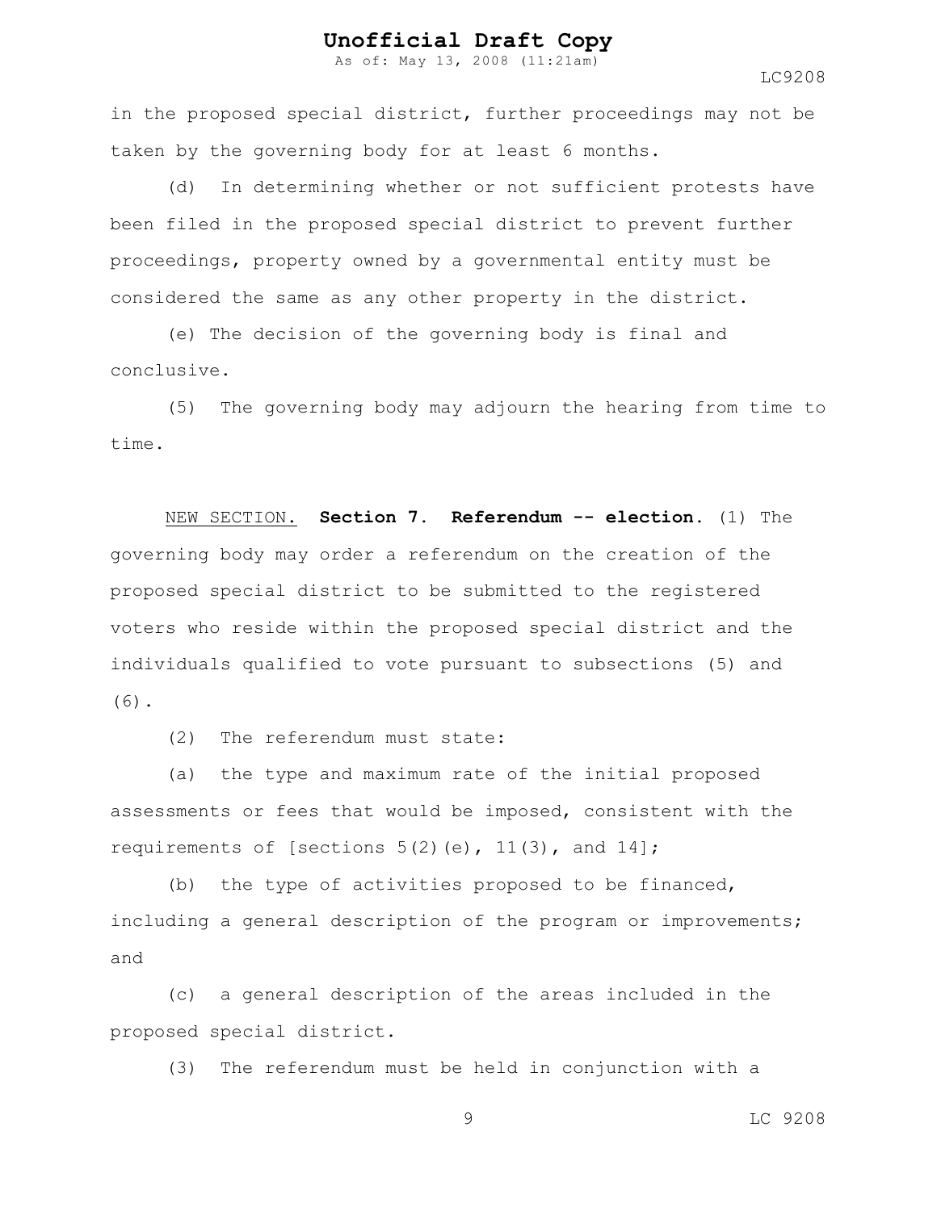in the proposed special district, further proceedings may not be taken by the governing body for at least 6 months.

(d) In determining whether or not sufficient protests have been filed in the proposed special district to prevent further proceedings, property owned by a governmental entity must be considered the same as any other property in the district.

(e) The decision of the governing body is final and conclusive.

(5) The governing body may adjourn the hearing from time to time.

NEW SECTION. **Section 7. Referendum -- election.** (1) The governing body may order a referendum on the creation of the proposed special district to be submitted to the registered voters who reside within the proposed special district and the individuals qualified to vote pursuant to subsections (5) and (6).

(2) The referendum must state:

(a) the type and maximum rate of the initial proposed assessments or fees that would be imposed, consistent with the requirements of [sections 5(2)(e), 11(3), and 14];

(b) the type of activities proposed to be financed, including a general description of the program or improvements; and

(c) a general description of the areas included in the proposed special district.

(3) The referendum must be held in conjunction with a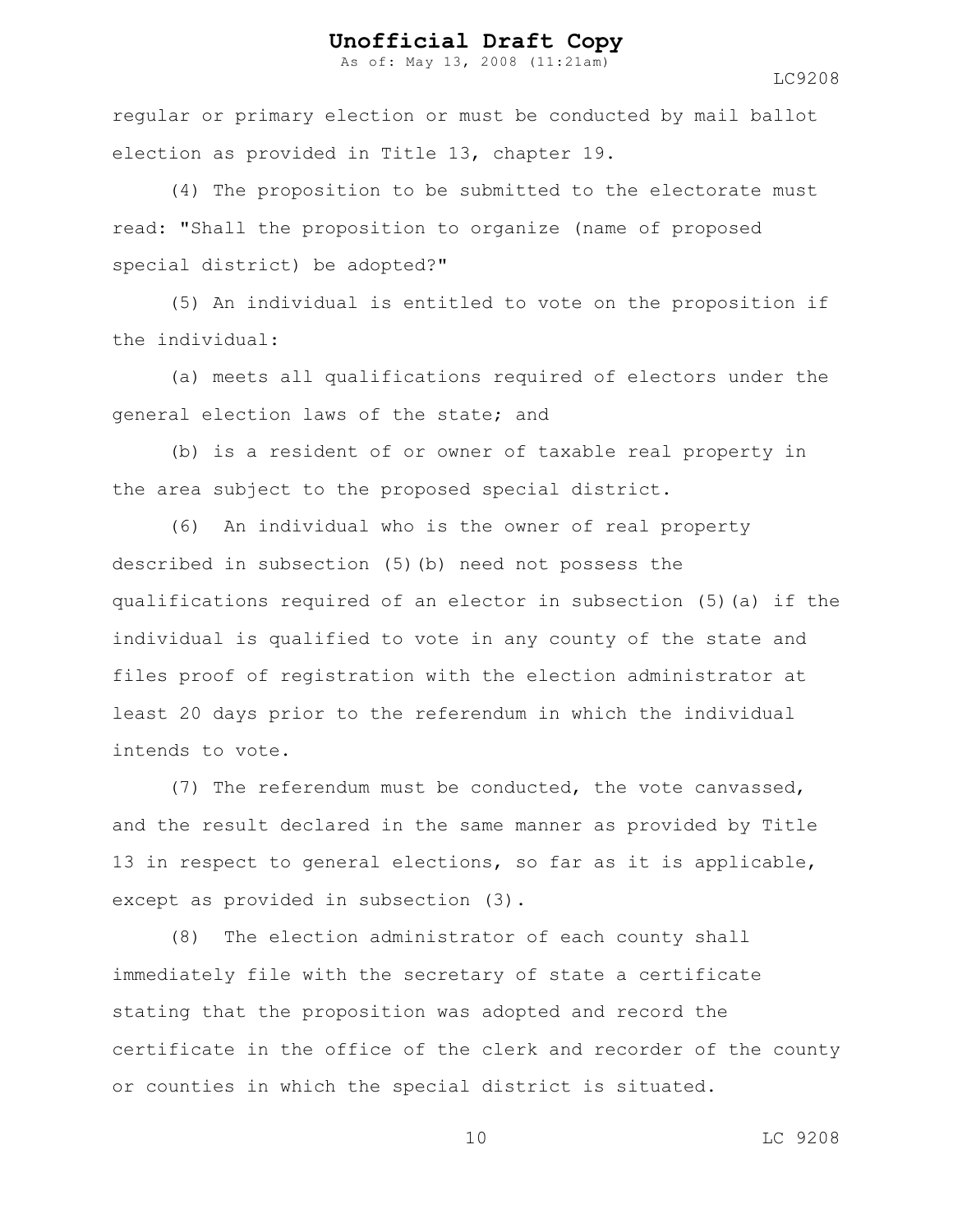regular or primary election or must be conducted by mail ballot election as provided in Title 13, chapter 19.

(4) The proposition to be submitted to the electorate must read: "Shall the proposition to organize (name of proposed special district) be adopted?"

(5) An individual is entitled to vote on the proposition if the individual:

(a) meets all qualifications required of electors under the general election laws of the state; and

(b) is a resident of or owner of taxable real property in the area subject to the proposed special district.

(6) An individual who is the owner of real property described in subsection (5)(b) need not possess the qualifications required of an elector in subsection (5)(a) if the individual is qualified to vote in any county of the state and files proof of registration with the election administrator at least 20 days prior to the referendum in which the individual intends to vote.

(7) The referendum must be conducted, the vote canvassed, and the result declared in the same manner as provided by Title 13 in respect to general elections, so far as it is applicable, except as provided in subsection (3).

(8) The election administrator of each county shall immediately file with the secretary of state a certificate stating that the proposition was adopted and record the certificate in the office of the clerk and recorder of the county or counties in which the special district is situated.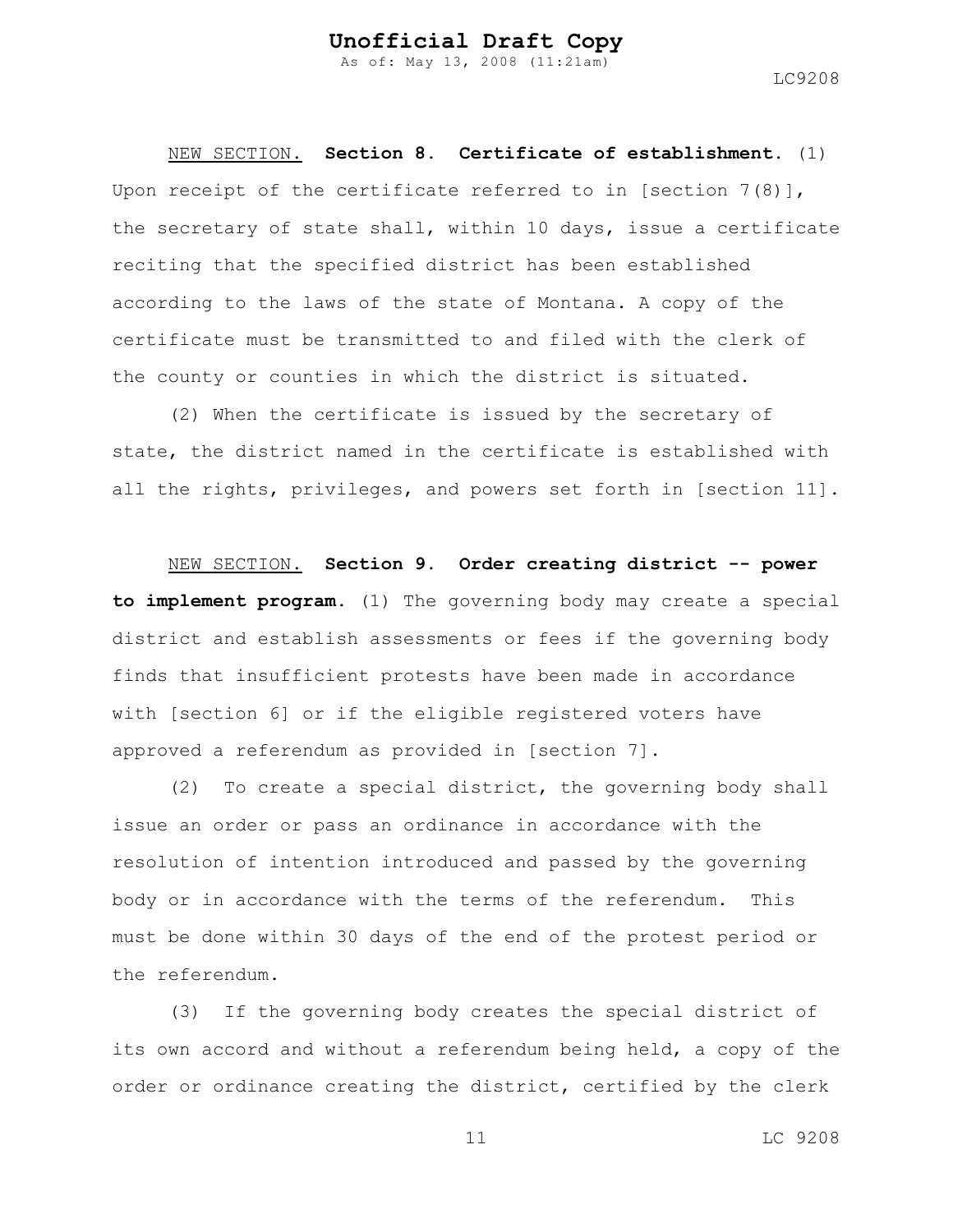NEW SECTION. **Section 8. Certificate of establishment.** (1) Upon receipt of the certificate referred to in [section 7(8)], the secretary of state shall, within 10 days, issue a certificate reciting that the specified district has been established according to the laws of the state of Montana. A copy of the certificate must be transmitted to and filed with the clerk of the county or counties in which the district is situated.

(2) When the certificate is issued by the secretary of state, the district named in the certificate is established with all the rights, privileges, and powers set forth in [section 11].

NEW SECTION. **Section 9. Order creating district -- power to implement program.** (1) The governing body may create a special district and establish assessments or fees if the governing body finds that insufficient protests have been made in accordance with [section 6] or if the eligible registered voters have approved a referendum as provided in [section 7].

(2) To create a special district, the governing body shall issue an order or pass an ordinance in accordance with the resolution of intention introduced and passed by the governing body or in accordance with the terms of the referendum. This must be done within 30 days of the end of the protest period or the referendum.

(3) If the governing body creates the special district of its own accord and without a referendum being held, a copy of the order or ordinance creating the district, certified by the clerk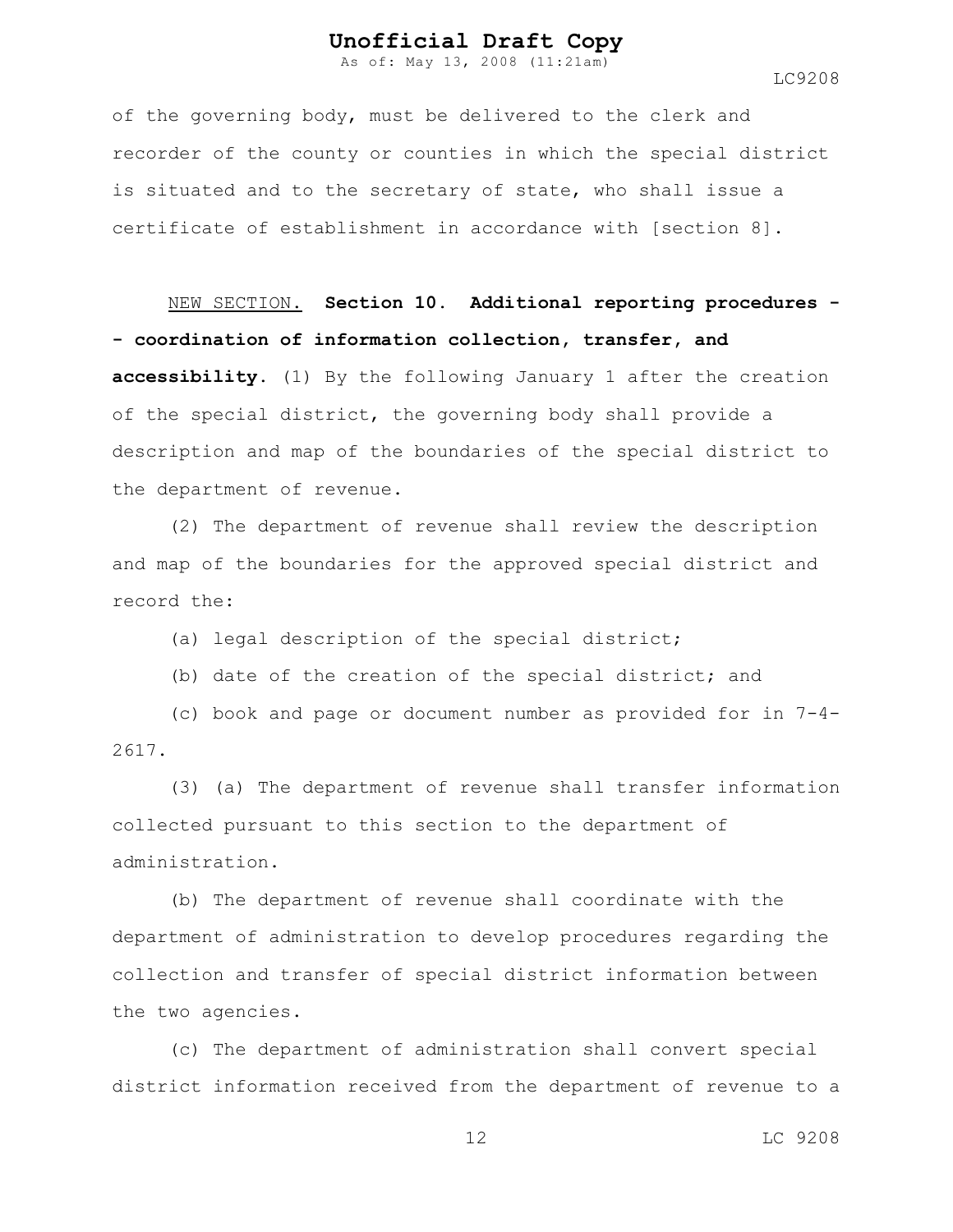of the governing body, must be delivered to the clerk and recorder of the county or counties in which the special district is situated and to the secretary of state, who shall issue a certificate of establishment in accordance with [section 8].

NEW SECTION. **Section 10. Additional reporting procedures -- coordination of information collection, transfer, and accessibility.** (1) By the following January 1 after the creation of the special district, the governing body shall provide a description and map of the boundaries of the special district to the department of revenue.

(2) The department of revenue shall review the description and map of the boundaries for the approved special district and record the:

(a) legal description of the special district;

(b) date of the creation of the special district; and

(c) book and page or document number as provided for in 7-4-2617.

(3) (a) The department of revenue shall transfer information collected pursuant to this section to the department of administration.

(b) The department of revenue shall coordinate with the department of administration to develop procedures regarding the collection and transfer of special district information between the two agencies.

(c) The department of administration shall convert special district information received from the department of revenue to a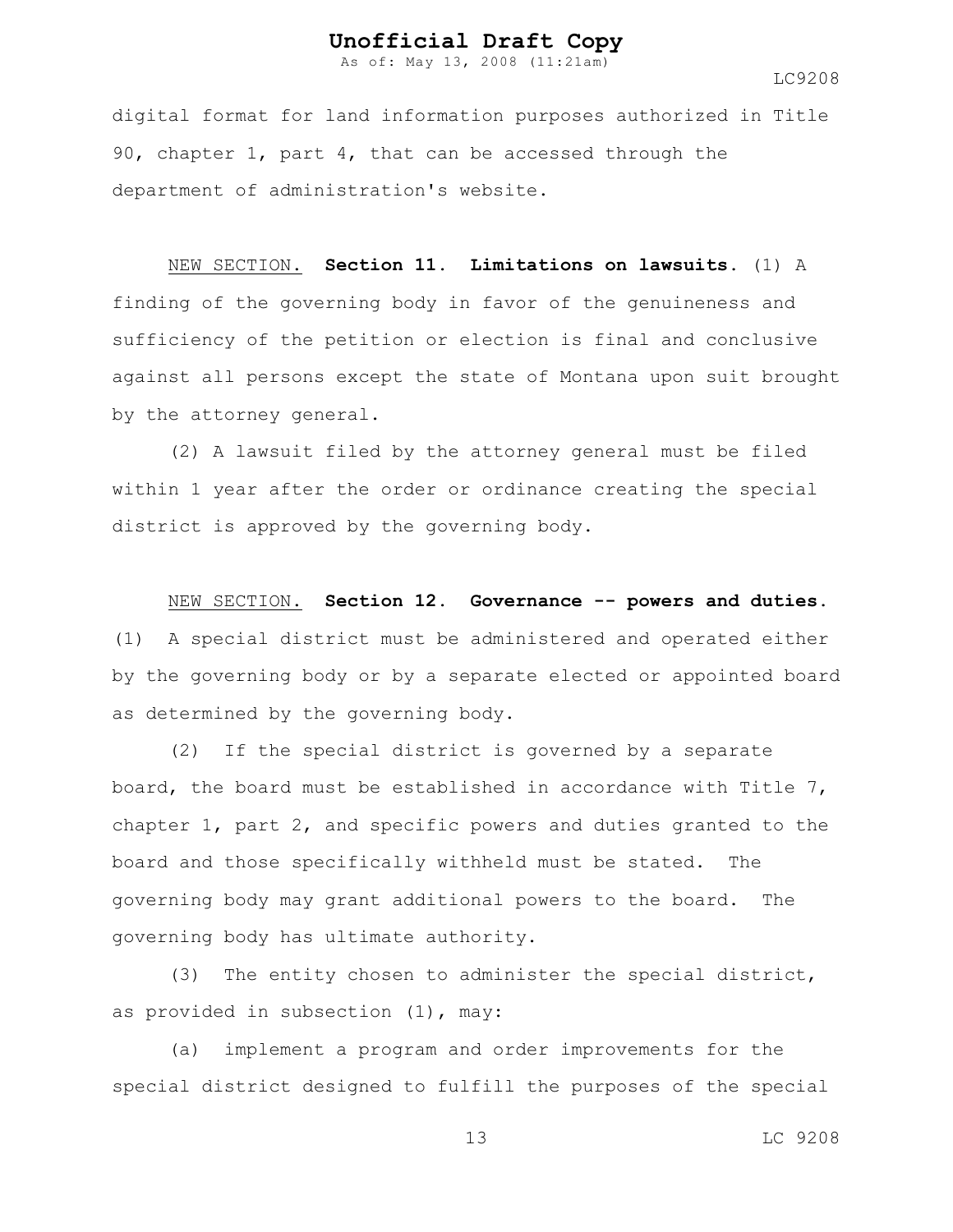digital format for land information purposes authorized in Title 90, chapter 1, part 4, that can be accessed through the department of administration's website.

NEW SECTION. **Section 11. Limitations on lawsuits.** (1) A finding of the governing body in favor of the genuineness and sufficiency of the petition or election is final and conclusive against all persons except the state of Montana upon suit brought by the attorney general.

(2) A lawsuit filed by the attorney general must be filed within 1 year after the order or ordinance creating the special district is approved by the governing body.

NEW SECTION. **Section 12. Governance -- powers and duties.** (1) A special district must be administered and operated either by the governing body or by a separate elected or appointed board as determined by the governing body.

(2) If the special district is governed by a separate board, the board must be established in accordance with Title 7, chapter 1, part 2, and specific powers and duties granted to the board and those specifically withheld must be stated. The governing body may grant additional powers to the board. The governing body has ultimate authority.

(3) The entity chosen to administer the special district, as provided in subsection (1), may:

(a) implement a program and order improvements for the special district designed to fulfill the purposes of the special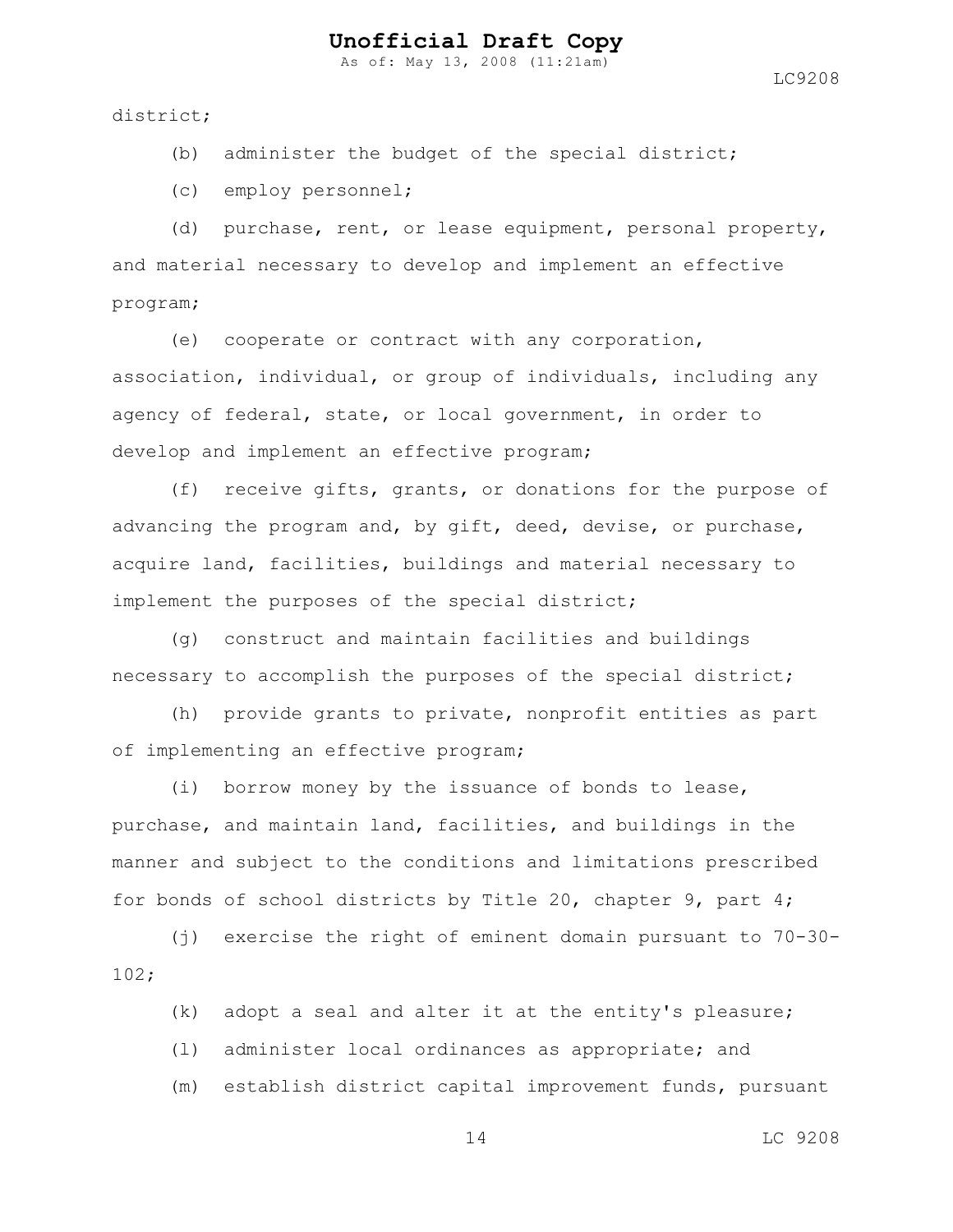district;

(b) administer the budget of the special district;

(c) employ personnel;

(d) purchase, rent, or lease equipment, personal property, and material necessary to develop and implement an effective program;

(e) cooperate or contract with any corporation, association, individual, or group of individuals, including any agency of federal, state, or local government, in order to develop and implement an effective program;

(f) receive gifts, grants, or donations for the purpose of advancing the program and, by gift, deed, devise, or purchase, acquire land, facilities, buildings and material necessary to implement the purposes of the special district;

(g) construct and maintain facilities and buildings necessary to accomplish the purposes of the special district;

(h) provide grants to private, nonprofit entities as part of implementing an effective program;

(i) borrow money by the issuance of bonds to lease, purchase, and maintain land, facilities, and buildings in the manner and subject to the conditions and limitations prescribed for bonds of school districts by Title 20, chapter 9, part 4;

(j) exercise the right of eminent domain pursuant to 70-30-102;

(k) adopt a seal and alter it at the entity's pleasure;

(l) administer local ordinances as appropriate; and

(m) establish district capital improvement funds, pursuant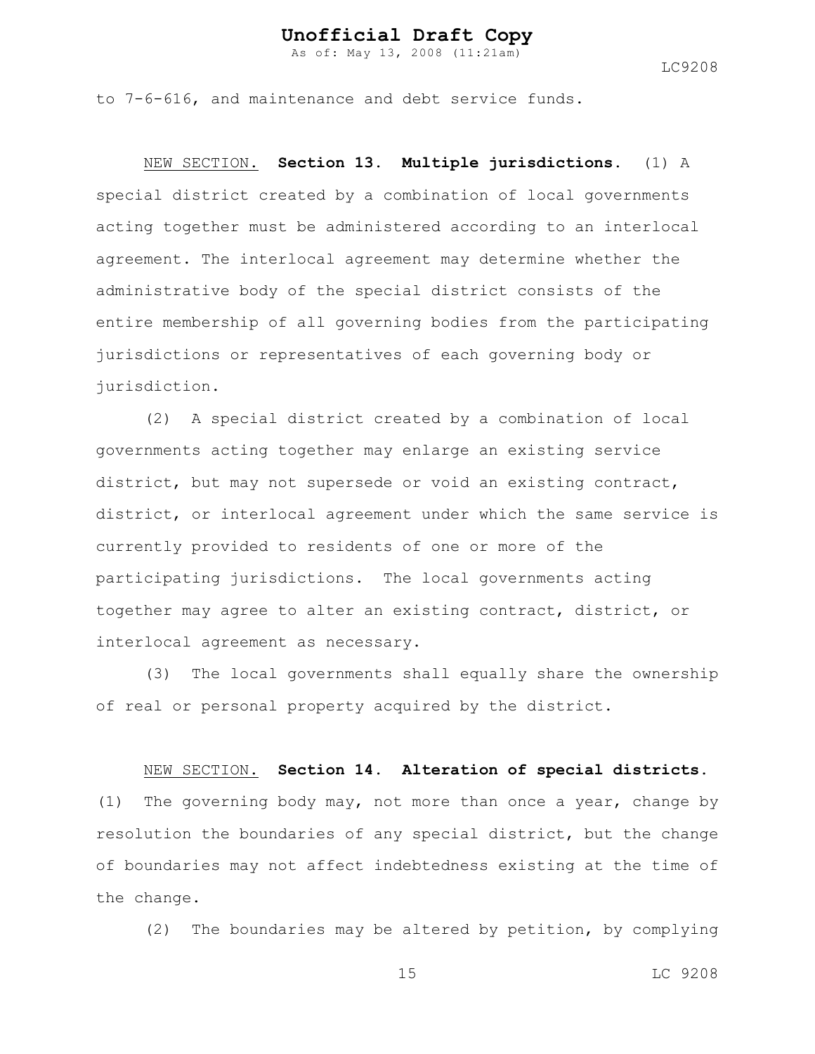to 7-6-616, and maintenance and debt service funds.

NEW SECTION. **Section 13. Multiple jurisdictions.** (1) A special district created by a combination of local governments acting together must be administered according to an interlocal agreement. The interlocal agreement may determine whether the administrative body of the special district consists of the entire membership of all governing bodies from the participating jurisdictions or representatives of each governing body or jurisdiction.

(2) A special district created by a combination of local governments acting together may enlarge an existing service district, but may not supersede or void an existing contract, district, or interlocal agreement under which the same service is currently provided to residents of one or more of the participating jurisdictions. The local governments acting together may agree to alter an existing contract, district, or interlocal agreement as necessary.

(3) The local governments shall equally share the ownership of real or personal property acquired by the district.

NEW SECTION. **Section 14. Alteration of special districts.** (1) The governing body may, not more than once a year, change by resolution the boundaries of any special district, but the change of boundaries may not affect indebtedness existing at the time of the change.

(2) The boundaries may be altered by petition, by complying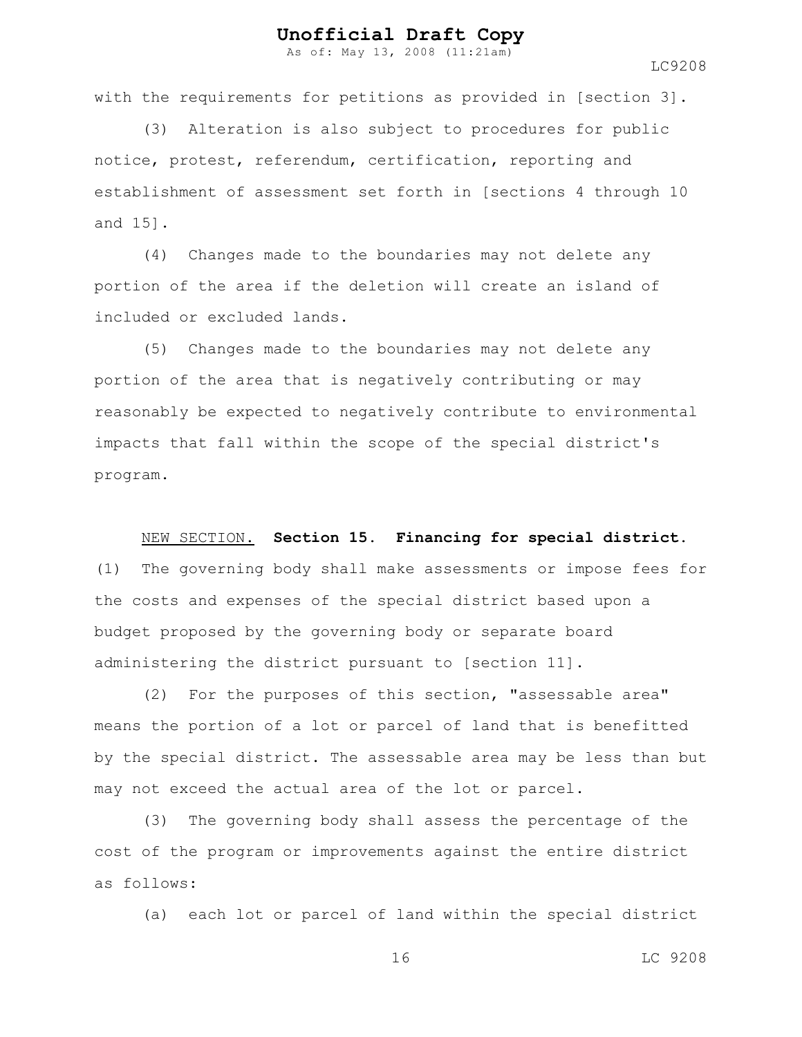with the requirements for petitions as provided in [section 3].

(3) Alteration is also subject to procedures for public notice, protest, referendum, certification, reporting and establishment of assessment set forth in [sections 4 through 10 and 15].

(4) Changes made to the boundaries may not delete any portion of the area if the deletion will create an island of included or excluded lands.

(5) Changes made to the boundaries may not delete any portion of the area that is negatively contributing or may reasonably be expected to negatively contribute to environmental impacts that fall within the scope of the special district's program.

NEW SECTION. **Section 15. Financing for special district.** (1) The governing body shall make assessments or impose fees for the costs and expenses of the special district based upon a budget proposed by the governing body or separate board administering the district pursuant to [section 11].

(2) For the purposes of this section, "assessable area" means the portion of a lot or parcel of land that is benefitted by the special district. The assessable area may be less than but may not exceed the actual area of the lot or parcel.

(3) The governing body shall assess the percentage of the cost of the program or improvements against the entire district as follows:

(a) each lot or parcel of land within the special district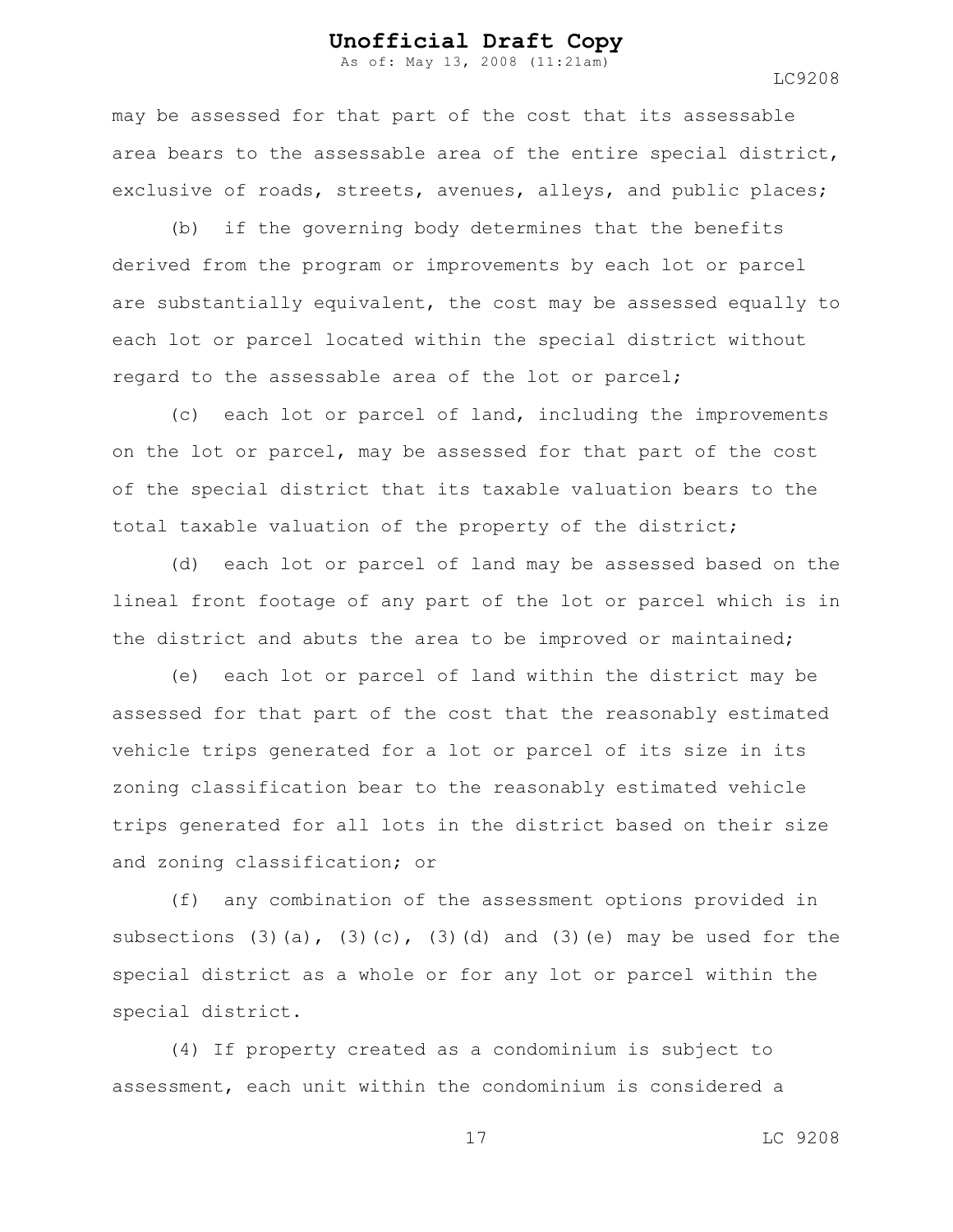may be assessed for that part of the cost that its assessable area bears to the assessable area of the entire special district, exclusive of roads, streets, avenues, alleys, and public places;

(b) if the governing body determines that the benefits derived from the program or improvements by each lot or parcel are substantially equivalent, the cost may be assessed equally to each lot or parcel located within the special district without regard to the assessable area of the lot or parcel;

(c) each lot or parcel of land, including the improvements on the lot or parcel, may be assessed for that part of the cost of the special district that its taxable valuation bears to the total taxable valuation of the property of the district;

(d) each lot or parcel of land may be assessed based on the lineal front footage of any part of the lot or parcel which is in the district and abuts the area to be improved or maintained;

(e) each lot or parcel of land within the district may be assessed for that part of the cost that the reasonably estimated vehicle trips generated for a lot or parcel of its size in its zoning classification bear to the reasonably estimated vehicle trips generated for all lots in the district based on their size and zoning classification; or

(f) any combination of the assessment options provided in subsections (3)(a), (3)(c), (3)(d) and (3)(e) may be used for the special district as a whole or for any lot or parcel within the special district.

(4) If property created as a condominium is subject to assessment, each unit within the condominium is considered a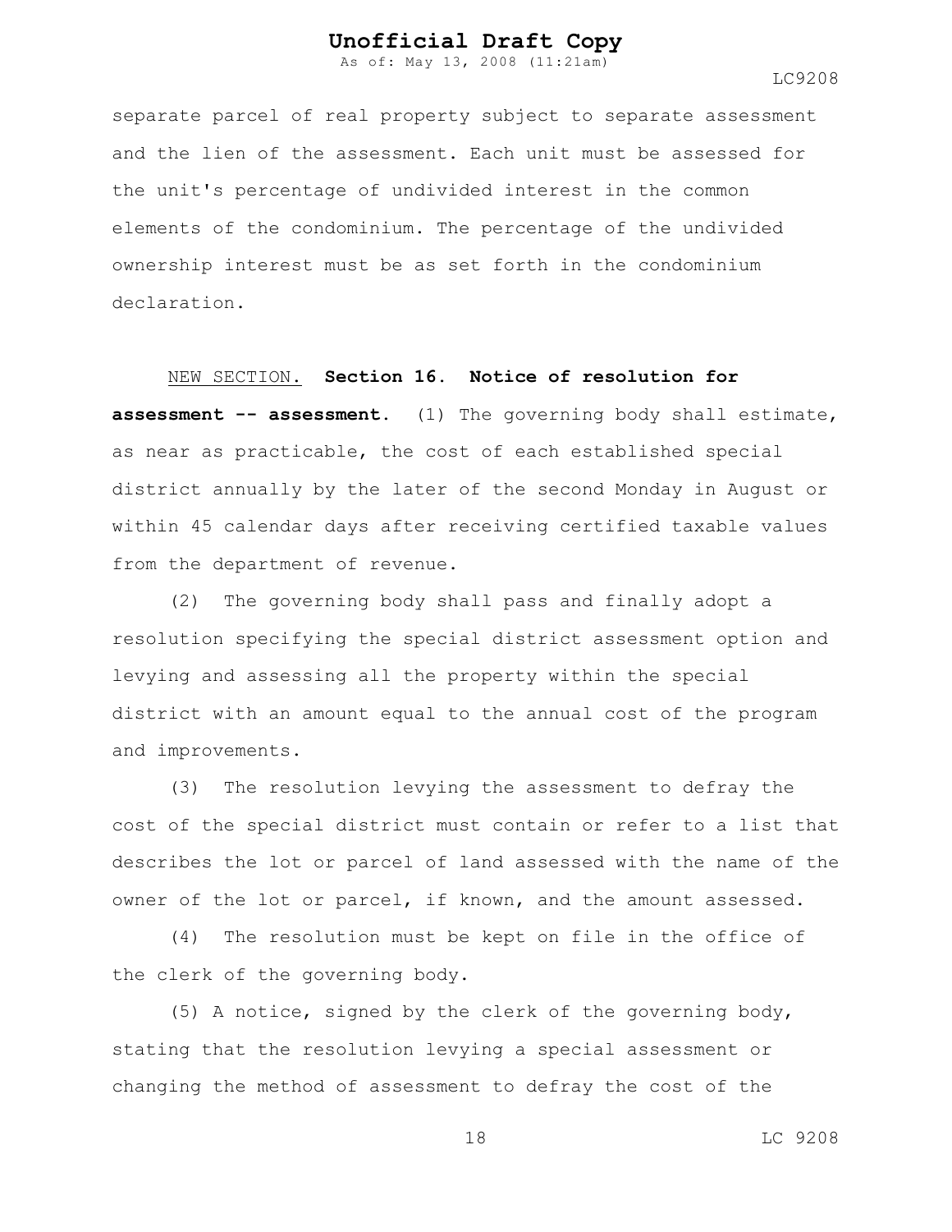separate parcel of real property subject to separate assessment and the lien of the assessment. Each unit must be assessed for the unit's percentage of undivided interest in the common elements of the condominium. The percentage of the undivided ownership interest must be as set forth in the condominium declaration.

NEW SECTION. **Section 16. Notice of resolution for assessment -- assessment.** (1) The governing body shall estimate, as near as practicable, the cost of each established special district annually by the later of the second Monday in August or within 45 calendar days after receiving certified taxable values from the department of revenue.

(2) The governing body shall pass and finally adopt a resolution specifying the special district assessment option and levying and assessing all the property within the special district with an amount equal to the annual cost of the program and improvements.

(3) The resolution levying the assessment to defray the cost of the special district must contain or refer to a list that describes the lot or parcel of land assessed with the name of the owner of the lot or parcel, if known, and the amount assessed.

(4) The resolution must be kept on file in the office of the clerk of the governing body.

(5) A notice, signed by the clerk of the governing body, stating that the resolution levying a special assessment or changing the method of assessment to defray the cost of the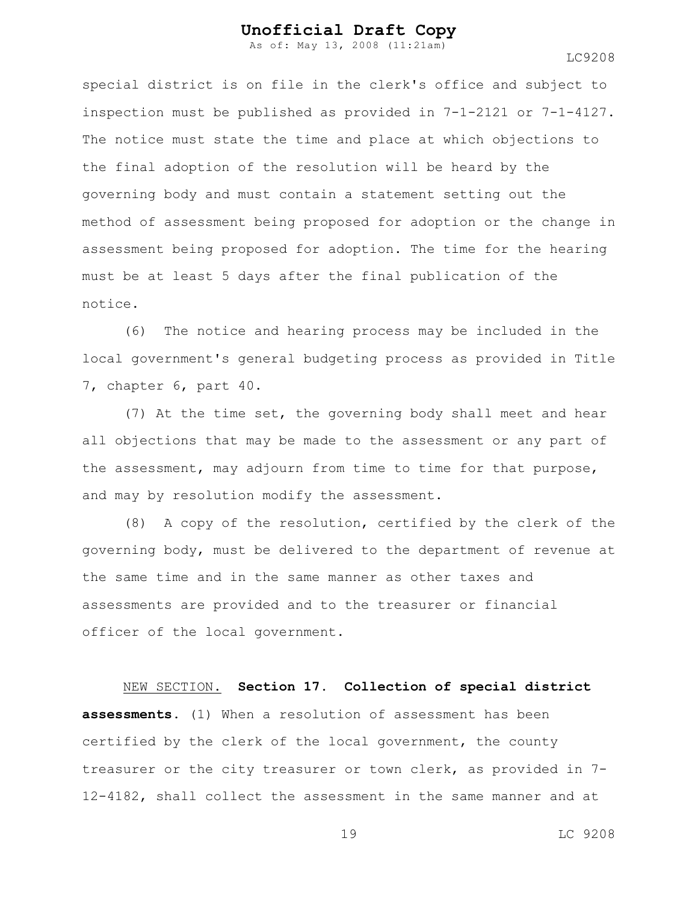special district is on file in the clerk's office and subject to inspection must be published as provided in 7-1-2121 or 7-1-4127. The notice must state the time and place at which objections to the final adoption of the resolution will be heard by the governing body and must contain a statement setting out the method of assessment being proposed for adoption or the change in assessment being proposed for adoption. The time for the hearing must be at least 5 days after the final publication of the notice.

(6) The notice and hearing process may be included in the local government's general budgeting process as provided in Title 7, chapter 6, part 40.

(7) At the time set, the governing body shall meet and hear all objections that may be made to the assessment or any part of the assessment, may adjourn from time to time for that purpose, and may by resolution modify the assessment.

(8) A copy of the resolution, certified by the clerk of the governing body, must be delivered to the department of revenue at the same time and in the same manner as other taxes and assessments are provided and to the treasurer or financial officer of the local government.

NEW SECTION. **Section 17. Collection of special district assessments.** (1) When a resolution of assessment has been certified by the clerk of the local government, the county treasurer or the city treasurer or town clerk, as provided in 7-12-4182, shall collect the assessment in the same manner and at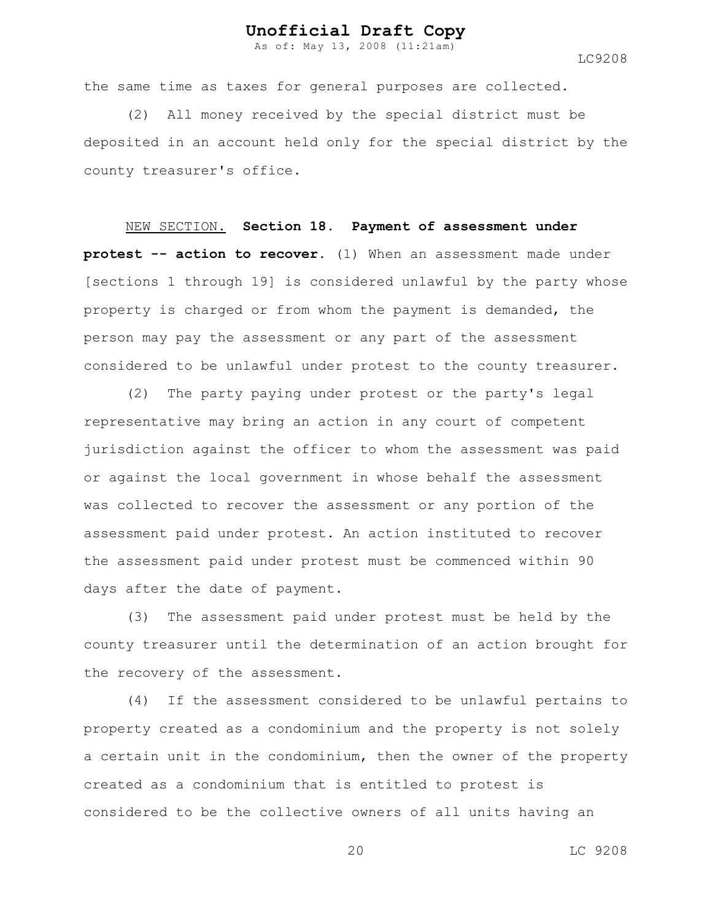the same time as taxes for general purposes are collected.

(2) All money received by the special district must be deposited in an account held only for the special district by the county treasurer's office.

NEW SECTION. **Section 18. Payment of assessment under protest -- action to recover.** (1) When an assessment made under [sections 1 through 19] is considered unlawful by the party whose property is charged or from whom the payment is demanded, the person may pay the assessment or any part of the assessment considered to be unlawful under protest to the county treasurer.

(2) The party paying under protest or the party's legal representative may bring an action in any court of competent jurisdiction against the officer to whom the assessment was paid or against the local government in whose behalf the assessment was collected to recover the assessment or any portion of the assessment paid under protest. An action instituted to recover the assessment paid under protest must be commenced within 90 days after the date of payment.

(3) The assessment paid under protest must be held by the county treasurer until the determination of an action brought for the recovery of the assessment.

(4) If the assessment considered to be unlawful pertains to property created as a condominium and the property is not solely a certain unit in the condominium, then the owner of the property created as a condominium that is entitled to protest is considered to be the collective owners of all units having an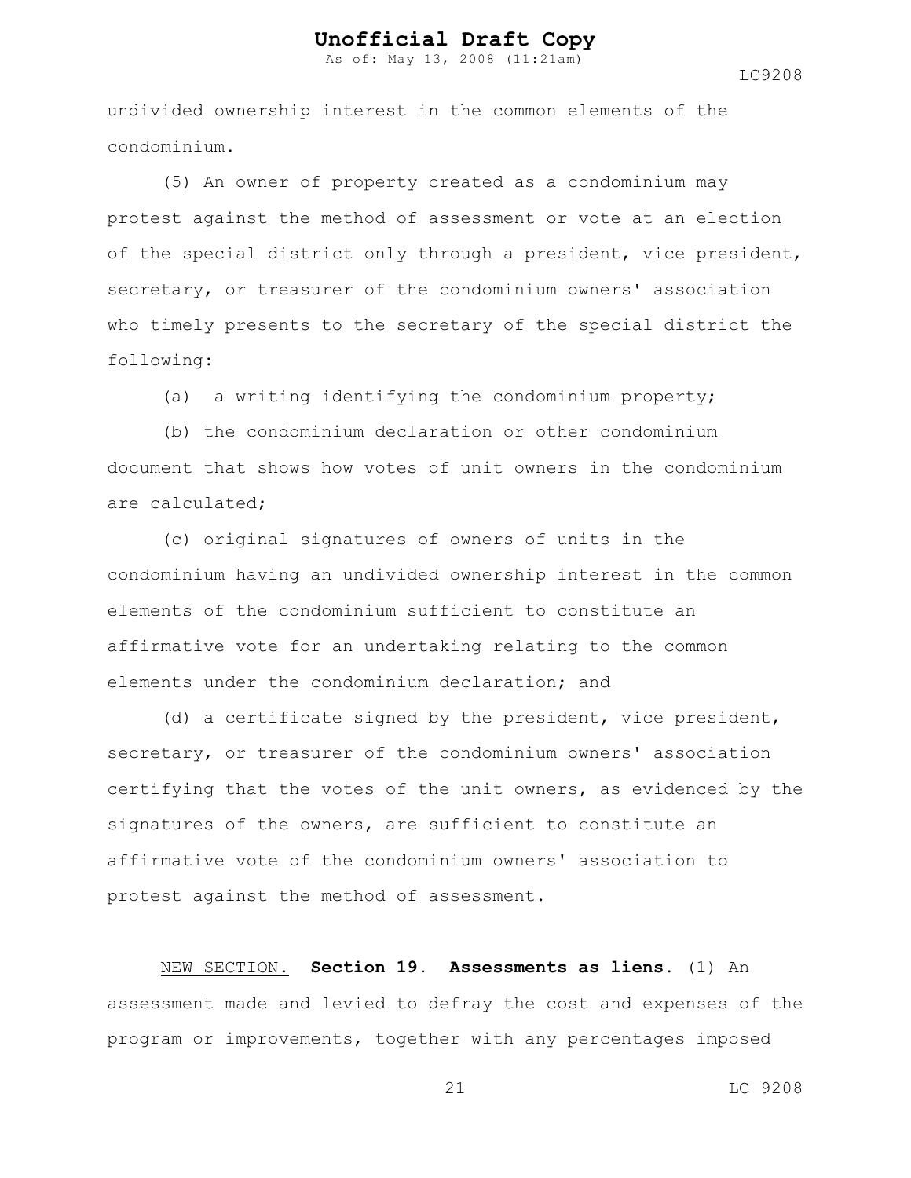undivided ownership interest in the common elements of the condominium.

(5) An owner of property created as a condominium may protest against the method of assessment or vote at an election of the special district only through a president, vice president, secretary, or treasurer of the condominium owners' association who timely presents to the secretary of the special district the following:

(a) a writing identifying the condominium property;

(b) the condominium declaration or other condominium document that shows how votes of unit owners in the condominium are calculated;

(c) original signatures of owners of units in the condominium having an undivided ownership interest in the common elements of the condominium sufficient to constitute an affirmative vote for an undertaking relating to the common elements under the condominium declaration; and

(d) a certificate signed by the president, vice president, secretary, or treasurer of the condominium owners' association certifying that the votes of the unit owners, as evidenced by the signatures of the owners, are sufficient to constitute an affirmative vote of the condominium owners' association to protest against the method of assessment.

NEW SECTION. **Section 19. Assessments as liens.** (1) An assessment made and levied to defray the cost and expenses of the program or improvements, together with any percentages imposed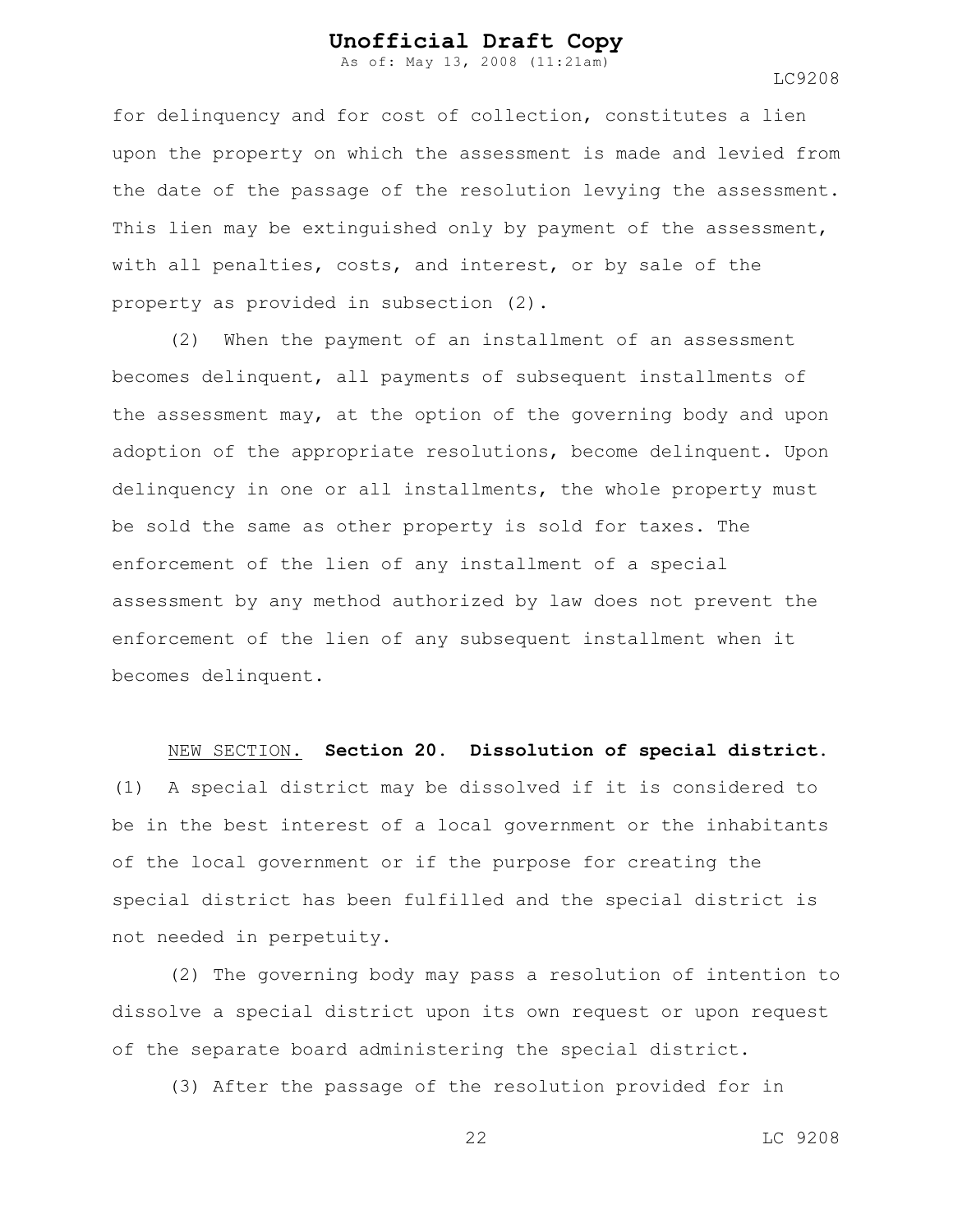for delinquency and for cost of collection, constitutes a lien upon the property on which the assessment is made and levied from the date of the passage of the resolution levying the assessment. This lien may be extinguished only by payment of the assessment, with all penalties, costs, and interest, or by sale of the property as provided in subsection (2).

(2) When the payment of an installment of an assessment becomes delinquent, all payments of subsequent installments of the assessment may, at the option of the governing body and upon adoption of the appropriate resolutions, become delinquent. Upon delinquency in one or all installments, the whole property must be sold the same as other property is sold for taxes. The enforcement of the lien of any installment of a special assessment by any method authorized by law does not prevent the enforcement of the lien of any subsequent installment when it becomes delinquent.

NEW SECTION. **Section 20. Dissolution of special district.** (1) A special district may be dissolved if it is considered to be in the best interest of a local government or the inhabitants of the local government or if the purpose for creating the special district has been fulfilled and the special district is not needed in perpetuity.

(2) The governing body may pass a resolution of intention to dissolve a special district upon its own request or upon request of the separate board administering the special district.

(3) After the passage of the resolution provided for in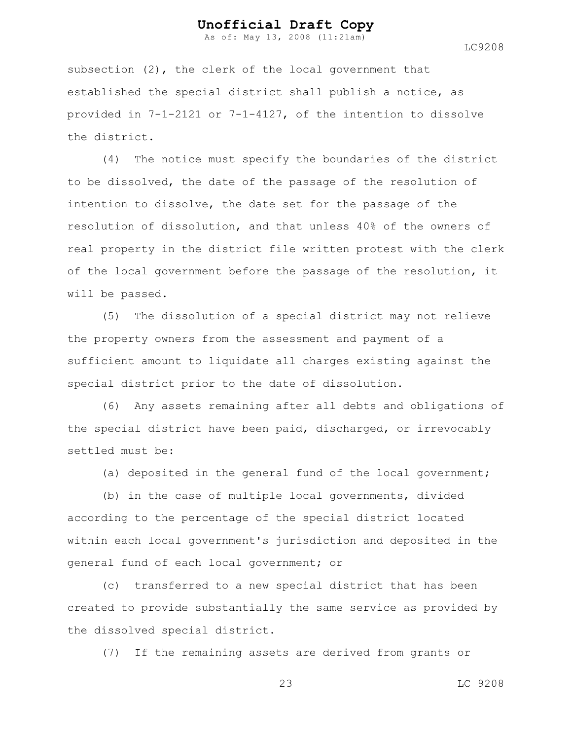subsection (2), the clerk of the local government that established the special district shall publish a notice, as provided in 7-1-2121 or 7-1-4127, of the intention to dissolve the district.

(4) The notice must specify the boundaries of the district to be dissolved, the date of the passage of the resolution of intention to dissolve, the date set for the passage of the resolution of dissolution, and that unless 40% of the owners of real property in the district file written protest with the clerk of the local government before the passage of the resolution, it will be passed.

(5) The dissolution of a special district may not relieve the property owners from the assessment and payment of a sufficient amount to liquidate all charges existing against the special district prior to the date of dissolution.

(6) Any assets remaining after all debts and obligations of the special district have been paid, discharged, or irrevocably settled must be:

(a) deposited in the general fund of the local government;

(b) in the case of multiple local governments, divided according to the percentage of the special district located within each local government's jurisdiction and deposited in the general fund of each local government; or

(c) transferred to a new special district that has been created to provide substantially the same service as provided by the dissolved special district.

(7) If the remaining assets are derived from grants or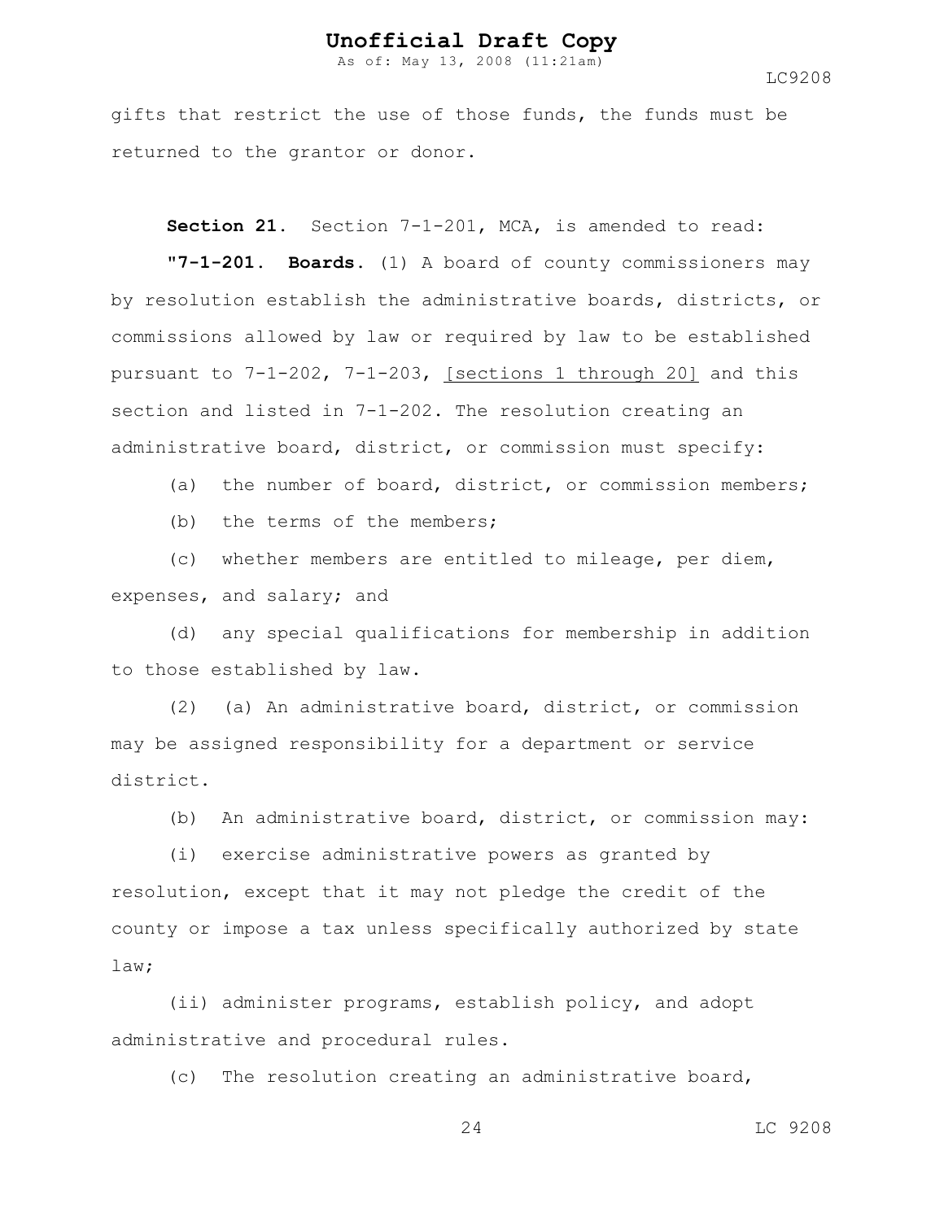gifts that restrict the use of those funds, the funds must be returned to the grantor or donor.

**Section 21.** Section 7-1-201, MCA, is amended to read:

**"7-1-201. Boards.** (1) A board of county commissioners may by resolution establish the administrative boards, districts, or commissions allowed by law or required by law to be established pursuant to 7-1-202, 7-1-203, <u>[sections 1 through 20]</u> and this section and listed in 7-1-202. The resolution creating an administrative board, district, or commission must specify:

(a) the number of board, district, or commission members;

(b) the terms of the members;

(c) whether members are entitled to mileage, per diem, expenses, and salary; and

(d) any special qualifications for membership in addition to those established by law.

(2) (a) An administrative board, district, or commission may be assigned responsibility for a department or service district.

(b) An administrative board, district, or commission may:

(i) exercise administrative powers as granted by resolution, except that it may not pledge the credit of the county or impose a tax unless specifically authorized by state law;

(ii) administer programs, establish policy, and adopt administrative and procedural rules.

(c) The resolution creating an administrative board,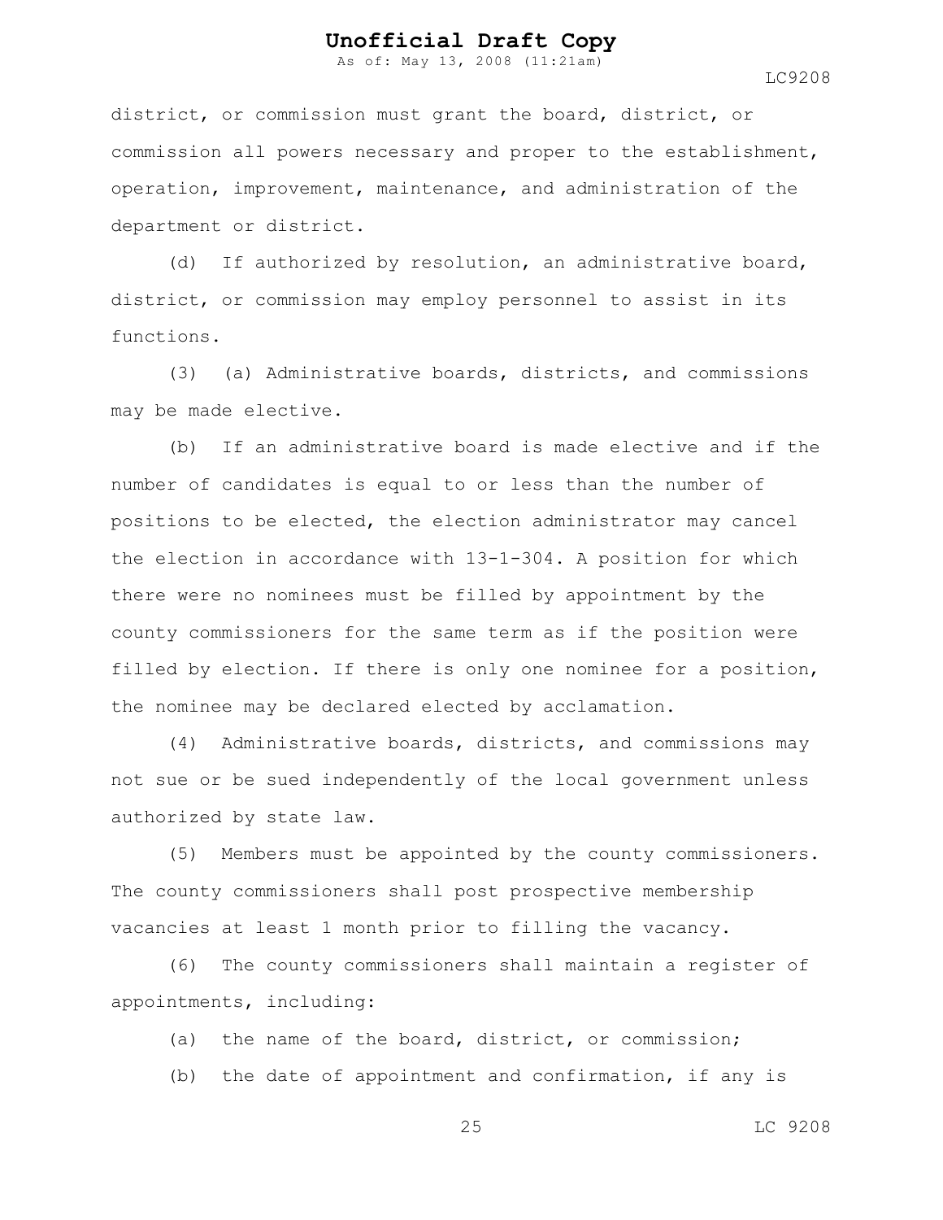district, or commission must grant the board, district, or commission all powers necessary and proper to the establishment, operation, improvement, maintenance, and administration of the department or district.

(d) If authorized by resolution, an administrative board, district, or commission may employ personnel to assist in its functions.

(3) (a) Administrative boards, districts, and commissions may be made elective.

(b) If an administrative board is made elective and if the number of candidates is equal to or less than the number of positions to be elected, the election administrator may cancel the election in accordance with 13-1-304. A position for which there were no nominees must be filled by appointment by the county commissioners for the same term as if the position were filled by election. If there is only one nominee for a position, the nominee may be declared elected by acclamation.

(4) Administrative boards, districts, and commissions may not sue or be sued independently of the local government unless authorized by state law.

(5) Members must be appointed by the county commissioners. The county commissioners shall post prospective membership vacancies at least 1 month prior to filling the vacancy.

(6) The county commissioners shall maintain a register of appointments, including:

(a) the name of the board, district, or commission;

(b) the date of appointment and confirmation, if any is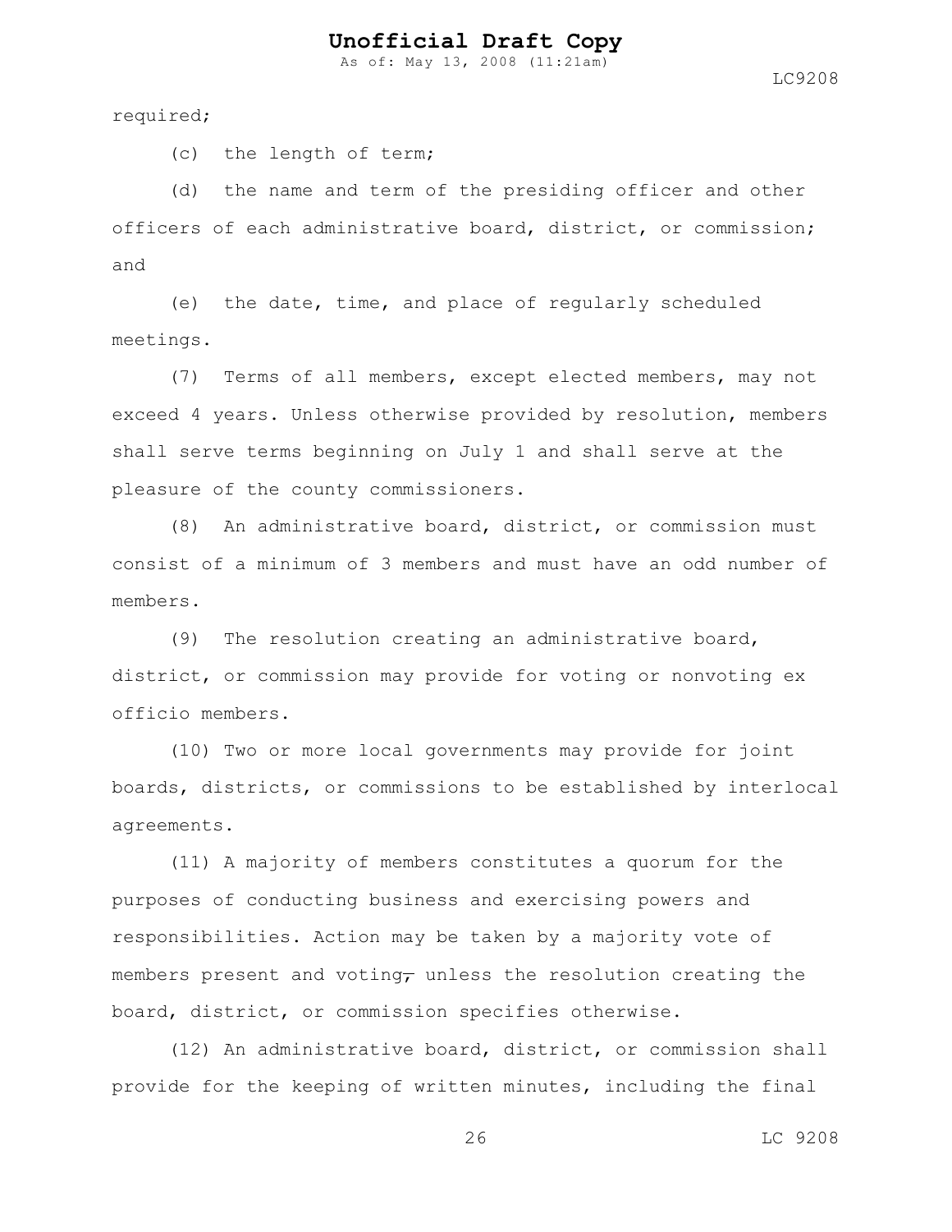required;

(c) the length of term;

(d) the name and term of the presiding officer and other officers of each administrative board, district, or commission; and

(e) the date, time, and place of regularly scheduled meetings.

(7) Terms of all members, except elected members, may not exceed 4 years. Unless otherwise provided by resolution, members shall serve terms beginning on July 1 and shall serve at the pleasure of the county commissioners.

(8) An administrative board, district, or commission must consist of a minimum of 3 members and must have an odd number of members.

(9) The resolution creating an administrative board, district, or commission may provide for voting or nonvoting ex officio members.

(10) Two or more local governments may provide for joint boards, districts, or commissions to be established by interlocal agreements.

(11) A majority of members constitutes a quorum for the purposes of conducting business and exercising powers and responsibilities. Action may be taken by a majority vote of members present and voting~~,~~ unless the resolution creating the board, district, or commission specifies otherwise.

(12) An administrative board, district, or commission shall provide for the keeping of written minutes, including the final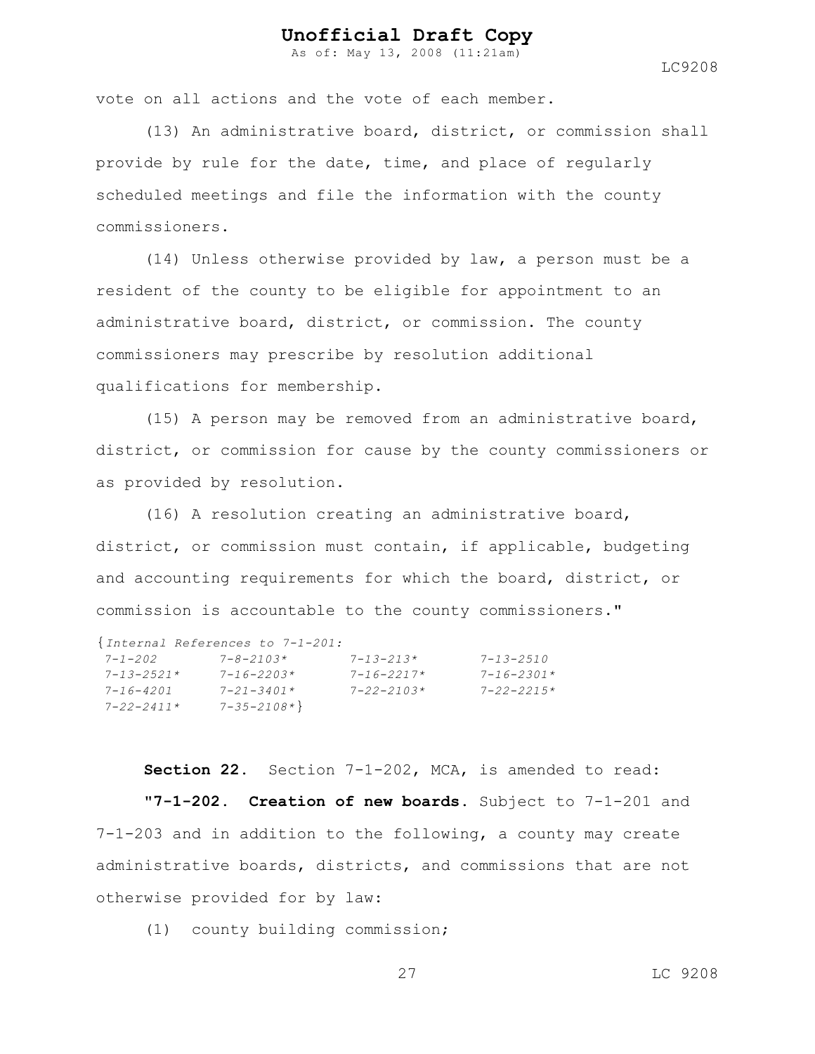vote on all actions and the vote of each member.

(13) An administrative board, district, or commission shall provide by rule for the date, time, and place of regularly scheduled meetings and file the information with the county commissioners.

(14) Unless otherwise provided by law, a person must be a resident of the county to be eligible for appointment to an administrative board, district, or commission. The county commissioners may prescribe by resolution additional qualifications for membership.

(15) A person may be removed from an administrative board, district, or commission for cause by the county commissioners or as provided by resolution.

(16) A resolution creating an administrative board, district, or commission must contain, if applicable, budgeting and accounting requirements for which the board, district, or commission is accountable to the county commissioners."

{*Internal References to 7-1-201:*
*7-1-202 7-8-2103* 7-13-213* 7-13-2510*
*7-13-2521* 7-16-2203* 7-16-2217* 7-16-2301**
*7-16-4201 7-21-3401* 7-22-2103* 7-22-2215**
*7-22-2411* 7-35-2108**}

**Section 22.** Section 7-1-202, MCA, is amended to read:

**"7-1-202. Creation of new boards.** Subject to 7-1-201 and 7-1-203 and in addition to the following, a county may create administrative boards, districts, and commissions that are not otherwise provided for by law:

(1) county building commission;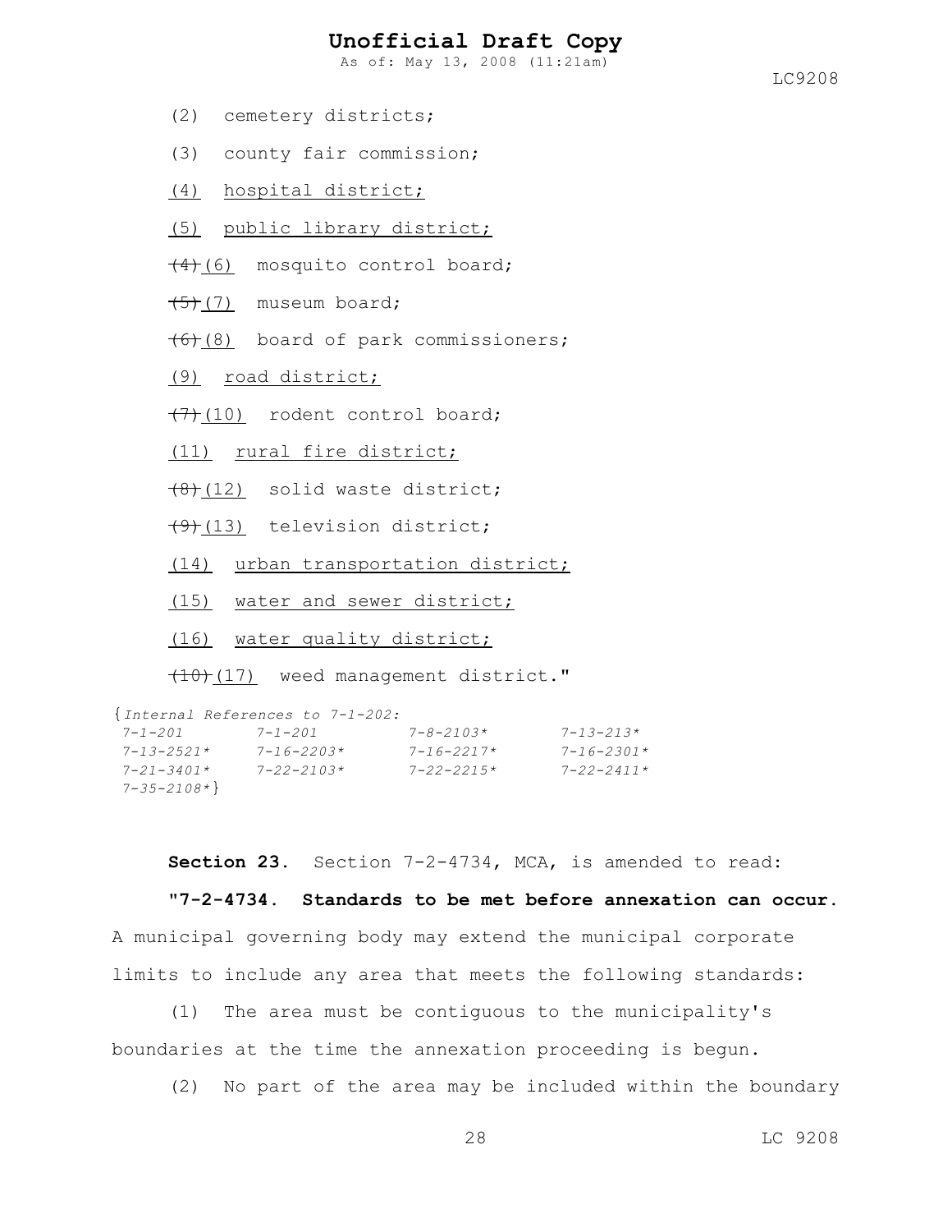(2) cemetery districts;

(3) county fair commission;

<u>(4) hospital district;</u>

<u>(5) public library district;</u>

~~(4)~~<u>(6)</u> mosquito control board;

~~(5)~~<u>(7)</u> museum board;

~~(6)~~<u>(8)</u> board of park commissioners;

<u>(9) road district;</u>

~~(7)~~<u>(10)</u> rodent control board;

<u>(11) rural fire district;</u>

~~(8)~~<u>(12)</u> solid waste district;

~~(9)~~<u>(13)</u> television district;

<u>(14) urban transportation district;</u>

<u>(15) water and sewer district;</u>

<u>(16) water quality district;</u>

~~(10)~~<u>(17)</u> weed management district."

{*Internal References to 7-1-202:*
*7-1-201* *7-1-201* *7-8-2103** *7-13-213**
*7-13-2521** *7-16-2203** *7-16-2217** *7-16-2301**
*7-21-3401** *7-22-2103** *7-22-2215** *7-22-2411**
*7-35-2108**}

**Section 23.** Section 7-2-4734, MCA, is amended to read:

**"7-2-4734. Standards to be met before annexation can occur.** A municipal governing body may extend the municipal corporate limits to include any area that meets the following standards:

(1) The area must be contiguous to the municipality's boundaries at the time the annexation proceeding is begun.

(2) No part of the area may be included within the boundary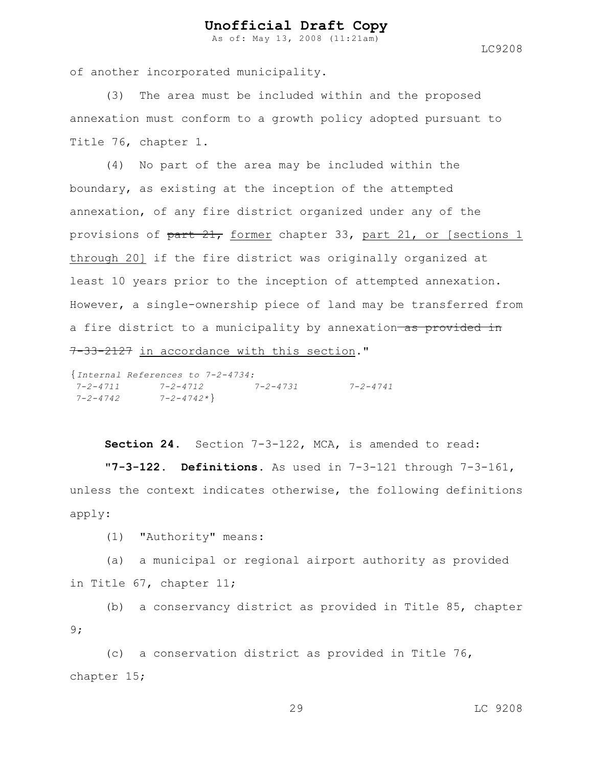of another incorporated municipality.

(3) The area must be included within and the proposed annexation must conform to a growth policy adopted pursuant to Title 76, chapter 1.

(4) No part of the area may be included within the boundary, as existing at the inception of the attempted annexation, of any fire district organized under any of the provisions of ~~part 21,~~ <u>former</u> chapter 33, <u>part 21, or [sections 1 through 20]</u> if the fire district was originally organized at least 10 years prior to the inception of attempted annexation. However, a single-ownership piece of land may be transferred from a fire district to a municipality by annexation ~~as provided in 7-33-2127~~ <u>in accordance with this section</u>."

{*Internal References to 7-2-4734:*
*7-2-4711 7-2-4712 7-2-4731 7-2-4741*
*7-2-4742 7-2-4742\**}

**Section 24.** Section 7-3-122, MCA, is amended to read:

"**7-3-122. Definitions.** As used in 7-3-121 through 7-3-161, unless the context indicates otherwise, the following definitions apply:

(1) "Authority" means:

(a) a municipal or regional airport authority as provided in Title 67, chapter 11;

(b) a conservancy district as provided in Title 85, chapter 9;

(c) a conservation district as provided in Title 76, chapter 15;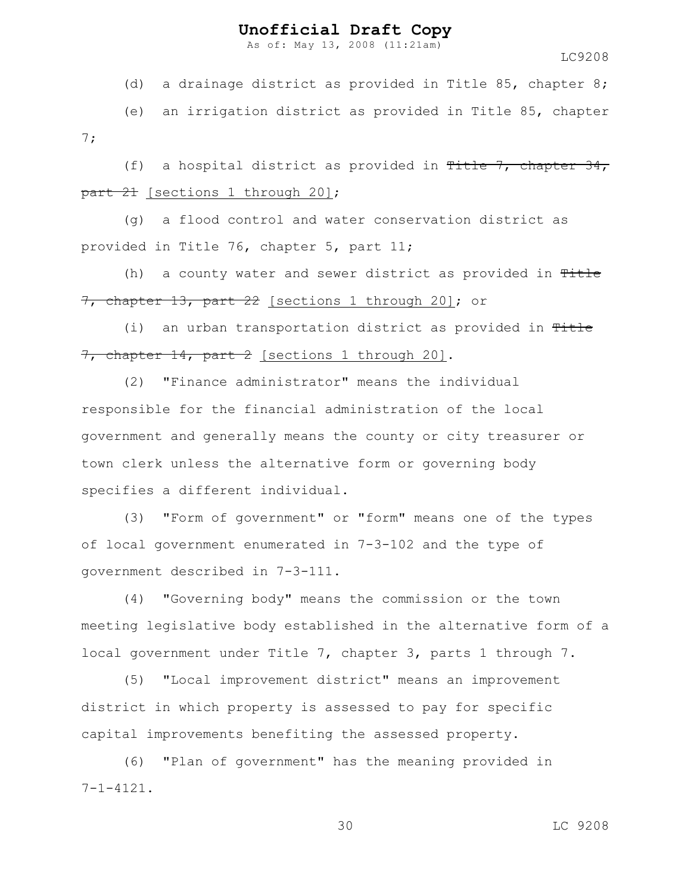(d) a drainage district as provided in Title 85, chapter 8;

(e) an irrigation district as provided in Title 85, chapter 7;

(f) a hospital district as provided in ~~Title 7, chapter 34, part 21~~ [sections 1 through 20];

(g) a flood control and water conservation district as provided in Title 76, chapter 5, part 11;

(h) a county water and sewer district as provided in ~~Title 7, chapter 13, part 22~~ [sections 1 through 20]; or

(i) an urban transportation district as provided in ~~Title 7, chapter 14, part 2~~ [sections 1 through 20].

(2) "Finance administrator" means the individual responsible for the financial administration of the local government and generally means the county or city treasurer or town clerk unless the alternative form or governing body specifies a different individual.

(3) "Form of government" or "form" means one of the types of local government enumerated in 7-3-102 and the type of government described in 7-3-111.

(4) "Governing body" means the commission or the town meeting legislative body established in the alternative form of a local government under Title 7, chapter 3, parts 1 through 7.

(5) "Local improvement district" means an improvement district in which property is assessed to pay for specific capital improvements benefiting the assessed property.

(6) "Plan of government" has the meaning provided in 7-1-4121.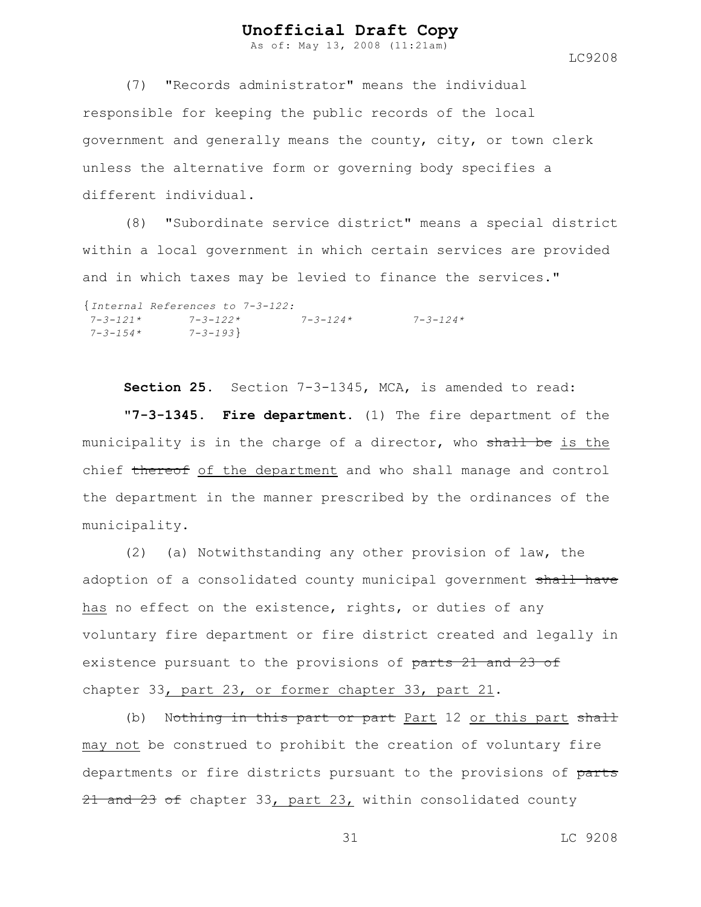(7) "Records administrator" means the individual responsible for keeping the public records of the local government and generally means the county, city, or town clerk unless the alternative form or governing body specifies a different individual.

(8) "Subordinate service district" means a special district within a local government in which certain services are provided and in which taxes may be levied to finance the services."

{*Internal References to 7-3-122:*
*7-3-121\* 7-3-122\* 7-3-124\* 7-3-124\**
*7-3-154\* 7-3-193*}

**Section 25.** Section 7-3-1345, MCA, is amended to read:

**"7-3-1345. Fire department.** (1) The fire department of the municipality is in the charge of a director, who ~~shall be~~ is the chief ~~thereof~~ of the department and who shall manage and control the department in the manner prescribed by the ordinances of the municipality.

(2) (a) Notwithstanding any other provision of law, the adoption of a consolidated county municipal government ~~shall have~~ has no effect on the existence, rights, or duties of any voluntary fire department or fire district created and legally in existence pursuant to the provisions of ~~parts 21 and 23 of~~ chapter 33, part 23, or former chapter 33, part 21.

(b) N~~othing in this part or part~~ Part 12 or this part ~~shall~~ may not be construed to prohibit the creation of voluntary fire departments or fire districts pursuant to the provisions of ~~parts 21 and 23 of~~ chapter 33, part 23, within consolidated county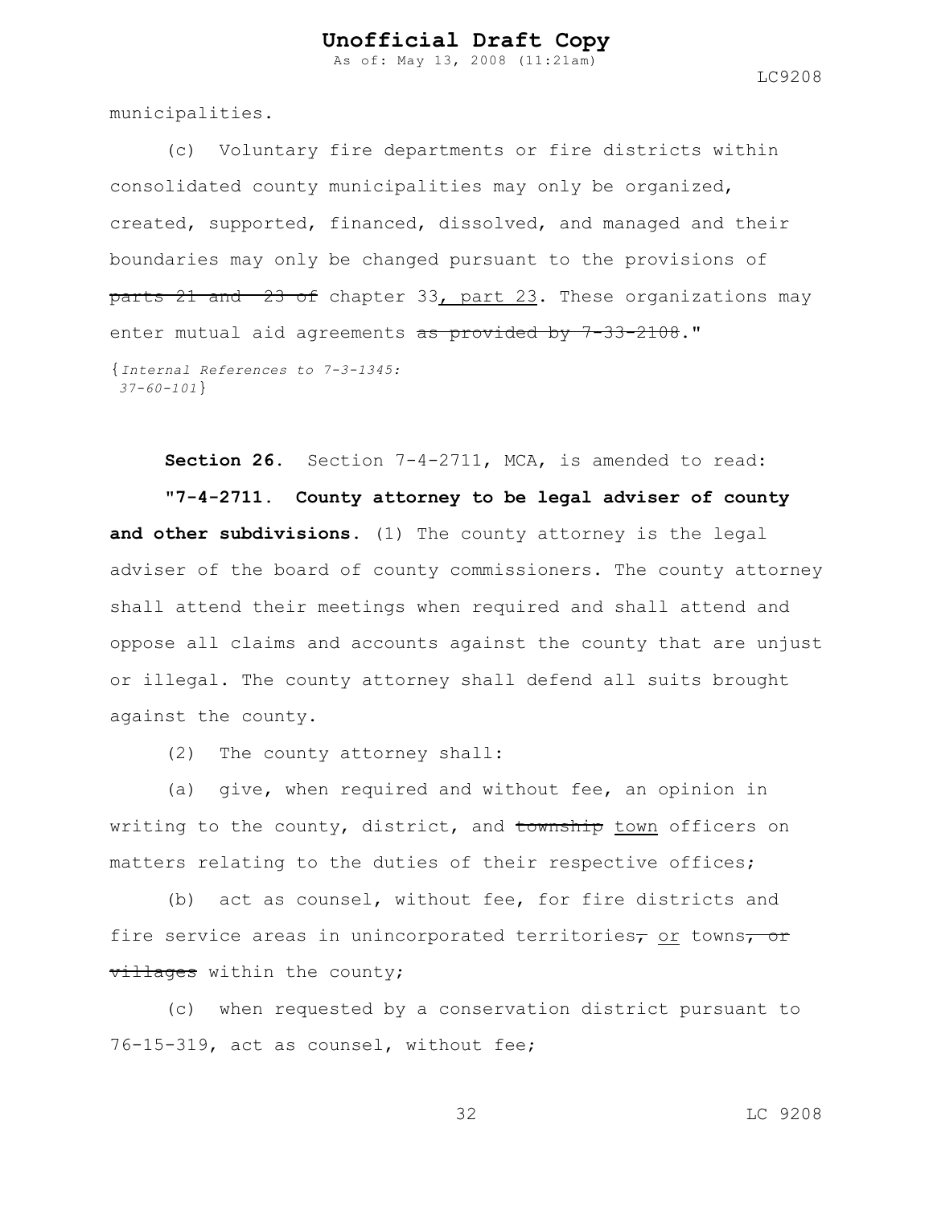municipalities.

(c) Voluntary fire departments or fire districts within consolidated county municipalities may only be organized, created, supported, financed, dissolved, and managed and their boundaries may only be changed pursuant to the provisions of ~~parts 21 and 23 of~~ chapter 33, part 23. These organizations may enter mutual aid agreements ~~as provided by 7-33-2108~~."

{*Internal References to 7-3-1345: 37-60-101*}

**Section 26.** Section 7-4-2711, MCA, is amended to read:

**"7-4-2711. County attorney to be legal adviser of county and other subdivisions.** (1) The county attorney is the legal adviser of the board of county commissioners. The county attorney shall attend their meetings when required and shall attend and oppose all claims and accounts against the county that are unjust or illegal. The county attorney shall defend all suits brought against the county.

(2) The county attorney shall:

(a) give, when required and without fee, an opinion in writing to the county, district, and ~~township~~ town officers on matters relating to the duties of their respective offices;

(b) act as counsel, without fee, for fire districts and fire service areas in unincorporated territories~~,~~ or towns~~, or villages~~ within the county;

(c) when requested by a conservation district pursuant to 76-15-319, act as counsel, without fee;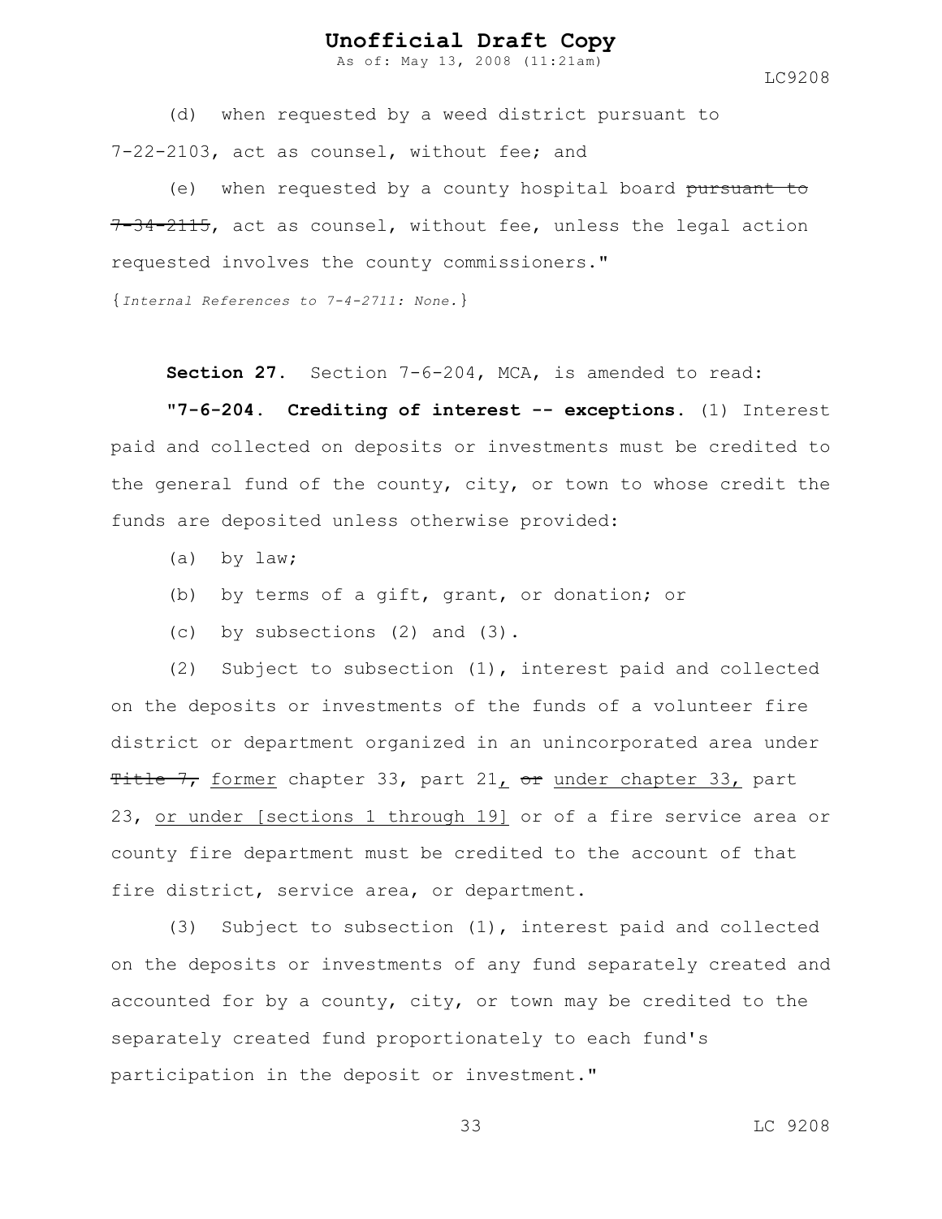(d) when requested by a weed district pursuant to 7-22-2103, act as counsel, without fee; and

(e) when requested by a county hospital board ~~pursuant to 7-34-2115~~, act as counsel, without fee, unless the legal action requested involves the county commissioners."

{*Internal References to 7-4-2711: None.*}

**Section 27.** Section 7-6-204, MCA, is amended to read:

**"7-6-204. Crediting of interest -- exceptions.** (1) Interest paid and collected on deposits or investments must be credited to the general fund of the county, city, or town to whose credit the funds are deposited unless otherwise provided:

(a) by law;

(b) by terms of a gift, grant, or donation; or

(c) by subsections (2) and (3).

(2) Subject to subsection (1), interest paid and collected on the deposits or investments of the funds of a volunteer fire district or department organized in an unincorporated area under ~~Title 7,~~ <u>former</u> chapter 33, part 21<u>,</u> ~~or~~ <u>under chapter 33,</u> part 23, <u>or under [sections 1 through 19]</u> or of a fire service area or county fire department must be credited to the account of that fire district, service area, or department.

(3) Subject to subsection (1), interest paid and collected on the deposits or investments of any fund separately created and accounted for by a county, city, or town may be credited to the separately created fund proportionately to each fund's participation in the deposit or investment."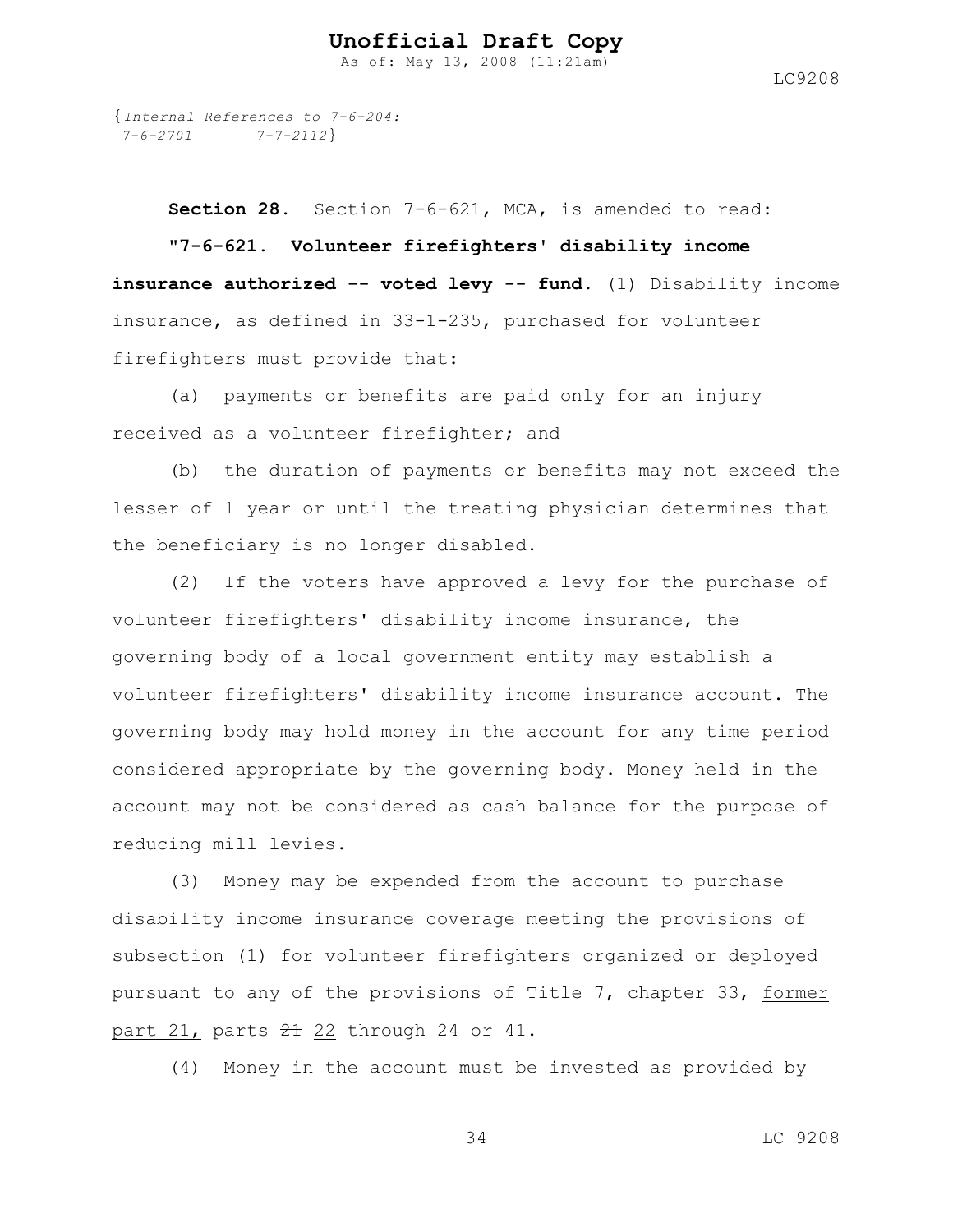{*Internal References to 7-6-204:*
*7-6-2701 7-7-2112*}

**Section 28.** Section 7-6-621, MCA, is amended to read:

**"7-6-621. Volunteer firefighters' disability income insurance authorized -- voted levy -- fund.** (1) Disability income insurance, as defined in 33-1-235, purchased for volunteer firefighters must provide that:

(a) payments or benefits are paid only for an injury received as a volunteer firefighter; and

(b) the duration of payments or benefits may not exceed the lesser of 1 year or until the treating physician determines that the beneficiary is no longer disabled.

(2) If the voters have approved a levy for the purchase of volunteer firefighters' disability income insurance, the governing body of a local government entity may establish a volunteer firefighters' disability income insurance account. The governing body may hold money in the account for any time period considered appropriate by the governing body. Money held in the account may not be considered as cash balance for the purpose of reducing mill levies.

(3) Money may be expended from the account to purchase disability income insurance coverage meeting the provisions of subsection (1) for volunteer firefighters organized or deployed pursuant to any of the provisions of Title 7, chapter 33, <u>former part 21,</u> parts ~~21~~ <u>22</u> through 24 or 41.

(4) Money in the account must be invested as provided by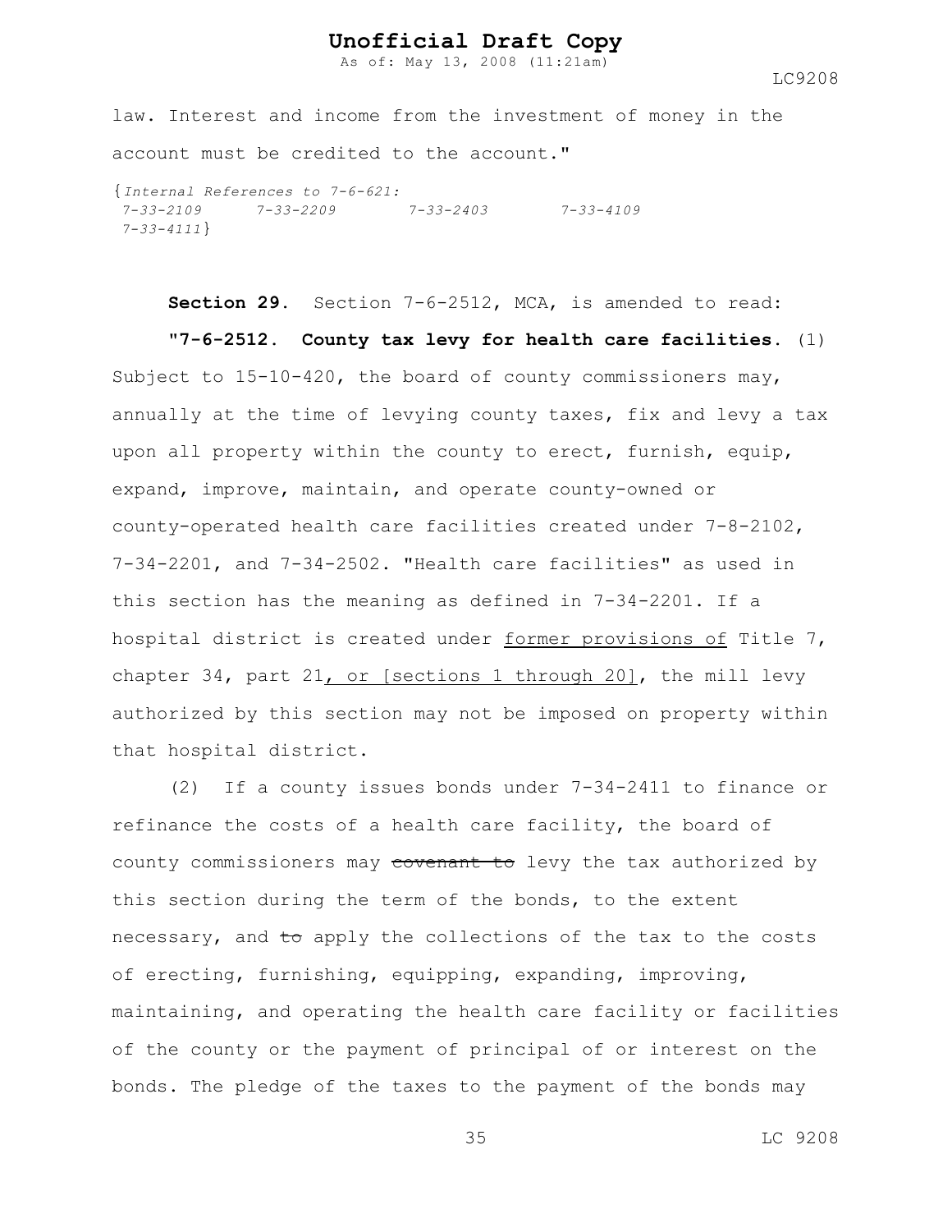law. Interest and income from the investment of money in the account must be credited to the account."

{*Internal References to 7-6-621:*
*7-33-2109 7-33-2209 7-33-2403 7-33-4109*
*7-33-4111*}

**Section 29.** Section 7-6-2512, MCA, is amended to read:

**"7-6-2512. County tax levy for health care facilities.** (1) Subject to 15-10-420, the board of county commissioners may, annually at the time of levying county taxes, fix and levy a tax upon all property within the county to erect, furnish, equip, expand, improve, maintain, and operate county-owned or county-operated health care facilities created under 7-8-2102, 7-34-2201, and 7-34-2502. "Health care facilities" as used in this section has the meaning as defined in 7-34-2201. If a hospital district is created under <u>former provisions of</u> Title 7, chapter 34, part 21<u>, or [sections 1 through 20]</u>, the mill levy authorized by this section may not be imposed on property within that hospital district.

(2) If a county issues bonds under 7-34-2411 to finance or refinance the costs of a health care facility, the board of county commissioners may ~~covenant to~~ levy the tax authorized by this section during the term of the bonds, to the extent necessary, and ~~to~~ apply the collections of the tax to the costs of erecting, furnishing, equipping, expanding, improving, maintaining, and operating the health care facility or facilities of the county or the payment of principal of or interest on the bonds. The pledge of the taxes to the payment of the bonds may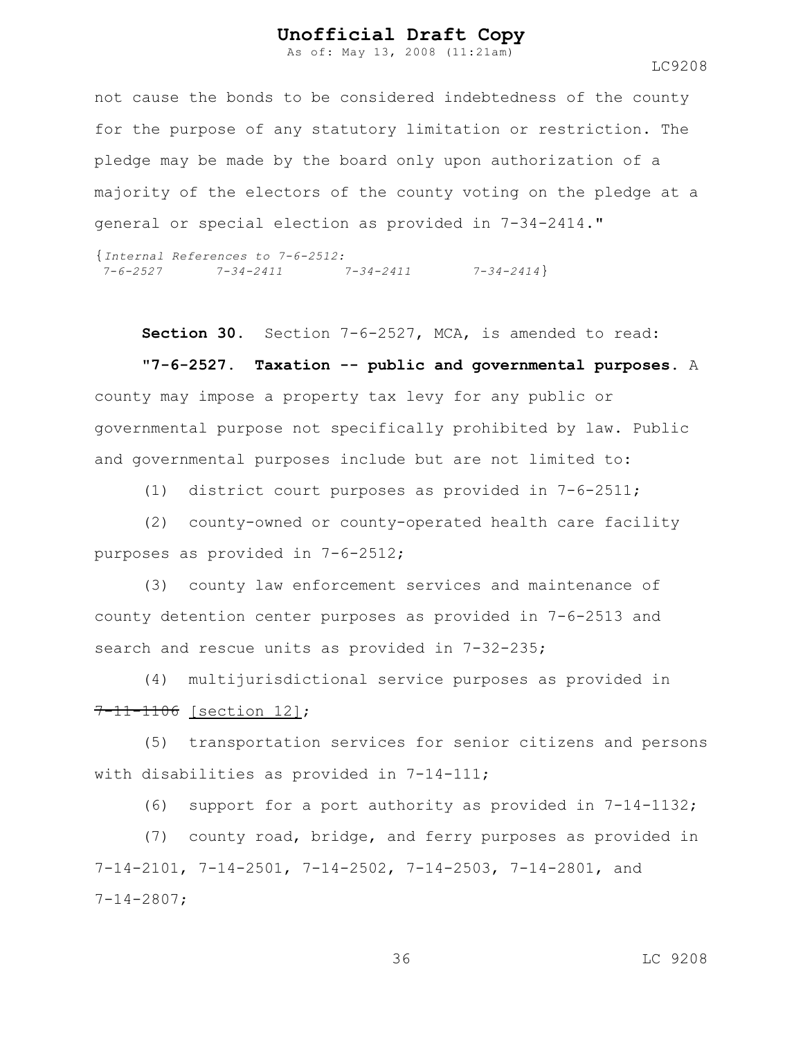not cause the bonds to be considered indebtedness of the county for the purpose of any statutory limitation or restriction. The pledge may be made by the board only upon authorization of a majority of the electors of the county voting on the pledge at a general or special election as provided in 7-34-2414."

{*Internal References to 7-6-2512:*
*7-6-2527 7-34-2411 7-34-2411 7-34-2414*}

**Section 30.** Section 7-6-2527, MCA, is amended to read:

**"7-6-2527. Taxation -- public and governmental purposes.** A county may impose a property tax levy for any public or governmental purpose not specifically prohibited by law. Public and governmental purposes include but are not limited to:

(1) district court purposes as provided in 7-6-2511;

(2) county-owned or county-operated health care facility purposes as provided in 7-6-2512;

(3) county law enforcement services and maintenance of county detention center purposes as provided in 7-6-2513 and search and rescue units as provided in 7-32-235;

(4) multijurisdictional service purposes as provided in ~~7-11-1106~~ <u>[section 12]</u>;

(5) transportation services for senior citizens and persons with disabilities as provided in 7-14-111;

(6) support for a port authority as provided in 7-14-1132;

(7) county road, bridge, and ferry purposes as provided in 7-14-2101, 7-14-2501, 7-14-2502, 7-14-2503, 7-14-2801, and 7-14-2807;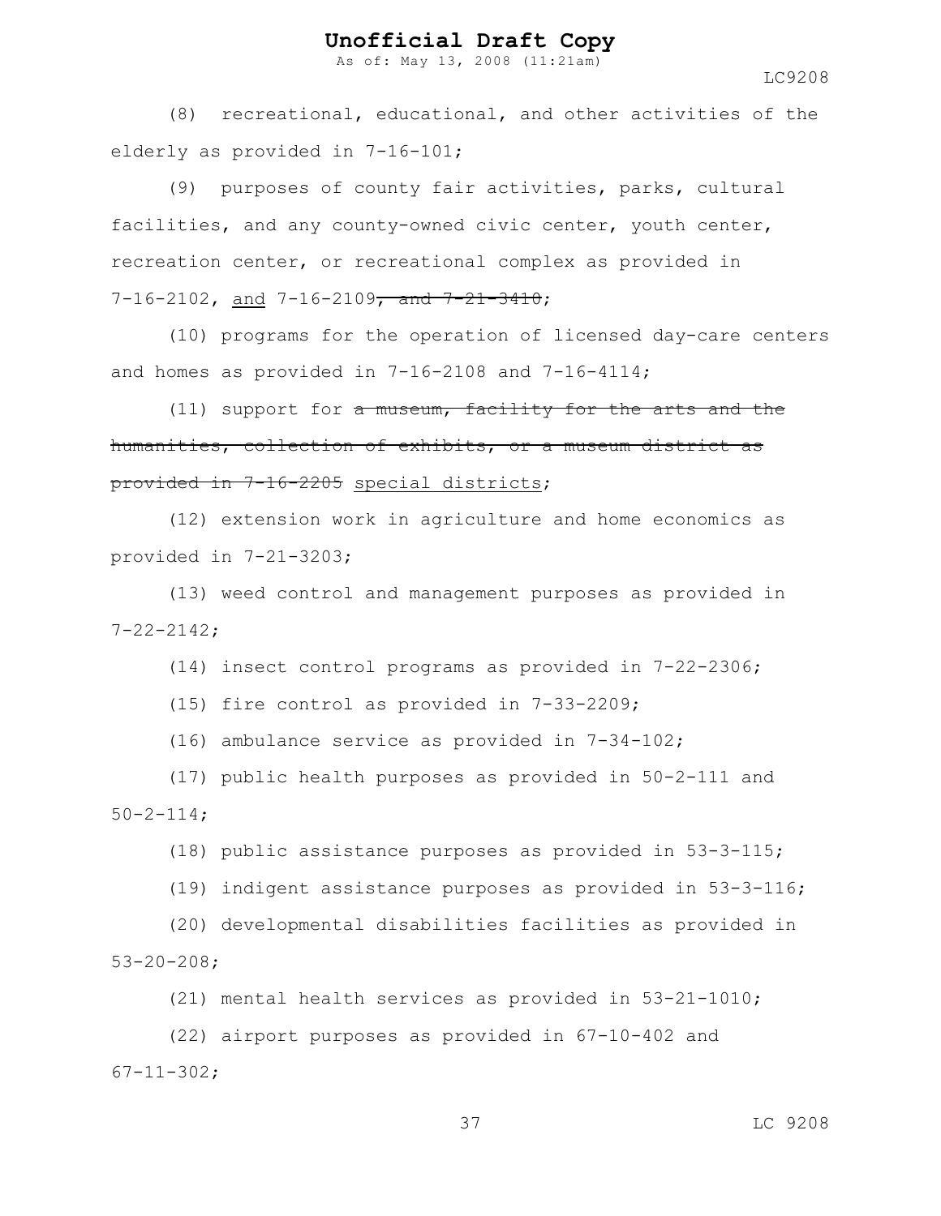(8) recreational, educational, and other activities of the elderly as provided in 7-16-101;

(9) purposes of county fair activities, parks, cultural facilities, and any county-owned civic center, youth center, recreation center, or recreational complex as provided in 7-16-2102, <u>and</u> 7-16-2109~~, and 7-21-3410~~;

(10) programs for the operation of licensed day-care centers and homes as provided in 7-16-2108 and 7-16-4114;

(11) support for ~~a museum, facility for the arts and the humanities, collection of exhibits, or a museum district as provided in 7-16-2205~~ <u>special districts</u>;

(12) extension work in agriculture and home economics as provided in 7-21-3203;

(13) weed control and management purposes as provided in 7-22-2142;

(14) insect control programs as provided in 7-22-2306;

(15) fire control as provided in 7-33-2209;

(16) ambulance service as provided in 7-34-102;

(17) public health purposes as provided in 50-2-111 and 50-2-114;

(18) public assistance purposes as provided in 53-3-115;

(19) indigent assistance purposes as provided in 53-3-116;

(20) developmental disabilities facilities as provided in 53-20-208;

(21) mental health services as provided in 53-21-1010;

(22) airport purposes as provided in 67-10-402 and 67-11-302;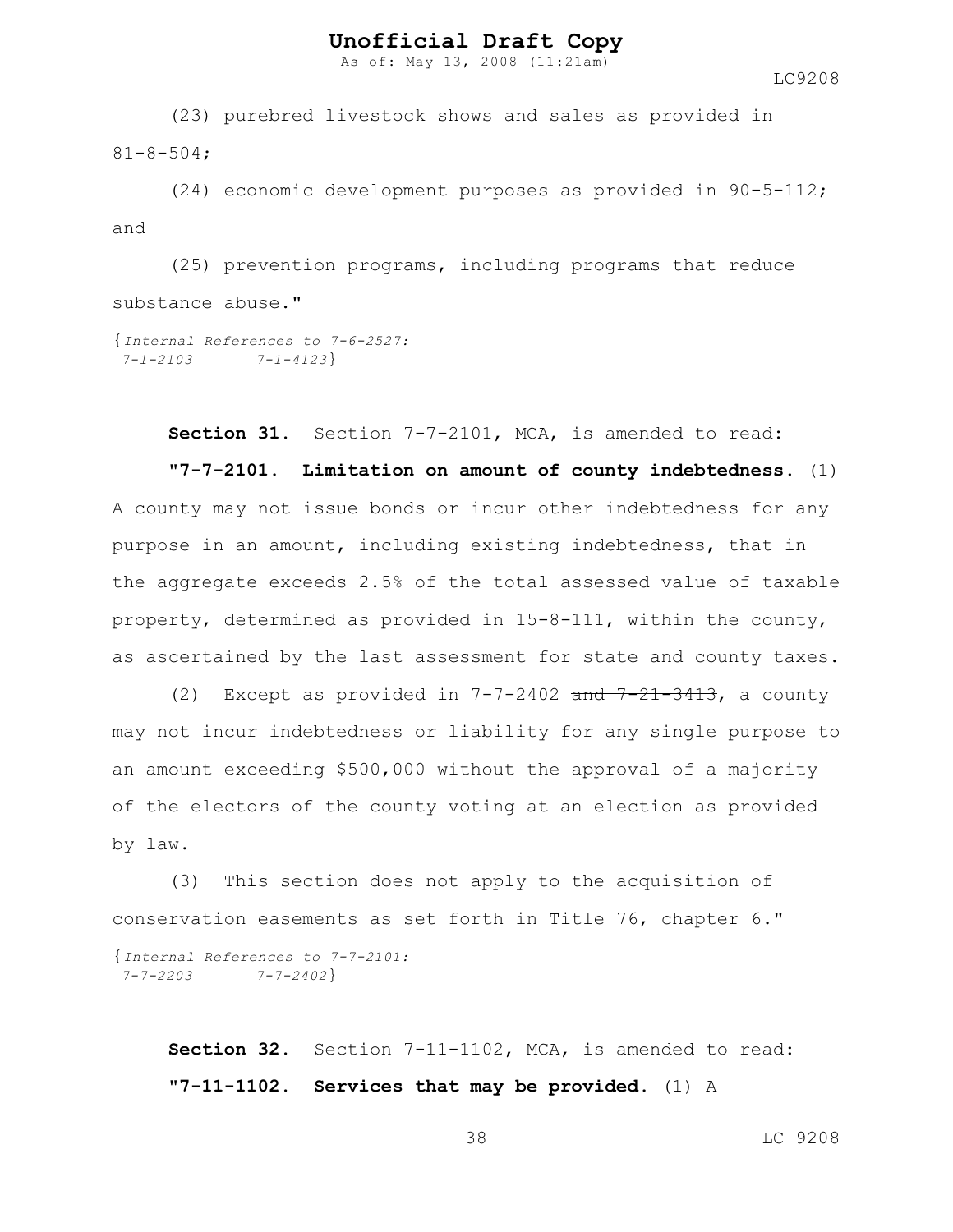(23) purebred livestock shows and sales as provided in 81-8-504;

(24) economic development purposes as provided in 90-5-112; and

(25) prevention programs, including programs that reduce substance abuse."

{*Internal References to 7-6-2527:*
*7-1-2103 7-1-4123*}

**Section 31.** Section 7-7-2101, MCA, is amended to read:

**"7-7-2101. Limitation on amount of county indebtedness.** (1) A county may not issue bonds or incur other indebtedness for any purpose in an amount, including existing indebtedness, that in the aggregate exceeds 2.5% of the total assessed value of taxable property, determined as provided in 15-8-111, within the county, as ascertained by the last assessment for state and county taxes.

(2) Except as provided in 7-7-2402 ~~and 7-21-3413~~, a county may not incur indebtedness or liability for any single purpose to an amount exceeding $500,000 without the approval of a majority of the electors of the county voting at an election as provided by law.

(3) This section does not apply to the acquisition of conservation easements as set forth in Title 76, chapter 6."

{*Internal References to 7-7-2101:*
*7-7-2203 7-7-2402*}

**Section 32.** Section 7-11-1102, MCA, is amended to read:

**"7-11-1102. Services that may be provided.** (1) A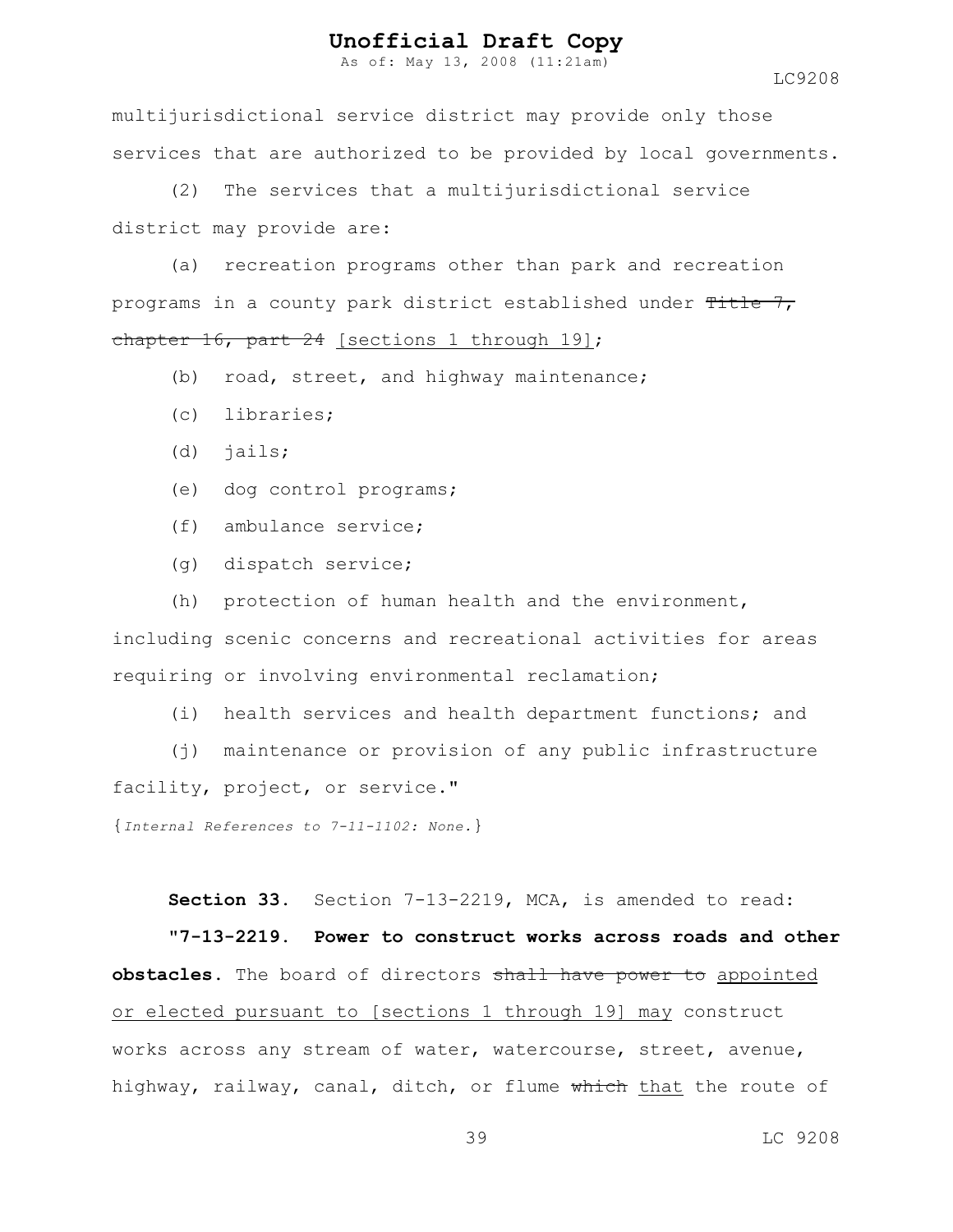multijurisdictional service district may provide only those services that are authorized to be provided by local governments.

(2) The services that a multijurisdictional service district may provide are:

(a) recreation programs other than park and recreation programs in a county park district established under ~~Title 7, chapter 16, part 24~~ [sections 1 through 19];

(b) road, street, and highway maintenance;

(c) libraries;

(d) jails;

(e) dog control programs;

(f) ambulance service;

(g) dispatch service;

(h) protection of human health and the environment, including scenic concerns and recreational activities for areas requiring or involving environmental reclamation;

(i) health services and health department functions; and

(j) maintenance or provision of any public infrastructure facility, project, or service."

{*Internal References to 7-11-1102: None.*}

**Section 33.** Section 7-13-2219, MCA, is amended to read:

**"7-13-2219. Power to construct works across roads and other obstacles.** The board of directors ~~shall have power to~~ <u>appointed or elected pursuant to [sections 1 through 19] may</u> construct works across any stream of water, watercourse, street, avenue, highway, railway, canal, ditch, or flume ~~which~~ <u>that</u> the route of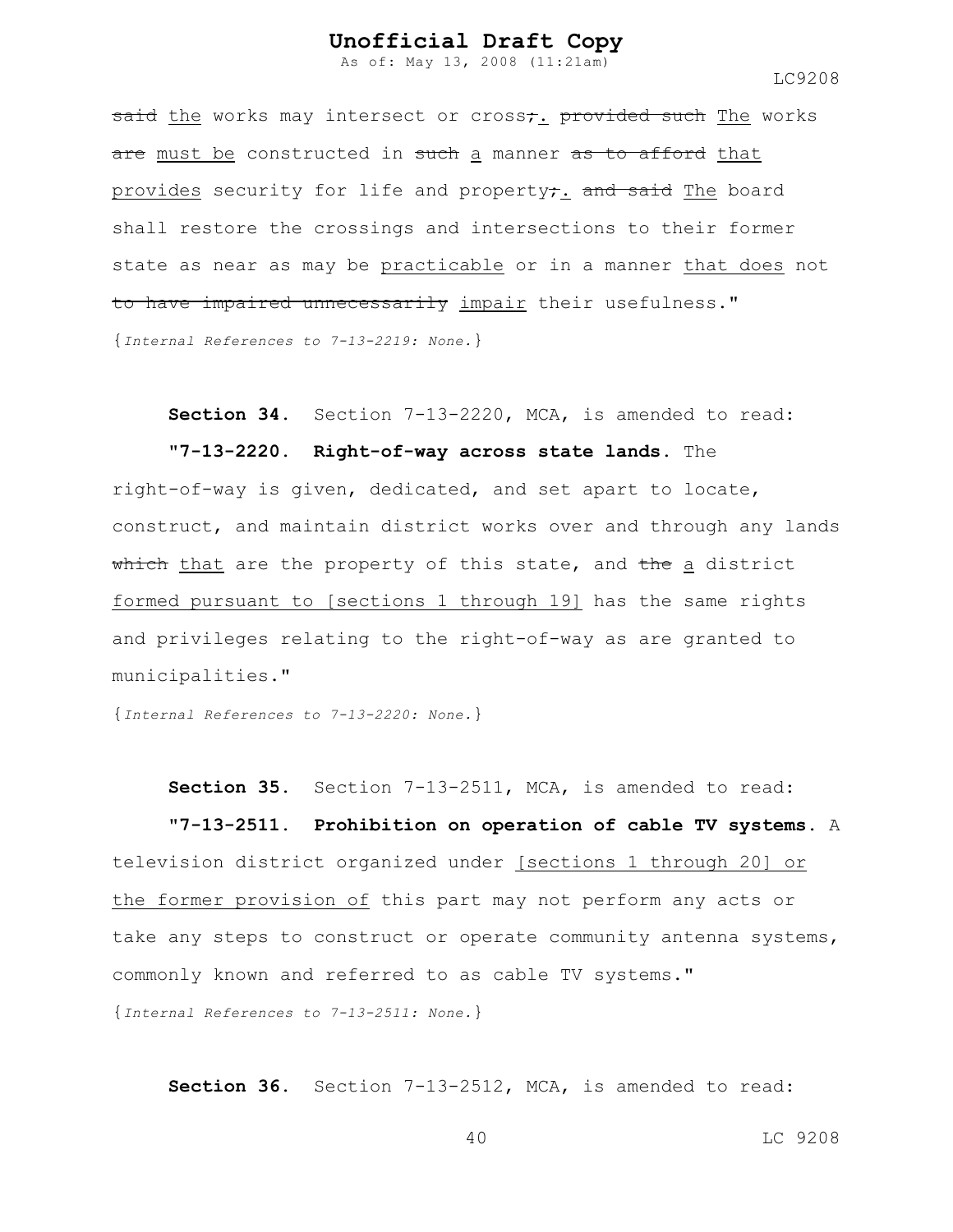~~said~~ <u>the</u> works may intersect or cross~~;~~<u>.</u> ~~provided such~~ <u>The</u> works ~~are~~ <u>must be</u> constructed in ~~such~~ <u>a</u> manner ~~as to afford~~ <u>that provides</u> security for life and property~~;~~<u>.</u> ~~and said~~ <u>The</u> board shall restore the crossings and intersections to their former state as near as may be <u>practicable</u> or in a manner <u>that does</u> not ~~to have impaired unnecessarily~~ <u>impair</u> their usefulness."

{*Internal References to 7-13-2219: None.*}

**Section 34.** Section 7-13-2220, MCA, is amended to read:

**"7-13-2220. Right-of-way across state lands.** The right-of-way is given, dedicated, and set apart to locate, construct, and maintain district works over and through any lands ~~which~~ <u>that</u> are the property of this state, and ~~the~~ <u>a</u> district <u>formed pursuant to [sections 1 through 19]</u> has the same rights and privileges relating to the right-of-way as are granted to municipalities."

{*Internal References to 7-13-2220: None.*}

**Section 35.** Section 7-13-2511, MCA, is amended to read:

**"7-13-2511. Prohibition on operation of cable TV systems.** A television district organized under <u>[sections 1 through 20] or the former provision of</u> this part may not perform any acts or take any steps to construct or operate community antenna systems, commonly known and referred to as cable TV systems."

{*Internal References to 7-13-2511: None.*}

**Section 36.** Section 7-13-2512, MCA, is amended to read: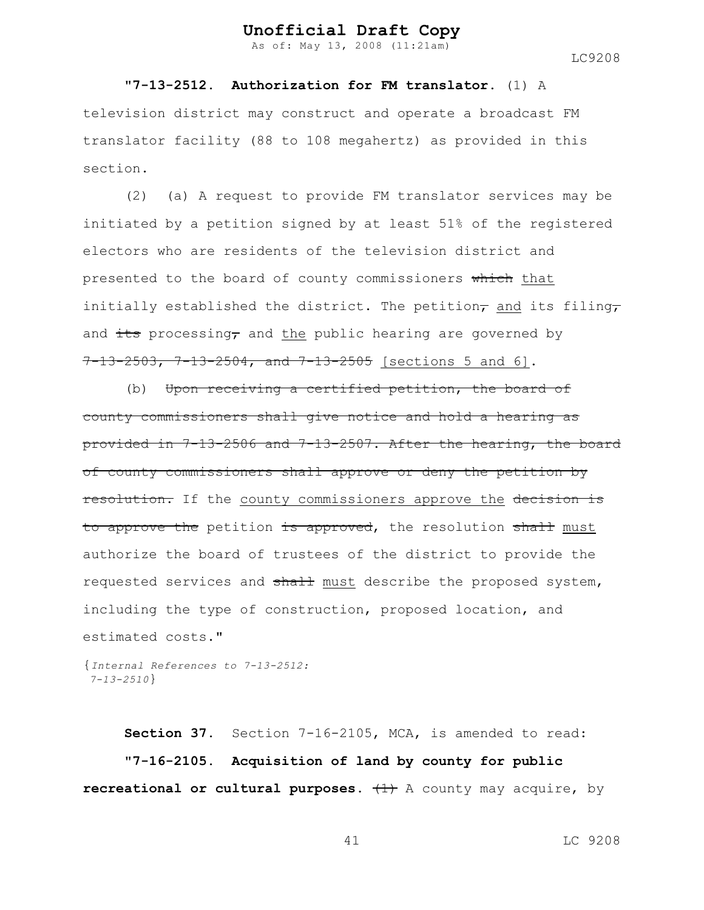**"7-13-2512. Authorization for FM translator.** (1) A television district may construct and operate a broadcast FM translator facility (88 to 108 megahertz) as provided in this section.

(2) (a) A request to provide FM translator services may be initiated by a petition signed by at least 51% of the registered electors who are residents of the television district and presented to the board of county commissioners ~~which~~ <u>that</u> initially established the district. The petition~~,~~ <u>and</u> its filing~~,~~ and ~~its~~ processing~~,~~ and <u>the</u> public hearing are governed by ~~7-13-2503, 7-13-2504, and 7-13-2505~~ <u>[sections 5 and 6]</u>.

(b) ~~Upon receiving a certified petition, the board of county commissioners shall give notice and hold a hearing as provided in 7-13-2506 and 7-13-2507. After the hearing, the board of county commissioners shall approve or deny the petition by resolution.~~ If the <u>county commissioners approve the</u> ~~decision is to approve the~~ petition ~~is approved~~, the resolution ~~shall~~ <u>must</u> authorize the board of trustees of the district to provide the requested services and ~~shall~~ <u>must</u> describe the proposed system, including the type of construction, proposed location, and estimated costs."

{*Internal References to 7-13-2512: 7-13-2510*}

**Section 37.** Section 7-16-2105, MCA, is amended to read:

**"7-16-2105. Acquisition of land by county for public recreational or cultural purposes.** ~~(1)~~ A county may acquire, by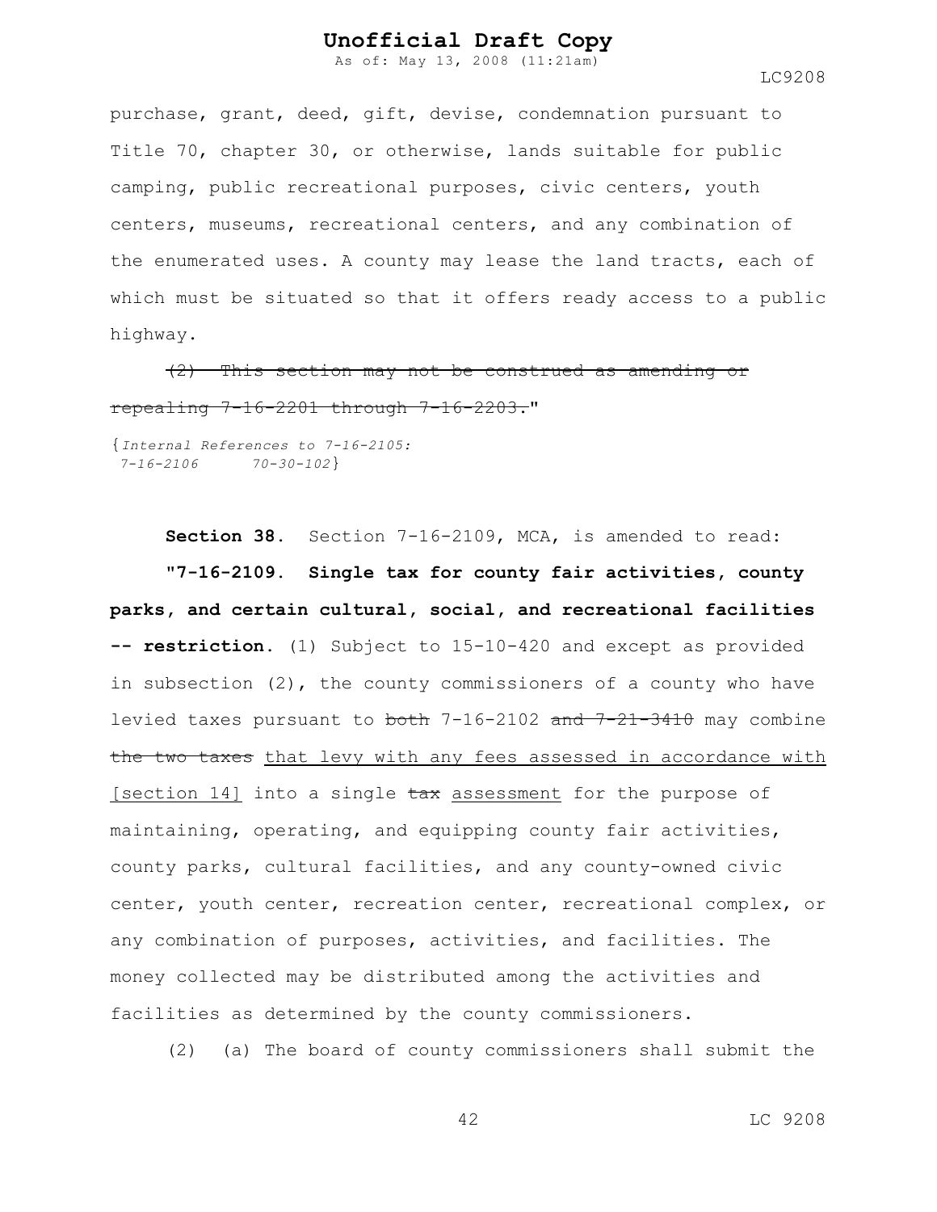purchase, grant, deed, gift, devise, condemnation pursuant to Title 70, chapter 30, or otherwise, lands suitable for public camping, public recreational purposes, civic centers, youth centers, museums, recreational centers, and any combination of the enumerated uses. A county may lease the land tracts, each of which must be situated so that it offers ready access to a public highway.

~~(2) This section may not be construed as amending or repealing 7-16-2201 through 7-16-2203.~~"

{*Internal References to 7-16-2105:*
*7-16-2106 70-30-102*}

**Section 38.** Section 7-16-2109, MCA, is amended to read:

**"7-16-2109. Single tax for county fair activities, county parks, and certain cultural, social, and recreational facilities -- restriction.** (1) Subject to 15-10-420 and except as provided in subsection (2), the county commissioners of a county who have levied taxes pursuant to ~~both~~ 7-16-2102 ~~and 7-21-3410~~ may combine ~~the two taxes~~ <u>that levy with any fees assessed in accordance with [section 14]</u> into a single ~~tax~~ <u>assessment</u> for the purpose of maintaining, operating, and equipping county fair activities, county parks, cultural facilities, and any county-owned civic center, youth center, recreation center, recreational complex, or any combination of purposes, activities, and facilities. The money collected may be distributed among the activities and facilities as determined by the county commissioners.

(2) (a) The board of county commissioners shall submit the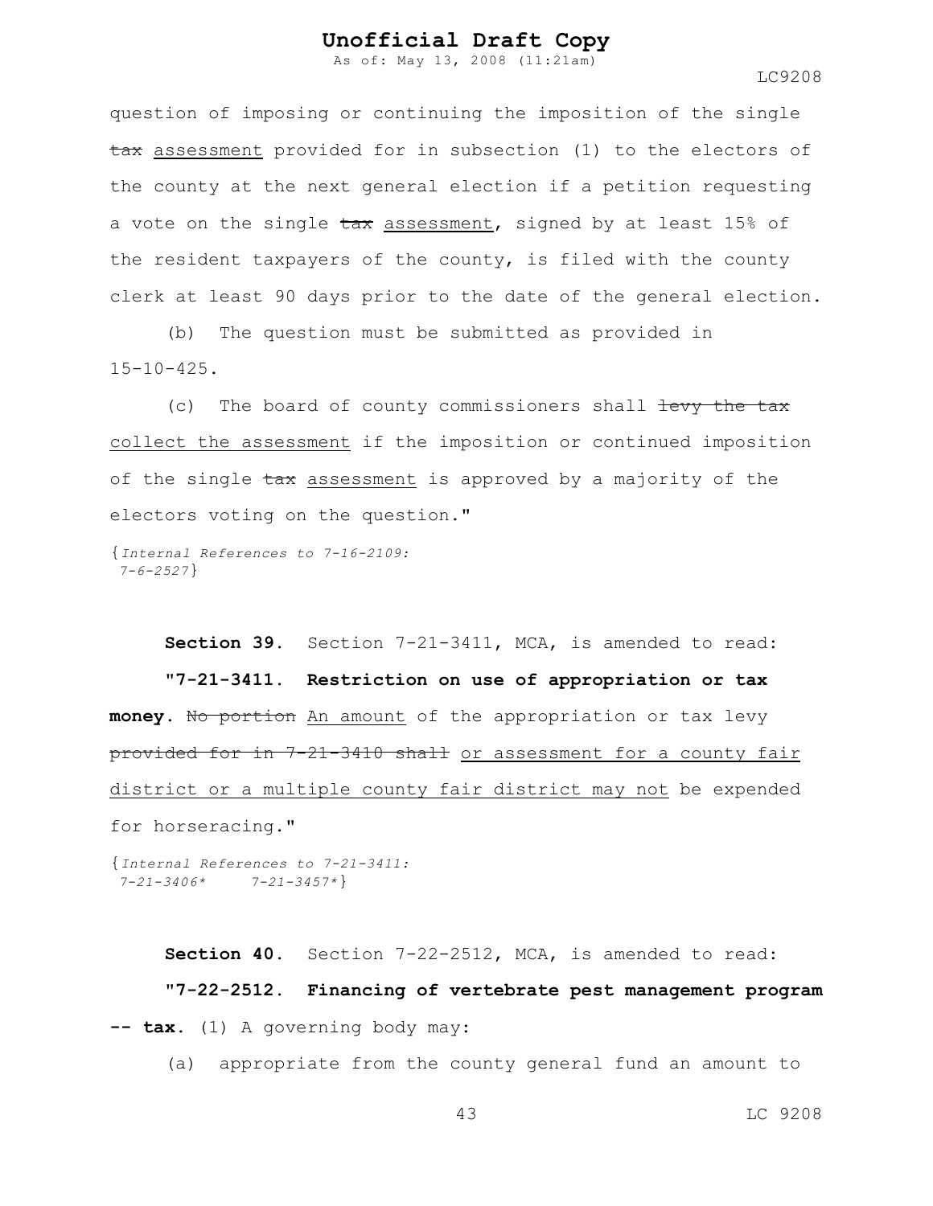question of imposing or continuing the imposition of the single ~~tax~~ assessment provided for in subsection (1) to the electors of the county at the next general election if a petition requesting a vote on the single ~~tax~~ assessment, signed by at least 15% of the resident taxpayers of the county, is filed with the county clerk at least 90 days prior to the date of the general election.

(b) The question must be submitted as provided in 15-10-425.

(c) The board of county commissioners shall ~~levy the tax~~ collect the assessment if the imposition or continued imposition of the single ~~tax~~ assessment is approved by a majority of the electors voting on the question."

{*Internal References to 7-16-2109: 7-6-2527*}

**Section 39.** Section 7-21-3411, MCA, is amended to read:

**"7-21-3411. Restriction on use of appropriation or tax money.** ~~No portion~~ An amount of the appropriation or tax levy ~~provided for in 7-21-3410 shall~~ or assessment for a county fair district or a multiple county fair district may not be expended for horseracing."

{*Internal References to 7-21-3411: 7-21-3406\* 7-21-3457\**}

**Section 40.** Section 7-22-2512, MCA, is amended to read:

**"7-22-2512. Financing of vertebrate pest management program -- tax.** (1) A governing body may:

(a) appropriate from the county general fund an amount to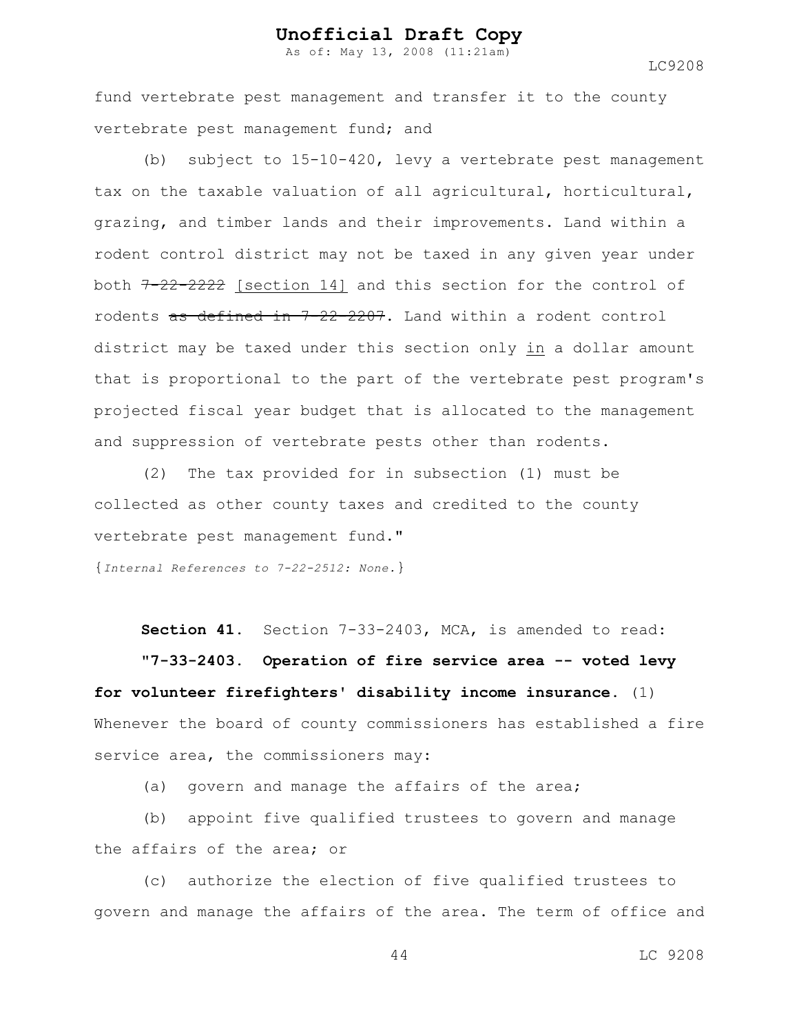fund vertebrate pest management and transfer it to the county vertebrate pest management fund; and

(b) subject to 15-10-420, levy a vertebrate pest management tax on the taxable valuation of all agricultural, horticultural, grazing, and timber lands and their improvements. Land within a rodent control district may not be taxed in any given year under both ~~7-22-2222~~ [section 14] and this section for the control of rodents ~~as defined in 7-22-2207~~. Land within a rodent control district may be taxed under this section only in a dollar amount that is proportional to the part of the vertebrate pest program's projected fiscal year budget that is allocated to the management and suppression of vertebrate pests other than rodents.

(2) The tax provided for in subsection (1) must be collected as other county taxes and credited to the county vertebrate pest management fund."

{*Internal References to 7-22-2512: None.*}

**Section 41.** Section 7-33-2403, MCA, is amended to read:

**"7-33-2403. Operation of fire service area -- voted levy for volunteer firefighters' disability income insurance.** (1) Whenever the board of county commissioners has established a fire service area, the commissioners may:

(a) govern and manage the affairs of the area;

(b) appoint five qualified trustees to govern and manage the affairs of the area; or

(c) authorize the election of five qualified trustees to govern and manage the affairs of the area. The term of office and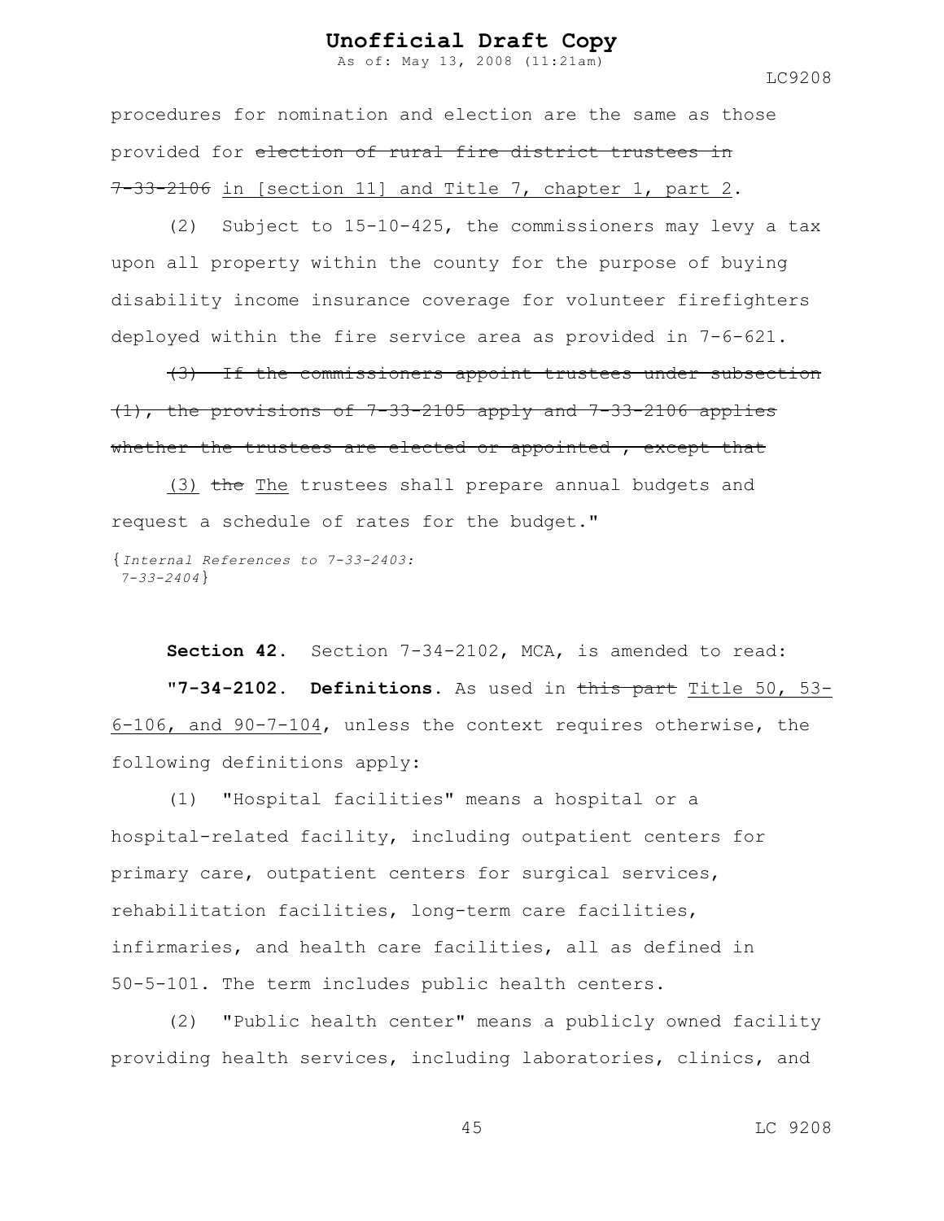procedures for nomination and election are the same as those provided for ~~election of rural fire district trustees in 7-33-2106~~ in [section 11] and Title 7, chapter 1, part 2.

(2) Subject to 15-10-425, the commissioners may levy a tax upon all property within the county for the purpose of buying disability income insurance coverage for volunteer firefighters deployed within the fire service area as provided in 7-6-621.

~~(3) If the commissioners appoint trustees under subsection (1), the provisions of 7-33-2105 apply and 7-33-2106 applies whether the trustees are elected or appointed , except that~~

(3) ~~the~~ The trustees shall prepare annual budgets and request a schedule of rates for the budget."

{*Internal References to 7-33-2403:*
*7-33-2404*}

**Section 42.** Section 7-34-2102, MCA, is amended to read:

"**7-34-2102. Definitions.** As used in ~~this part~~ Title 50, 53-6-106, and 90-7-104, unless the context requires otherwise, the following definitions apply:

(1) "Hospital facilities" means a hospital or a hospital-related facility, including outpatient centers for primary care, outpatient centers for surgical services, rehabilitation facilities, long-term care facilities, infirmaries, and health care facilities, all as defined in 50-5-101. The term includes public health centers.

(2) "Public health center" means a publicly owned facility providing health services, including laboratories, clinics, and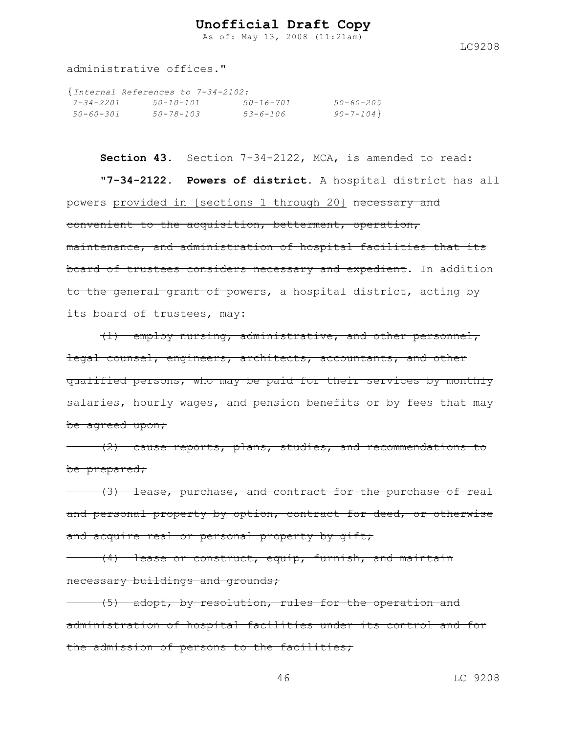administrative offices."

{*Internal References to 7-34-2102:*
*7-34-2201 50-10-101 50-16-701 50-60-205*
*50-60-301 50-78-103 53-6-106 90-7-104*}

**Section 43.** Section 7-34-2122, MCA, is amended to read:

"**7-34-2122. Powers of district.** A hospital district has all powers <u>provided in [sections 1 through 20]</u> ~~necessary and convenient to the acquisition, betterment, operation, maintenance, and administration of hospital facilities that its board of trustees considers necessary and expedient~~. In addition ~~to the general grant of powers~~, a hospital district, acting by its board of trustees, may:

~~(1) employ nursing, administrative, and other personnel, legal counsel, engineers, architects, accountants, and other qualified persons, who may be paid for their services by monthly salaries, hourly wages, and pension benefits or by fees that may be agreed upon;~~

~~(2) cause reports, plans, studies, and recommendations to be prepared;~~

~~(3) lease, purchase, and contract for the purchase of real and personal property by option, contract for deed, or otherwise and acquire real or personal property by gift;~~

~~(4) lease or construct, equip, furnish, and maintain necessary buildings and grounds;~~

~~(5) adopt, by resolution, rules for the operation and administration of hospital facilities under its control and for the admission of persons to the facilities;~~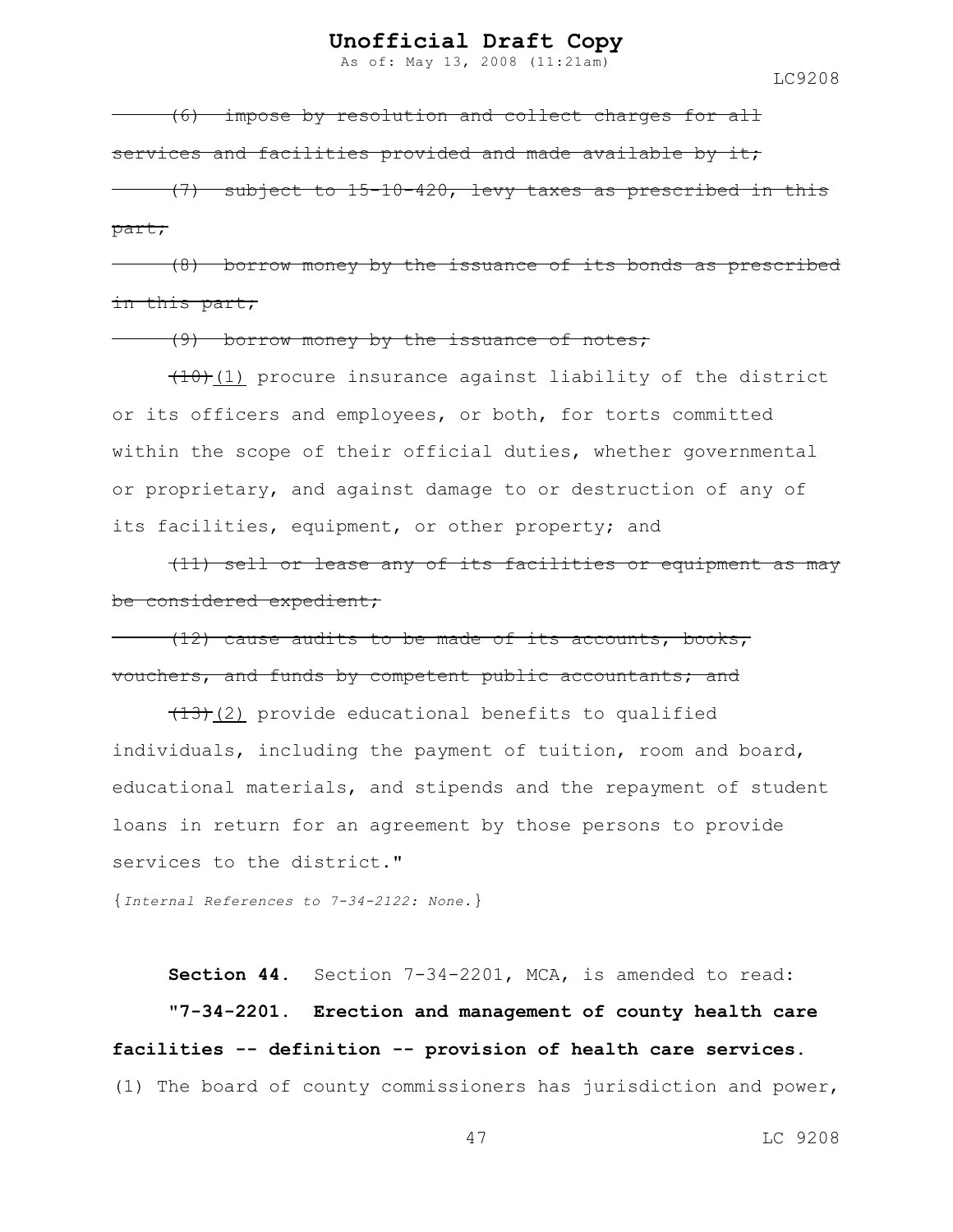~~(6) impose by resolution and collect charges for all services and facilities provided and made available by it;~~

~~(7) subject to 15-10-420, levy taxes as prescribed in this part;~~

~~(8) borrow money by the issuance of its bonds as prescribed in this part;~~

~~(9) borrow money by the issuance of notes;~~

~~(10)~~(1) procure insurance against liability of the district or its officers and employees, or both, for torts committed within the scope of their official duties, whether governmental or proprietary, and against damage to or destruction of any of its facilities, equipment, or other property; and

~~(11) sell or lease any of its facilities or equipment as may be considered expedient;~~

~~(12) cause audits to be made of its accounts, books, vouchers, and funds by competent public accountants; and~~

~~(13)~~(2) provide educational benefits to qualified individuals, including the payment of tuition, room and board, educational materials, and stipends and the repayment of student loans in return for an agreement by those persons to provide services to the district."

{*Internal References to 7-34-2122: None.*}

**Section 44.** Section 7-34-2201, MCA, is amended to read:

**"7-34-2201. Erection and management of county health care facilities -- definition -- provision of health care services.** (1) The board of county commissioners has jurisdiction and power,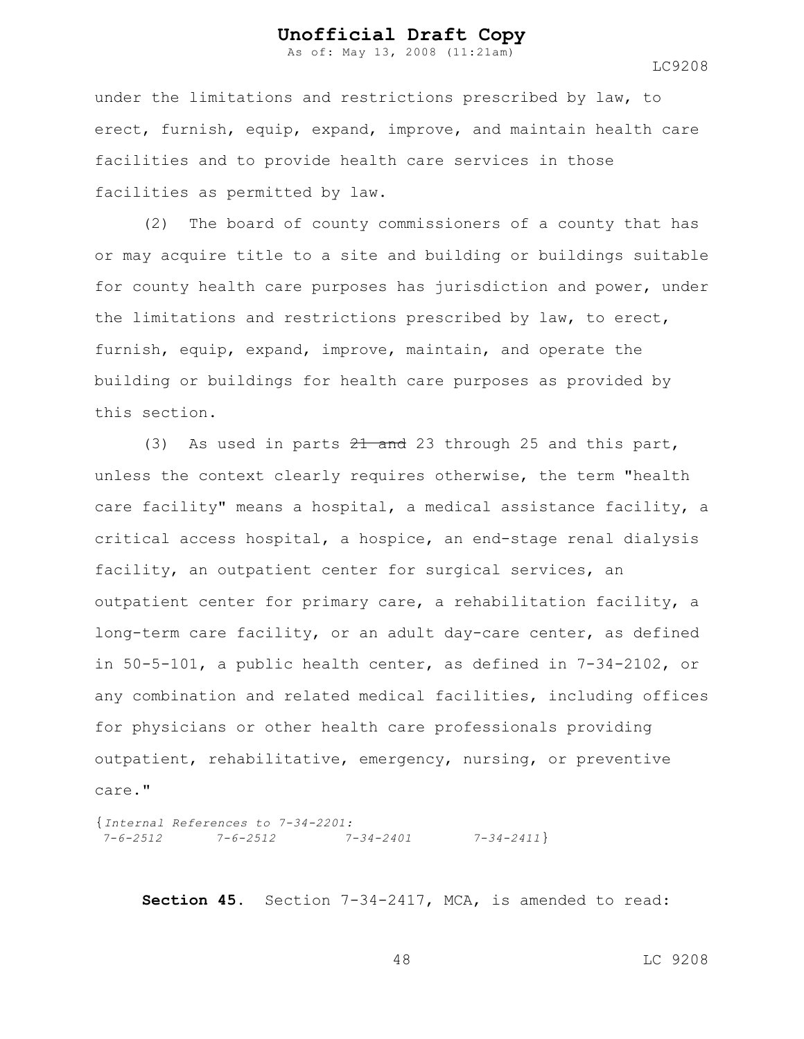under the limitations and restrictions prescribed by law, to erect, furnish, equip, expand, improve, and maintain health care facilities and to provide health care services in those facilities as permitted by law.

(2) The board of county commissioners of a county that has or may acquire title to a site and building or buildings suitable for county health care purposes has jurisdiction and power, under the limitations and restrictions prescribed by law, to erect, furnish, equip, expand, improve, maintain, and operate the building or buildings for health care purposes as provided by this section.

(3) As used in parts ~~21 and~~ 23 through 25 and this part, unless the context clearly requires otherwise, the term "health care facility" means a hospital, a medical assistance facility, a critical access hospital, a hospice, an end-stage renal dialysis facility, an outpatient center for surgical services, an outpatient center for primary care, a rehabilitation facility, a long-term care facility, or an adult day-care center, as defined in 50-5-101, a public health center, as defined in 7-34-2102, or any combination and related medical facilities, including offices for physicians or other health care professionals providing outpatient, rehabilitative, emergency, nursing, or preventive care."

{*Internal References to 7-34-2201:*
*7-6-2512 7-6-2512 7-34-2401 7-34-2411*}

**Section 45**. Section 7-34-2417, MCA, is amended to read: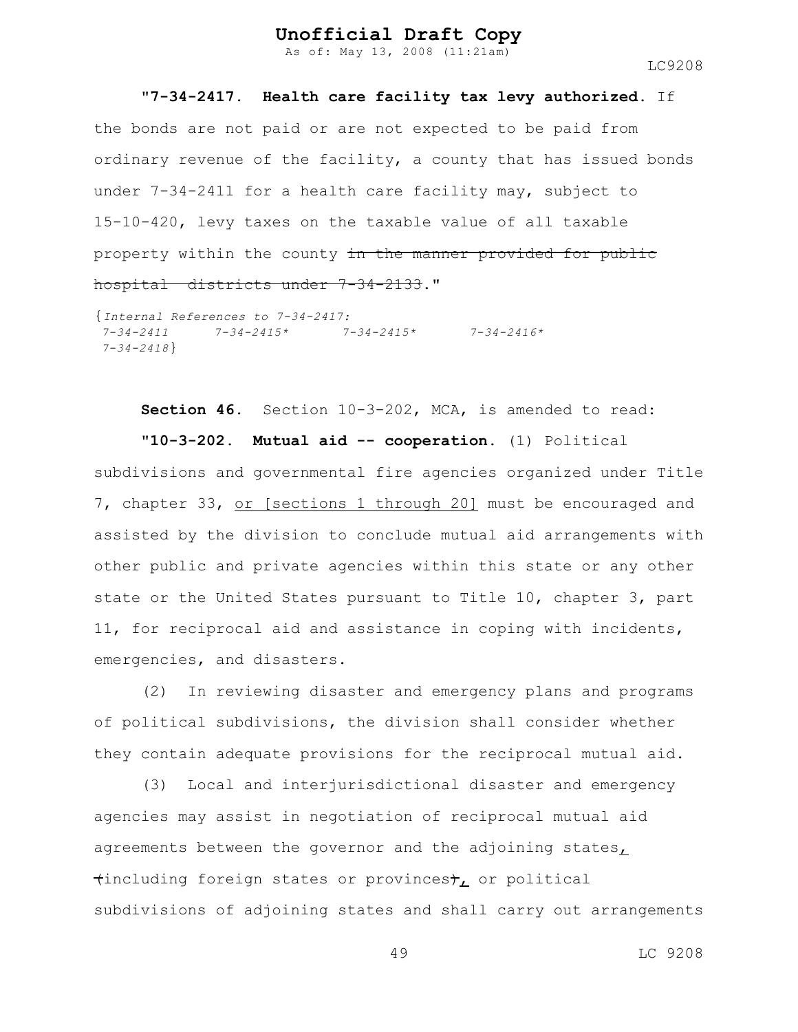**"7-34-2417. Health care facility tax levy authorized.** If the bonds are not paid or are not expected to be paid from ordinary revenue of the facility, a county that has issued bonds under 7-34-2411 for a health care facility may, subject to 15-10-420, levy taxes on the taxable value of all taxable property within the county ~~in the manner provided for public hospital districts under 7-34-2133~~."

{*Internal References to 7-34-2417:*
*7-34-2411 7-34-2415* 7-34-2415* 7-34-2416**
*7-34-2418*}

**Section 46.** Section 10-3-202, MCA, is amended to read:

**"10-3-202. Mutual aid -- cooperation.** (1) Political subdivisions and governmental fire agencies organized under Title 7, chapter 33, <u>or [sections 1 through 20]</u> must be encouraged and assisted by the division to conclude mutual aid arrangements with other public and private agencies within this state or any other state or the United States pursuant to Title 10, chapter 3, part 11, for reciprocal aid and assistance in coping with incidents, emergencies, and disasters.

(2) In reviewing disaster and emergency plans and programs of political subdivisions, the division shall consider whether they contain adequate provisions for the reciprocal mutual aid.

(3) Local and interjurisdictional disaster and emergency agencies may assist in negotiation of reciprocal mutual aid agreements between the governor and the adjoining states<u>,</u> ~~(~~including foreign states or provinces~~)~~<u>,</u> or political subdivisions of adjoining states and shall carry out arrangements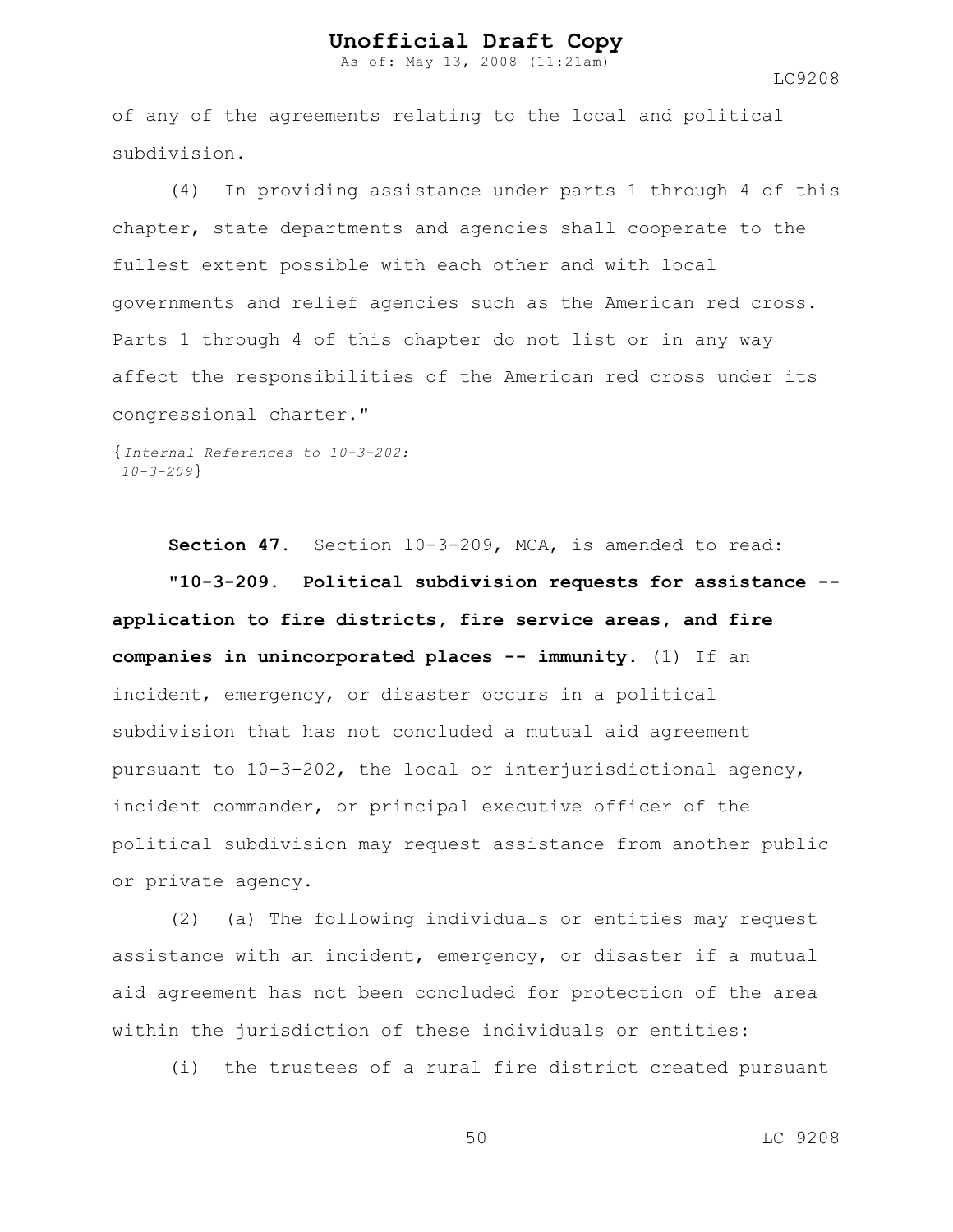of any of the agreements relating to the local and political subdivision.

(4) In providing assistance under parts 1 through 4 of this chapter, state departments and agencies shall cooperate to the fullest extent possible with each other and with local governments and relief agencies such as the American red cross. Parts 1 through 4 of this chapter do not list or in any way affect the responsibilities of the American red cross under its congressional charter."

{*Internal References to 10-3-202: 10-3-209*}

**Section 47.** Section 10-3-209, MCA, is amended to read:

**"10-3-209. Political subdivision requests for assistance -- application to fire districts, fire service areas, and fire companies in unincorporated places -- immunity.** (1) If an incident, emergency, or disaster occurs in a political subdivision that has not concluded a mutual aid agreement pursuant to 10-3-202, the local or interjurisdictional agency, incident commander, or principal executive officer of the political subdivision may request assistance from another public or private agency.

(2) (a) The following individuals or entities may request assistance with an incident, emergency, or disaster if a mutual aid agreement has not been concluded for protection of the area within the jurisdiction of these individuals or entities:

(i) the trustees of a rural fire district created pursuant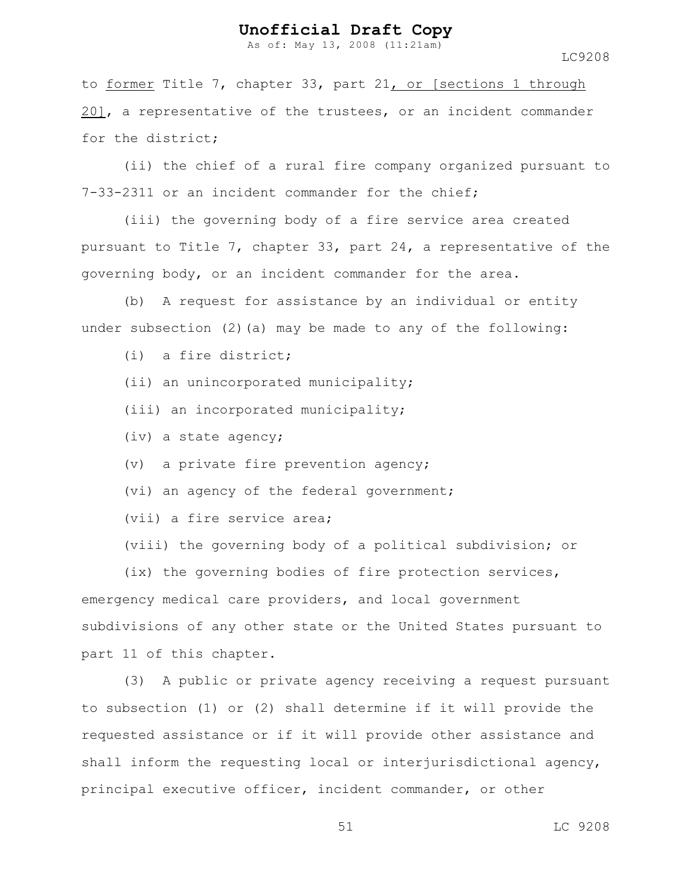to <u>former</u> Title 7, chapter 33, part 21<u>, or [sections 1 through 20]</u>, a representative of the trustees, or an incident commander for the district;

(ii) the chief of a rural fire company organized pursuant to 7-33-2311 or an incident commander for the chief;

(iii) the governing body of a fire service area created pursuant to Title 7, chapter 33, part 24, a representative of the governing body, or an incident commander for the area.

(b) A request for assistance by an individual or entity under subsection (2)(a) may be made to any of the following:

(i) a fire district;

(ii) an unincorporated municipality;

(iii) an incorporated municipality;

(iv) a state agency;

(v) a private fire prevention agency;

(vi) an agency of the federal government;

(vii) a fire service area;

(viii) the governing body of a political subdivision; or

(ix) the governing bodies of fire protection services, emergency medical care providers, and local government subdivisions of any other state or the United States pursuant to part 11 of this chapter.

(3) A public or private agency receiving a request pursuant to subsection (1) or (2) shall determine if it will provide the requested assistance or if it will provide other assistance and shall inform the requesting local or interjurisdictional agency, principal executive officer, incident commander, or other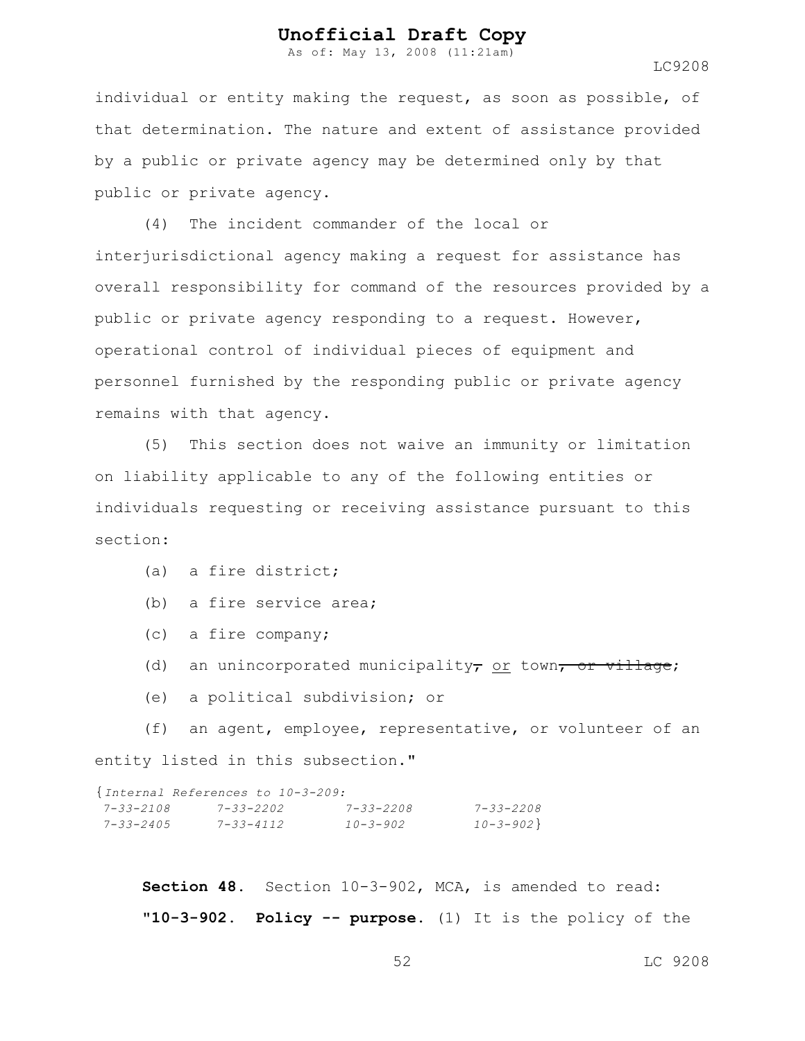individual or entity making the request, as soon as possible, of that determination. The nature and extent of assistance provided by a public or private agency may be determined only by that public or private agency.

(4) The incident commander of the local or interjurisdictional agency making a request for assistance has overall responsibility for command of the resources provided by a public or private agency responding to a request. However, operational control of individual pieces of equipment and personnel furnished by the responding public or private agency remains with that agency.

(5) This section does not waive an immunity or limitation on liability applicable to any of the following entities or individuals requesting or receiving assistance pursuant to this section:

(a) a fire district;

(b) a fire service area;

(c) a fire company;

(d) an unincorporated municipality~~,~~ <u>or</u> town~~, or village~~;

(e) a political subdivision; or

(f) an agent, employee, representative, or volunteer of an entity listed in this subsection."

{*Internal References to 10-3-209:*
*7-33-2108 7-33-2202 7-33-2208 7-33-2208*
*7-33-2405 7-33-4112 10-3-902 10-3-902*}

**Section 48.** Section 10-3-902, MCA, is amended to read:

**"10-3-902. Policy -- purpose.** (1) It is the policy of the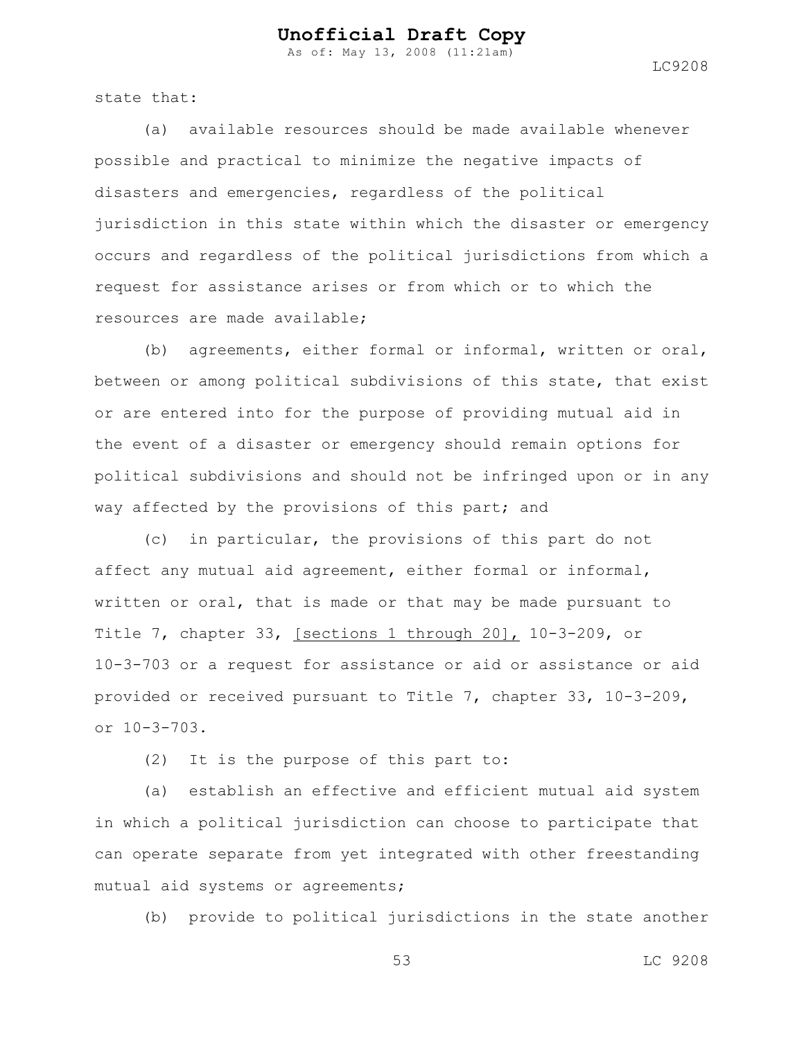state that:

(a) available resources should be made available whenever possible and practical to minimize the negative impacts of disasters and emergencies, regardless of the political jurisdiction in this state within which the disaster or emergency occurs and regardless of the political jurisdictions from which a request for assistance arises or from which or to which the resources are made available;

(b) agreements, either formal or informal, written or oral, between or among political subdivisions of this state, that exist or are entered into for the purpose of providing mutual aid in the event of a disaster or emergency should remain options for political subdivisions and should not be infringed upon or in any way affected by the provisions of this part; and

(c) in particular, the provisions of this part do not affect any mutual aid agreement, either formal or informal, written or oral, that is made or that may be made pursuant to Title 7, chapter 33, <u>[sections 1 through 20],</u> 10-3-209, or 10-3-703 or a request for assistance or aid or assistance or aid provided or received pursuant to Title 7, chapter 33, 10-3-209, or 10-3-703.

(2) It is the purpose of this part to:

(a) establish an effective and efficient mutual aid system in which a political jurisdiction can choose to participate that can operate separate from yet integrated with other freestanding mutual aid systems or agreements;

(b) provide to political jurisdictions in the state another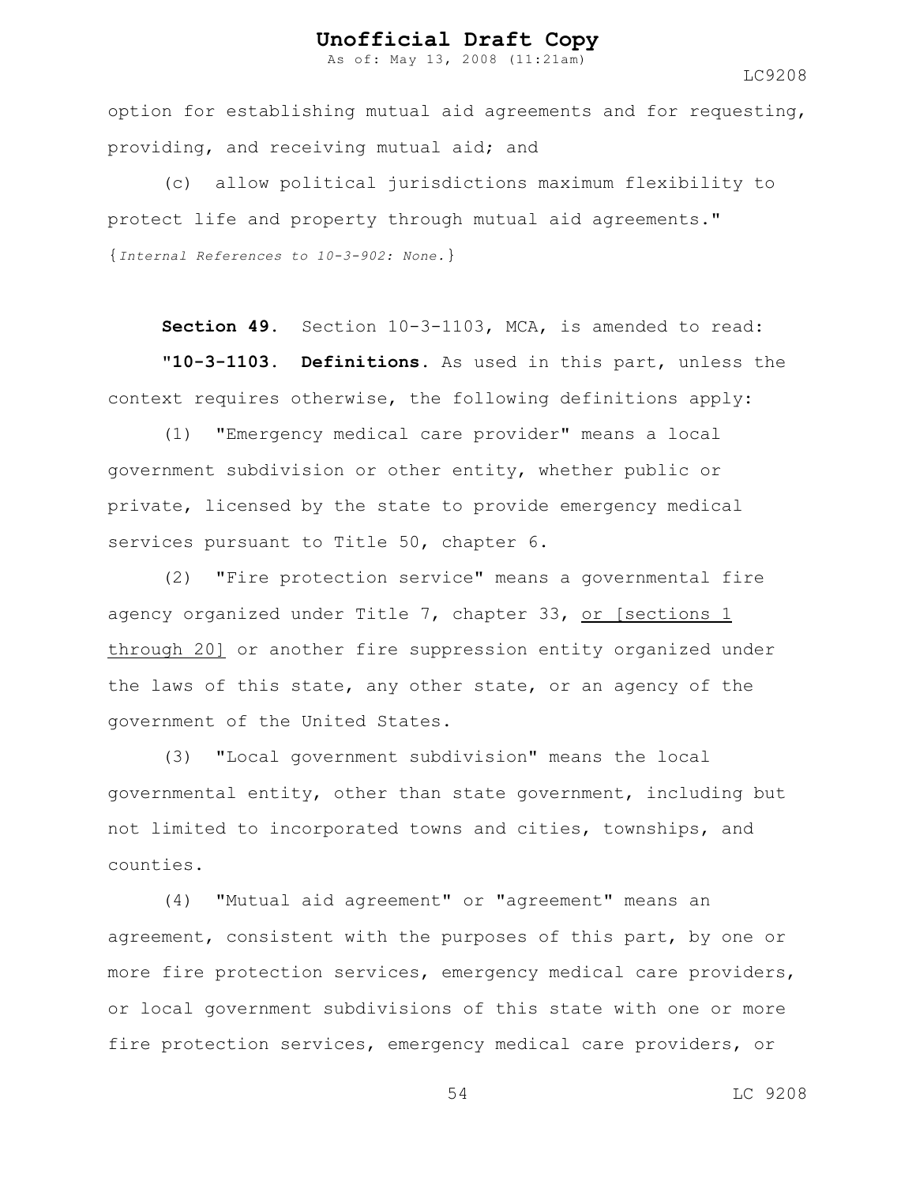option for establishing mutual aid agreements and for requesting, providing, and receiving mutual aid; and

(c) allow political jurisdictions maximum flexibility to protect life and property through mutual aid agreements."

{*Internal References to 10-3-902: None.*}

**Section 49.** Section 10-3-1103, MCA, is amended to read:

"**10-3-1103. Definitions.** As used in this part, unless the context requires otherwise, the following definitions apply:

(1) "Emergency medical care provider" means a local government subdivision or other entity, whether public or private, licensed by the state to provide emergency medical services pursuant to Title 50, chapter 6.

(2) "Fire protection service" means a governmental fire agency organized under Title 7, chapter 33, <u>or [sections 1 through 20]</u> or another fire suppression entity organized under the laws of this state, any other state, or an agency of the government of the United States.

(3) "Local government subdivision" means the local governmental entity, other than state government, including but not limited to incorporated towns and cities, townships, and counties.

(4) "Mutual aid agreement" or "agreement" means an agreement, consistent with the purposes of this part, by one or more fire protection services, emergency medical care providers, or local government subdivisions of this state with one or more fire protection services, emergency medical care providers, or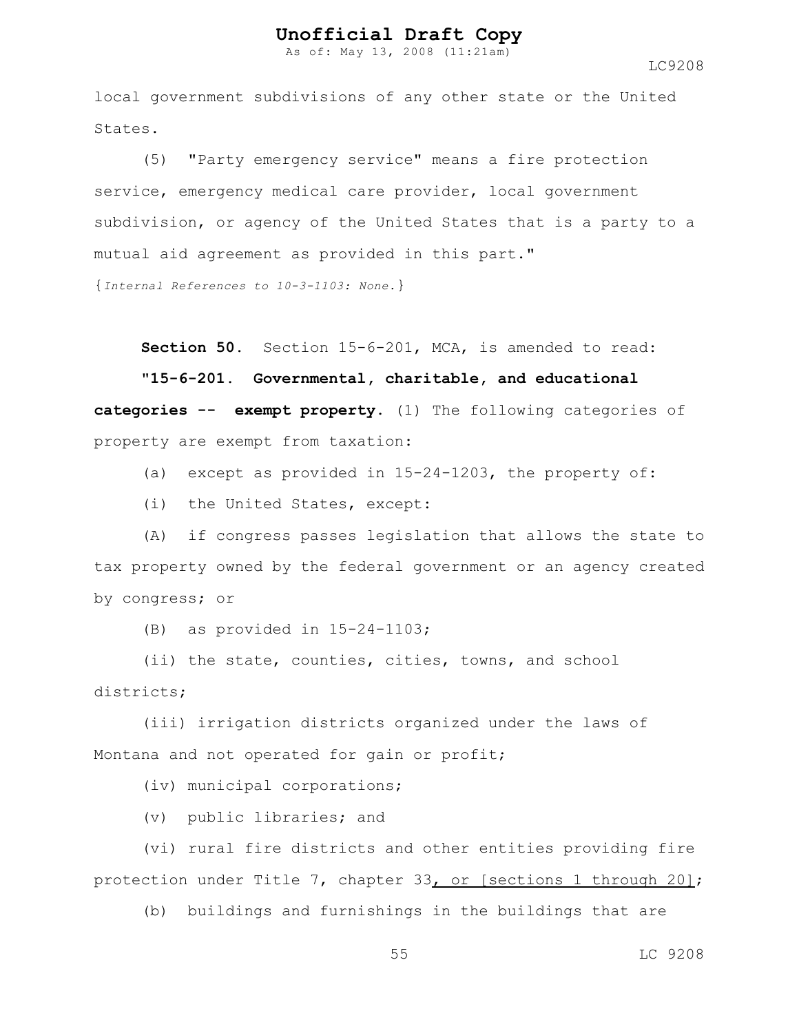local government subdivisions of any other state or the United States.

(5) "Party emergency service" means a fire protection service, emergency medical care provider, local government subdivision, or agency of the United States that is a party to a mutual aid agreement as provided in this part."

{*Internal References to 10-3-1103: None.*}

**Section 50.** Section 15-6-201, MCA, is amended to read:

"**15-6-201. Governmental, charitable, and educational categories -- exempt property.** (1) The following categories of property are exempt from taxation:

(a) except as provided in 15-24-1203, the property of:

(i) the United States, except:

(A) if congress passes legislation that allows the state to tax property owned by the federal government or an agency created by congress; or

(B) as provided in 15-24-1103;

(ii) the state, counties, cities, towns, and school districts;

(iii) irrigation districts organized under the laws of Montana and not operated for gain or profit;

(iv) municipal corporations;

(v) public libraries; and

(vi) rural fire districts and other entities providing fire protection under Title 7, chapter 33<u>, or [sections 1 through 20]</u>;

(b) buildings and furnishings in the buildings that are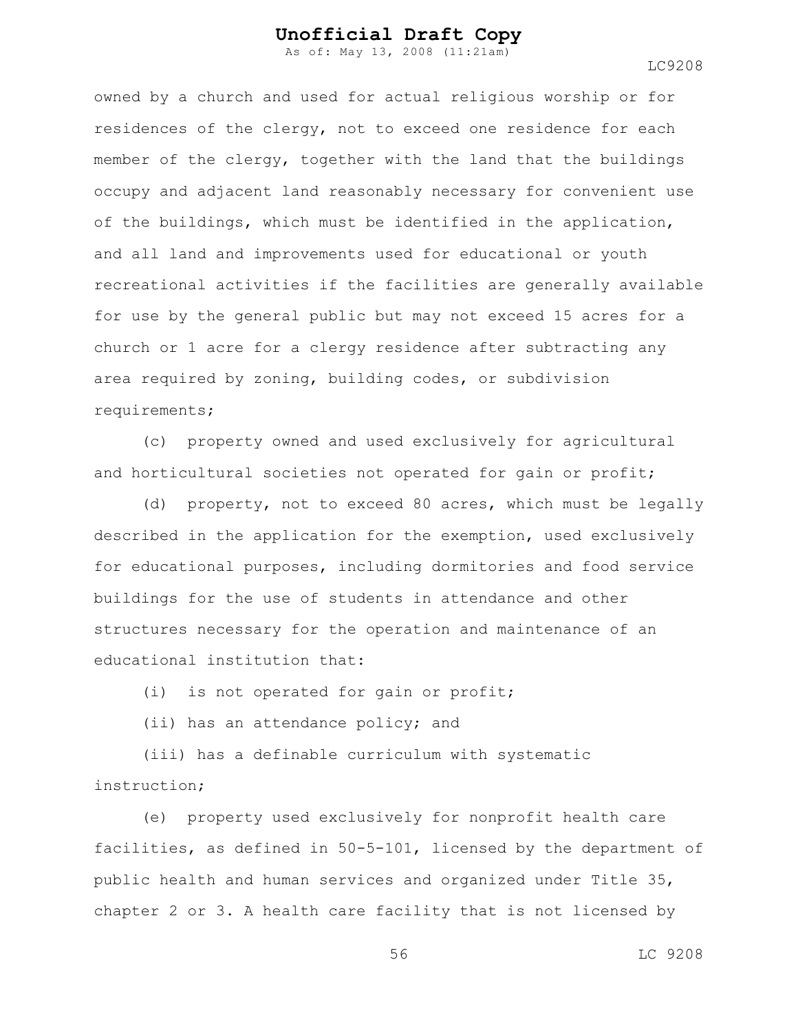owned by a church and used for actual religious worship or for residences of the clergy, not to exceed one residence for each member of the clergy, together with the land that the buildings occupy and adjacent land reasonably necessary for convenient use of the buildings, which must be identified in the application, and all land and improvements used for educational or youth recreational activities if the facilities are generally available for use by the general public but may not exceed 15 acres for a church or 1 acre for a clergy residence after subtracting any area required by zoning, building codes, or subdivision requirements;

(c) property owned and used exclusively for agricultural and horticultural societies not operated for gain or profit;

(d) property, not to exceed 80 acres, which must be legally described in the application for the exemption, used exclusively for educational purposes, including dormitories and food service buildings for the use of students in attendance and other structures necessary for the operation and maintenance of an educational institution that:

(i) is not operated for gain or profit;

(ii) has an attendance policy; and

(iii) has a definable curriculum with systematic instruction;

(e) property used exclusively for nonprofit health care facilities, as defined in 50-5-101, licensed by the department of public health and human services and organized under Title 35, chapter 2 or 3. A health care facility that is not licensed by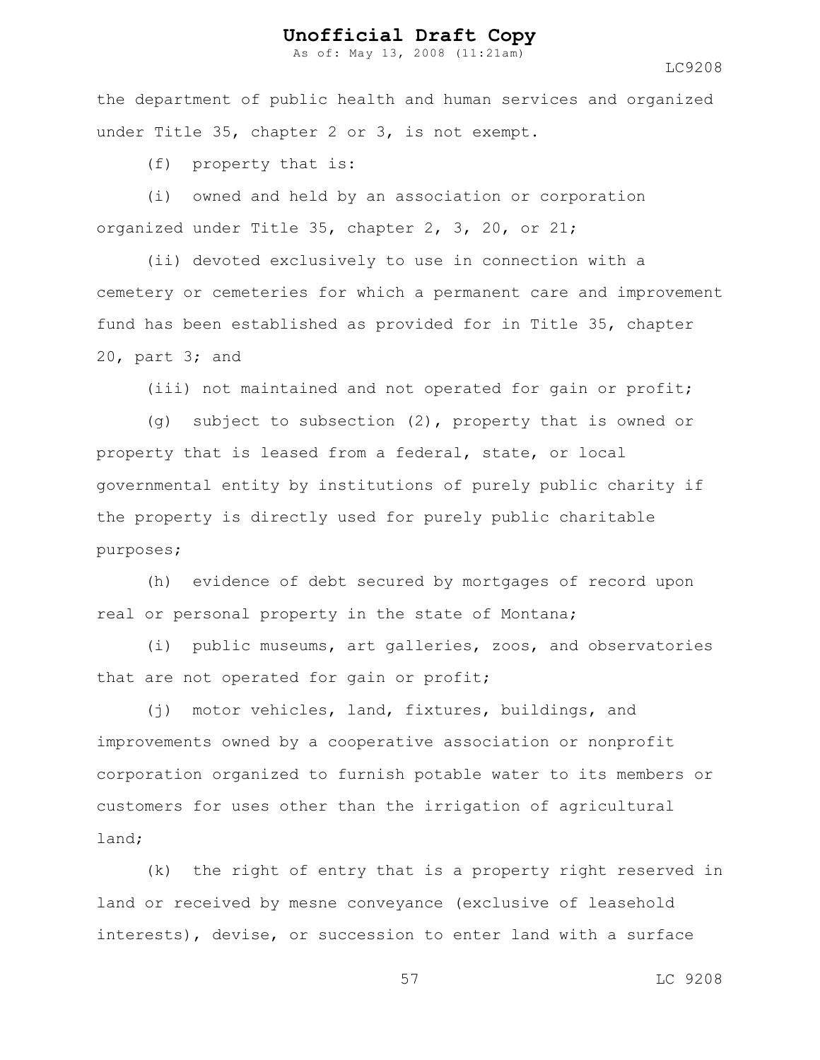the department of public health and human services and organized under Title 35, chapter 2 or 3, is not exempt.

(f) property that is:

(i) owned and held by an association or corporation organized under Title 35, chapter 2, 3, 20, or 21;

(ii) devoted exclusively to use in connection with a cemetery or cemeteries for which a permanent care and improvement fund has been established as provided for in Title 35, chapter 20, part 3; and

(iii) not maintained and not operated for gain or profit;

(g) subject to subsection (2), property that is owned or property that is leased from a federal, state, or local governmental entity by institutions of purely public charity if the property is directly used for purely public charitable purposes;

(h) evidence of debt secured by mortgages of record upon real or personal property in the state of Montana;

(i) public museums, art galleries, zoos, and observatories that are not operated for gain or profit;

(j) motor vehicles, land, fixtures, buildings, and improvements owned by a cooperative association or nonprofit corporation organized to furnish potable water to its members or customers for uses other than the irrigation of agricultural land;

(k) the right of entry that is a property right reserved in land or received by mesne conveyance (exclusive of leasehold interests), devise, or succession to enter land with a surface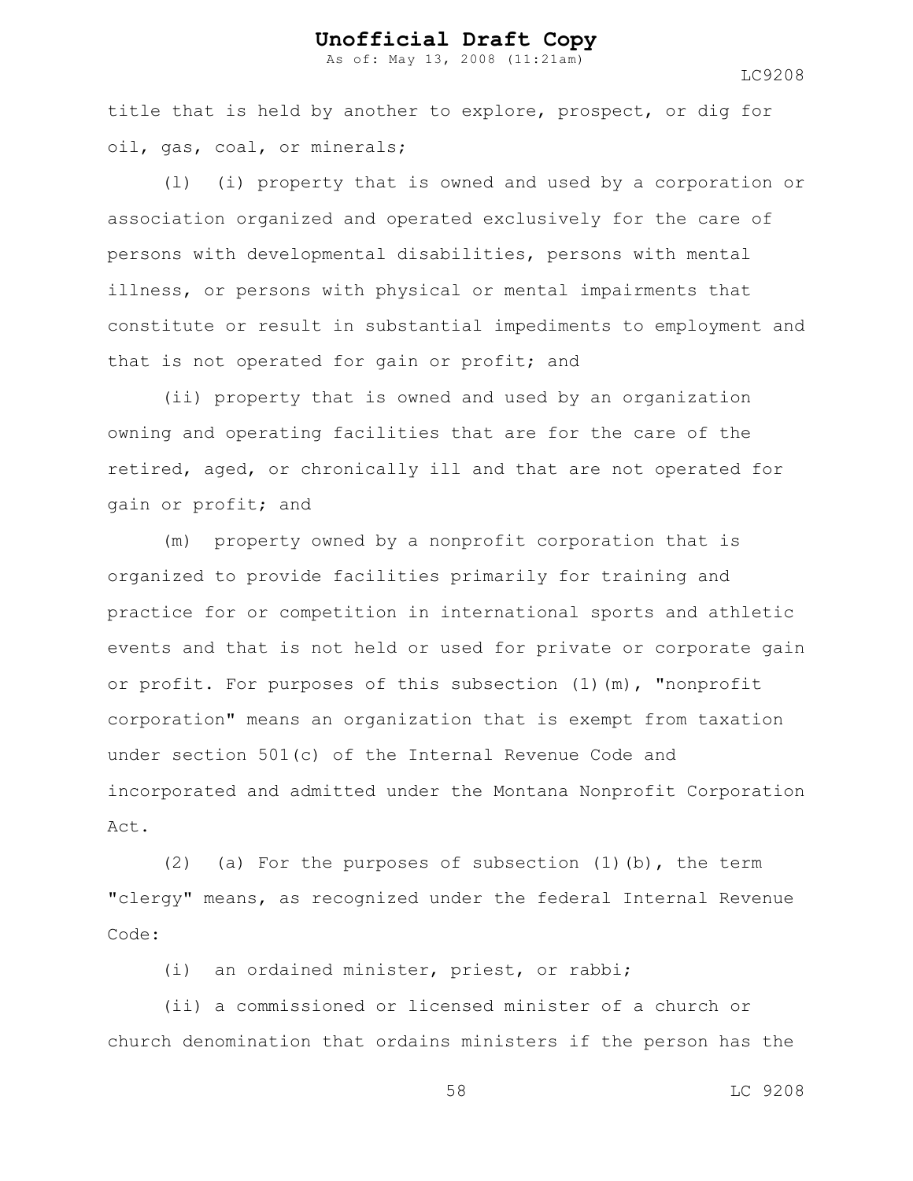title that is held by another to explore, prospect, or dig for oil, gas, coal, or minerals;

(l) (i) property that is owned and used by a corporation or association organized and operated exclusively for the care of persons with developmental disabilities, persons with mental illness, or persons with physical or mental impairments that constitute or result in substantial impediments to employment and that is not operated for gain or profit; and

(ii) property that is owned and used by an organization owning and operating facilities that are for the care of the retired, aged, or chronically ill and that are not operated for gain or profit; and

(m) property owned by a nonprofit corporation that is organized to provide facilities primarily for training and practice for or competition in international sports and athletic events and that is not held or used for private or corporate gain or profit. For purposes of this subsection (1)(m), "nonprofit corporation" means an organization that is exempt from taxation under section 501(c) of the Internal Revenue Code and incorporated and admitted under the Montana Nonprofit Corporation Act.

(2) (a) For the purposes of subsection (1)(b), the term "clergy" means, as recognized under the federal Internal Revenue Code:

(i) an ordained minister, priest, or rabbi;

(ii) a commissioned or licensed minister of a church or church denomination that ordains ministers if the person has the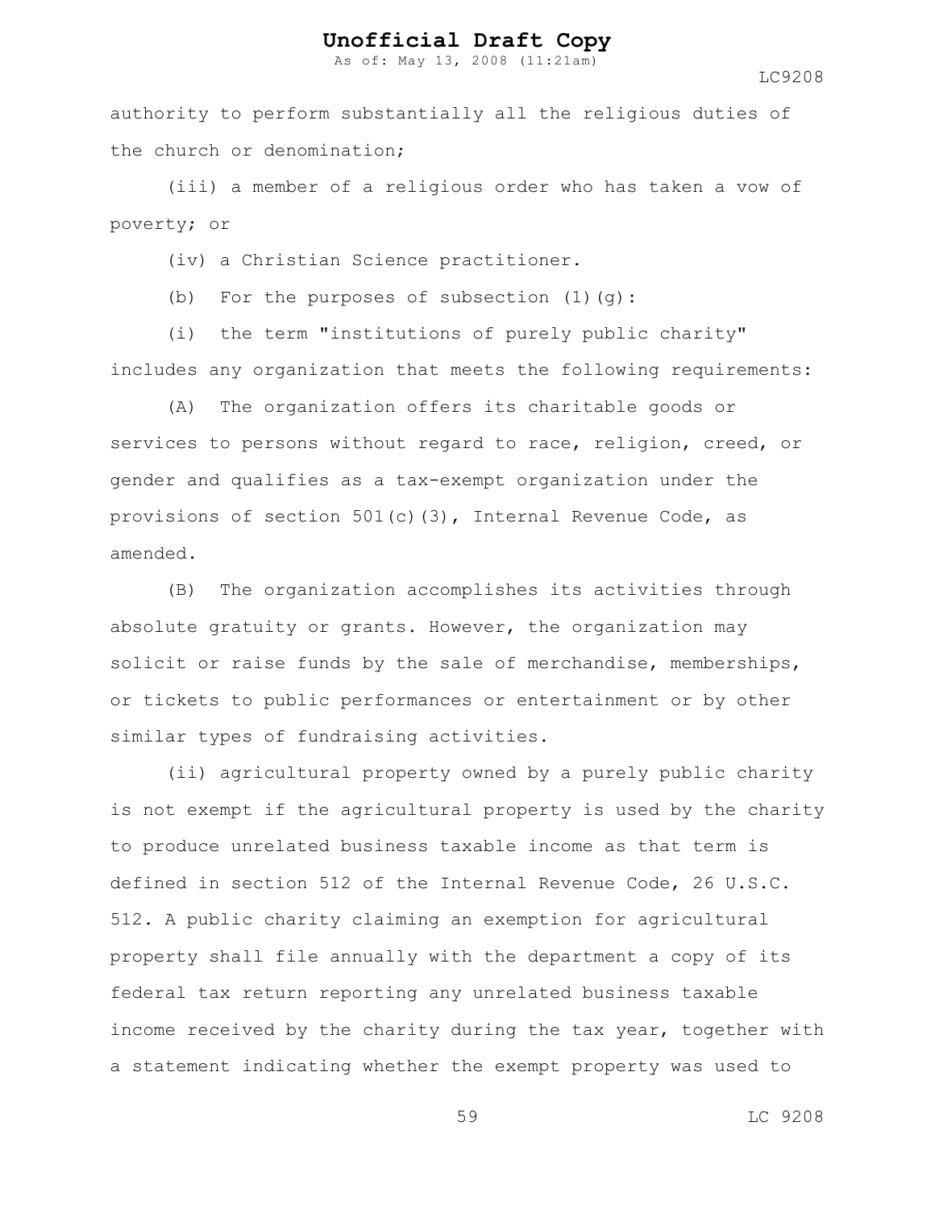authority to perform substantially all the religious duties of the church or denomination;

(iii) a member of a religious order who has taken a vow of poverty; or

(iv) a Christian Science practitioner.

(b) For the purposes of subsection (1)(g):

(i) the term "institutions of purely public charity" includes any organization that meets the following requirements:

(A) The organization offers its charitable goods or services to persons without regard to race, religion, creed, or gender and qualifies as a tax-exempt organization under the provisions of section 501(c)(3), Internal Revenue Code, as amended.

(B) The organization accomplishes its activities through absolute gratuity or grants. However, the organization may solicit or raise funds by the sale of merchandise, memberships, or tickets to public performances or entertainment or by other similar types of fundraising activities.

(ii) agricultural property owned by a purely public charity is not exempt if the agricultural property is used by the charity to produce unrelated business taxable income as that term is defined in section 512 of the Internal Revenue Code, 26 U.S.C. 512. A public charity claiming an exemption for agricultural property shall file annually with the department a copy of its federal tax return reporting any unrelated business taxable income received by the charity during the tax year, together with a statement indicating whether the exempt property was used to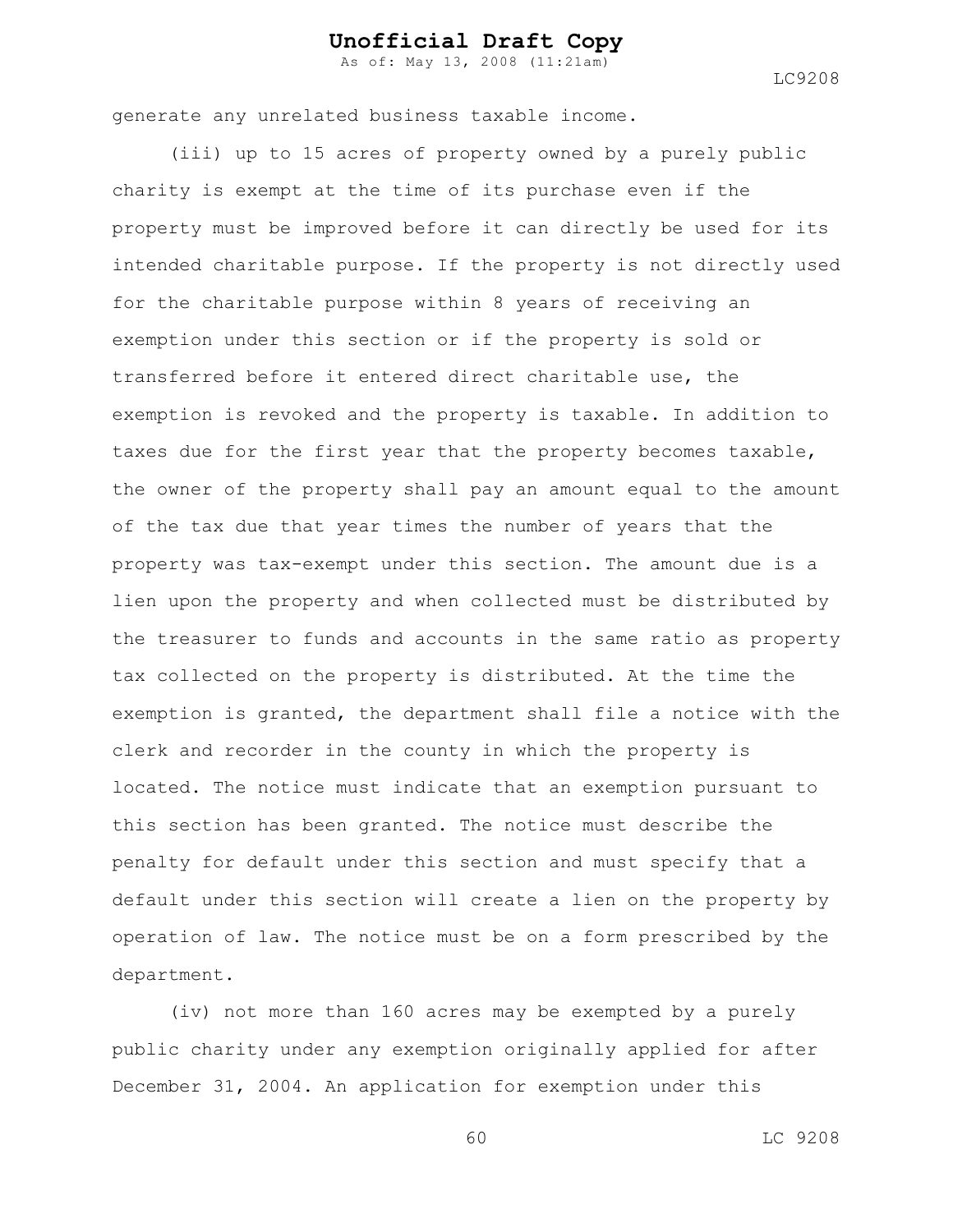generate any unrelated business taxable income.

(iii) up to 15 acres of property owned by a purely public charity is exempt at the time of its purchase even if the property must be improved before it can directly be used for its intended charitable purpose. If the property is not directly used for the charitable purpose within 8 years of receiving an exemption under this section or if the property is sold or transferred before it entered direct charitable use, the exemption is revoked and the property is taxable. In addition to taxes due for the first year that the property becomes taxable, the owner of the property shall pay an amount equal to the amount of the tax due that year times the number of years that the property was tax-exempt under this section. The amount due is a lien upon the property and when collected must be distributed by the treasurer to funds and accounts in the same ratio as property tax collected on the property is distributed. At the time the exemption is granted, the department shall file a notice with the clerk and recorder in the county in which the property is located. The notice must indicate that an exemption pursuant to this section has been granted. The notice must describe the penalty for default under this section and must specify that a default under this section will create a lien on the property by operation of law. The notice must be on a form prescribed by the department.

(iv) not more than 160 acres may be exempted by a purely public charity under any exemption originally applied for after December 31, 2004. An application for exemption under this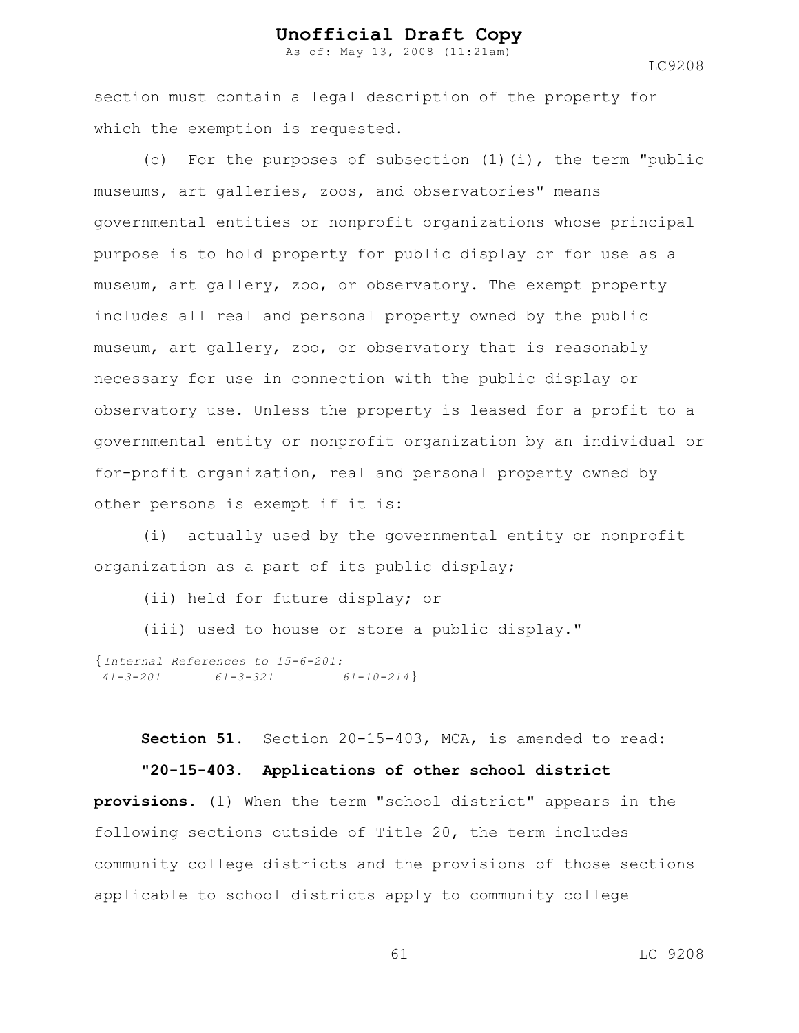section must contain a legal description of the property for which the exemption is requested.

(c) For the purposes of subsection (1)(i), the term "public museums, art galleries, zoos, and observatories" means governmental entities or nonprofit organizations whose principal purpose is to hold property for public display or for use as a museum, art gallery, zoo, or observatory. The exempt property includes all real and personal property owned by the public museum, art gallery, zoo, or observatory that is reasonably necessary for use in connection with the public display or observatory use. Unless the property is leased for a profit to a governmental entity or nonprofit organization by an individual or for-profit organization, real and personal property owned by other persons is exempt if it is:

(i) actually used by the governmental entity or nonprofit organization as a part of its public display;

(ii) held for future display; or

(iii) used to house or store a public display."

{*Internal References to 15-6-201:*
*41-3-201* *61-3-321* *61-10-214*}

**Section 51.** Section 20-15-403, MCA, is amended to read:

**"20-15-403. Applications of other school district provisions.** (1) When the term "school district" appears in the following sections outside of Title 20, the term includes community college districts and the provisions of those sections applicable to school districts apply to community college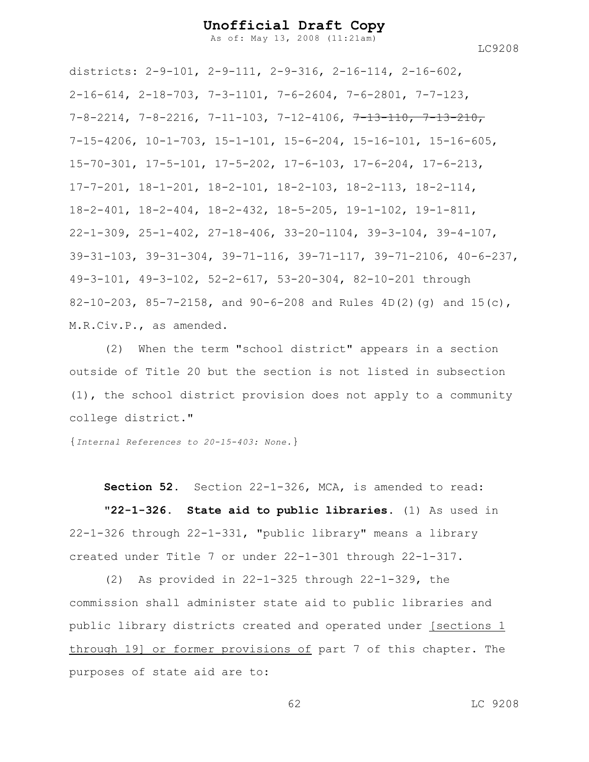districts: 2-9-101, 2-9-111, 2-9-316, 2-16-114, 2-16-602, 2-16-614, 2-18-703, 7-3-1101, 7-6-2604, 7-6-2801, 7-7-123, 7-8-2214, 7-8-2216, 7-11-103, 7-12-4106, ~~7-13-110, 7-13-210,~~ 7-15-4206, 10-1-703, 15-1-101, 15-6-204, 15-16-101, 15-16-605, 15-70-301, 17-5-101, 17-5-202, 17-6-103, 17-6-204, 17-6-213, 17-7-201, 18-1-201, 18-2-101, 18-2-103, 18-2-113, 18-2-114, 18-2-401, 18-2-404, 18-2-432, 18-5-205, 19-1-102, 19-1-811, 22-1-309, 25-1-402, 27-18-406, 33-20-1104, 39-3-104, 39-4-107, 39-31-103, 39-31-304, 39-71-116, 39-71-117, 39-71-2106, 40-6-237, 49-3-101, 49-3-102, 52-2-617, 53-20-304, 82-10-201 through 82-10-203, 85-7-2158, and 90-6-208 and Rules 4D(2)(g) and 15(c), M.R.Civ.P., as amended.

(2) When the term "school district" appears in a section outside of Title 20 but the section is not listed in subsection (1), the school district provision does not apply to a community college district."

{*Internal References to 20-15-403: None.*}

**Section 52.** Section 22-1-326, MCA, is amended to read:

"**22-1-326. State aid to public libraries.** (1) As used in 22-1-326 through 22-1-331, "public library" means a library created under Title 7 or under 22-1-301 through 22-1-317.

(2) As provided in 22-1-325 through 22-1-329, the commission shall administer state aid to public libraries and public library districts created and operated under <u>[sections 1 through 19] or former provisions of</u> part 7 of this chapter. The purposes of state aid are to: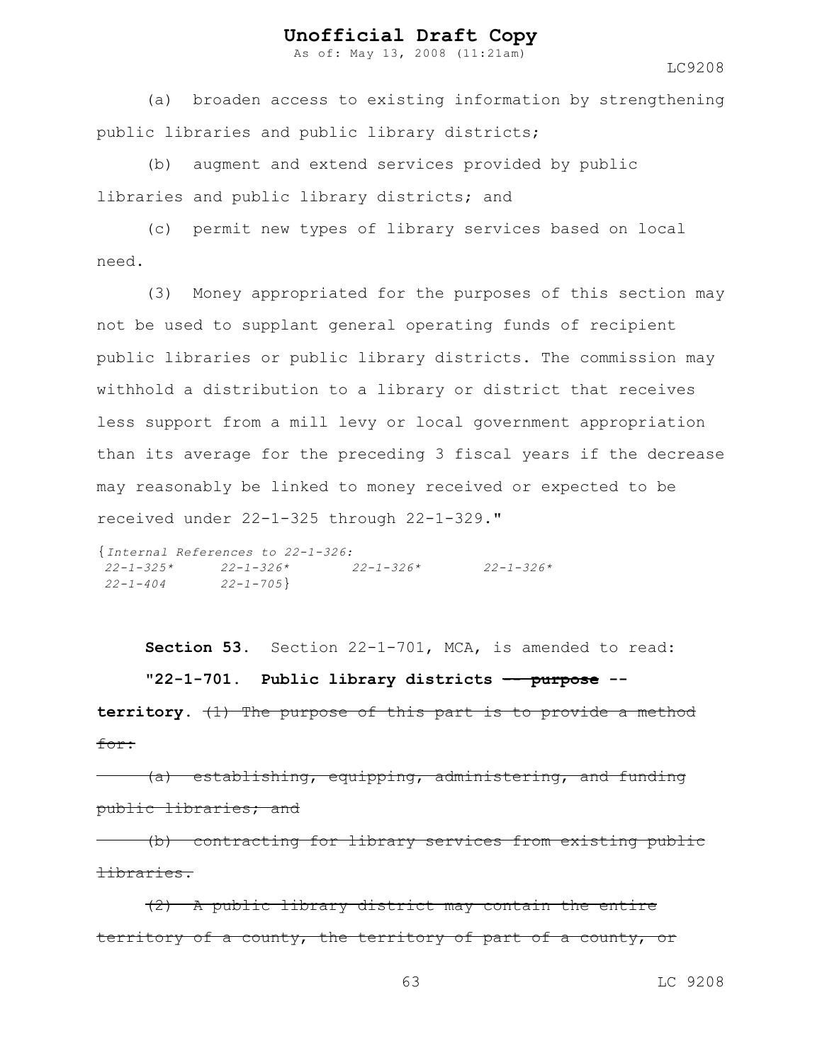(a) broaden access to existing information by strengthening public libraries and public library districts;

(b) augment and extend services provided by public libraries and public library districts; and

(c) permit new types of library services based on local need.

(3) Money appropriated for the purposes of this section may not be used to supplant general operating funds of recipient public libraries or public library districts. The commission may withhold a distribution to a library or district that receives less support from a mill levy or local government appropriation than its average for the preceding 3 fiscal years if the decrease may reasonably be linked to money received or expected to be received under 22-1-325 through 22-1-329."

{*Internal References to 22-1-326:*
*22-1-325\* 22-1-326\* 22-1-326\* 22-1-326\**
*22-1-404 22-1-705*}

**Section 53.** Section 22-1-701, MCA, is amended to read:

**"22-1-701. Public library districts ~~-- purpose~~ -- territory.** ~~(1) The purpose of this part is to provide a method for:~~

~~(a) establishing, equipping, administering, and funding public libraries; and~~

~~(b) contracting for library services from existing public libraries.~~

~~(2) A public library district may contain the entire territory of a county, the territory of part of a county, or~~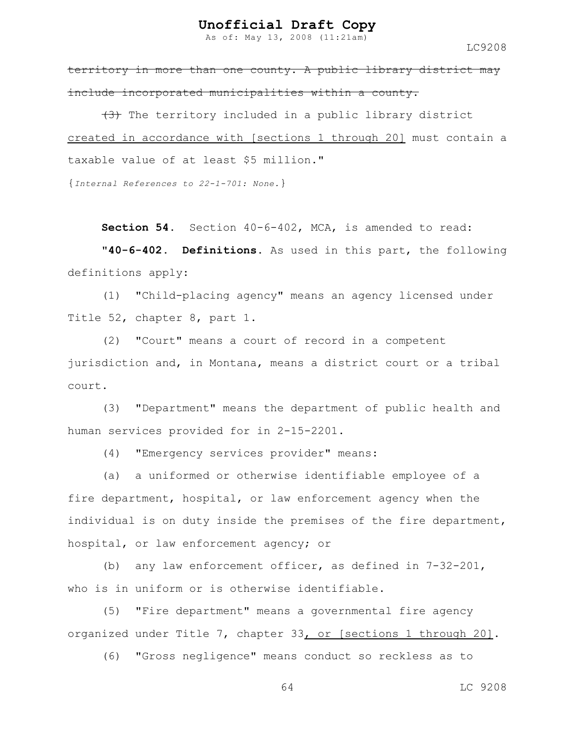~~territory in more than one county. A public library district may include incorporated municipalities within a county.~~

~~(3)~~ The territory included in a public library district <u>created in accordance with [sections 1 through 20]</u> must contain a taxable value of at least $5 million."

{*Internal References to 22-1-701: None.*}

**Section 54.** Section 40-6-402, MCA, is amended to read:

"**40-6-402. Definitions.** As used in this part, the following definitions apply:

(1) "Child-placing agency" means an agency licensed under Title 52, chapter 8, part 1.

(2) "Court" means a court of record in a competent jurisdiction and, in Montana, means a district court or a tribal court.

(3) "Department" means the department of public health and human services provided for in 2-15-2201.

(4) "Emergency services provider" means:

(a) a uniformed or otherwise identifiable employee of a fire department, hospital, or law enforcement agency when the individual is on duty inside the premises of the fire department, hospital, or law enforcement agency; or

(b) any law enforcement officer, as defined in 7-32-201, who is in uniform or is otherwise identifiable.

(5) "Fire department" means a governmental fire agency organized under Title 7, chapter 33<u>, or [sections 1 through 20]</u>.

(6) "Gross negligence" means conduct so reckless as to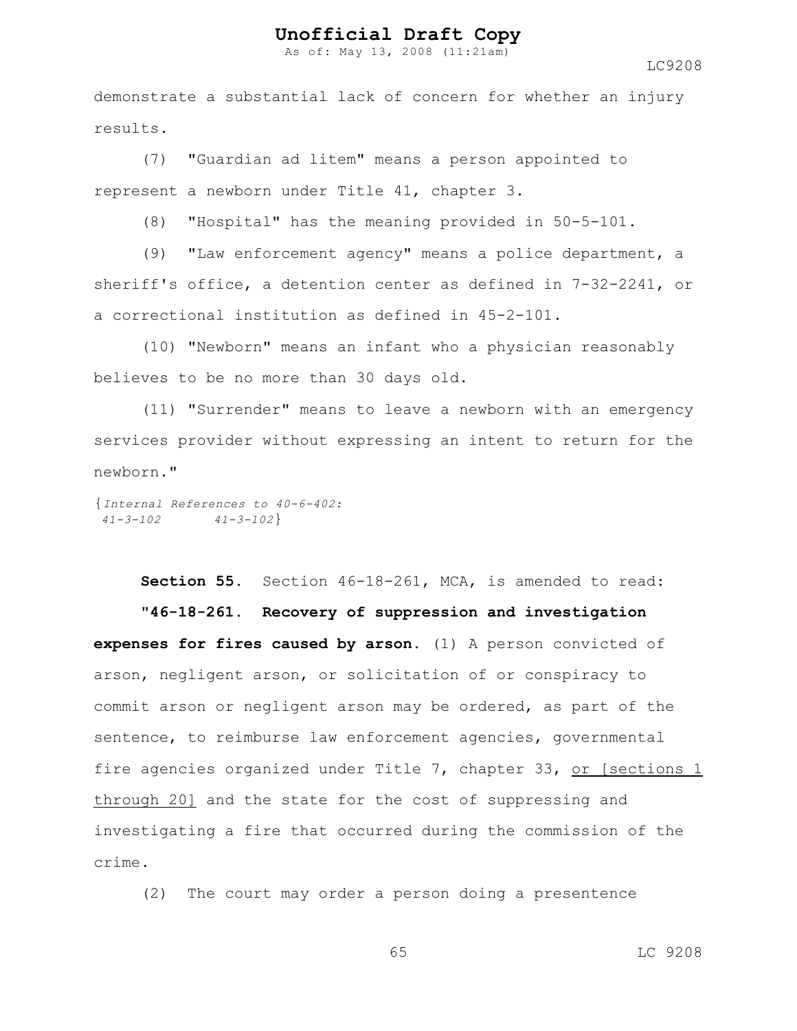demonstrate a substantial lack of concern for whether an injury results.

(7) "Guardian ad litem" means a person appointed to represent a newborn under Title 41, chapter 3.

(8) "Hospital" has the meaning provided in 50-5-101.

(9) "Law enforcement agency" means a police department, a sheriff's office, a detention center as defined in 7-32-2241, or a correctional institution as defined in 45-2-101.

(10) "Newborn" means an infant who a physician reasonably believes to be no more than 30 days old.

(11) "Surrender" means to leave a newborn with an emergency services provider without expressing an intent to return for the newborn."

{*Internal References to 40-6-402:*
*41-3-102 41-3-102*}

**Section 55.** Section 46-18-261, MCA, is amended to read:

**"46-18-261. Recovery of suppression and investigation expenses for fires caused by arson.** (1) A person convicted of arson, negligent arson, or solicitation of or conspiracy to commit arson or negligent arson may be ordered, as part of the sentence, to reimburse law enforcement agencies, governmental fire agencies organized under Title 7, chapter 33, <u>or [sections 1 through 20]</u> and the state for the cost of suppressing and investigating a fire that occurred during the commission of the crime.

(2) The court may order a person doing a presentence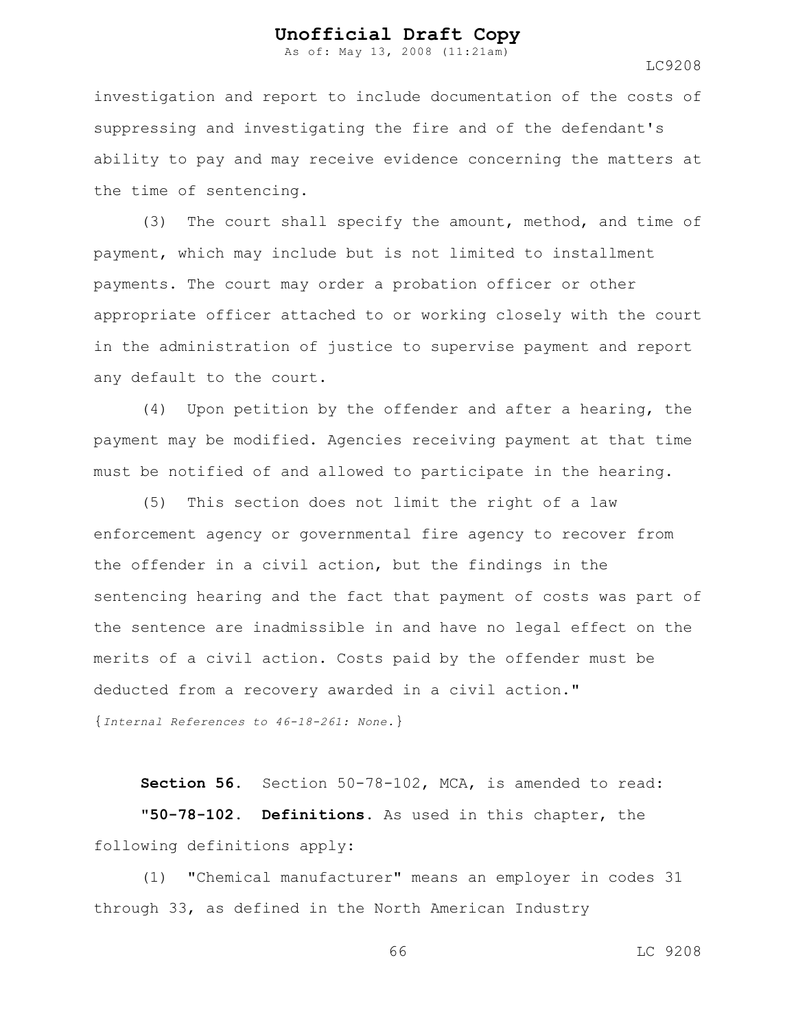investigation and report to include documentation of the costs of suppressing and investigating the fire and of the defendant's ability to pay and may receive evidence concerning the matters at the time of sentencing.

(3) The court shall specify the amount, method, and time of payment, which may include but is not limited to installment payments. The court may order a probation officer or other appropriate officer attached to or working closely with the court in the administration of justice to supervise payment and report any default to the court.

(4) Upon petition by the offender and after a hearing, the payment may be modified. Agencies receiving payment at that time must be notified of and allowed to participate in the hearing.

(5) This section does not limit the right of a law enforcement agency or governmental fire agency to recover from the offender in a civil action, but the findings in the sentencing hearing and the fact that payment of costs was part of the sentence are inadmissible in and have no legal effect on the merits of a civil action. Costs paid by the offender must be deducted from a recovery awarded in a civil action."

{*Internal References to 46-18-261: None.*}

**Section 56.** Section 50-78-102, MCA, is amended to read:

**"50-78-102. Definitions.** As used in this chapter, the following definitions apply:

(1) "Chemical manufacturer" means an employer in codes 31 through 33, as defined in the North American Industry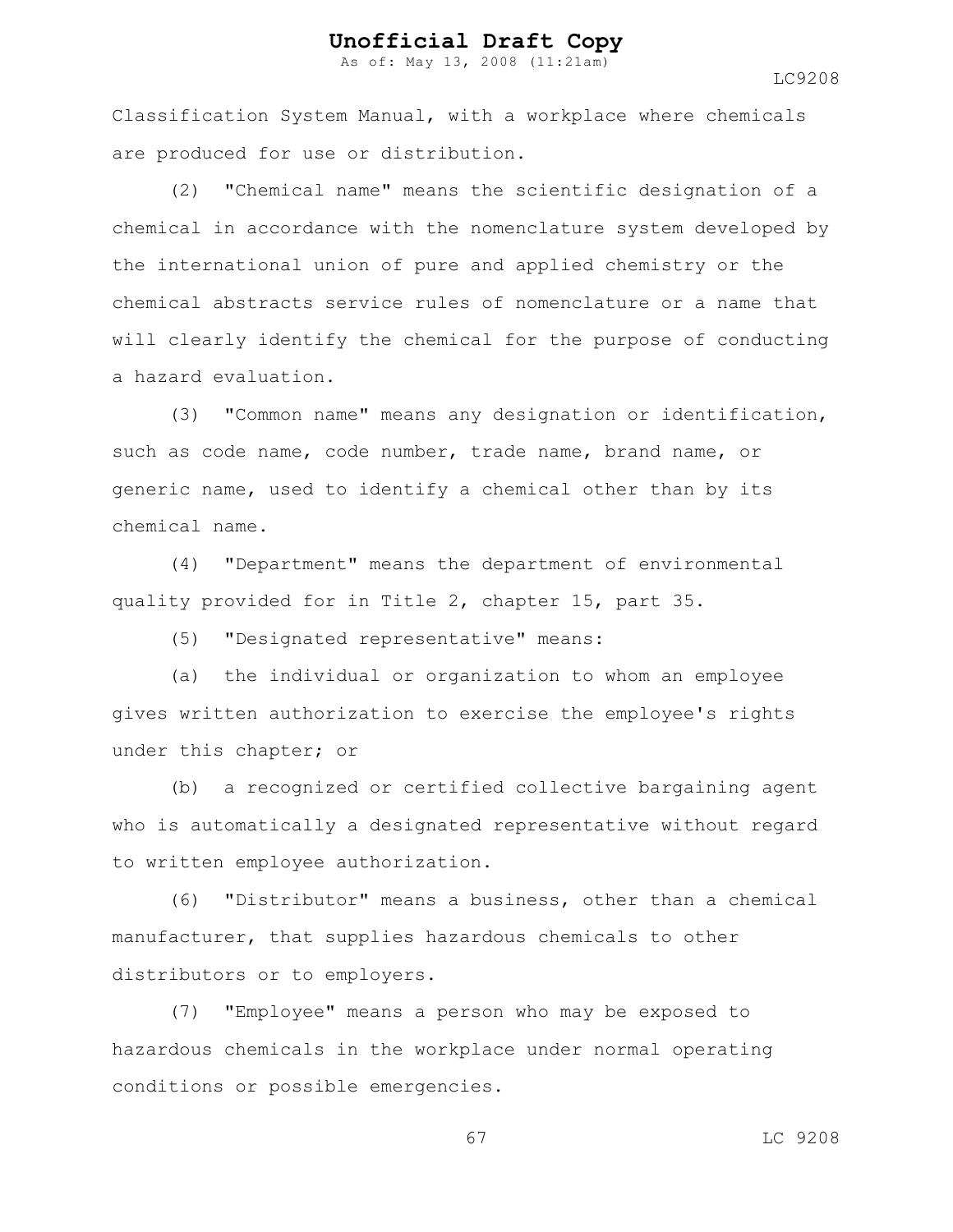Classification System Manual, with a workplace where chemicals are produced for use or distribution.

(2) "Chemical name" means the scientific designation of a chemical in accordance with the nomenclature system developed by the international union of pure and applied chemistry or the chemical abstracts service rules of nomenclature or a name that will clearly identify the chemical for the purpose of conducting a hazard evaluation.

(3) "Common name" means any designation or identification, such as code name, code number, trade name, brand name, or generic name, used to identify a chemical other than by its chemical name.

(4) "Department" means the department of environmental quality provided for in Title 2, chapter 15, part 35.

(5) "Designated representative" means:

(a) the individual or organization to whom an employee gives written authorization to exercise the employee's rights under this chapter; or

(b) a recognized or certified collective bargaining agent who is automatically a designated representative without regard to written employee authorization.

(6) "Distributor" means a business, other than a chemical manufacturer, that supplies hazardous chemicals to other distributors or to employers.

(7) "Employee" means a person who may be exposed to hazardous chemicals in the workplace under normal operating conditions or possible emergencies.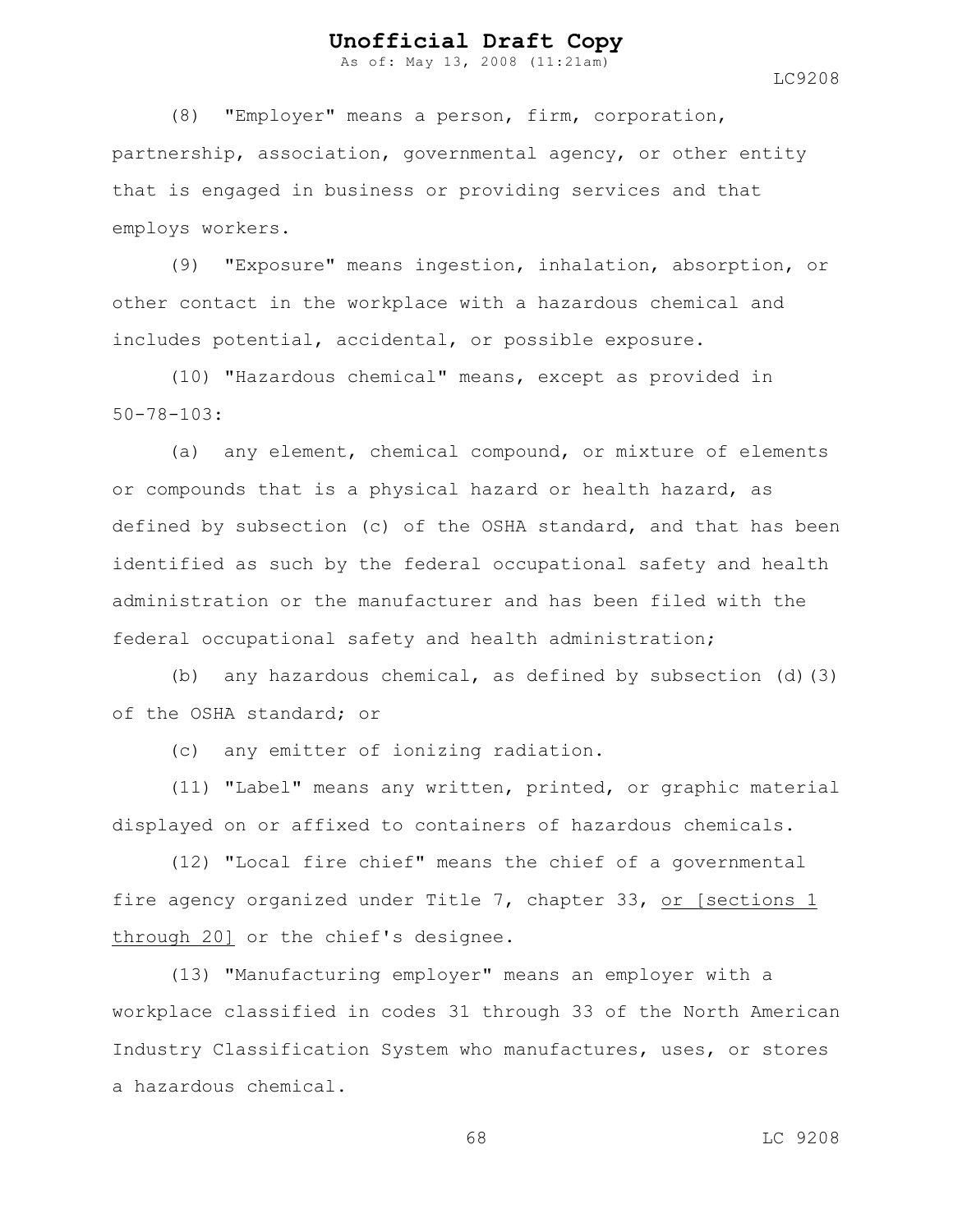(8) "Employer" means a person, firm, corporation, partnership, association, governmental agency, or other entity that is engaged in business or providing services and that employs workers.

(9) "Exposure" means ingestion, inhalation, absorption, or other contact in the workplace with a hazardous chemical and includes potential, accidental, or possible exposure.

(10) "Hazardous chemical" means, except as provided in 50-78-103:

(a) any element, chemical compound, or mixture of elements or compounds that is a physical hazard or health hazard, as defined by subsection (c) of the OSHA standard, and that has been identified as such by the federal occupational safety and health administration or the manufacturer and has been filed with the federal occupational safety and health administration;

(b) any hazardous chemical, as defined by subsection (d)(3) of the OSHA standard; or

(c) any emitter of ionizing radiation.

(11) "Label" means any written, printed, or graphic material displayed on or affixed to containers of hazardous chemicals.

(12) "Local fire chief" means the chief of a governmental fire agency organized under Title 7, chapter 33, <u>or [sections 1 through 20]</u> or the chief's designee.

(13) "Manufacturing employer" means an employer with a workplace classified in codes 31 through 33 of the North American Industry Classification System who manufactures, uses, or stores a hazardous chemical.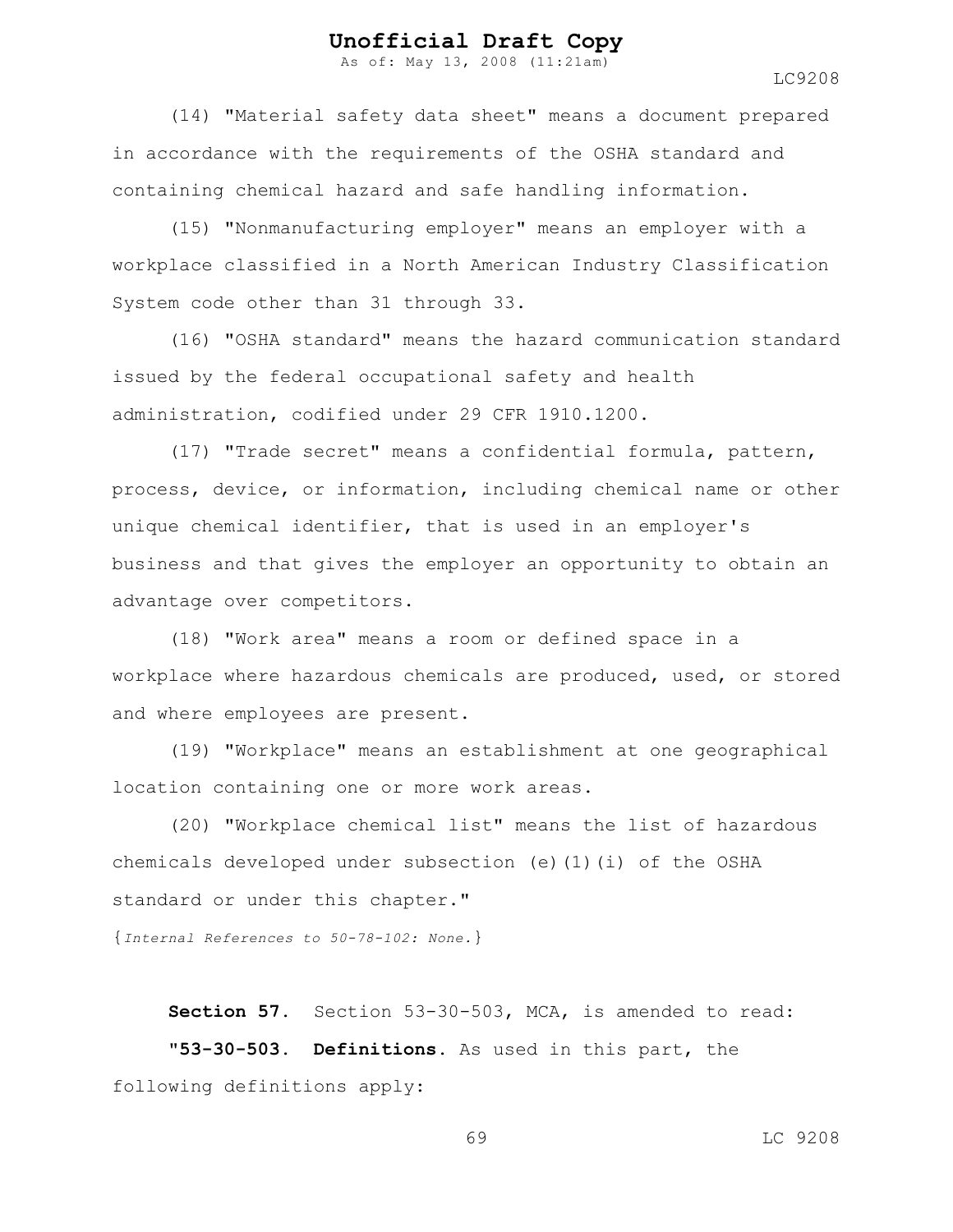(14) "Material safety data sheet" means a document prepared in accordance with the requirements of the OSHA standard and containing chemical hazard and safe handling information.

(15) "Nonmanufacturing employer" means an employer with a workplace classified in a North American Industry Classification System code other than 31 through 33.

(16) "OSHA standard" means the hazard communication standard issued by the federal occupational safety and health administration, codified under 29 CFR 1910.1200.

(17) "Trade secret" means a confidential formula, pattern, process, device, or information, including chemical name or other unique chemical identifier, that is used in an employer's business and that gives the employer an opportunity to obtain an advantage over competitors.

(18) "Work area" means a room or defined space in a workplace where hazardous chemicals are produced, used, or stored and where employees are present.

(19) "Workplace" means an establishment at one geographical location containing one or more work areas.

(20) "Workplace chemical list" means the list of hazardous chemicals developed under subsection (e)(1)(i) of the OSHA standard or under this chapter."

{*Internal References to 50-78-102: None.*}

**Section 57.** Section 53-30-503, MCA, is amended to read:

"**53-30-503. Definitions.** As used in this part, the following definitions apply: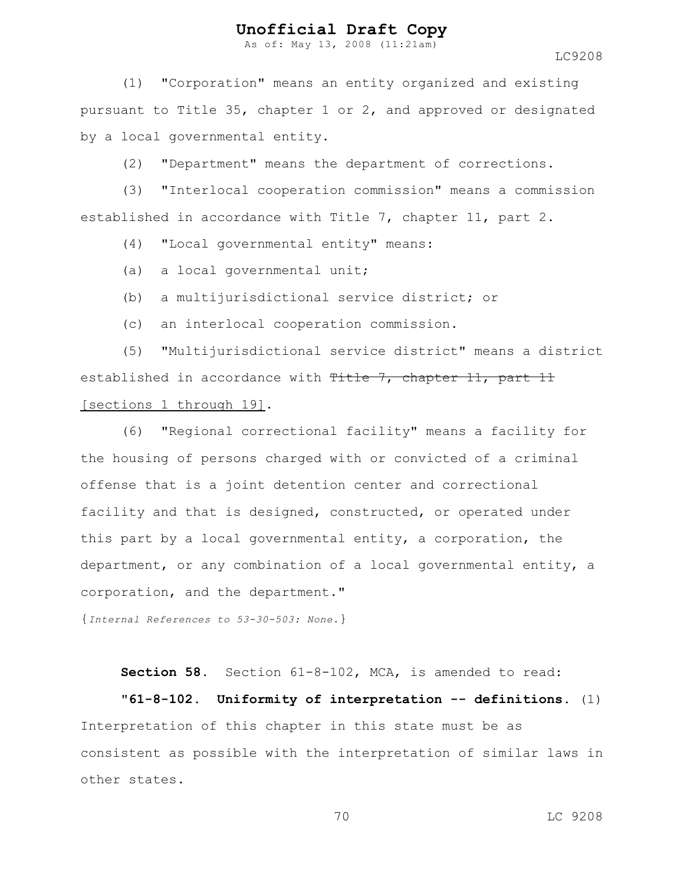(1) "Corporation" means an entity organized and existing pursuant to Title 35, chapter 1 or 2, and approved or designated by a local governmental entity.

(2) "Department" means the department of corrections.

(3) "Interlocal cooperation commission" means a commission established in accordance with Title 7, chapter 11, part 2.

(4) "Local governmental entity" means:

(a) a local governmental unit;

(b) a multijurisdictional service district; or

(c) an interlocal cooperation commission.

(5) "Multijurisdictional service district" means a district established in accordance with ~~Title 7, chapter 11, part 11~~ [sections 1 through 19].

(6) "Regional correctional facility" means a facility for the housing of persons charged with or convicted of a criminal offense that is a joint detention center and correctional facility and that is designed, constructed, or operated under this part by a local governmental entity, a corporation, the department, or any combination of a local governmental entity, a corporation, and the department."

{*Internal References to 53-30-503: None.*}

**Section 58.** Section 61-8-102, MCA, is amended to read:

**"61-8-102. Uniformity of interpretation -- definitions.** (1) Interpretation of this chapter in this state must be as consistent as possible with the interpretation of similar laws in other states.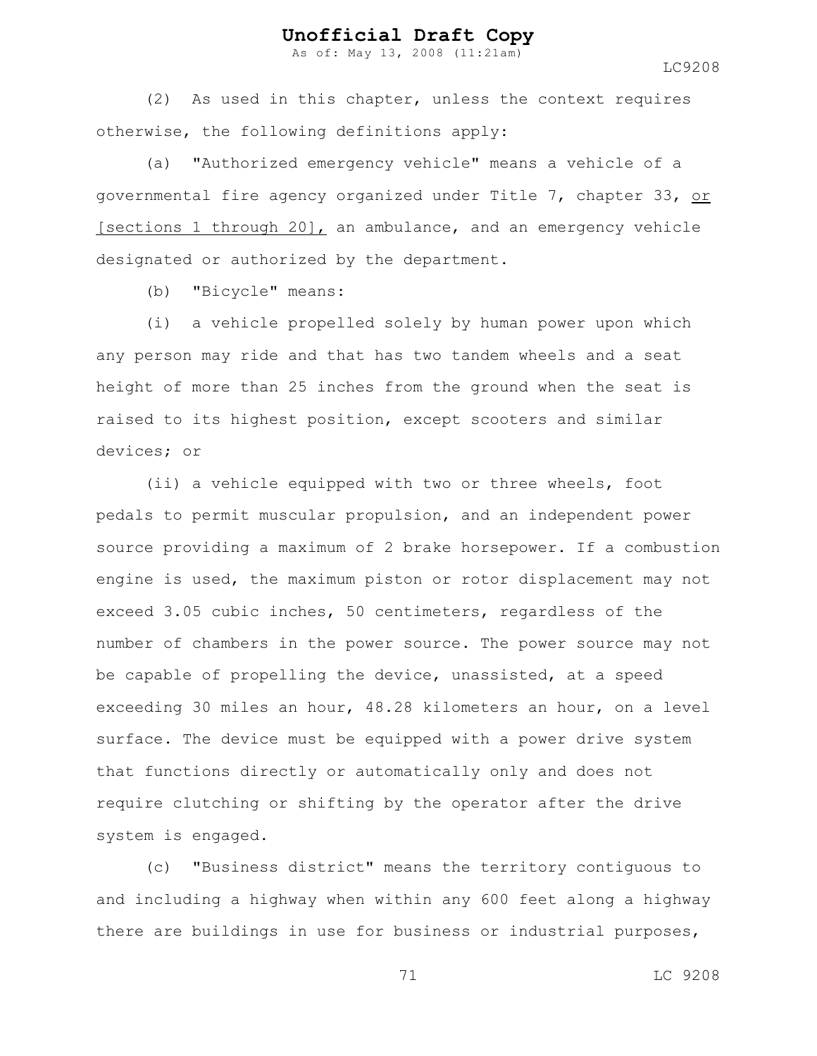(2) As used in this chapter, unless the context requires otherwise, the following definitions apply:

(a) "Authorized emergency vehicle" means a vehicle of a governmental fire agency organized under Title 7, chapter 33, <u>or [sections 1 through 20],</u> an ambulance, and an emergency vehicle designated or authorized by the department.

(b) "Bicycle" means:

(i) a vehicle propelled solely by human power upon which any person may ride and that has two tandem wheels and a seat height of more than 25 inches from the ground when the seat is raised to its highest position, except scooters and similar devices; or

(ii) a vehicle equipped with two or three wheels, foot pedals to permit muscular propulsion, and an independent power source providing a maximum of 2 brake horsepower. If a combustion engine is used, the maximum piston or rotor displacement may not exceed 3.05 cubic inches, 50 centimeters, regardless of the number of chambers in the power source. The power source may not be capable of propelling the device, unassisted, at a speed exceeding 30 miles an hour, 48.28 kilometers an hour, on a level surface. The device must be equipped with a power drive system that functions directly or automatically only and does not require clutching or shifting by the operator after the drive system is engaged.

(c) "Business district" means the territory contiguous to and including a highway when within any 600 feet along a highway there are buildings in use for business or industrial purposes,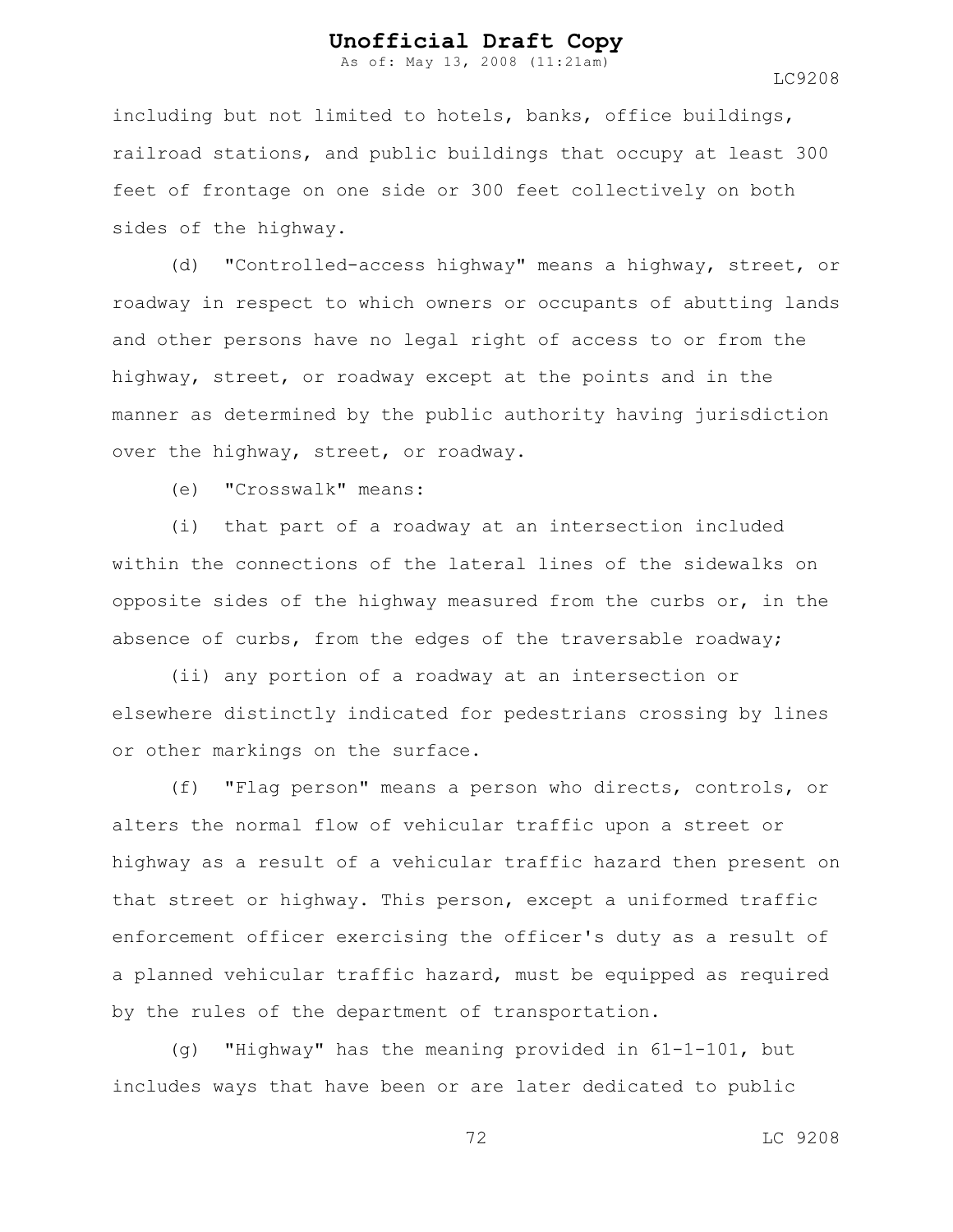including but not limited to hotels, banks, office buildings, railroad stations, and public buildings that occupy at least 300 feet of frontage on one side or 300 feet collectively on both sides of the highway.

(d) "Controlled-access highway" means a highway, street, or roadway in respect to which owners or occupants of abutting lands and other persons have no legal right of access to or from the highway, street, or roadway except at the points and in the manner as determined by the public authority having jurisdiction over the highway, street, or roadway.

(e) "Crosswalk" means:

(i) that part of a roadway at an intersection included within the connections of the lateral lines of the sidewalks on opposite sides of the highway measured from the curbs or, in the absence of curbs, from the edges of the traversable roadway;

(ii) any portion of a roadway at an intersection or elsewhere distinctly indicated for pedestrians crossing by lines or other markings on the surface.

(f) "Flag person" means a person who directs, controls, or alters the normal flow of vehicular traffic upon a street or highway as a result of a vehicular traffic hazard then present on that street or highway. This person, except a uniformed traffic enforcement officer exercising the officer's duty as a result of a planned vehicular traffic hazard, must be equipped as required by the rules of the department of transportation.

(g) "Highway" has the meaning provided in 61-1-101, but includes ways that have been or are later dedicated to public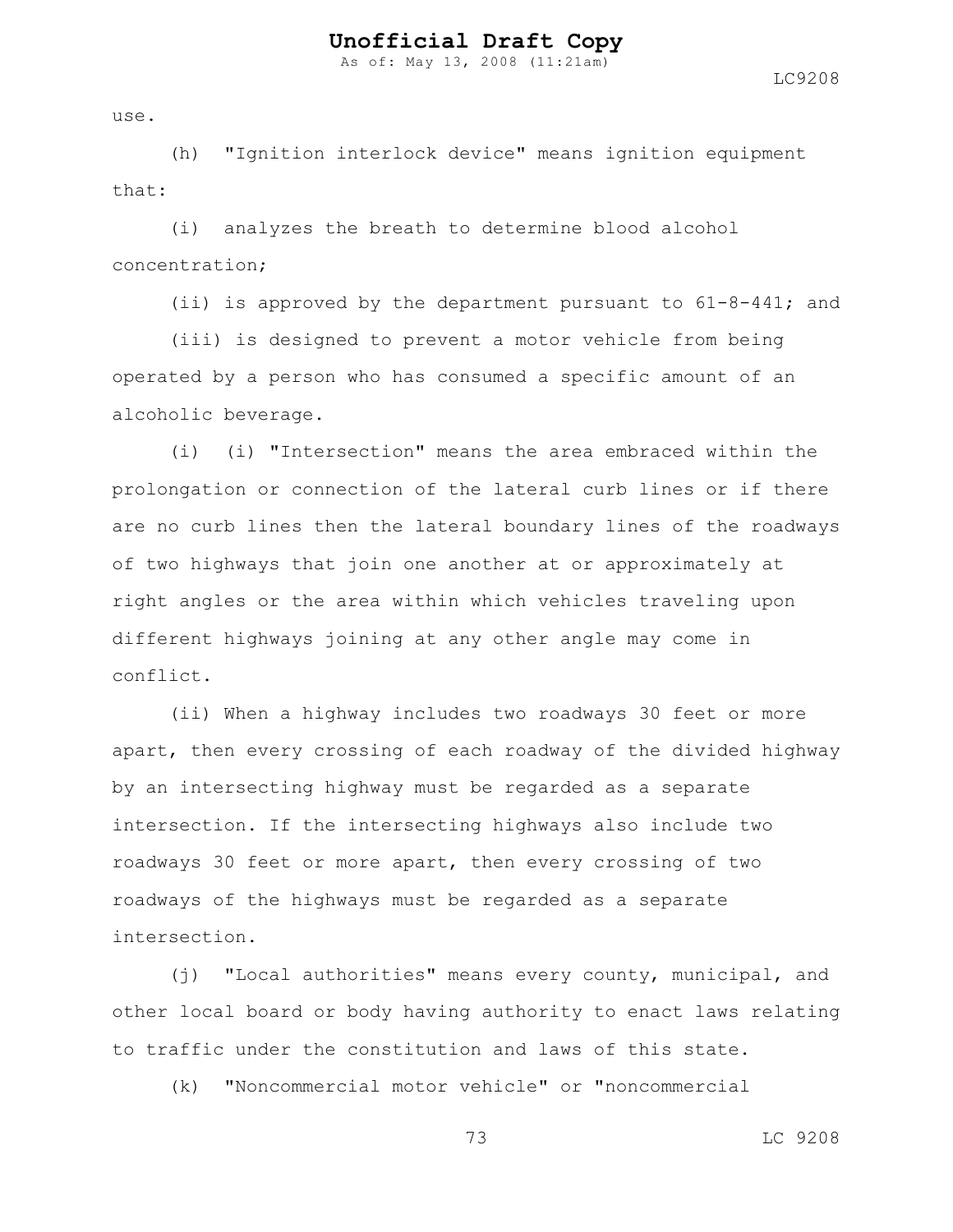use.

(h) "Ignition interlock device" means ignition equipment that:

(i) analyzes the breath to determine blood alcohol concentration;

(ii) is approved by the department pursuant to 61-8-441; and

(iii) is designed to prevent a motor vehicle from being operated by a person who has consumed a specific amount of an alcoholic beverage.

(i) (i) "Intersection" means the area embraced within the prolongation or connection of the lateral curb lines or if there are no curb lines then the lateral boundary lines of the roadways of two highways that join one another at or approximately at right angles or the area within which vehicles traveling upon different highways joining at any other angle may come in conflict.

(ii) When a highway includes two roadways 30 feet or more apart, then every crossing of each roadway of the divided highway by an intersecting highway must be regarded as a separate intersection. If the intersecting highways also include two roadways 30 feet or more apart, then every crossing of two roadways of the highways must be regarded as a separate intersection.

(j) "Local authorities" means every county, municipal, and other local board or body having authority to enact laws relating to traffic under the constitution and laws of this state.

(k) "Noncommercial motor vehicle" or "noncommercial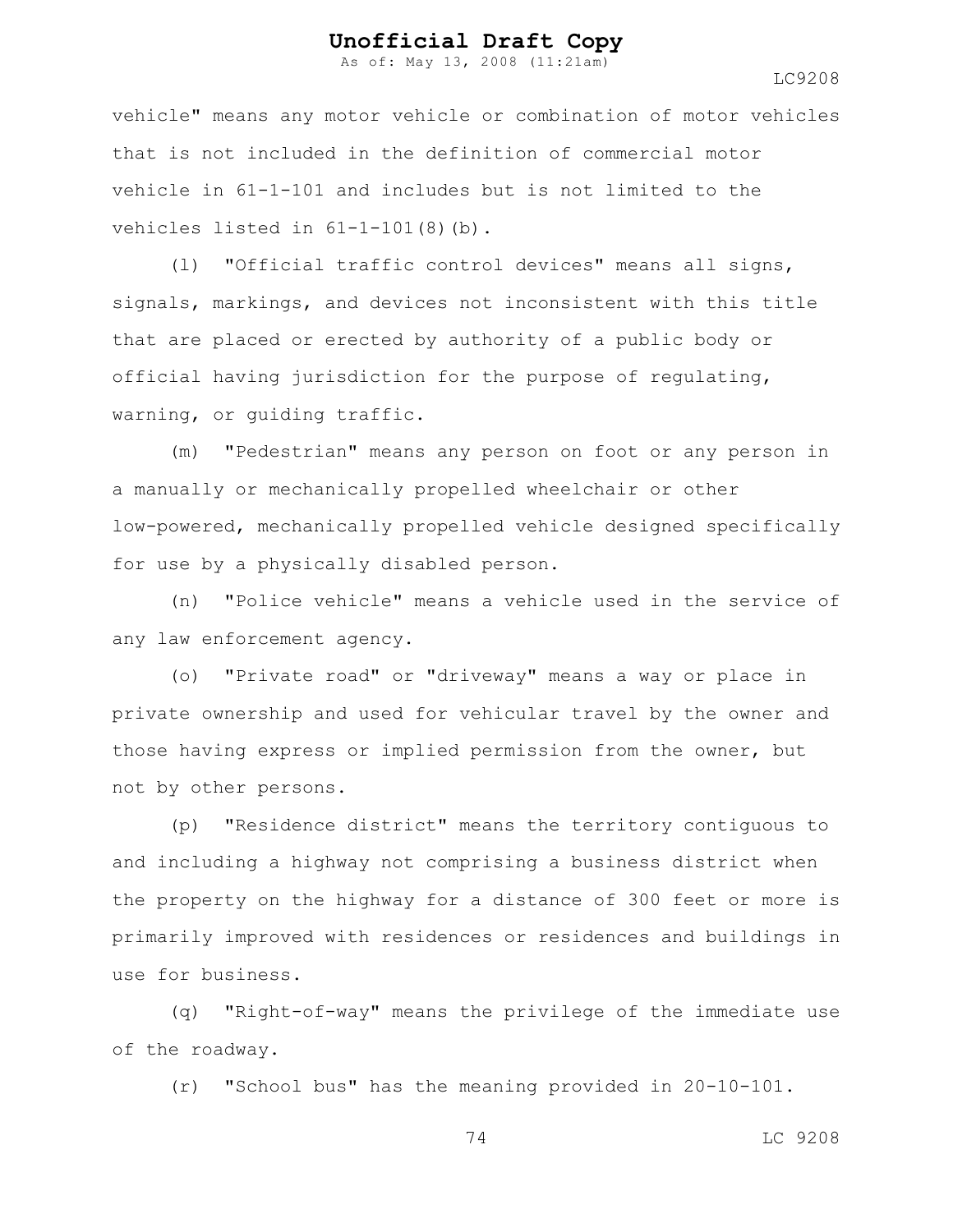vehicle" means any motor vehicle or combination of motor vehicles that is not included in the definition of commercial motor vehicle in 61-1-101 and includes but is not limited to the vehicles listed in 61-1-101(8)(b).

(l) "Official traffic control devices" means all signs, signals, markings, and devices not inconsistent with this title that are placed or erected by authority of a public body or official having jurisdiction for the purpose of regulating, warning, or guiding traffic.

(m) "Pedestrian" means any person on foot or any person in a manually or mechanically propelled wheelchair or other low-powered, mechanically propelled vehicle designed specifically for use by a physically disabled person.

(n) "Police vehicle" means a vehicle used in the service of any law enforcement agency.

(o) "Private road" or "driveway" means a way or place in private ownership and used for vehicular travel by the owner and those having express or implied permission from the owner, but not by other persons.

(p) "Residence district" means the territory contiguous to and including a highway not comprising a business district when the property on the highway for a distance of 300 feet or more is primarily improved with residences or residences and buildings in use for business.

(q) "Right-of-way" means the privilege of the immediate use of the roadway.

(r) "School bus" has the meaning provided in 20-10-101.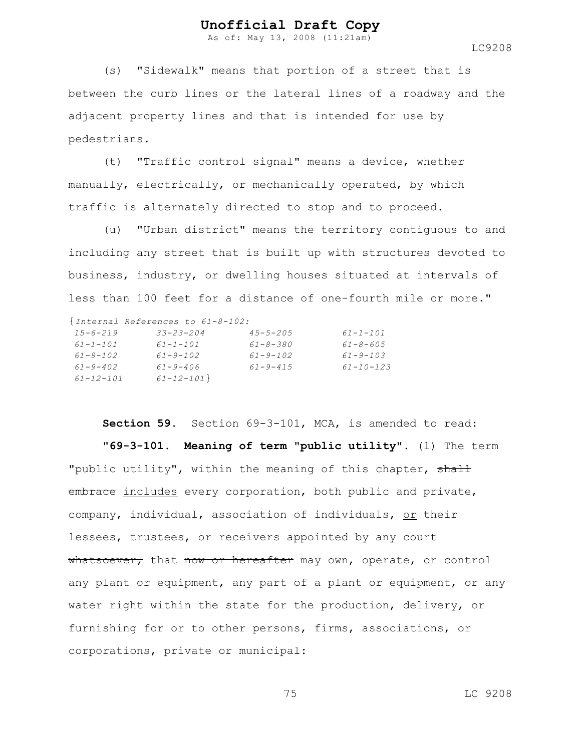(s) "Sidewalk" means that portion of a street that is between the curb lines or the lateral lines of a roadway and the adjacent property lines and that is intended for use by pedestrians.

(t) "Traffic control signal" means a device, whether manually, electrically, or mechanically operated, by which traffic is alternately directed to stop and to proceed.

(u) "Urban district" means the territory contiguous to and including any street that is built up with structures devoted to business, industry, or dwelling houses situated at intervals of less than 100 feet for a distance of one-fourth mile or more."

{*Internal References to 61-8-102:*

| | | | |
|---|---|---|---|
| *15-6-219* | *33-23-204* | *45-5-205* | *61-1-101* |
| *61-1-101* | *61-1-101* | *61-8-380* | *61-8-605* |
| *61-9-102* | *61-9-102* | *61-9-102* | *61-9-103* |
| *61-9-402* | *61-9-406* | *61-9-415* | *61-10-123* |
| *61-12-101* | *61-12-101*} | | |

**Section 59.** Section 69-3-101, MCA, is amended to read:

**"69-3-101. Meaning of term "public utility".** (1) The term "public utility", within the meaning of this chapter, ~~shall embrace~~ includes every corporation, both public and private, company, individual, association of individuals, or their lessees, trustees, or receivers appointed by any court ~~whatsoever,~~ that ~~now or hereafter~~ may own, operate, or control any plant or equipment, any part of a plant or equipment, or any water right within the state for the production, delivery, or furnishing for or to other persons, firms, associations, or corporations, private or municipal: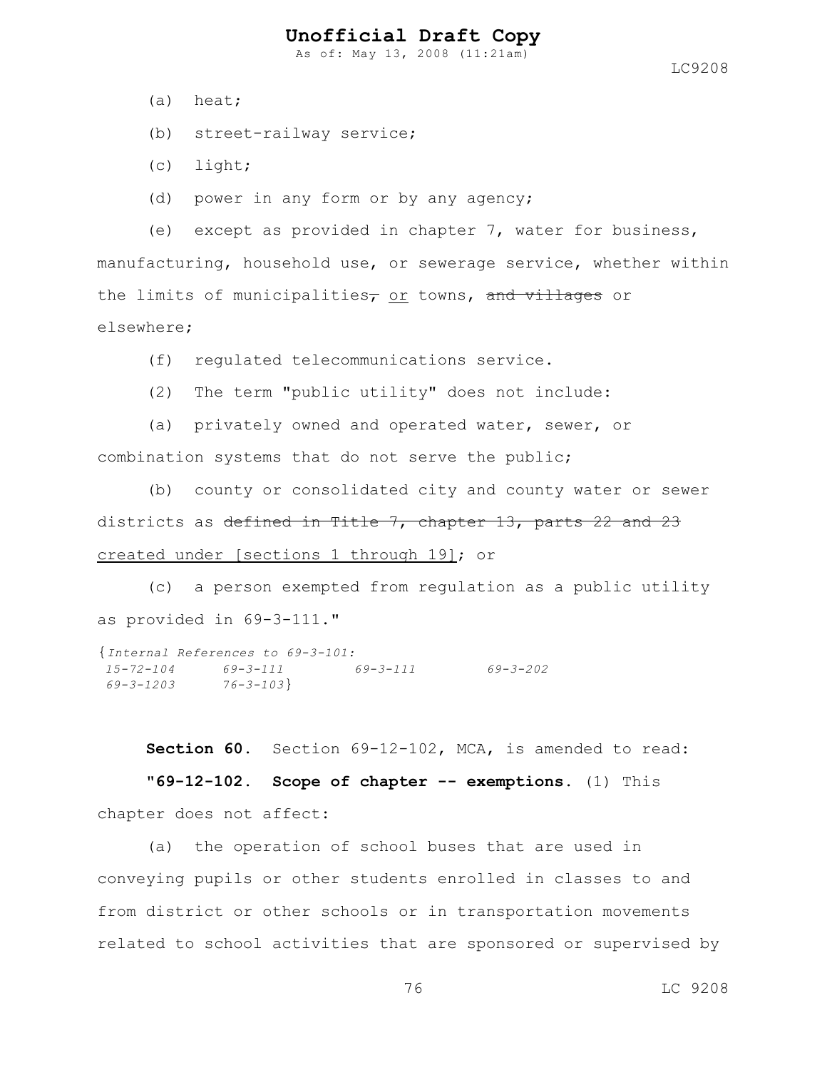(a) heat;

(b) street-railway service;

(c) light;

(d) power in any form or by any agency;

(e) except as provided in chapter 7, water for business, manufacturing, household use, or sewerage service, whether within the limits of municipalities~~,~~ <u>or</u> towns, ~~and villages~~ or elsewhere;

(f) regulated telecommunications service.

(2) The term "public utility" does not include:

(a) privately owned and operated water, sewer, or combination systems that do not serve the public;

(b) county or consolidated city and county water or sewer districts as ~~defined in Title 7, chapter 13, parts 22 and 23~~ <u>created under [sections 1 through 19]</u>; or

(c) a person exempted from regulation as a public utility as provided in 69-3-111."

{*Internal References to 69-3-101:*
*15-72-104 69-3-111 69-3-111 69-3-202*
*69-3-1203 76-3-103*}

**Section 60.** Section 69-12-102, MCA, is amended to read:

**"69-12-102. Scope of chapter -- exemptions.** (1) This chapter does not affect:

(a) the operation of school buses that are used in conveying pupils or other students enrolled in classes to and from district or other schools or in transportation movements related to school activities that are sponsored or supervised by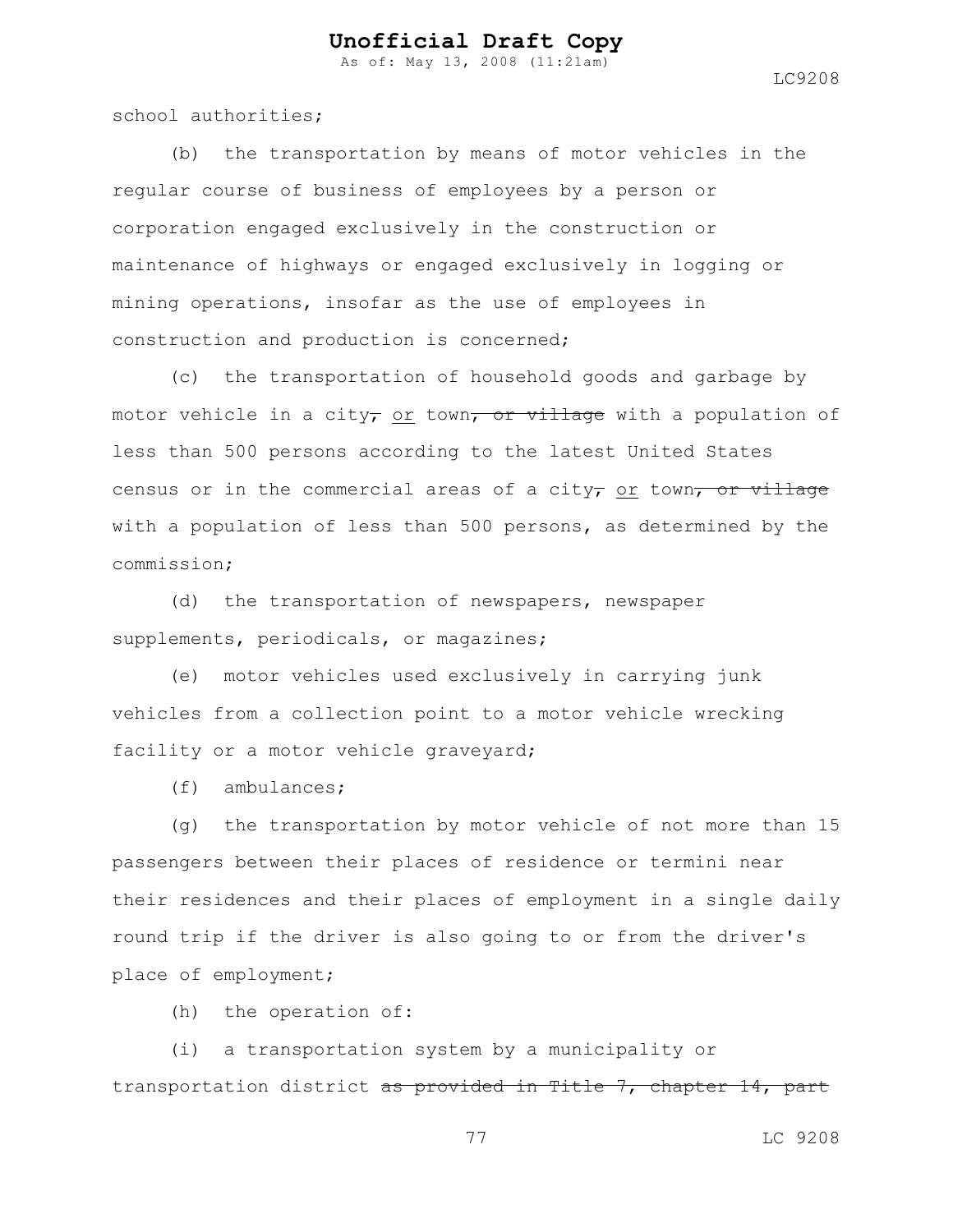school authorities;

(b) the transportation by means of motor vehicles in the regular course of business of employees by a person or corporation engaged exclusively in the construction or maintenance of highways or engaged exclusively in logging or mining operations, insofar as the use of employees in construction and production is concerned;

(c) the transportation of household goods and garbage by motor vehicle in a city~~,~~ <u>or</u> town~~, or village~~ with a population of less than 500 persons according to the latest United States census or in the commercial areas of a city~~,~~ <u>or</u> town~~, or village~~ with a population of less than 500 persons, as determined by the commission;

(d) the transportation of newspapers, newspaper supplements, periodicals, or magazines;

(e) motor vehicles used exclusively in carrying junk vehicles from a collection point to a motor vehicle wrecking facility or a motor vehicle graveyard;

(f) ambulances;

(g) the transportation by motor vehicle of not more than 15 passengers between their places of residence or termini near their residences and their places of employment in a single daily round trip if the driver is also going to or from the driver's place of employment;

(h) the operation of:

(i) a transportation system by a municipality or transportation district ~~as provided in Title 7, chapter 14, part~~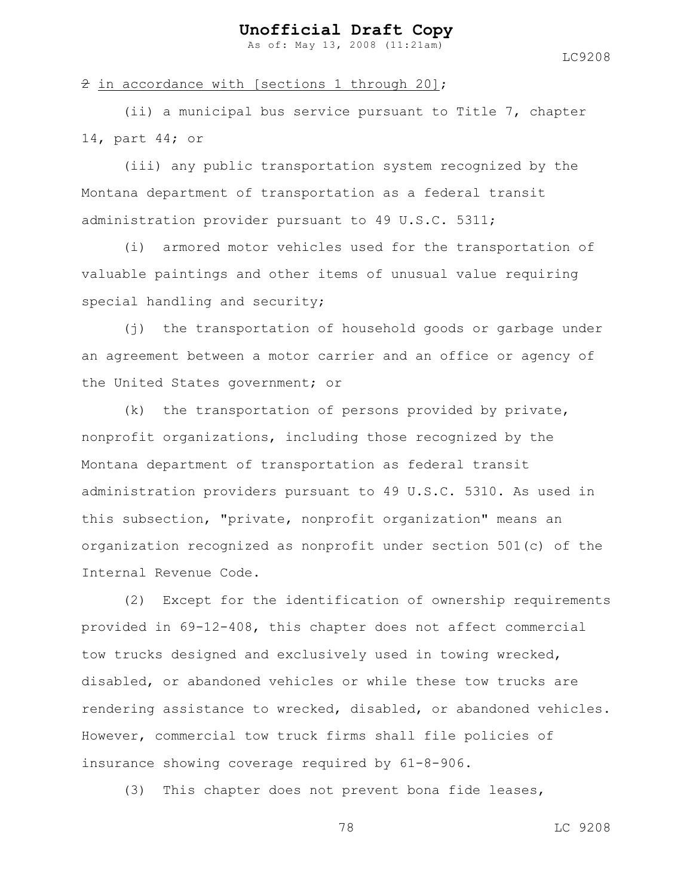~~2~~ in accordance with [sections 1 through 20];

(ii) a municipal bus service pursuant to Title 7, chapter 14, part 44; or

(iii) any public transportation system recognized by the Montana department of transportation as a federal transit administration provider pursuant to 49 U.S.C. 5311;

(i) armored motor vehicles used for the transportation of valuable paintings and other items of unusual value requiring special handling and security;

(j) the transportation of household goods or garbage under an agreement between a motor carrier and an office or agency of the United States government; or

(k) the transportation of persons provided by private, nonprofit organizations, including those recognized by the Montana department of transportation as federal transit administration providers pursuant to 49 U.S.C. 5310. As used in this subsection, "private, nonprofit organization" means an organization recognized as nonprofit under section 501(c) of the Internal Revenue Code.

(2) Except for the identification of ownership requirements provided in 69-12-408, this chapter does not affect commercial tow trucks designed and exclusively used in towing wrecked, disabled, or abandoned vehicles or while these tow trucks are rendering assistance to wrecked, disabled, or abandoned vehicles. However, commercial tow truck firms shall file policies of insurance showing coverage required by 61-8-906.

(3) This chapter does not prevent bona fide leases,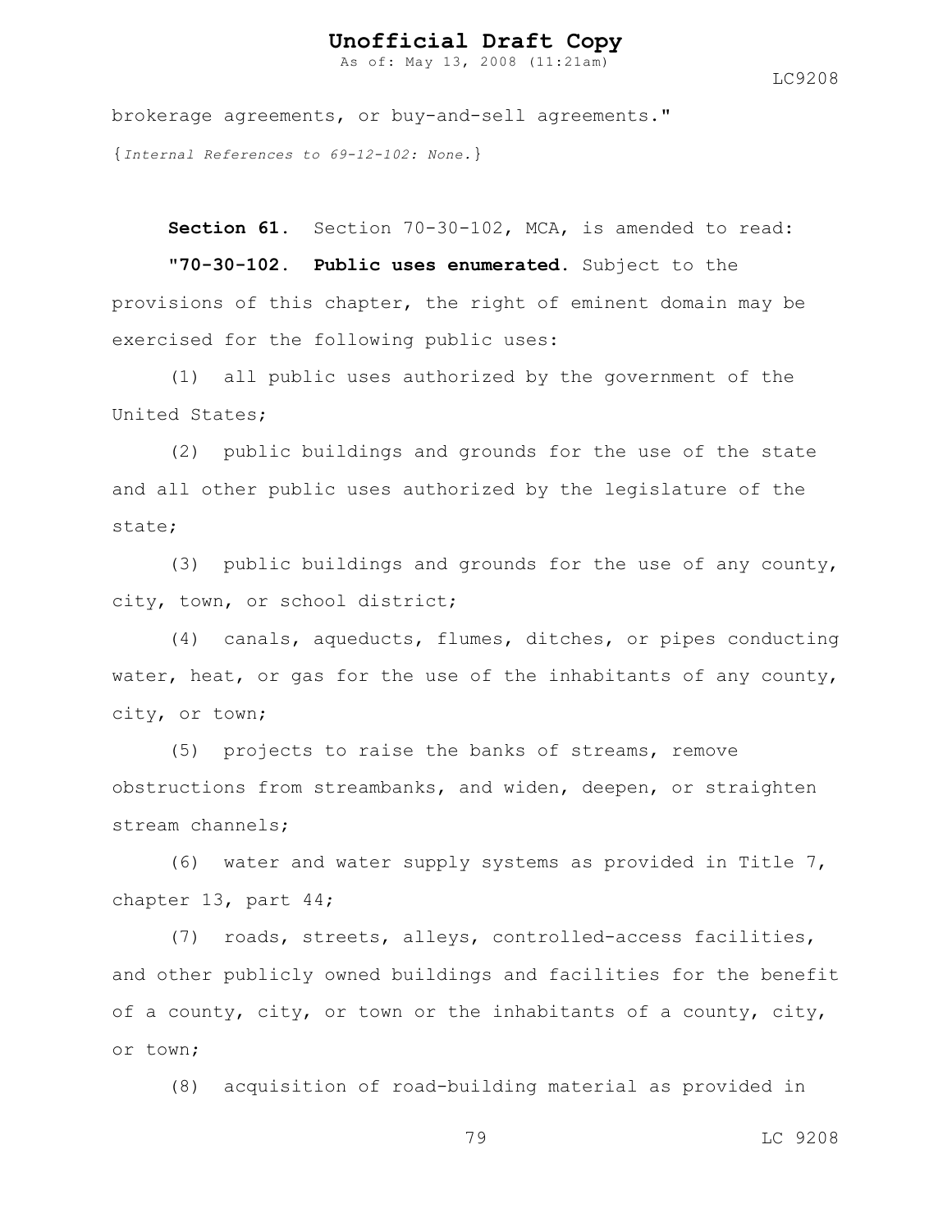brokerage agreements, or buy-and-sell agreements."

{*Internal References to 69-12-102: None.*}

**Section 61.** Section 70-30-102, MCA, is amended to read:

**"70-30-102. Public uses enumerated.** Subject to the provisions of this chapter, the right of eminent domain may be exercised for the following public uses:

(1) all public uses authorized by the government of the United States;

(2) public buildings and grounds for the use of the state and all other public uses authorized by the legislature of the state;

(3) public buildings and grounds for the use of any county, city, town, or school district;

(4) canals, aqueducts, flumes, ditches, or pipes conducting water, heat, or gas for the use of the inhabitants of any county, city, or town;

(5) projects to raise the banks of streams, remove obstructions from streambanks, and widen, deepen, or straighten stream channels;

(6) water and water supply systems as provided in Title 7, chapter 13, part 44;

(7) roads, streets, alleys, controlled-access facilities, and other publicly owned buildings and facilities for the benefit of a county, city, or town or the inhabitants of a county, city, or town;

(8) acquisition of road-building material as provided in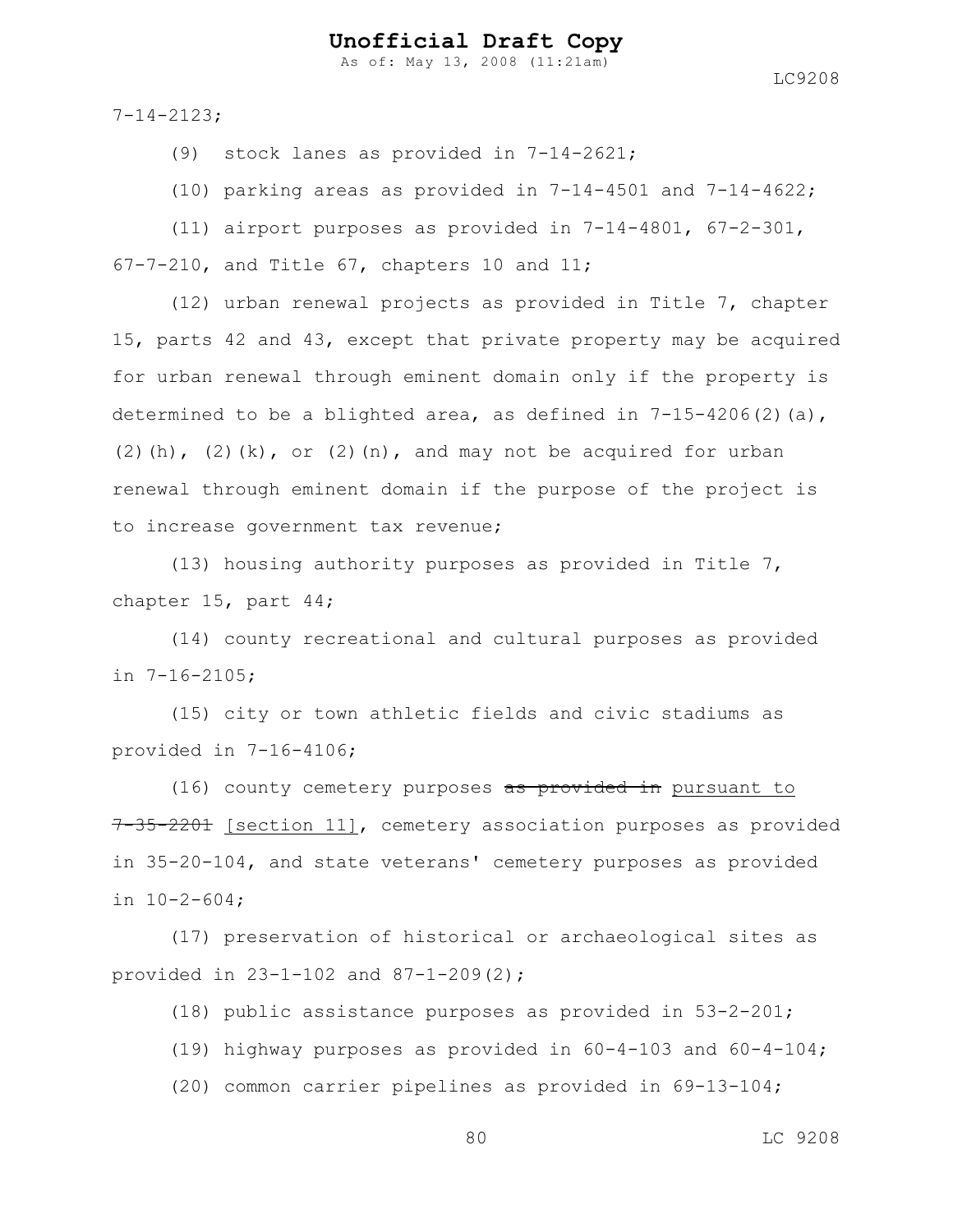7-14-2123;

(9) stock lanes as provided in 7-14-2621;

(10) parking areas as provided in 7-14-4501 and 7-14-4622;

(11) airport purposes as provided in 7-14-4801, 67-2-301, 67-7-210, and Title 67, chapters 10 and 11;

(12) urban renewal projects as provided in Title 7, chapter 15, parts 42 and 43, except that private property may be acquired for urban renewal through eminent domain only if the property is determined to be a blighted area, as defined in 7-15-4206(2)(a), (2)(h), (2)(k), or (2)(n), and may not be acquired for urban renewal through eminent domain if the purpose of the project is to increase government tax revenue;

(13) housing authority purposes as provided in Title 7, chapter 15, part 44;

(14) county recreational and cultural purposes as provided in 7-16-2105;

(15) city or town athletic fields and civic stadiums as provided in 7-16-4106;

(16) county cemetery purposes ~~as provided in~~ <u>pursuant to</u> ~~7-35-2201~~ <u>[section 11]</u>, cemetery association purposes as provided in 35-20-104, and state veterans' cemetery purposes as provided in 10-2-604;

(17) preservation of historical or archaeological sites as provided in 23-1-102 and 87-1-209(2);

(18) public assistance purposes as provided in 53-2-201;

(19) highway purposes as provided in 60-4-103 and 60-4-104;

(20) common carrier pipelines as provided in 69-13-104;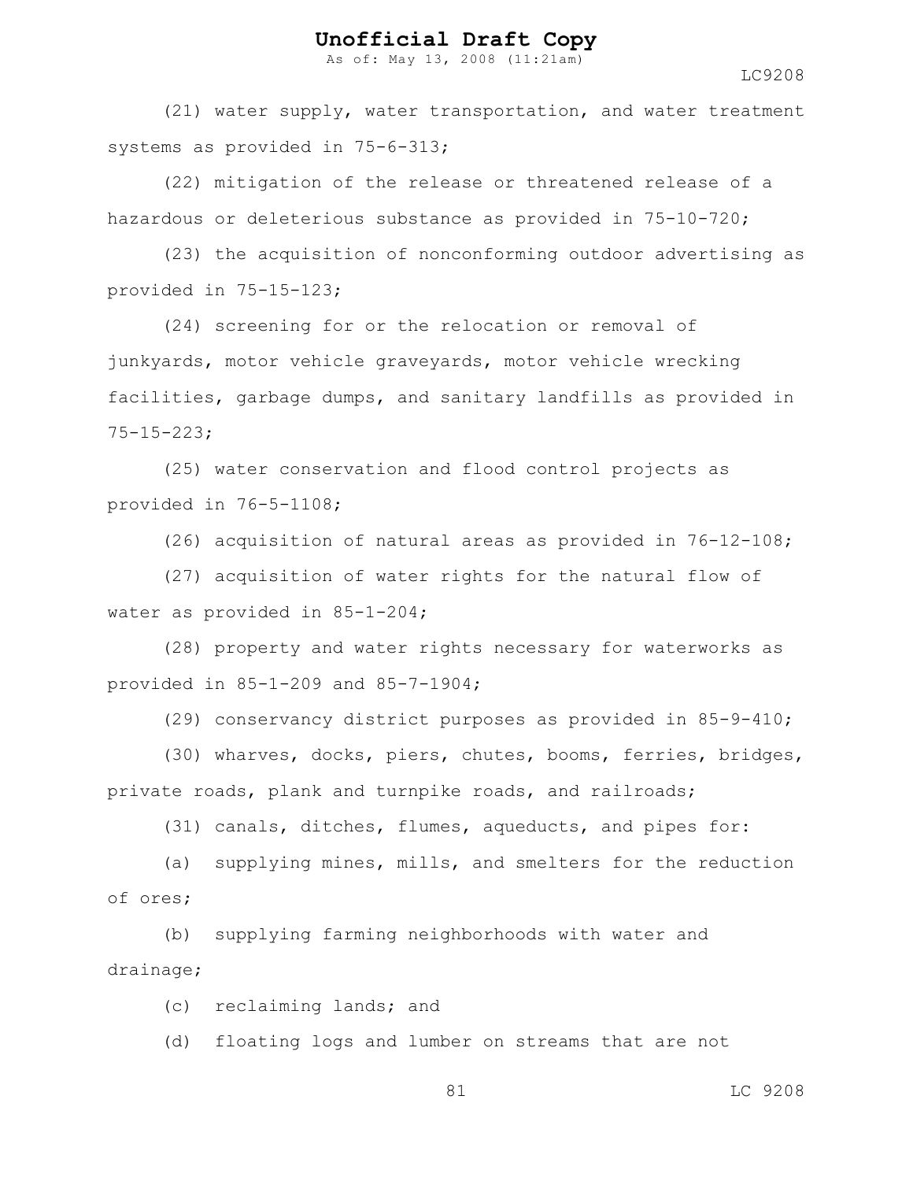(21) water supply, water transportation, and water treatment systems as provided in 75-6-313;

(22) mitigation of the release or threatened release of a hazardous or deleterious substance as provided in 75-10-720;

(23) the acquisition of nonconforming outdoor advertising as provided in 75-15-123;

(24) screening for or the relocation or removal of junkyards, motor vehicle graveyards, motor vehicle wrecking facilities, garbage dumps, and sanitary landfills as provided in 75-15-223;

(25) water conservation and flood control projects as provided in 76-5-1108;

(26) acquisition of natural areas as provided in 76-12-108;

(27) acquisition of water rights for the natural flow of water as provided in 85-1-204;

(28) property and water rights necessary for waterworks as provided in 85-1-209 and 85-7-1904;

(29) conservancy district purposes as provided in 85-9-410;

(30) wharves, docks, piers, chutes, booms, ferries, bridges, private roads, plank and turnpike roads, and railroads;

(31) canals, ditches, flumes, aqueducts, and pipes for:

(a) supplying mines, mills, and smelters for the reduction of ores;

(b) supplying farming neighborhoods with water and drainage;

(c) reclaiming lands; and

(d) floating logs and lumber on streams that are not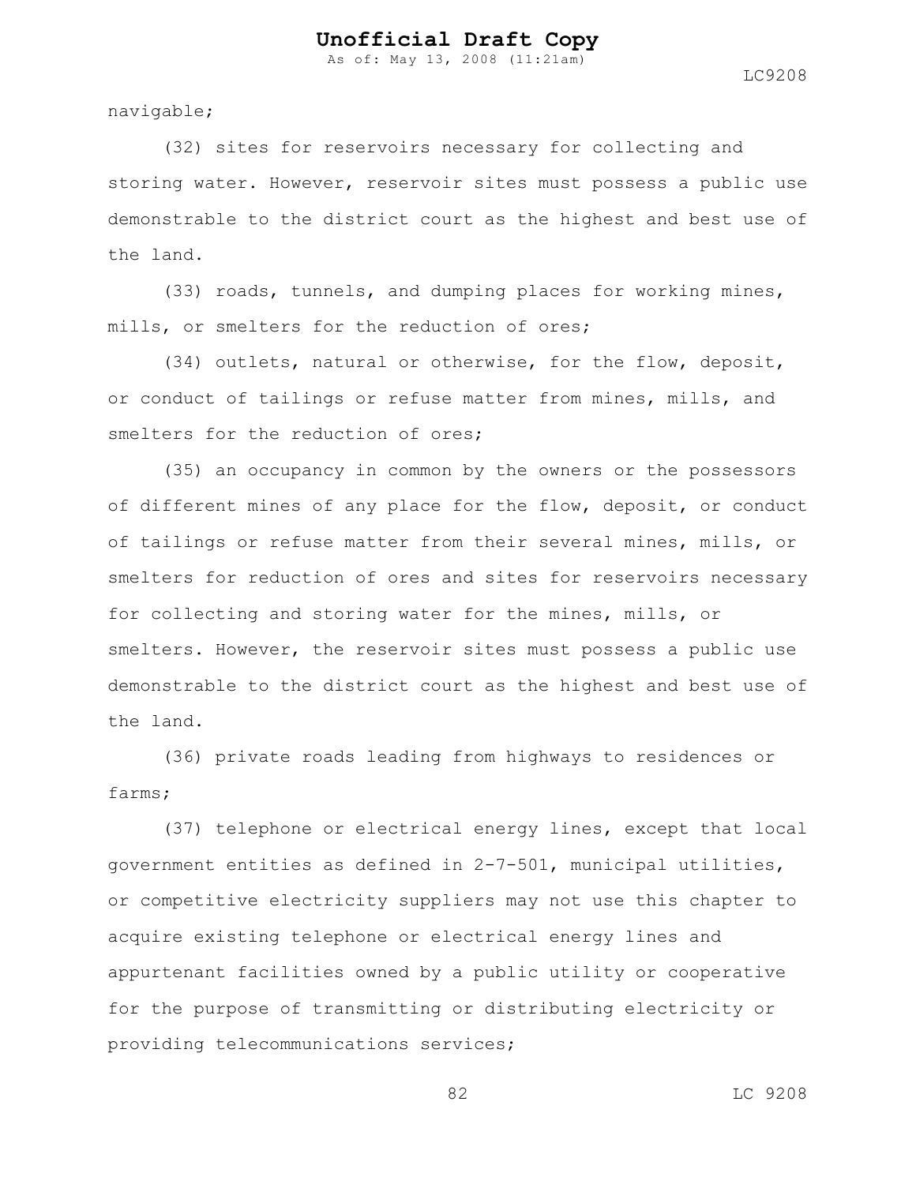navigable;

(32) sites for reservoirs necessary for collecting and storing water. However, reservoir sites must possess a public use demonstrable to the district court as the highest and best use of the land.

(33) roads, tunnels, and dumping places for working mines, mills, or smelters for the reduction of ores;

(34) outlets, natural or otherwise, for the flow, deposit, or conduct of tailings or refuse matter from mines, mills, and smelters for the reduction of ores;

(35) an occupancy in common by the owners or the possessors of different mines of any place for the flow, deposit, or conduct of tailings or refuse matter from their several mines, mills, or smelters for reduction of ores and sites for reservoirs necessary for collecting and storing water for the mines, mills, or smelters. However, the reservoir sites must possess a public use demonstrable to the district court as the highest and best use of the land.

(36) private roads leading from highways to residences or farms;

(37) telephone or electrical energy lines, except that local government entities as defined in 2-7-501, municipal utilities, or competitive electricity suppliers may not use this chapter to acquire existing telephone or electrical energy lines and appurtenant facilities owned by a public utility or cooperative for the purpose of transmitting or distributing electricity or providing telecommunications services;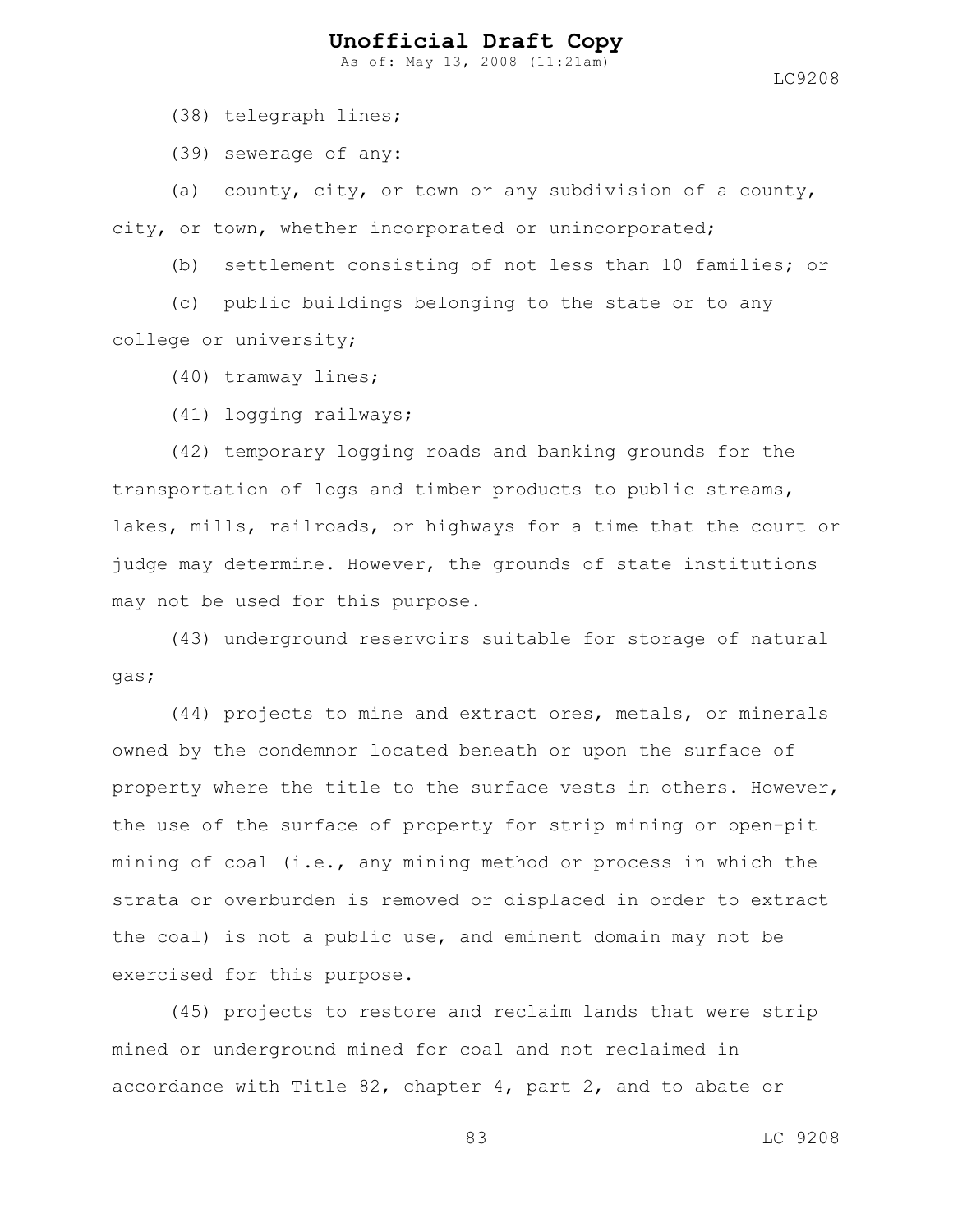(38) telegraph lines;

(39) sewerage of any:

(a) county, city, or town or any subdivision of a county, city, or town, whether incorporated or unincorporated;

(b) settlement consisting of not less than 10 families; or

(c) public buildings belonging to the state or to any college or university;

(40) tramway lines;

(41) logging railways;

(42) temporary logging roads and banking grounds for the transportation of logs and timber products to public streams, lakes, mills, railroads, or highways for a time that the court or judge may determine. However, the grounds of state institutions may not be used for this purpose.

(43) underground reservoirs suitable for storage of natural gas;

(44) projects to mine and extract ores, metals, or minerals owned by the condemnor located beneath or upon the surface of property where the title to the surface vests in others. However, the use of the surface of property for strip mining or open-pit mining of coal (i.e., any mining method or process in which the strata or overburden is removed or displaced in order to extract the coal) is not a public use, and eminent domain may not be exercised for this purpose.

(45) projects to restore and reclaim lands that were strip mined or underground mined for coal and not reclaimed in accordance with Title 82, chapter 4, part 2, and to abate or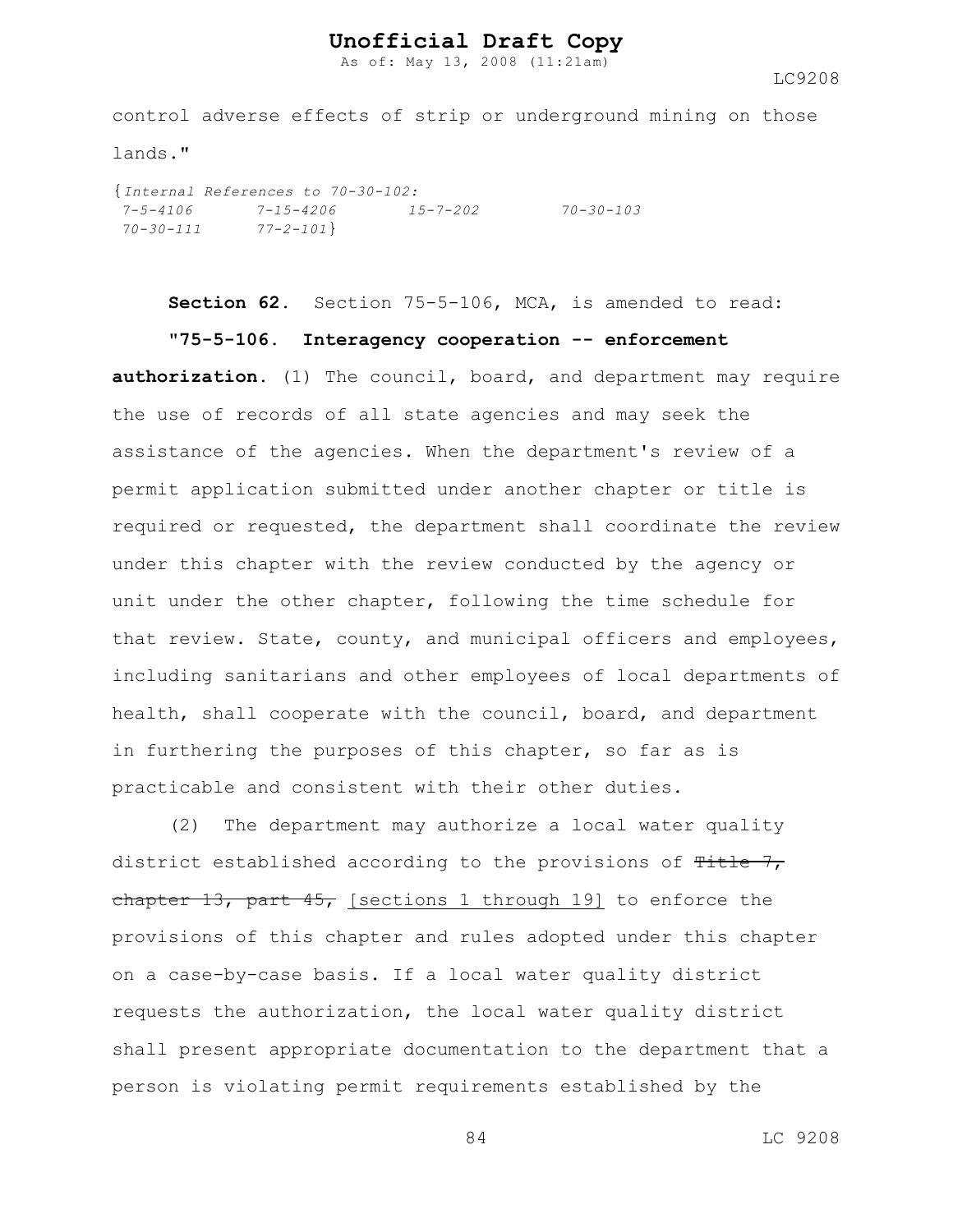control adverse effects of strip or underground mining on those lands."

{*Internal References to 70-30-102:*
*7-5-4106 7-15-4206 15-7-202 70-30-103*
*70-30-111 77-2-101*}

**Section 62.** Section 75-5-106, MCA, is amended to read:

**"75-5-106. Interagency cooperation -- enforcement authorization.** (1) The council, board, and department may require the use of records of all state agencies and may seek the assistance of the agencies. When the department's review of a permit application submitted under another chapter or title is required or requested, the department shall coordinate the review under this chapter with the review conducted by the agency or unit under the other chapter, following the time schedule for that review. State, county, and municipal officers and employees, including sanitarians and other employees of local departments of health, shall cooperate with the council, board, and department in furthering the purposes of this chapter, so far as is practicable and consistent with their other duties.

(2) The department may authorize a local water quality district established according to the provisions of ~~Title 7, chapter 13, part 45,~~ <u>[sections 1 through 19]</u> to enforce the provisions of this chapter and rules adopted under this chapter on a case-by-case basis. If a local water quality district requests the authorization, the local water quality district shall present appropriate documentation to the department that a person is violating permit requirements established by the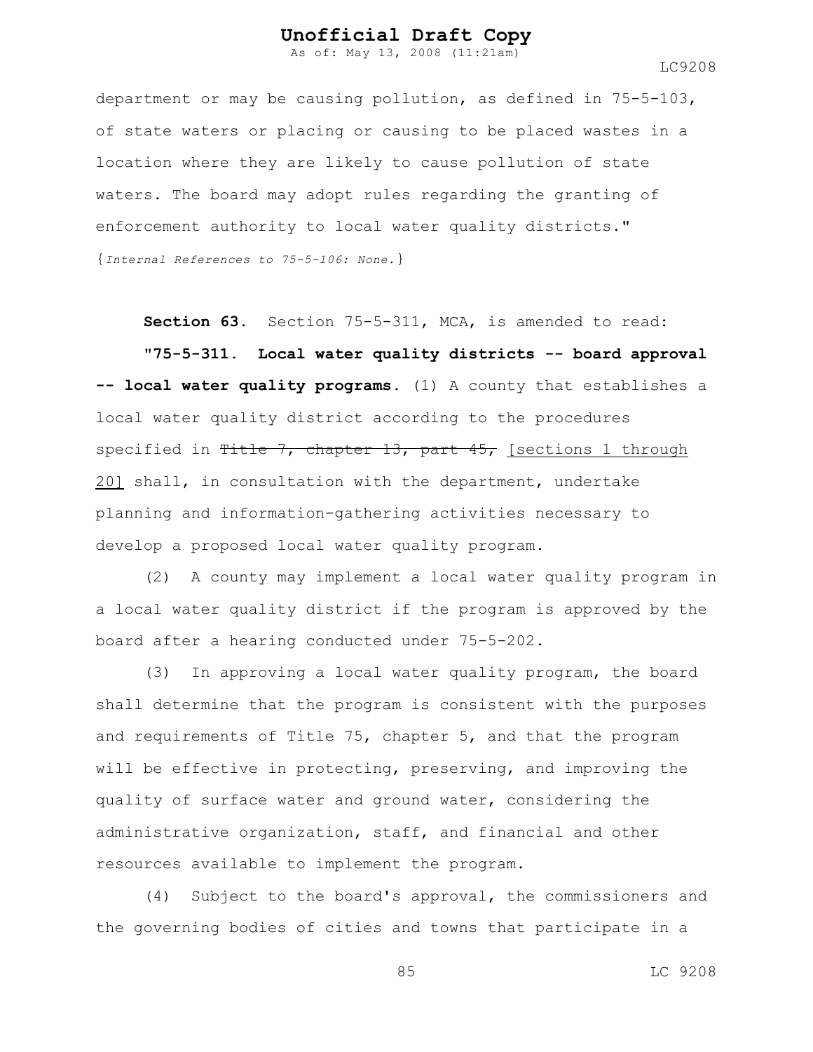department or may be causing pollution, as defined in 75-5-103, of state waters or placing or causing to be placed wastes in a location where they are likely to cause pollution of state waters. The board may adopt rules regarding the granting of enforcement authority to local water quality districts."

{*Internal References to 75-5-106: None.*}

**Section 63.** Section 75-5-311, MCA, is amended to read:

**"75-5-311. Local water quality districts -- board approval -- local water quality programs.** (1) A county that establishes a local water quality district according to the procedures specified in ~~Title 7, chapter 13, part 45,~~ <u>[sections 1 through 20]</u> shall, in consultation with the department, undertake planning and information-gathering activities necessary to develop a proposed local water quality program.

(2) A county may implement a local water quality program in a local water quality district if the program is approved by the board after a hearing conducted under 75-5-202.

(3) In approving a local water quality program, the board shall determine that the program is consistent with the purposes and requirements of Title 75, chapter 5, and that the program will be effective in protecting, preserving, and improving the quality of surface water and ground water, considering the administrative organization, staff, and financial and other resources available to implement the program.

(4) Subject to the board's approval, the commissioners and the governing bodies of cities and towns that participate in a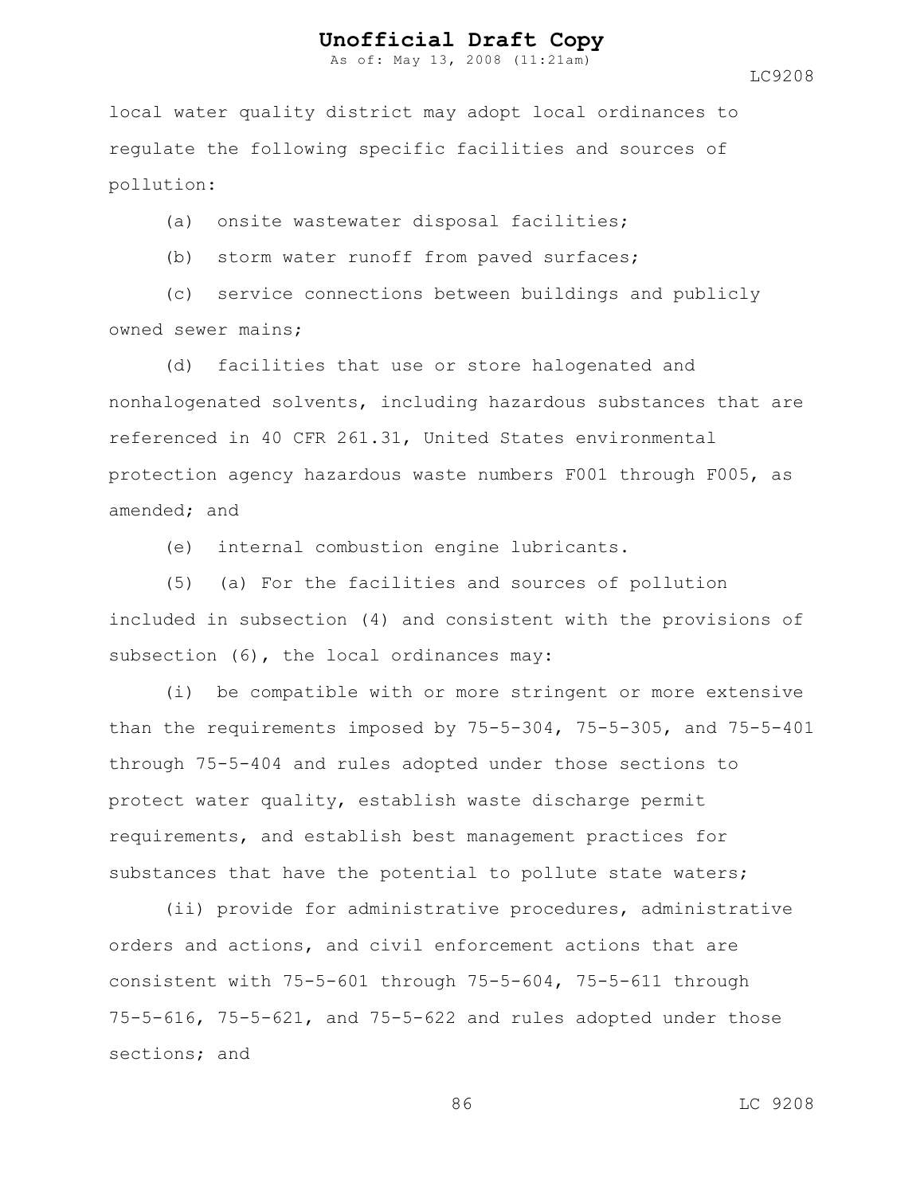local water quality district may adopt local ordinances to regulate the following specific facilities and sources of pollution:

(a) onsite wastewater disposal facilities;

(b) storm water runoff from paved surfaces;

(c) service connections between buildings and publicly owned sewer mains;

(d) facilities that use or store halogenated and nonhalogenated solvents, including hazardous substances that are referenced in 40 CFR 261.31, United States environmental protection agency hazardous waste numbers F001 through F005, as amended; and

(e) internal combustion engine lubricants.

(5) (a) For the facilities and sources of pollution included in subsection (4) and consistent with the provisions of subsection (6), the local ordinances may:

(i) be compatible with or more stringent or more extensive than the requirements imposed by 75-5-304, 75-5-305, and 75-5-401 through 75-5-404 and rules adopted under those sections to protect water quality, establish waste discharge permit requirements, and establish best management practices for substances that have the potential to pollute state waters;

(ii) provide for administrative procedures, administrative orders and actions, and civil enforcement actions that are consistent with 75-5-601 through 75-5-604, 75-5-611 through 75-5-616, 75-5-621, and 75-5-622 and rules adopted under those sections; and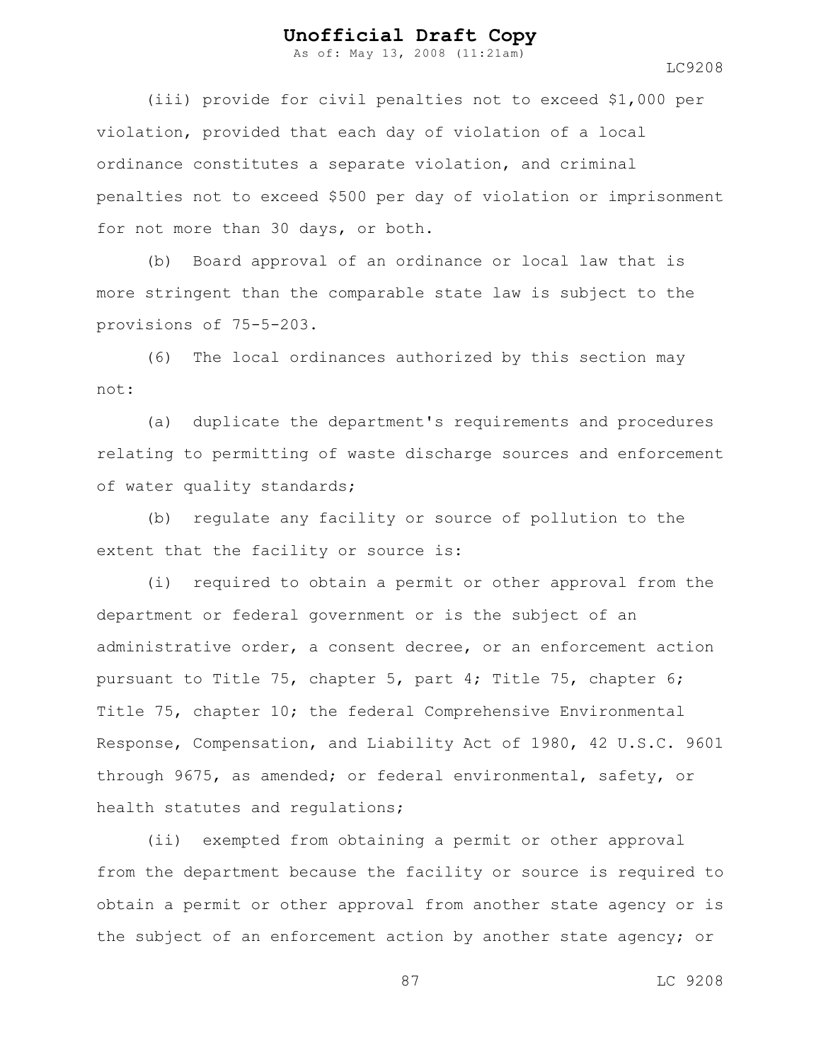(iii) provide for civil penalties not to exceed $1,000 per violation, provided that each day of violation of a local ordinance constitutes a separate violation, and criminal penalties not to exceed $500 per day of violation or imprisonment for not more than 30 days, or both.

(b) Board approval of an ordinance or local law that is more stringent than the comparable state law is subject to the provisions of 75-5-203.

(6) The local ordinances authorized by this section may not:

(a) duplicate the department's requirements and procedures relating to permitting of waste discharge sources and enforcement of water quality standards;

(b) regulate any facility or source of pollution to the extent that the facility or source is:

(i) required to obtain a permit or other approval from the department or federal government or is the subject of an administrative order, a consent decree, or an enforcement action pursuant to Title 75, chapter 5, part 4; Title 75, chapter 6; Title 75, chapter 10; the federal Comprehensive Environmental Response, Compensation, and Liability Act of 1980, 42 U.S.C. 9601 through 9675, as amended; or federal environmental, safety, or health statutes and regulations;

(ii) exempted from obtaining a permit or other approval from the department because the facility or source is required to obtain a permit or other approval from another state agency or is the subject of an enforcement action by another state agency; or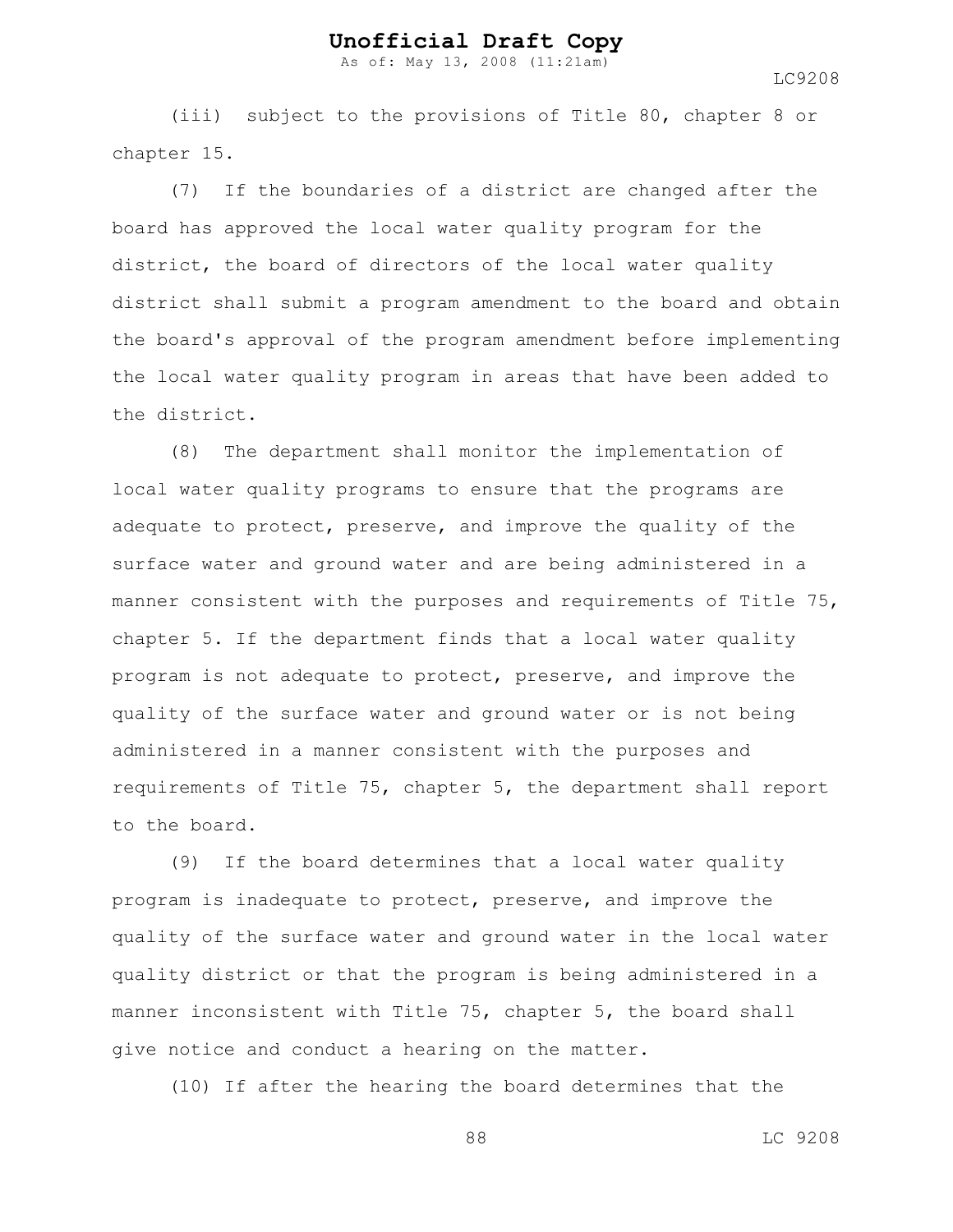(iii) subject to the provisions of Title 80, chapter 8 or chapter 15.

(7) If the boundaries of a district are changed after the board has approved the local water quality program for the district, the board of directors of the local water quality district shall submit a program amendment to the board and obtain the board's approval of the program amendment before implementing the local water quality program in areas that have been added to the district.

(8) The department shall monitor the implementation of local water quality programs to ensure that the programs are adequate to protect, preserve, and improve the quality of the surface water and ground water and are being administered in a manner consistent with the purposes and requirements of Title 75, chapter 5. If the department finds that a local water quality program is not adequate to protect, preserve, and improve the quality of the surface water and ground water or is not being administered in a manner consistent with the purposes and requirements of Title 75, chapter 5, the department shall report to the board.

(9) If the board determines that a local water quality program is inadequate to protect, preserve, and improve the quality of the surface water and ground water in the local water quality district or that the program is being administered in a manner inconsistent with Title 75, chapter 5, the board shall give notice and conduct a hearing on the matter.

(10) If after the hearing the board determines that the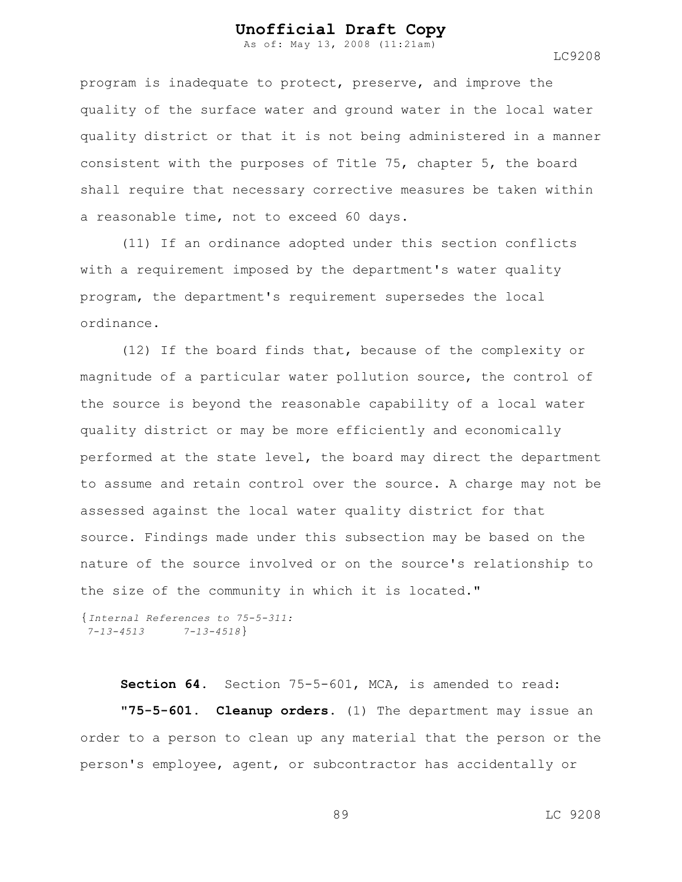program is inadequate to protect, preserve, and improve the quality of the surface water and ground water in the local water quality district or that it is not being administered in a manner consistent with the purposes of Title 75, chapter 5, the board shall require that necessary corrective measures be taken within a reasonable time, not to exceed 60 days.

(11) If an ordinance adopted under this section conflicts with a requirement imposed by the department's water quality program, the department's requirement supersedes the local ordinance.

(12) If the board finds that, because of the complexity or magnitude of a particular water pollution source, the control of the source is beyond the reasonable capability of a local water quality district or may be more efficiently and economically performed at the state level, the board may direct the department to assume and retain control over the source. A charge may not be assessed against the local water quality district for that source. Findings made under this subsection may be based on the nature of the source involved or on the source's relationship to the size of the community in which it is located."

{*Internal References to 75-5-311:*
*7-13-4513* *7-13-4518*}

**Section 64.** Section 75-5-601, MCA, is amended to read:

**"75-5-601. Cleanup orders.** (1) The department may issue an order to a person to clean up any material that the person or the person's employee, agent, or subcontractor has accidentally or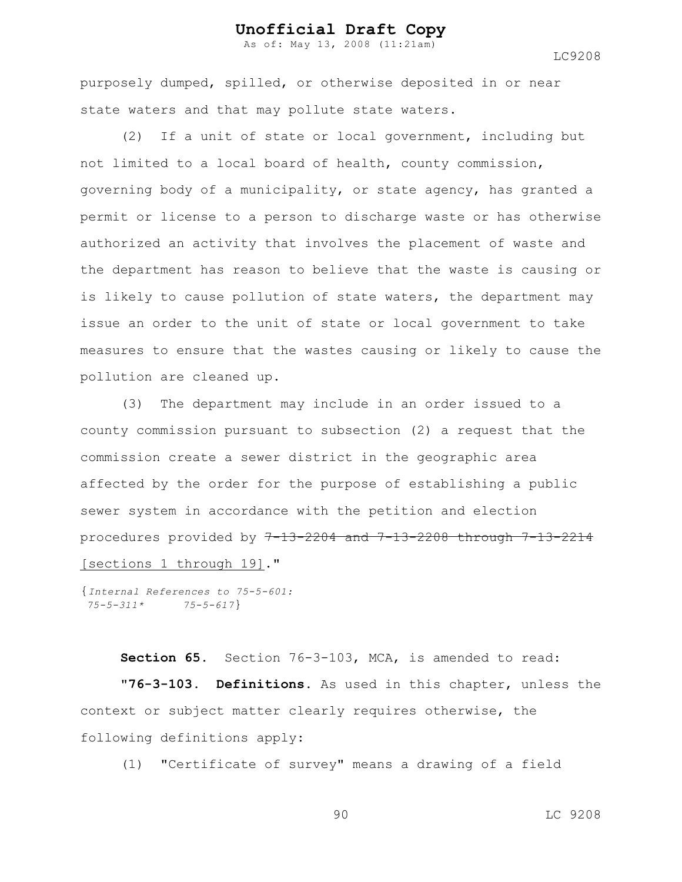purposely dumped, spilled, or otherwise deposited in or near state waters and that may pollute state waters.

(2) If a unit of state or local government, including but not limited to a local board of health, county commission, governing body of a municipality, or state agency, has granted a permit or license to a person to discharge waste or has otherwise authorized an activity that involves the placement of waste and the department has reason to believe that the waste is causing or is likely to cause pollution of state waters, the department may issue an order to the unit of state or local government to take measures to ensure that the wastes causing or likely to cause the pollution are cleaned up.

(3) The department may include in an order issued to a county commission pursuant to subsection (2) a request that the commission create a sewer district in the geographic area affected by the order for the purpose of establishing a public sewer system in accordance with the petition and election procedures provided by ~~7-13-2204 and 7-13-2208 through 7-13-2214~~ <u>[sections 1 through 19]</u>."

{*Internal References to 75-5-601:*
*75-5-311\** *75-5-617*}

**Section 65.** Section 76-3-103, MCA, is amended to read:

"**76-3-103. Definitions.** As used in this chapter, unless the context or subject matter clearly requires otherwise, the following definitions apply:

(1) "Certificate of survey" means a drawing of a field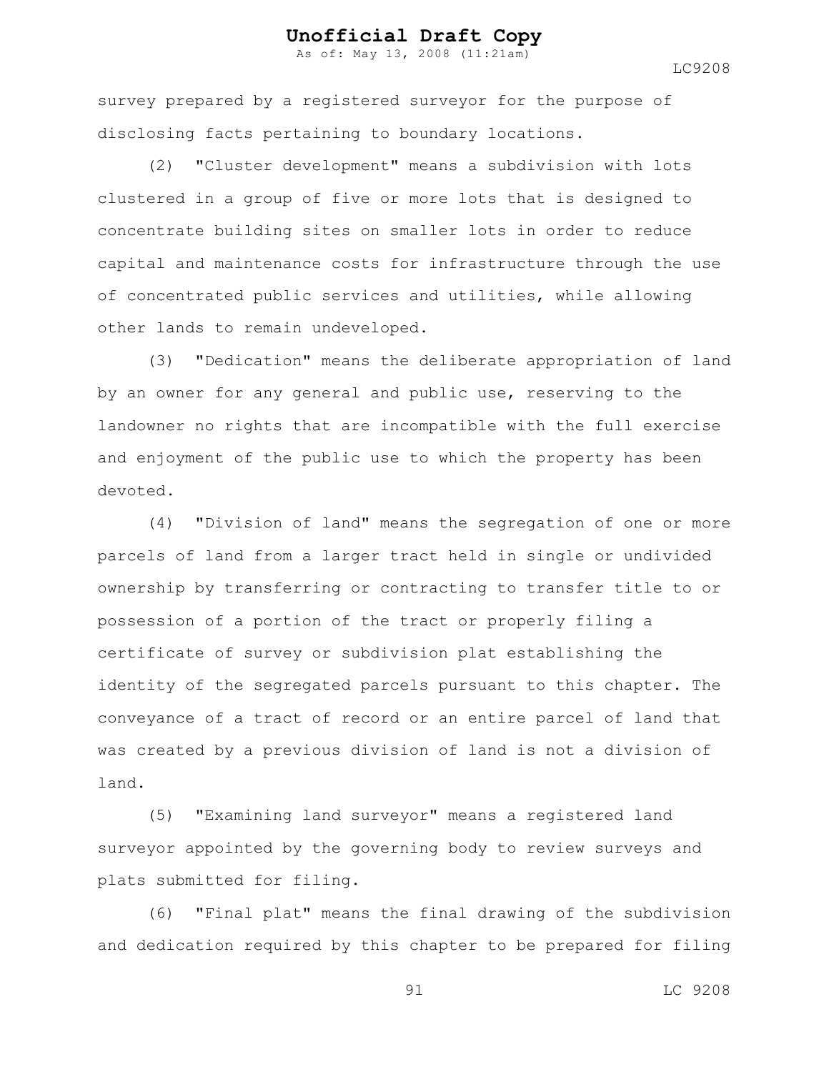survey prepared by a registered surveyor for the purpose of disclosing facts pertaining to boundary locations.

(2) "Cluster development" means a subdivision with lots clustered in a group of five or more lots that is designed to concentrate building sites on smaller lots in order to reduce capital and maintenance costs for infrastructure through the use of concentrated public services and utilities, while allowing other lands to remain undeveloped.

(3) "Dedication" means the deliberate appropriation of land by an owner for any general and public use, reserving to the landowner no rights that are incompatible with the full exercise and enjoyment of the public use to which the property has been devoted.

(4) "Division of land" means the segregation of one or more parcels of land from a larger tract held in single or undivided ownership by transferring or contracting to transfer title to or possession of a portion of the tract or properly filing a certificate of survey or subdivision plat establishing the identity of the segregated parcels pursuant to this chapter. The conveyance of a tract of record or an entire parcel of land that was created by a previous division of land is not a division of land.

(5) "Examining land surveyor" means a registered land surveyor appointed by the governing body to review surveys and plats submitted for filing.

(6) "Final plat" means the final drawing of the subdivision and dedication required by this chapter to be prepared for filing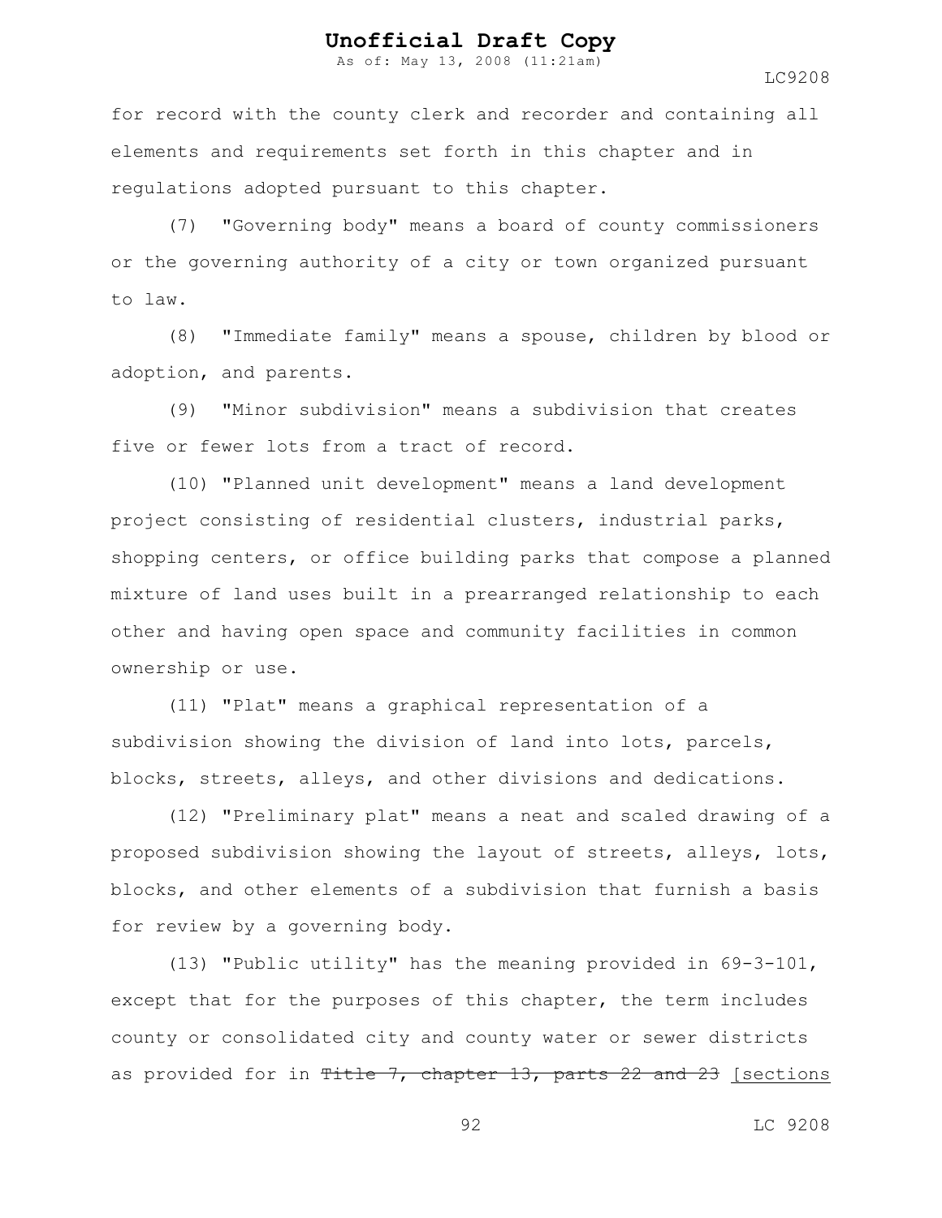for record with the county clerk and recorder and containing all elements and requirements set forth in this chapter and in regulations adopted pursuant to this chapter.

(7) "Governing body" means a board of county commissioners or the governing authority of a city or town organized pursuant to law.

(8) "Immediate family" means a spouse, children by blood or adoption, and parents.

(9) "Minor subdivision" means a subdivision that creates five or fewer lots from a tract of record.

(10) "Planned unit development" means a land development project consisting of residential clusters, industrial parks, shopping centers, or office building parks that compose a planned mixture of land uses built in a prearranged relationship to each other and having open space and community facilities in common ownership or use.

(11) "Plat" means a graphical representation of a subdivision showing the division of land into lots, parcels, blocks, streets, alleys, and other divisions and dedications.

(12) "Preliminary plat" means a neat and scaled drawing of a proposed subdivision showing the layout of streets, alleys, lots, blocks, and other elements of a subdivision that furnish a basis for review by a governing body.

(13) "Public utility" has the meaning provided in 69-3-101, except that for the purposes of this chapter, the term includes county or consolidated city and county water or sewer districts as provided for in ~~Title 7, chapter 13, parts 22 and 23~~ <u>[sections</u>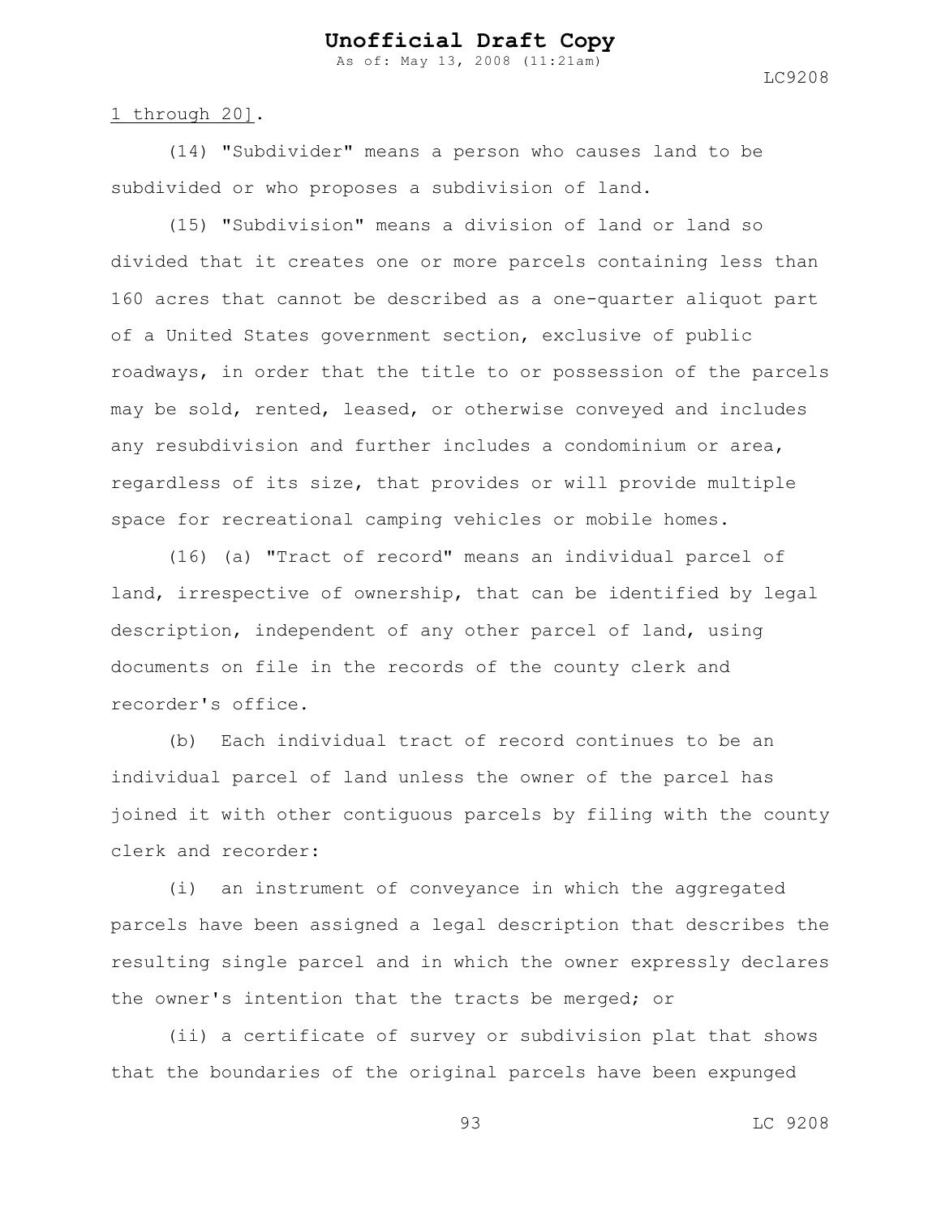1 through 20].

(14) "Subdivider" means a person who causes land to be subdivided or who proposes a subdivision of land.

(15) "Subdivision" means a division of land or land so divided that it creates one or more parcels containing less than 160 acres that cannot be described as a one-quarter aliquot part of a United States government section, exclusive of public roadways, in order that the title to or possession of the parcels may be sold, rented, leased, or otherwise conveyed and includes any resubdivision and further includes a condominium or area, regardless of its size, that provides or will provide multiple space for recreational camping vehicles or mobile homes.

(16) (a) "Tract of record" means an individual parcel of land, irrespective of ownership, that can be identified by legal description, independent of any other parcel of land, using documents on file in the records of the county clerk and recorder's office.

(b) Each individual tract of record continues to be an individual parcel of land unless the owner of the parcel has joined it with other contiguous parcels by filing with the county clerk and recorder:

(i) an instrument of conveyance in which the aggregated parcels have been assigned a legal description that describes the resulting single parcel and in which the owner expressly declares the owner's intention that the tracts be merged; or

(ii) a certificate of survey or subdivision plat that shows that the boundaries of the original parcels have been expunged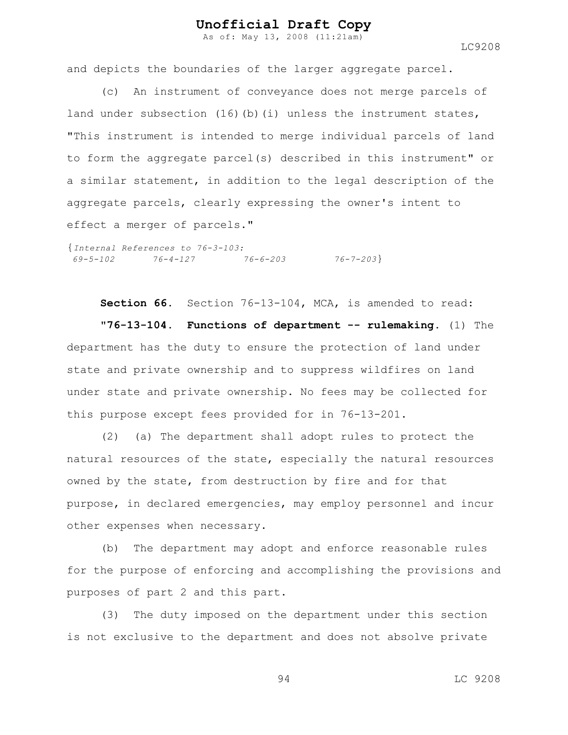and depicts the boundaries of the larger aggregate parcel.

(c) An instrument of conveyance does not merge parcels of land under subsection (16)(b)(i) unless the instrument states, "This instrument is intended to merge individual parcels of land to form the aggregate parcel(s) described in this instrument" or a similar statement, in addition to the legal description of the aggregate parcels, clearly expressing the owner's intent to effect a merger of parcels."

{*Internal References to 76-3-103:*
*69-5-102 76-4-127 76-6-203 76-7-203*}

**Section 66.** Section 76-13-104, MCA, is amended to read:

**"76-13-104. Functions of department -- rulemaking.** (1) The department has the duty to ensure the protection of land under state and private ownership and to suppress wildfires on land under state and private ownership. No fees may be collected for this purpose except fees provided for in 76-13-201.

(2) (a) The department shall adopt rules to protect the natural resources of the state, especially the natural resources owned by the state, from destruction by fire and for that purpose, in declared emergencies, may employ personnel and incur other expenses when necessary.

(b) The department may adopt and enforce reasonable rules for the purpose of enforcing and accomplishing the provisions and purposes of part 2 and this part.

(3) The duty imposed on the department under this section is not exclusive to the department and does not absolve private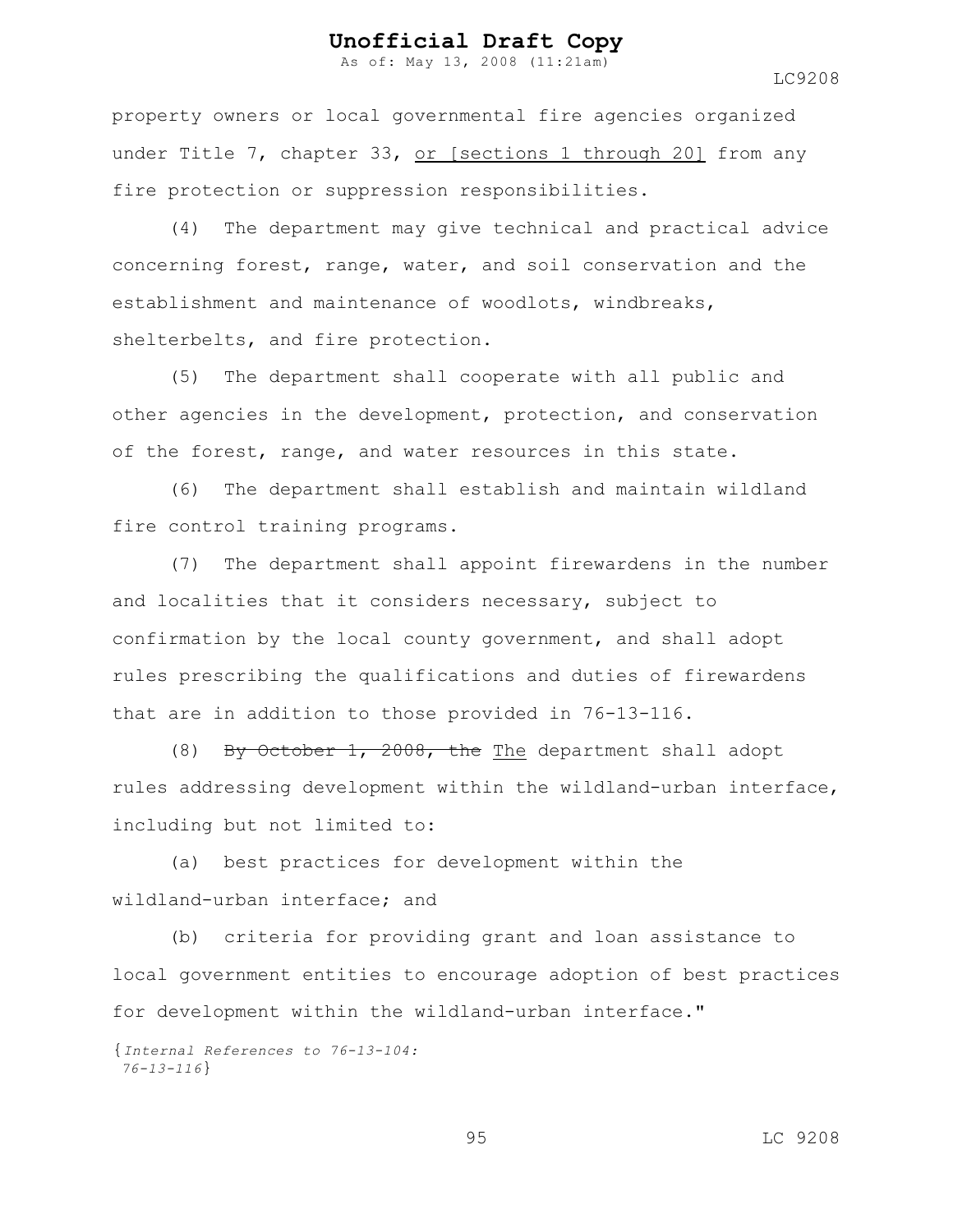property owners or local governmental fire agencies organized under Title 7, chapter 33, <u>or [sections 1 through 20]</u> from any fire protection or suppression responsibilities.

(4) The department may give technical and practical advice concerning forest, range, water, and soil conservation and the establishment and maintenance of woodlots, windbreaks, shelterbelts, and fire protection.

(5) The department shall cooperate with all public and other agencies in the development, protection, and conservation of the forest, range, and water resources in this state.

(6) The department shall establish and maintain wildland fire control training programs.

(7) The department shall appoint firewardens in the number and localities that it considers necessary, subject to confirmation by the local county government, and shall adopt rules prescribing the qualifications and duties of firewardens that are in addition to those provided in 76-13-116.

(8) ~~By October 1, 2008, the~~ <u>The</u> department shall adopt rules addressing development within the wildland-urban interface, including but not limited to:

(a) best practices for development within the wildland-urban interface; and

(b) criteria for providing grant and loan assistance to local government entities to encourage adoption of best practices for development within the wildland-urban interface."

{*Internal References to 76-13-104:*
*76-13-116*}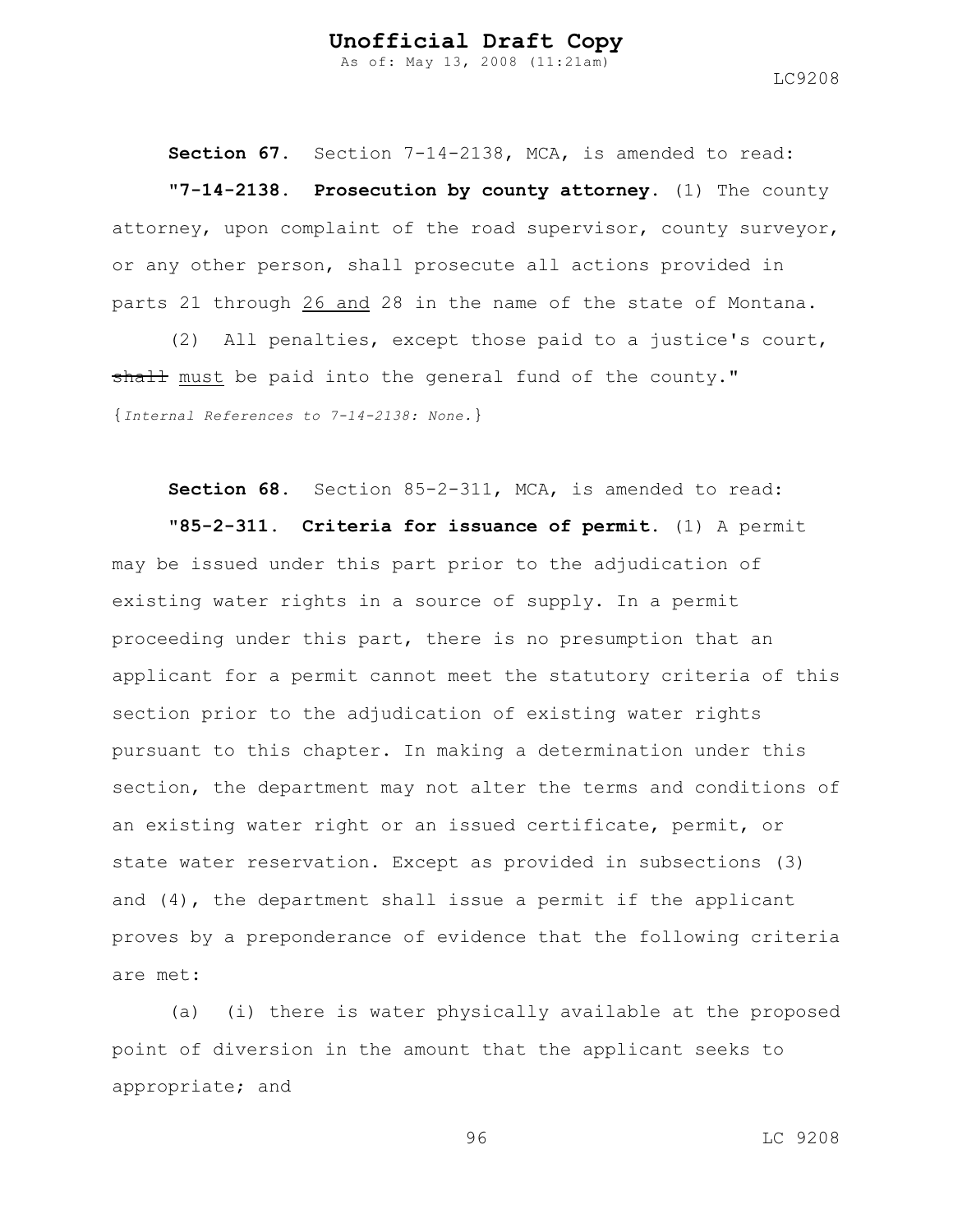**Section 67.** Section 7-14-2138, MCA, is amended to read:

**"7-14-2138. Prosecution by county attorney.** (1) The county attorney, upon complaint of the road supervisor, county surveyor, or any other person, shall prosecute all actions provided in parts 21 through <u>26 and</u> 28 in the name of the state of Montana.

(2) All penalties, except those paid to a justice's court, ~~shall~~ <u>must</u> be paid into the general fund of the county."

{*Internal References to 7-14-2138: None.*}

**Section 68.** Section 85-2-311, MCA, is amended to read:

**"85-2-311. Criteria for issuance of permit.** (1) A permit may be issued under this part prior to the adjudication of existing water rights in a source of supply. In a permit proceeding under this part, there is no presumption that an applicant for a permit cannot meet the statutory criteria of this section prior to the adjudication of existing water rights pursuant to this chapter. In making a determination under this section, the department may not alter the terms and conditions of an existing water right or an issued certificate, permit, or state water reservation. Except as provided in subsections (3) and (4), the department shall issue a permit if the applicant proves by a preponderance of evidence that the following criteria are met:

(a) (i) there is water physically available at the proposed point of diversion in the amount that the applicant seeks to appropriate; and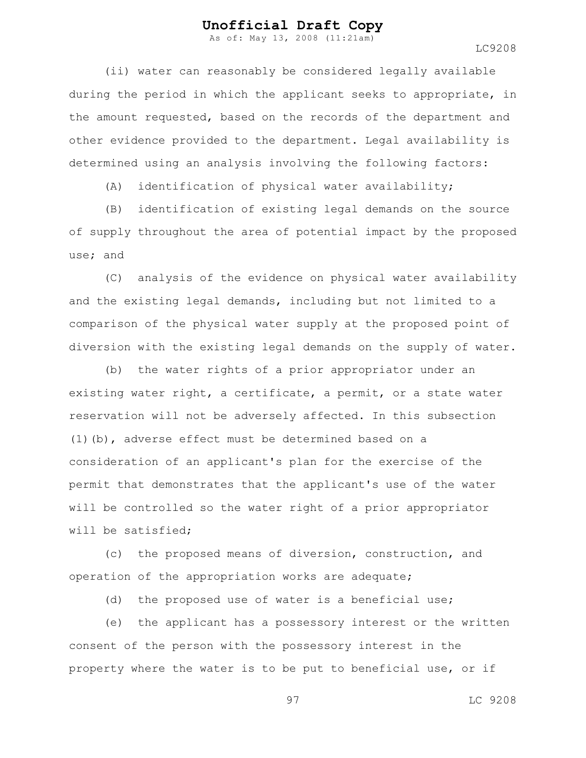(ii) water can reasonably be considered legally available during the period in which the applicant seeks to appropriate, in the amount requested, based on the records of the department and other evidence provided to the department. Legal availability is determined using an analysis involving the following factors:

(A) identification of physical water availability;

(B) identification of existing legal demands on the source of supply throughout the area of potential impact by the proposed use; and

(C) analysis of the evidence on physical water availability and the existing legal demands, including but not limited to a comparison of the physical water supply at the proposed point of diversion with the existing legal demands on the supply of water.

(b) the water rights of a prior appropriator under an existing water right, a certificate, a permit, or a state water reservation will not be adversely affected. In this subsection (1)(b), adverse effect must be determined based on a consideration of an applicant's plan for the exercise of the permit that demonstrates that the applicant's use of the water will be controlled so the water right of a prior appropriator will be satisfied;

(c) the proposed means of diversion, construction, and operation of the appropriation works are adequate;

(d) the proposed use of water is a beneficial use;

(e) the applicant has a possessory interest or the written consent of the person with the possessory interest in the property where the water is to be put to beneficial use, or if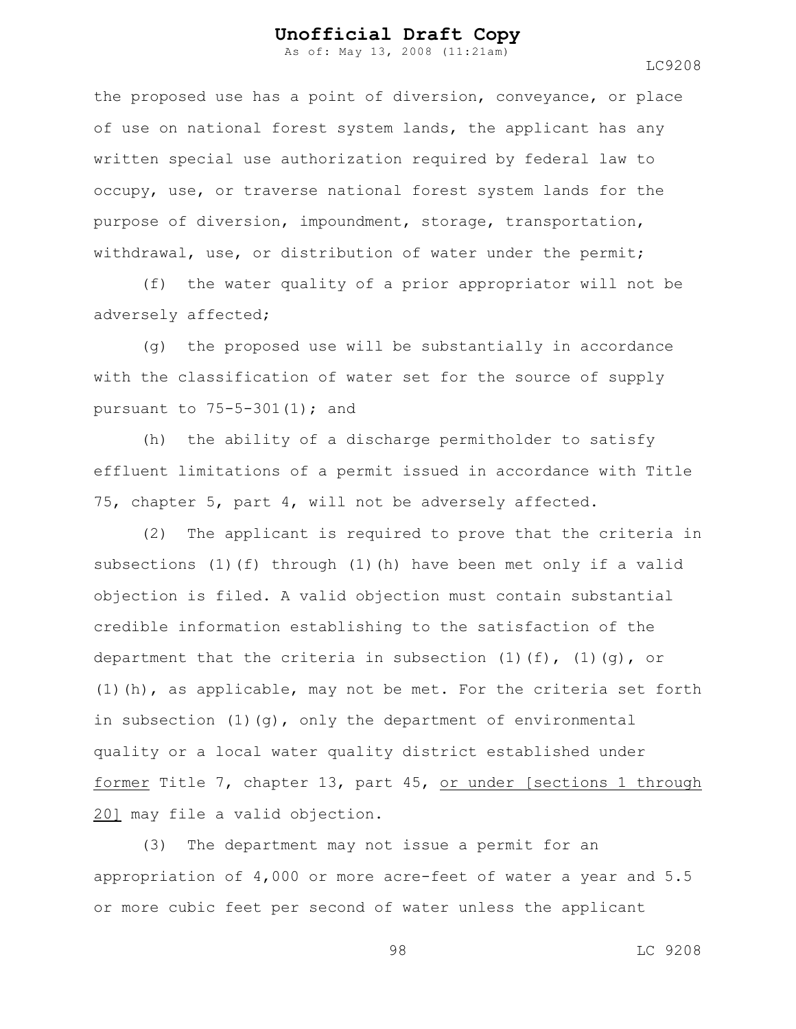the proposed use has a point of diversion, conveyance, or place of use on national forest system lands, the applicant has any written special use authorization required by federal law to occupy, use, or traverse national forest system lands for the purpose of diversion, impoundment, storage, transportation, withdrawal, use, or distribution of water under the permit;

(f) the water quality of a prior appropriator will not be adversely affected;

(g) the proposed use will be substantially in accordance with the classification of water set for the source of supply pursuant to 75-5-301(1); and

(h) the ability of a discharge permitholder to satisfy effluent limitations of a permit issued in accordance with Title 75, chapter 5, part 4, will not be adversely affected.

(2) The applicant is required to prove that the criteria in subsections (1)(f) through (1)(h) have been met only if a valid objection is filed. A valid objection must contain substantial credible information establishing to the satisfaction of the department that the criteria in subsection (1)(f), (1)(g), or (1)(h), as applicable, may not be met. For the criteria set forth in subsection (1)(g), only the department of environmental quality or a local water quality district established under <u>former</u> Title 7, chapter 13, part 45, <u>or under [sections 1 through 20]</u> may file a valid objection.

(3) The department may not issue a permit for an appropriation of 4,000 or more acre-feet of water a year and 5.5 or more cubic feet per second of water unless the applicant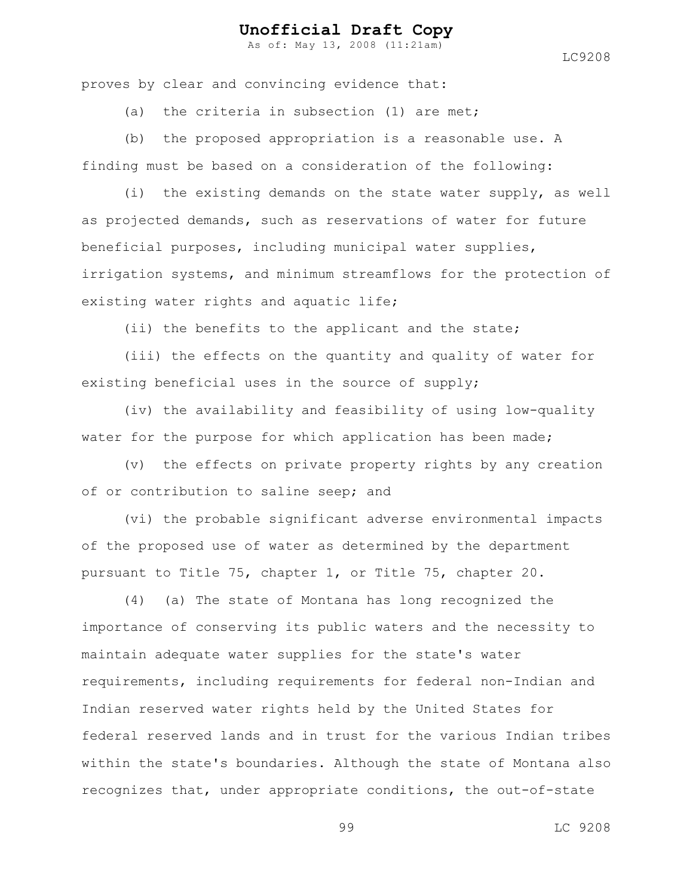proves by clear and convincing evidence that:

(a) the criteria in subsection (1) are met;

(b) the proposed appropriation is a reasonable use. A finding must be based on a consideration of the following:

(i) the existing demands on the state water supply, as well as projected demands, such as reservations of water for future beneficial purposes, including municipal water supplies, irrigation systems, and minimum streamflows for the protection of existing water rights and aquatic life;

(ii) the benefits to the applicant and the state;

(iii) the effects on the quantity and quality of water for existing beneficial uses in the source of supply;

(iv) the availability and feasibility of using low-quality water for the purpose for which application has been made;

(v) the effects on private property rights by any creation of or contribution to saline seep; and

(vi) the probable significant adverse environmental impacts of the proposed use of water as determined by the department pursuant to Title 75, chapter 1, or Title 75, chapter 20.

(4) (a) The state of Montana has long recognized the importance of conserving its public waters and the necessity to maintain adequate water supplies for the state's water requirements, including requirements for federal non-Indian and Indian reserved water rights held by the United States for federal reserved lands and in trust for the various Indian tribes within the state's boundaries. Although the state of Montana also recognizes that, under appropriate conditions, the out-of-state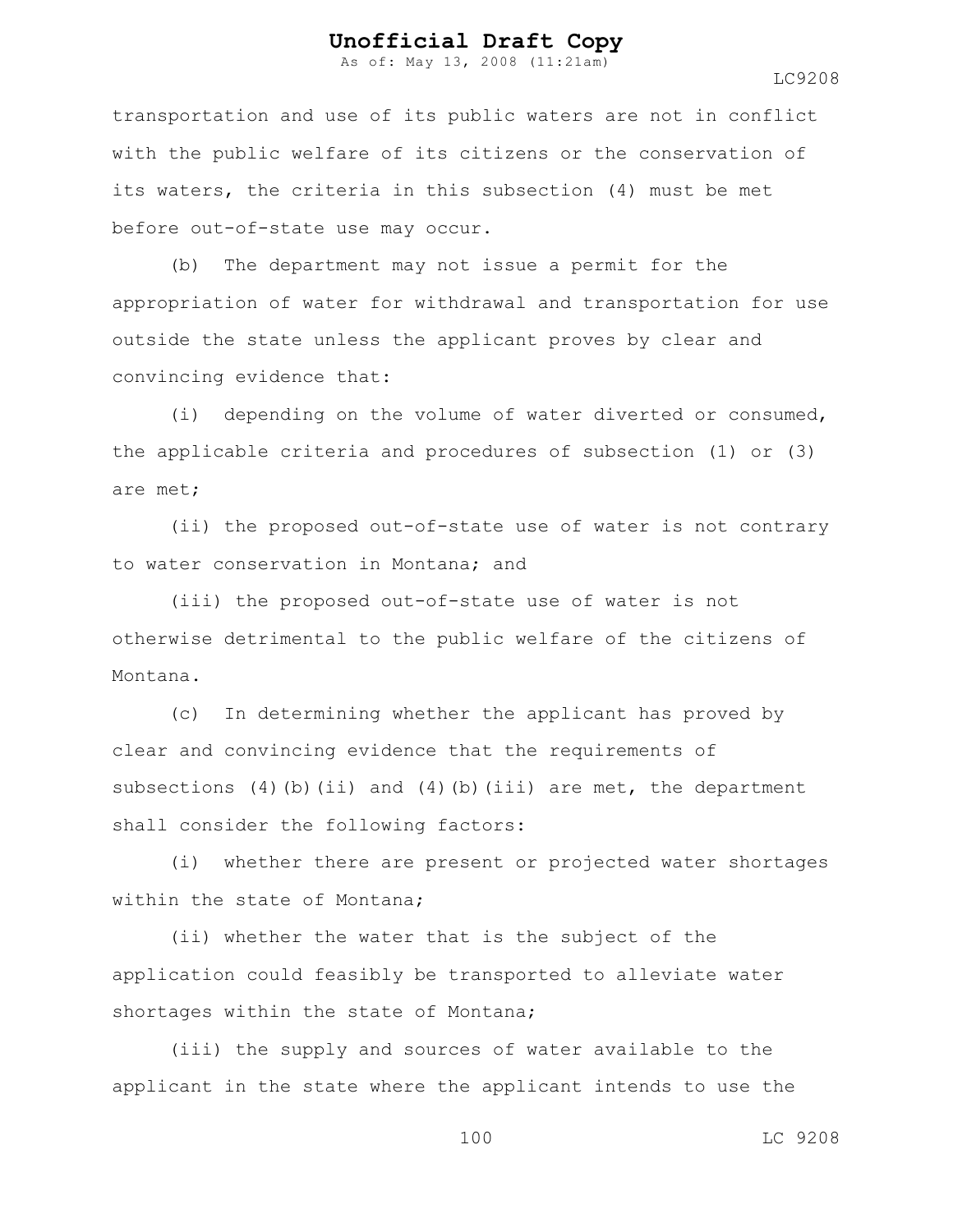transportation and use of its public waters are not in conflict with the public welfare of its citizens or the conservation of its waters, the criteria in this subsection (4) must be met before out-of-state use may occur.

(b) The department may not issue a permit for the appropriation of water for withdrawal and transportation for use outside the state unless the applicant proves by clear and convincing evidence that:

(i) depending on the volume of water diverted or consumed, the applicable criteria and procedures of subsection (1) or (3) are met;

(ii) the proposed out-of-state use of water is not contrary to water conservation in Montana; and

(iii) the proposed out-of-state use of water is not otherwise detrimental to the public welfare of the citizens of Montana.

(c) In determining whether the applicant has proved by clear and convincing evidence that the requirements of subsections (4)(b)(ii) and (4)(b)(iii) are met, the department shall consider the following factors:

(i) whether there are present or projected water shortages within the state of Montana;

(ii) whether the water that is the subject of the application could feasibly be transported to alleviate water shortages within the state of Montana;

(iii) the supply and sources of water available to the applicant in the state where the applicant intends to use the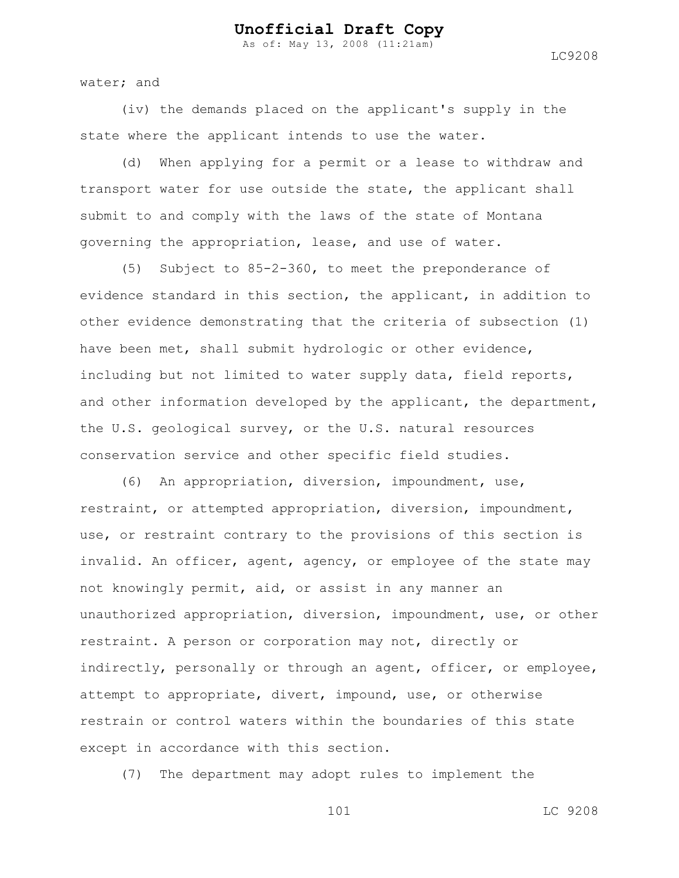water; and

(iv) the demands placed on the applicant's supply in the state where the applicant intends to use the water.

(d) When applying for a permit or a lease to withdraw and transport water for use outside the state, the applicant shall submit to and comply with the laws of the state of Montana governing the appropriation, lease, and use of water.

(5) Subject to 85-2-360, to meet the preponderance of evidence standard in this section, the applicant, in addition to other evidence demonstrating that the criteria of subsection (1) have been met, shall submit hydrologic or other evidence, including but not limited to water supply data, field reports, and other information developed by the applicant, the department, the U.S. geological survey, or the U.S. natural resources conservation service and other specific field studies.

(6) An appropriation, diversion, impoundment, use, restraint, or attempted appropriation, diversion, impoundment, use, or restraint contrary to the provisions of this section is invalid. An officer, agent, agency, or employee of the state may not knowingly permit, aid, or assist in any manner an unauthorized appropriation, diversion, impoundment, use, or other restraint. A person or corporation may not, directly or indirectly, personally or through an agent, officer, or employee, attempt to appropriate, divert, impound, use, or otherwise restrain or control waters within the boundaries of this state except in accordance with this section.

(7) The department may adopt rules to implement the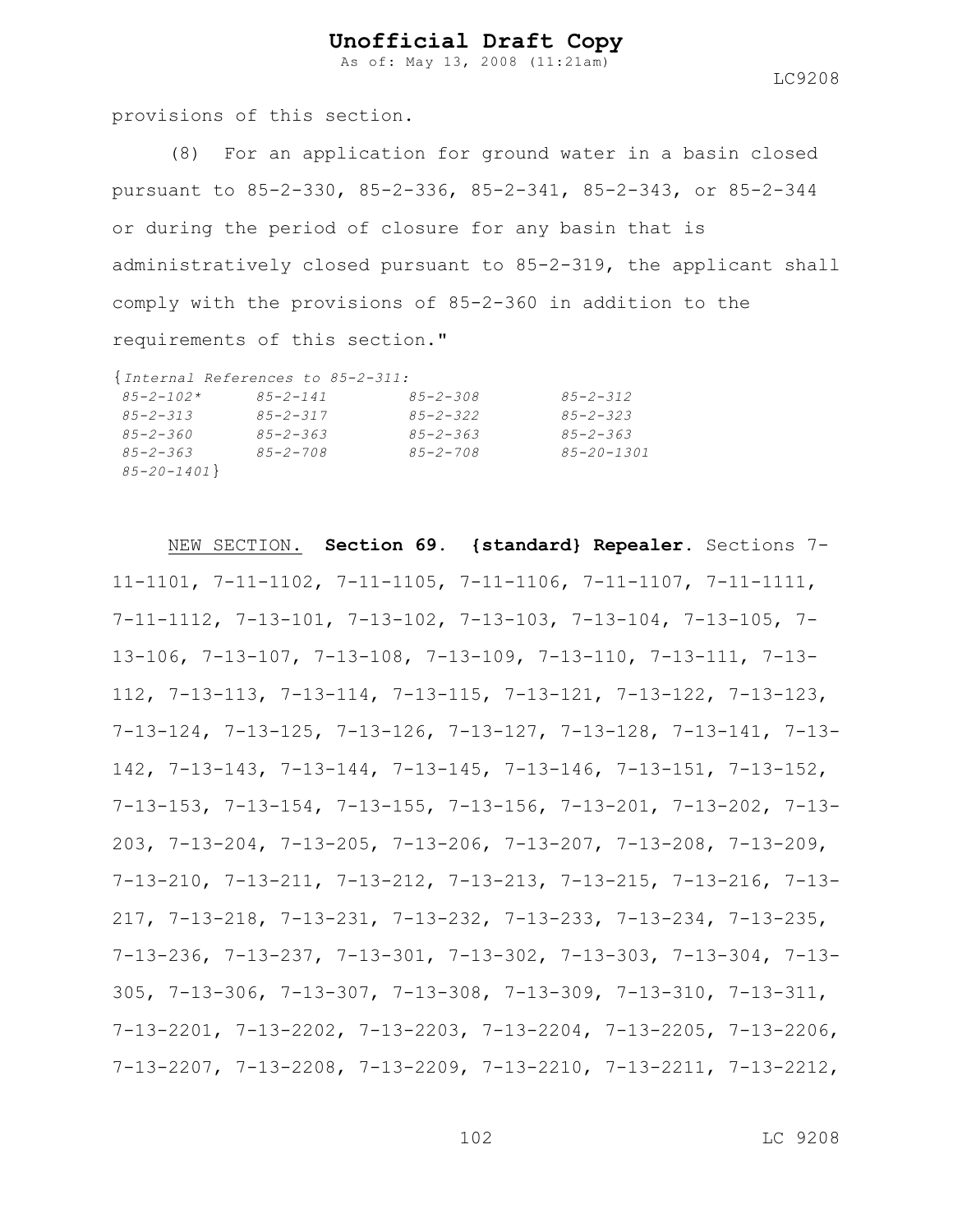provisions of this section.

(8) For an application for ground water in a basin closed pursuant to 85-2-330, 85-2-336, 85-2-341, 85-2-343, or 85-2-344 or during the period of closure for any basin that is administratively closed pursuant to 85-2-319, the applicant shall comply with the provisions of 85-2-360 in addition to the requirements of this section."

{*Internal References to 85-2-311:*
*85-2-102\** *85-2-141* *85-2-308* *85-2-312*
*85-2-313* *85-2-317* *85-2-322* *85-2-323*
*85-2-360* *85-2-363* *85-2-363* *85-2-363*
*85-2-363* *85-2-708* *85-2-708* *85-20-1301*
*85-20-1401*}

NEW SECTION. **Section 69. {standard} Repealer.** Sections 7-11-1101, 7-11-1102, 7-11-1105, 7-11-1106, 7-11-1107, 7-11-1111, 7-11-1112, 7-13-101, 7-13-102, 7-13-103, 7-13-104, 7-13-105, 7-13-106, 7-13-107, 7-13-108, 7-13-109, 7-13-110, 7-13-111, 7-13-112, 7-13-113, 7-13-114, 7-13-115, 7-13-121, 7-13-122, 7-13-123, 7-13-124, 7-13-125, 7-13-126, 7-13-127, 7-13-128, 7-13-141, 7-13-142, 7-13-143, 7-13-144, 7-13-145, 7-13-146, 7-13-151, 7-13-152, 7-13-153, 7-13-154, 7-13-155, 7-13-156, 7-13-201, 7-13-202, 7-13-203, 7-13-204, 7-13-205, 7-13-206, 7-13-207, 7-13-208, 7-13-209, 7-13-210, 7-13-211, 7-13-212, 7-13-213, 7-13-215, 7-13-216, 7-13-217, 7-13-218, 7-13-231, 7-13-232, 7-13-233, 7-13-234, 7-13-235, 7-13-236, 7-13-237, 7-13-301, 7-13-302, 7-13-303, 7-13-304, 7-13-305, 7-13-306, 7-13-307, 7-13-308, 7-13-309, 7-13-310, 7-13-311, 7-13-2201, 7-13-2202, 7-13-2203, 7-13-2204, 7-13-2205, 7-13-2206, 7-13-2207, 7-13-2208, 7-13-2209, 7-13-2210, 7-13-2211, 7-13-2212,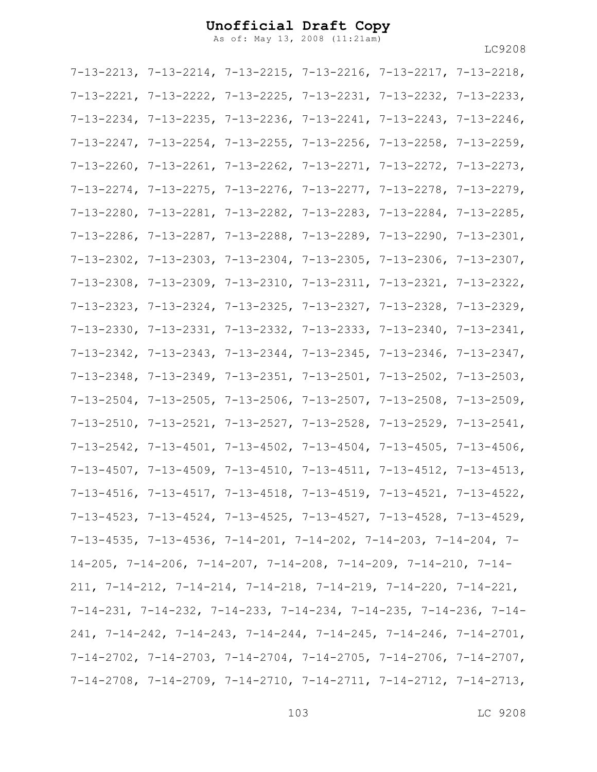7-13-2213, 7-13-2214, 7-13-2215, 7-13-2216, 7-13-2217, 7-13-2218, 7-13-2221, 7-13-2222, 7-13-2225, 7-13-2231, 7-13-2232, 7-13-2233, 7-13-2234, 7-13-2235, 7-13-2236, 7-13-2241, 7-13-2243, 7-13-2246, 7-13-2247, 7-13-2254, 7-13-2255, 7-13-2256, 7-13-2258, 7-13-2259, 7-13-2260, 7-13-2261, 7-13-2262, 7-13-2271, 7-13-2272, 7-13-2273, 7-13-2274, 7-13-2275, 7-13-2276, 7-13-2277, 7-13-2278, 7-13-2279, 7-13-2280, 7-13-2281, 7-13-2282, 7-13-2283, 7-13-2284, 7-13-2285, 7-13-2286, 7-13-2287, 7-13-2288, 7-13-2289, 7-13-2290, 7-13-2301, 7-13-2302, 7-13-2303, 7-13-2304, 7-13-2305, 7-13-2306, 7-13-2307, 7-13-2308, 7-13-2309, 7-13-2310, 7-13-2311, 7-13-2321, 7-13-2322, 7-13-2323, 7-13-2324, 7-13-2325, 7-13-2327, 7-13-2328, 7-13-2329, 7-13-2330, 7-13-2331, 7-13-2332, 7-13-2333, 7-13-2340, 7-13-2341, 7-13-2342, 7-13-2343, 7-13-2344, 7-13-2345, 7-13-2346, 7-13-2347, 7-13-2348, 7-13-2349, 7-13-2351, 7-13-2501, 7-13-2502, 7-13-2503, 7-13-2504, 7-13-2505, 7-13-2506, 7-13-2507, 7-13-2508, 7-13-2509, 7-13-2510, 7-13-2521, 7-13-2527, 7-13-2528, 7-13-2529, 7-13-2541, 7-13-2542, 7-13-4501, 7-13-4502, 7-13-4504, 7-13-4505, 7-13-4506, 7-13-4507, 7-13-4509, 7-13-4510, 7-13-4511, 7-13-4512, 7-13-4513, 7-13-4516, 7-13-4517, 7-13-4518, 7-13-4519, 7-13-4521, 7-13-4522, 7-13-4523, 7-13-4524, 7-13-4525, 7-13-4527, 7-13-4528, 7-13-4529, 7-13-4535, 7-13-4536, 7-14-201, 7-14-202, 7-14-203, 7-14-204, 7-14-205, 7-14-206, 7-14-207, 7-14-208, 7-14-209, 7-14-210, 7-14-211, 7-14-212, 7-14-214, 7-14-218, 7-14-219, 7-14-220, 7-14-221, 7-14-231, 7-14-232, 7-14-233, 7-14-234, 7-14-235, 7-14-236, 7-14-241, 7-14-242, 7-14-243, 7-14-244, 7-14-245, 7-14-246, 7-14-2701, 7-14-2702, 7-14-2703, 7-14-2704, 7-14-2705, 7-14-2706, 7-14-2707, 7-14-2708, 7-14-2709, 7-14-2710, 7-14-2711, 7-14-2712, 7-14-2713,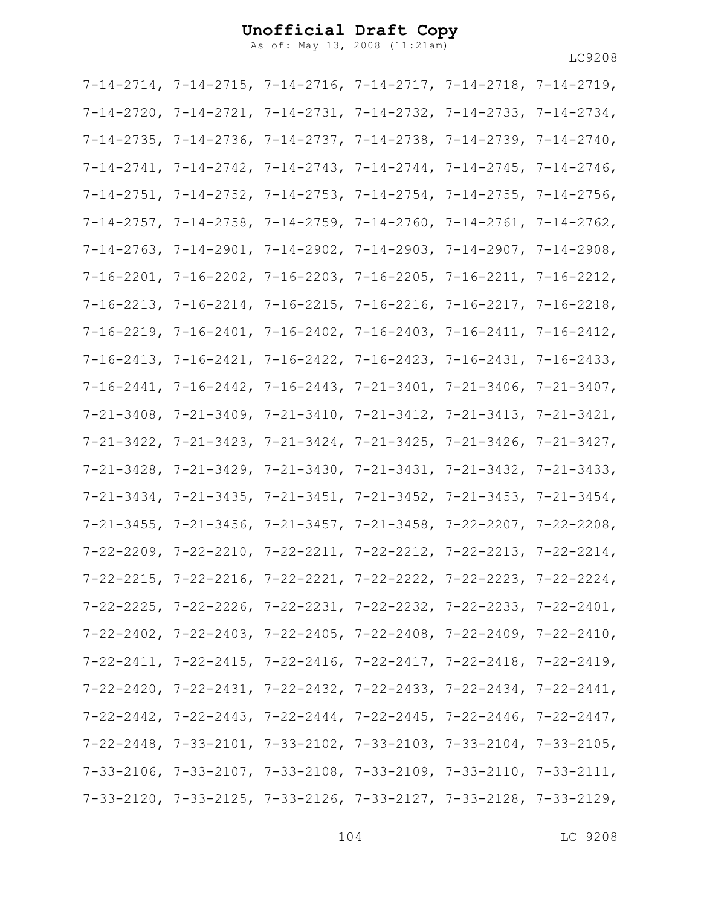7-14-2714, 7-14-2715, 7-14-2716, 7-14-2717, 7-14-2718, 7-14-2719, 7-14-2720, 7-14-2721, 7-14-2731, 7-14-2732, 7-14-2733, 7-14-2734, 7-14-2735, 7-14-2736, 7-14-2737, 7-14-2738, 7-14-2739, 7-14-2740, 7-14-2741, 7-14-2742, 7-14-2743, 7-14-2744, 7-14-2745, 7-14-2746, 7-14-2751, 7-14-2752, 7-14-2753, 7-14-2754, 7-14-2755, 7-14-2756, 7-14-2757, 7-14-2758, 7-14-2759, 7-14-2760, 7-14-2761, 7-14-2762, 7-14-2763, 7-14-2901, 7-14-2902, 7-14-2903, 7-14-2907, 7-14-2908, 7-16-2201, 7-16-2202, 7-16-2203, 7-16-2205, 7-16-2211, 7-16-2212, 7-16-2213, 7-16-2214, 7-16-2215, 7-16-2216, 7-16-2217, 7-16-2218, 7-16-2219, 7-16-2401, 7-16-2402, 7-16-2403, 7-16-2411, 7-16-2412, 7-16-2413, 7-16-2421, 7-16-2422, 7-16-2423, 7-16-2431, 7-16-2433, 7-16-2441, 7-16-2442, 7-16-2443, 7-21-3401, 7-21-3406, 7-21-3407, 7-21-3408, 7-21-3409, 7-21-3410, 7-21-3412, 7-21-3413, 7-21-3421, 7-21-3422, 7-21-3423, 7-21-3424, 7-21-3425, 7-21-3426, 7-21-3427, 7-21-3428, 7-21-3429, 7-21-3430, 7-21-3431, 7-21-3432, 7-21-3433, 7-21-3434, 7-21-3435, 7-21-3451, 7-21-3452, 7-21-3453, 7-21-3454, 7-21-3455, 7-21-3456, 7-21-3457, 7-21-3458, 7-22-2207, 7-22-2208, 7-22-2209, 7-22-2210, 7-22-2211, 7-22-2212, 7-22-2213, 7-22-2214, 7-22-2215, 7-22-2216, 7-22-2221, 7-22-2222, 7-22-2223, 7-22-2224, 7-22-2225, 7-22-2226, 7-22-2231, 7-22-2232, 7-22-2233, 7-22-2401, 7-22-2402, 7-22-2403, 7-22-2405, 7-22-2408, 7-22-2409, 7-22-2410, 7-22-2411, 7-22-2415, 7-22-2416, 7-22-2417, 7-22-2418, 7-22-2419, 7-22-2420, 7-22-2431, 7-22-2432, 7-22-2433, 7-22-2434, 7-22-2441, 7-22-2442, 7-22-2443, 7-22-2444, 7-22-2445, 7-22-2446, 7-22-2447, 7-22-2448, 7-33-2101, 7-33-2102, 7-33-2103, 7-33-2104, 7-33-2105, 7-33-2106, 7-33-2107, 7-33-2108, 7-33-2109, 7-33-2110, 7-33-2111, 7-33-2120, 7-33-2125, 7-33-2126, 7-33-2127, 7-33-2128, 7-33-2129,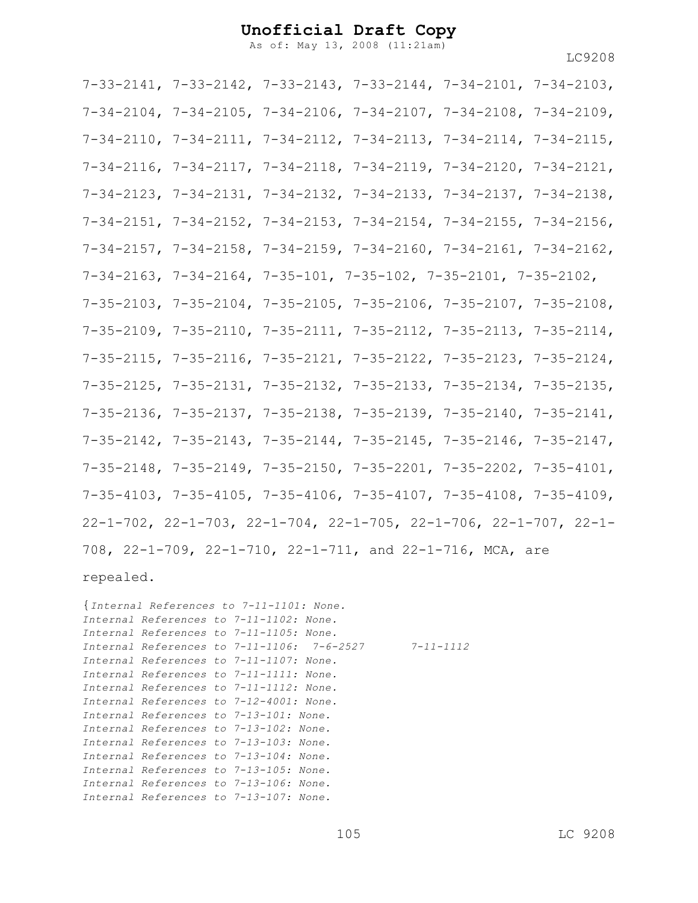7-33-2141, 7-33-2142, 7-33-2143, 7-33-2144, 7-34-2101, 7-34-2103, 7-34-2104, 7-34-2105, 7-34-2106, 7-34-2107, 7-34-2108, 7-34-2109, 7-34-2110, 7-34-2111, 7-34-2112, 7-34-2113, 7-34-2114, 7-34-2115, 7-34-2116, 7-34-2117, 7-34-2118, 7-34-2119, 7-34-2120, 7-34-2121, 7-34-2123, 7-34-2131, 7-34-2132, 7-34-2133, 7-34-2137, 7-34-2138, 7-34-2151, 7-34-2152, 7-34-2153, 7-34-2154, 7-34-2155, 7-34-2156, 7-34-2157, 7-34-2158, 7-34-2159, 7-34-2160, 7-34-2161, 7-34-2162, 7-34-2163, 7-34-2164, 7-35-101, 7-35-102, 7-35-2101, 7-35-2102, 7-35-2103, 7-35-2104, 7-35-2105, 7-35-2106, 7-35-2107, 7-35-2108, 7-35-2109, 7-35-2110, 7-35-2111, 7-35-2112, 7-35-2113, 7-35-2114, 7-35-2115, 7-35-2116, 7-35-2121, 7-35-2122, 7-35-2123, 7-35-2124, 7-35-2125, 7-35-2131, 7-35-2132, 7-35-2133, 7-35-2134, 7-35-2135, 7-35-2136, 7-35-2137, 7-35-2138, 7-35-2139, 7-35-2140, 7-35-2141, 7-35-2142, 7-35-2143, 7-35-2144, 7-35-2145, 7-35-2146, 7-35-2147, 7-35-2148, 7-35-2149, 7-35-2150, 7-35-2201, 7-35-2202, 7-35-4101, 7-35-4103, 7-35-4105, 7-35-4106, 7-35-4107, 7-35-4108, 7-35-4109, 22-1-702, 22-1-703, 22-1-704, 22-1-705, 22-1-706, 22-1-707, 22-1-708, 22-1-709, 22-1-710, 22-1-711, and 22-1-716, MCA, are repealed.

{*Internal References to 7-11-1101: None.*
*Internal References to 7-11-1102: None.*
*Internal References to 7-11-1105: None.*
*Internal References to 7-11-1106: 7-6-2527 7-11-1112*
*Internal References to 7-11-1107: None.*
*Internal References to 7-11-1111: None.*
*Internal References to 7-11-1112: None.*
*Internal References to 7-12-4001: None.*
*Internal References to 7-13-101: None.*
*Internal References to 7-13-102: None.*
*Internal References to 7-13-103: None.*
*Internal References to 7-13-104: None.*
*Internal References to 7-13-105: None.*
*Internal References to 7-13-106: None.*
*Internal References to 7-13-107: None.*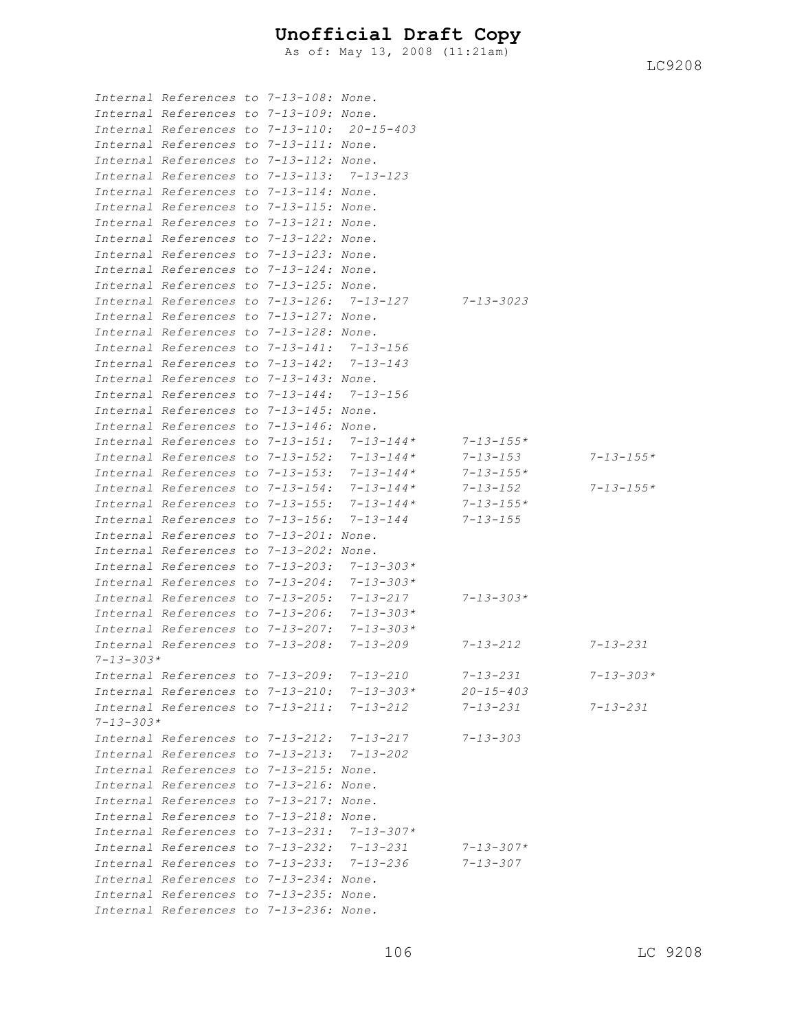*Internal References to 7-13-108: None.*
*Internal References to 7-13-109: None.*
*Internal References to 7-13-110:  20-15-403*
*Internal References to 7-13-111: None.*
*Internal References to 7-13-112: None.*
*Internal References to 7-13-113:  7-13-123*
*Internal References to 7-13-114: None.*
*Internal References to 7-13-115: None.*
*Internal References to 7-13-121: None.*
*Internal References to 7-13-122: None.*
*Internal References to 7-13-123: None.*
*Internal References to 7-13-124: None.*
*Internal References to 7-13-125: None.*
*Internal References to 7-13-126:  7-13-127      7-13-3023*
*Internal References to 7-13-127: None.*
*Internal References to 7-13-128: None.*
*Internal References to 7-13-141:  7-13-156*
*Internal References to 7-13-142:  7-13-143*
*Internal References to 7-13-143: None.*
*Internal References to 7-13-144:  7-13-156*
*Internal References to 7-13-145: None.*
*Internal References to 7-13-146: None.*
*Internal References to 7-13-151:  7-13-144*      7-13-155**
*Internal References to 7-13-152:  7-13-144*      7-13-153      7-13-155**
*Internal References to 7-13-153:  7-13-144*      7-13-155**
*Internal References to 7-13-154:  7-13-144*      7-13-152      7-13-155**
*Internal References to 7-13-155:  7-13-144*      7-13-155**
*Internal References to 7-13-156:  7-13-144      7-13-155*
*Internal References to 7-13-201: None.*
*Internal References to 7-13-202: None.*
*Internal References to 7-13-203:  7-13-303**
*Internal References to 7-13-204:  7-13-303**
*Internal References to 7-13-205:  7-13-217      7-13-303**
*Internal References to 7-13-206:  7-13-303**
*Internal References to 7-13-207:  7-13-303**
*Internal References to 7-13-208:  7-13-209      7-13-212      7-13-231*
*7-13-303**
*Internal References to 7-13-209:  7-13-210      7-13-231      7-13-303**
*Internal References to 7-13-210:  7-13-303*      20-15-403*
*Internal References to 7-13-211:  7-13-212      7-13-231      7-13-231*
*7-13-303**
*Internal References to 7-13-212:  7-13-217      7-13-303*
*Internal References to 7-13-213:  7-13-202*
*Internal References to 7-13-215: None.*
*Internal References to 7-13-216: None.*
*Internal References to 7-13-217: None.*
*Internal References to 7-13-218: None.*
*Internal References to 7-13-231:  7-13-307**
*Internal References to 7-13-232:  7-13-231      7-13-307**
*Internal References to 7-13-233:  7-13-236      7-13-307*
*Internal References to 7-13-234: None.*
*Internal References to 7-13-235: None.*
*Internal References to 7-13-236: None.*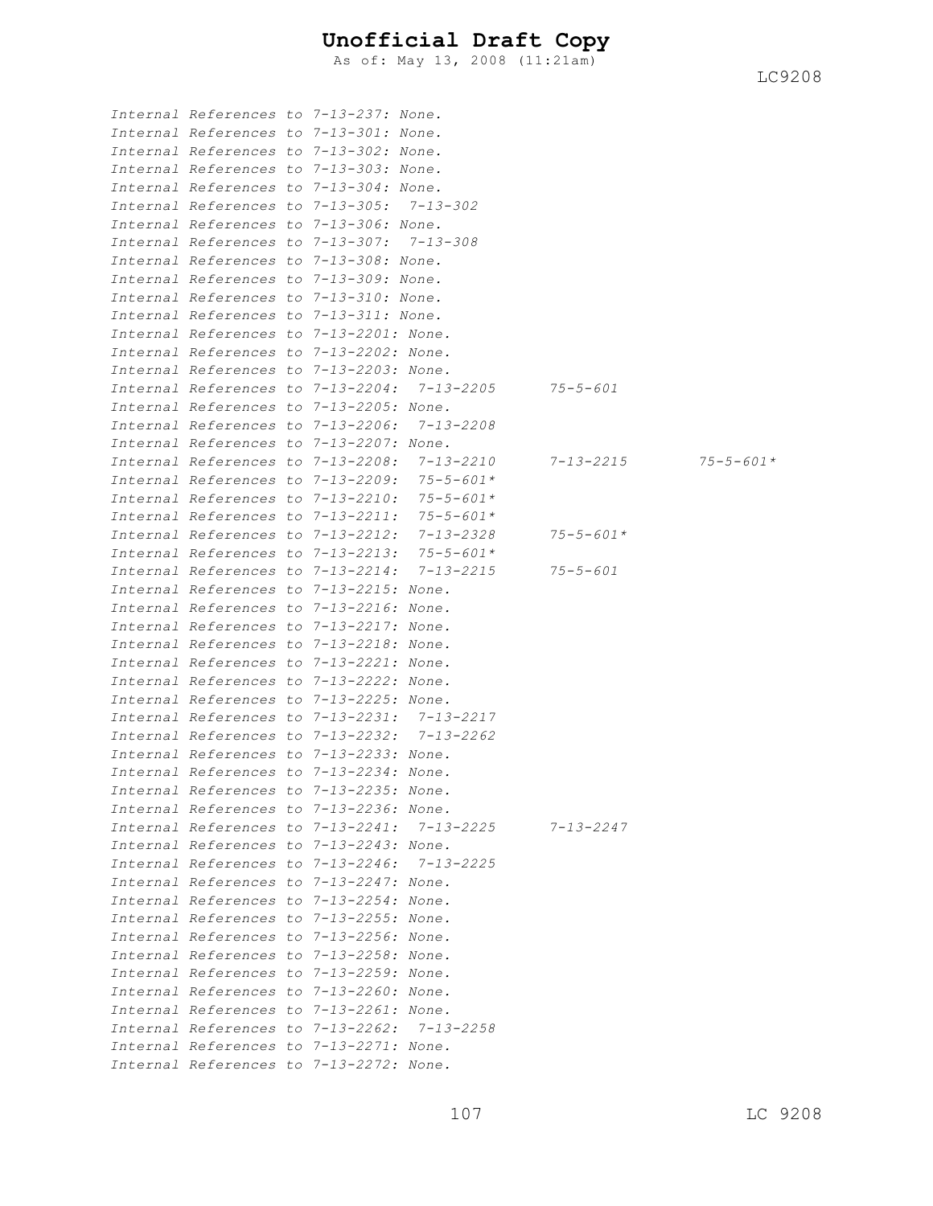*Internal References to 7-13-237: None.*
*Internal References to 7-13-301: None.*
*Internal References to 7-13-302: None.*
*Internal References to 7-13-303: None.*
*Internal References to 7-13-304: None.*
*Internal References to 7-13-305: 7-13-302*
*Internal References to 7-13-306: None.*
*Internal References to 7-13-307: 7-13-308*
*Internal References to 7-13-308: None.*
*Internal References to 7-13-309: None.*
*Internal References to 7-13-310: None.*
*Internal References to 7-13-311: None.*
*Internal References to 7-13-2201: None.*
*Internal References to 7-13-2202: None.*
*Internal References to 7-13-2203: None.*
*Internal References to 7-13-2204: 7-13-2205 75-5-601*
*Internal References to 7-13-2205: None.*
*Internal References to 7-13-2206: 7-13-2208*
*Internal References to 7-13-2207: None.*
*Internal References to 7-13-2208: 7-13-2210 7-13-2215 75-5-601**
*Internal References to 7-13-2209: 75-5-601**
*Internal References to 7-13-2210: 75-5-601**
*Internal References to 7-13-2211: 75-5-601**
*Internal References to 7-13-2212: 7-13-2328 75-5-601**
*Internal References to 7-13-2213: 75-5-601**
*Internal References to 7-13-2214: 7-13-2215 75-5-601*
*Internal References to 7-13-2215: None.*
*Internal References to 7-13-2216: None.*
*Internal References to 7-13-2217: None.*
*Internal References to 7-13-2218: None.*
*Internal References to 7-13-2221: None.*
*Internal References to 7-13-2222: None.*
*Internal References to 7-13-2225: None.*
*Internal References to 7-13-2231: 7-13-2217*
*Internal References to 7-13-2232: 7-13-2262*
*Internal References to 7-13-2233: None.*
*Internal References to 7-13-2234: None.*
*Internal References to 7-13-2235: None.*
*Internal References to 7-13-2236: None.*
*Internal References to 7-13-2241: 7-13-2225 7-13-2247*
*Internal References to 7-13-2243: None.*
*Internal References to 7-13-2246: 7-13-2225*
*Internal References to 7-13-2247: None.*
*Internal References to 7-13-2254: None.*
*Internal References to 7-13-2255: None.*
*Internal References to 7-13-2256: None.*
*Internal References to 7-13-2258: None.*
*Internal References to 7-13-2259: None.*
*Internal References to 7-13-2260: None.*
*Internal References to 7-13-2261: None.*
*Internal References to 7-13-2262: 7-13-2258*
*Internal References to 7-13-2271: None.*
*Internal References to 7-13-2272: None.*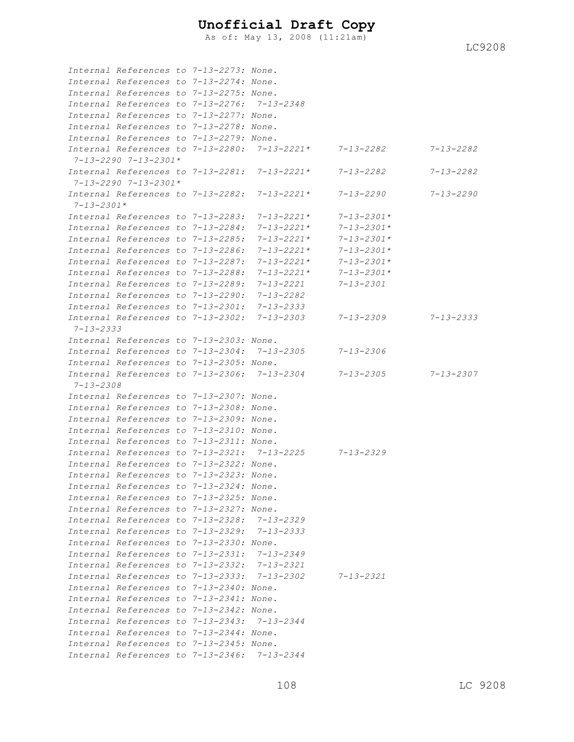*Internal References to 7-13-2273: None.*
*Internal References to 7-13-2274: None.*
*Internal References to 7-13-2275: None.*
*Internal References to 7-13-2276: 7-13-2348*
*Internal References to 7-13-2277: None.*
*Internal References to 7-13-2278: None.*
*Internal References to 7-13-2279: None.*
*Internal References to 7-13-2280: 7-13-2221* 7-13-2282 7-13-2282 7-13-2290 7-13-2301**
*Internal References to 7-13-2281: 7-13-2221* 7-13-2282 7-13-2282 7-13-2290 7-13-2301**
*Internal References to 7-13-2282: 7-13-2221* 7-13-2290 7-13-2290 7-13-2301**
*Internal References to 7-13-2283: 7-13-2221* 7-13-2301**
*Internal References to 7-13-2284: 7-13-2221* 7-13-2301**
*Internal References to 7-13-2285: 7-13-2221* 7-13-2301**
*Internal References to 7-13-2286: 7-13-2221* 7-13-2301**
*Internal References to 7-13-2287: 7-13-2221* 7-13-2301**
*Internal References to 7-13-2288: 7-13-2221* 7-13-2301**
*Internal References to 7-13-2289: 7-13-2221 7-13-2301*
*Internal References to 7-13-2290: 7-13-2282*
*Internal References to 7-13-2301: 7-13-2333*
*Internal References to 7-13-2302: 7-13-2303 7-13-2309 7-13-2333 7-13-2333*
*Internal References to 7-13-2303: None.*
*Internal References to 7-13-2304: 7-13-2305 7-13-2306*
*Internal References to 7-13-2305: None.*
*Internal References to 7-13-2306: 7-13-2304 7-13-2305 7-13-2307 7-13-2308*
*Internal References to 7-13-2307: None.*
*Internal References to 7-13-2308: None.*
*Internal References to 7-13-2309: None.*
*Internal References to 7-13-2310: None.*
*Internal References to 7-13-2311: None.*
*Internal References to 7-13-2321: 7-13-2225 7-13-2329*
*Internal References to 7-13-2322: None.*
*Internal References to 7-13-2323: None.*
*Internal References to 7-13-2324: None.*
*Internal References to 7-13-2325: None.*
*Internal References to 7-13-2327: None.*
*Internal References to 7-13-2328: 7-13-2329*
*Internal References to 7-13-2329: 7-13-2333*
*Internal References to 7-13-2330: None.*
*Internal References to 7-13-2331: 7-13-2349*
*Internal References to 7-13-2332: 7-13-2321*
*Internal References to 7-13-2333: 7-13-2302 7-13-2321*
*Internal References to 7-13-2340: None.*
*Internal References to 7-13-2341: None.*
*Internal References to 7-13-2342: None.*
*Internal References to 7-13-2343: 7-13-2344*
*Internal References to 7-13-2344: None.*
*Internal References to 7-13-2345: None.*
*Internal References to 7-13-2346: 7-13-2344*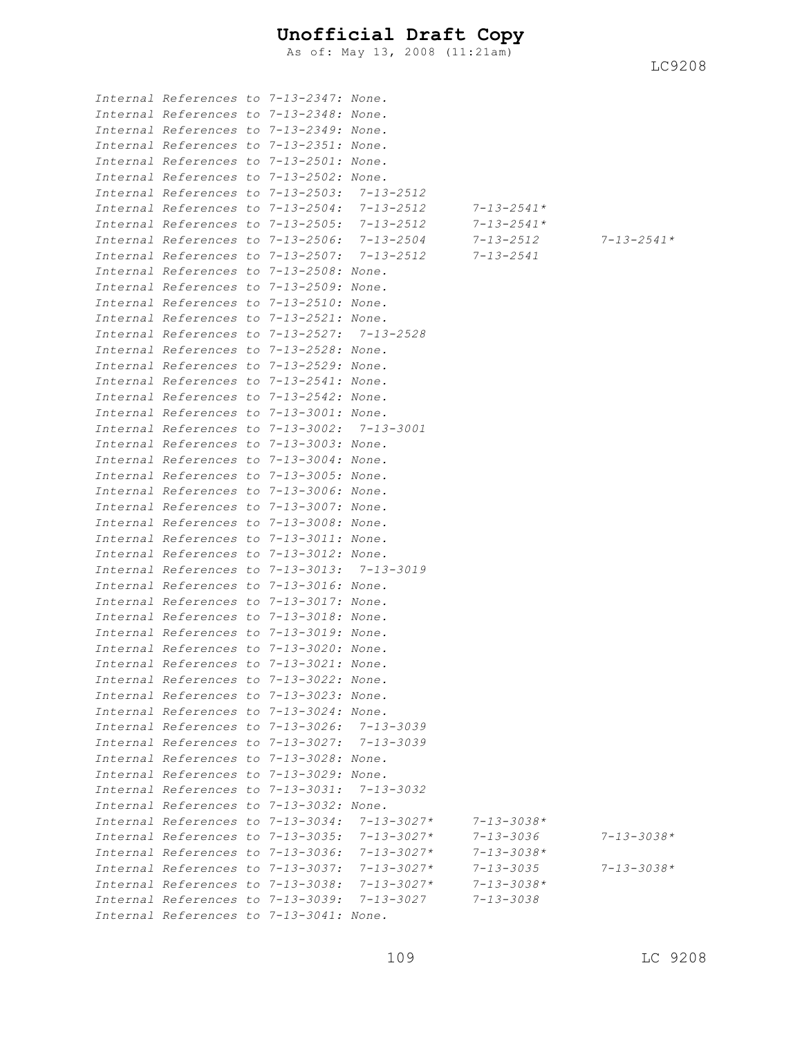*Internal References to 7-13-2347: None.*
*Internal References to 7-13-2348: None.*
*Internal References to 7-13-2349: None.*
*Internal References to 7-13-2351: None.*
*Internal References to 7-13-2501: None.*
*Internal References to 7-13-2502: None.*
*Internal References to 7-13-2503: 7-13-2512*
*Internal References to 7-13-2504: 7-13-2512 7-13-2541**
*Internal References to 7-13-2505: 7-13-2512 7-13-2541**
*Internal References to 7-13-2506: 7-13-2504 7-13-2512 7-13-2541**
*Internal References to 7-13-2507: 7-13-2512 7-13-2541*
*Internal References to 7-13-2508: None.*
*Internal References to 7-13-2509: None.*
*Internal References to 7-13-2510: None.*
*Internal References to 7-13-2521: None.*
*Internal References to 7-13-2527: 7-13-2528*
*Internal References to 7-13-2528: None.*
*Internal References to 7-13-2529: None.*
*Internal References to 7-13-2541: None.*
*Internal References to 7-13-2542: None.*
*Internal References to 7-13-3001: None.*
*Internal References to 7-13-3002: 7-13-3001*
*Internal References to 7-13-3003: None.*
*Internal References to 7-13-3004: None.*
*Internal References to 7-13-3005: None.*
*Internal References to 7-13-3006: None.*
*Internal References to 7-13-3007: None.*
*Internal References to 7-13-3008: None.*
*Internal References to 7-13-3011: None.*
*Internal References to 7-13-3012: None.*
*Internal References to 7-13-3013: 7-13-3019*
*Internal References to 7-13-3016: None.*
*Internal References to 7-13-3017: None.*
*Internal References to 7-13-3018: None.*
*Internal References to 7-13-3019: None.*
*Internal References to 7-13-3020: None.*
*Internal References to 7-13-3021: None.*
*Internal References to 7-13-3022: None.*
*Internal References to 7-13-3023: None.*
*Internal References to 7-13-3024: None.*
*Internal References to 7-13-3026: 7-13-3039*
*Internal References to 7-13-3027: 7-13-3039*
*Internal References to 7-13-3028: None.*
*Internal References to 7-13-3029: None.*
*Internal References to 7-13-3031: 7-13-3032*
*Internal References to 7-13-3032: None.*
*Internal References to 7-13-3034: 7-13-3027* 7-13-3038**
*Internal References to 7-13-3035: 7-13-3027* 7-13-3036 7-13-3038**
*Internal References to 7-13-3036: 7-13-3027* 7-13-3038**
*Internal References to 7-13-3037: 7-13-3027* 7-13-3035 7-13-3038**
*Internal References to 7-13-3038: 7-13-3027* 7-13-3038**
*Internal References to 7-13-3039: 7-13-3027 7-13-3038*
*Internal References to 7-13-3041: None.*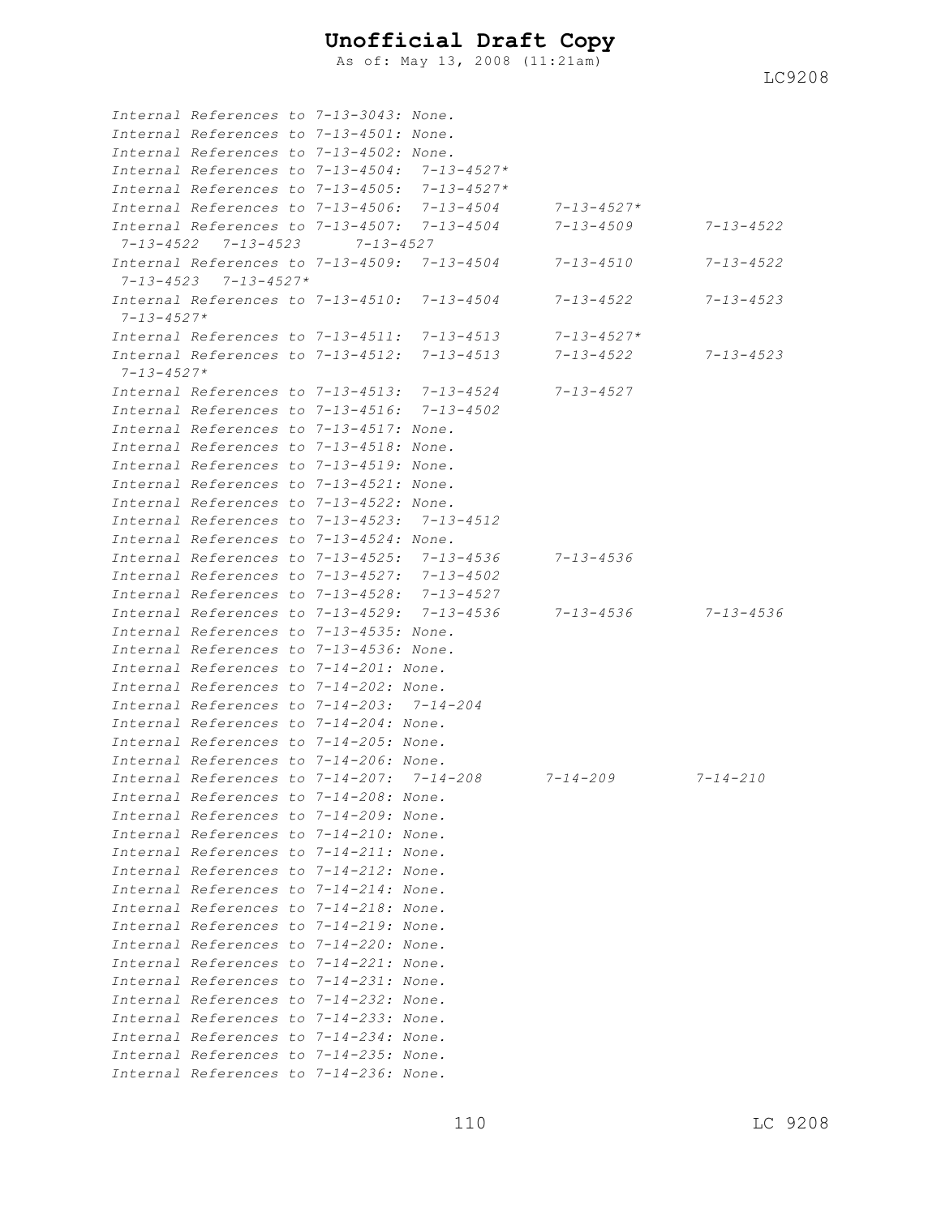*Internal References to 7-13-3043: None.*
*Internal References to 7-13-4501: None.*
*Internal References to 7-13-4502: None.*
*Internal References to 7-13-4504: 7-13-4527**
*Internal References to 7-13-4505: 7-13-4527**
*Internal References to 7-13-4506: 7-13-4504 7-13-4527**
*Internal References to 7-13-4507: 7-13-4504 7-13-4509 7-13-4522 7-13-4522 7-13-4523 7-13-4527*
*Internal References to 7-13-4509: 7-13-4504 7-13-4510 7-13-4522 7-13-4523 7-13-4527**
*Internal References to 7-13-4510: 7-13-4504 7-13-4522 7-13-4523 7-13-4527**
*Internal References to 7-13-4511: 7-13-4513 7-13-4527**
*Internal References to 7-13-4512: 7-13-4513 7-13-4522 7-13-4523 7-13-4527**
*Internal References to 7-13-4513: 7-13-4524 7-13-4527*
*Internal References to 7-13-4516: 7-13-4502*
*Internal References to 7-13-4517: None.*
*Internal References to 7-13-4518: None.*
*Internal References to 7-13-4519: None.*
*Internal References to 7-13-4521: None.*
*Internal References to 7-13-4522: None.*
*Internal References to 7-13-4523: 7-13-4512*
*Internal References to 7-13-4524: None.*
*Internal References to 7-13-4525: 7-13-4536 7-13-4536*
*Internal References to 7-13-4527: 7-13-4502*
*Internal References to 7-13-4528: 7-13-4527*
*Internal References to 7-13-4529: 7-13-4536 7-13-4536 7-13-4536*
*Internal References to 7-13-4535: None.*
*Internal References to 7-13-4536: None.*
*Internal References to 7-14-201: None.*
*Internal References to 7-14-202: None.*
*Internal References to 7-14-203: 7-14-204*
*Internal References to 7-14-204: None.*
*Internal References to 7-14-205: None.*
*Internal References to 7-14-206: None.*
*Internal References to 7-14-207: 7-14-208 7-14-209 7-14-210*
*Internal References to 7-14-208: None.*
*Internal References to 7-14-209: None.*
*Internal References to 7-14-210: None.*
*Internal References to 7-14-211: None.*
*Internal References to 7-14-212: None.*
*Internal References to 7-14-214: None.*
*Internal References to 7-14-218: None.*
*Internal References to 7-14-219: None.*
*Internal References to 7-14-220: None.*
*Internal References to 7-14-221: None.*
*Internal References to 7-14-231: None.*
*Internal References to 7-14-232: None.*
*Internal References to 7-14-233: None.*
*Internal References to 7-14-234: None.*
*Internal References to 7-14-235: None.*
*Internal References to 7-14-236: None.*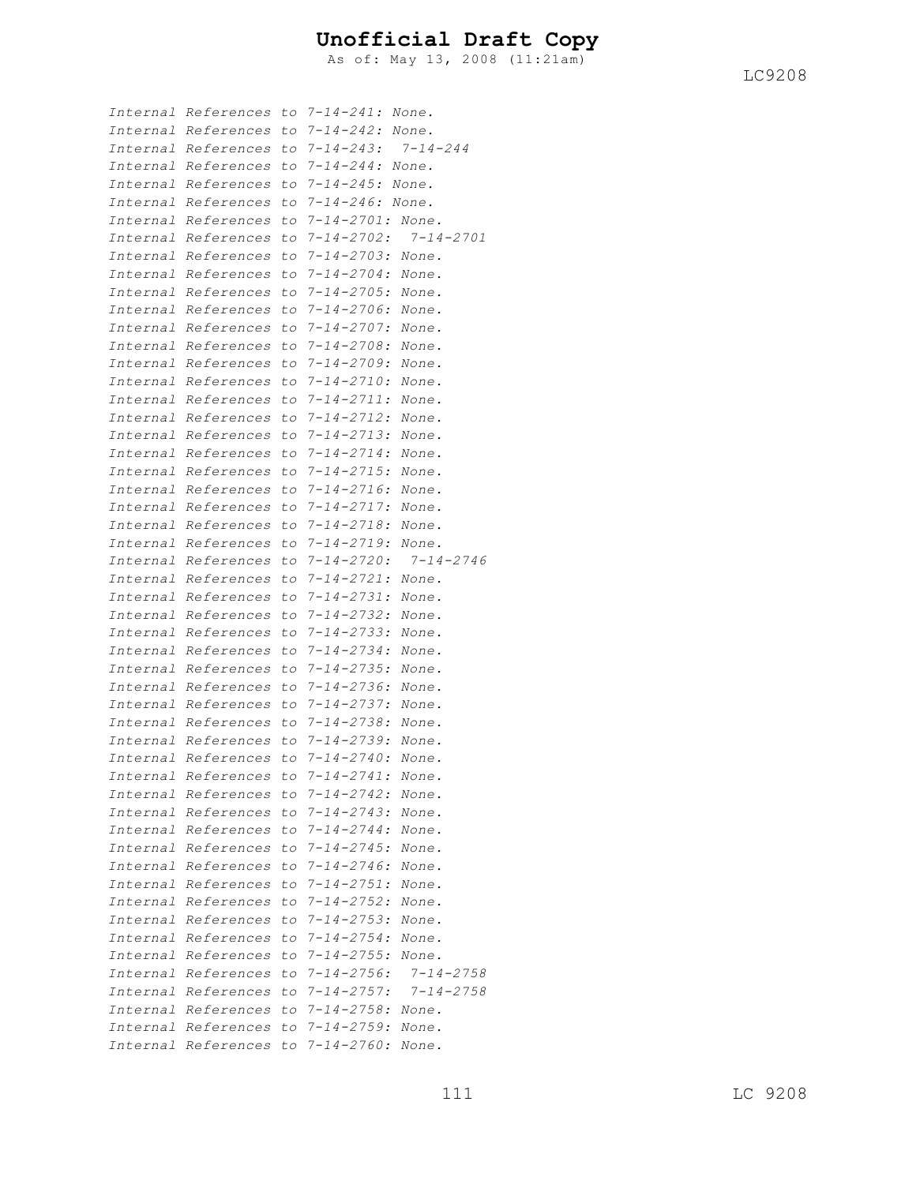*Internal References to 7-14-241: None.*
*Internal References to 7-14-242: None.*
*Internal References to 7-14-243: 7-14-244*
*Internal References to 7-14-244: None.*
*Internal References to 7-14-245: None.*
*Internal References to 7-14-246: None.*
*Internal References to 7-14-2701: None.*
*Internal References to 7-14-2702: 7-14-2701*
*Internal References to 7-14-2703: None.*
*Internal References to 7-14-2704: None.*
*Internal References to 7-14-2705: None.*
*Internal References to 7-14-2706: None.*
*Internal References to 7-14-2707: None.*
*Internal References to 7-14-2708: None.*
*Internal References to 7-14-2709: None.*
*Internal References to 7-14-2710: None.*
*Internal References to 7-14-2711: None.*
*Internal References to 7-14-2712: None.*
*Internal References to 7-14-2713: None.*
*Internal References to 7-14-2714: None.*
*Internal References to 7-14-2715: None.*
*Internal References to 7-14-2716: None.*
*Internal References to 7-14-2717: None.*
*Internal References to 7-14-2718: None.*
*Internal References to 7-14-2719: None.*
*Internal References to 7-14-2720: 7-14-2746*
*Internal References to 7-14-2721: None.*
*Internal References to 7-14-2731: None.*
*Internal References to 7-14-2732: None.*
*Internal References to 7-14-2733: None.*
*Internal References to 7-14-2734: None.*
*Internal References to 7-14-2735: None.*
*Internal References to 7-14-2736: None.*
*Internal References to 7-14-2737: None.*
*Internal References to 7-14-2738: None.*
*Internal References to 7-14-2739: None.*
*Internal References to 7-14-2740: None.*
*Internal References to 7-14-2741: None.*
*Internal References to 7-14-2742: None.*
*Internal References to 7-14-2743: None.*
*Internal References to 7-14-2744: None.*
*Internal References to 7-14-2745: None.*
*Internal References to 7-14-2746: None.*
*Internal References to 7-14-2751: None.*
*Internal References to 7-14-2752: None.*
*Internal References to 7-14-2753: None.*
*Internal References to 7-14-2754: None.*
*Internal References to 7-14-2755: None.*
*Internal References to 7-14-2756: 7-14-2758*
*Internal References to 7-14-2757: 7-14-2758*
*Internal References to 7-14-2758: None.*
*Internal References to 7-14-2759: None.*
*Internal References to 7-14-2760: None.*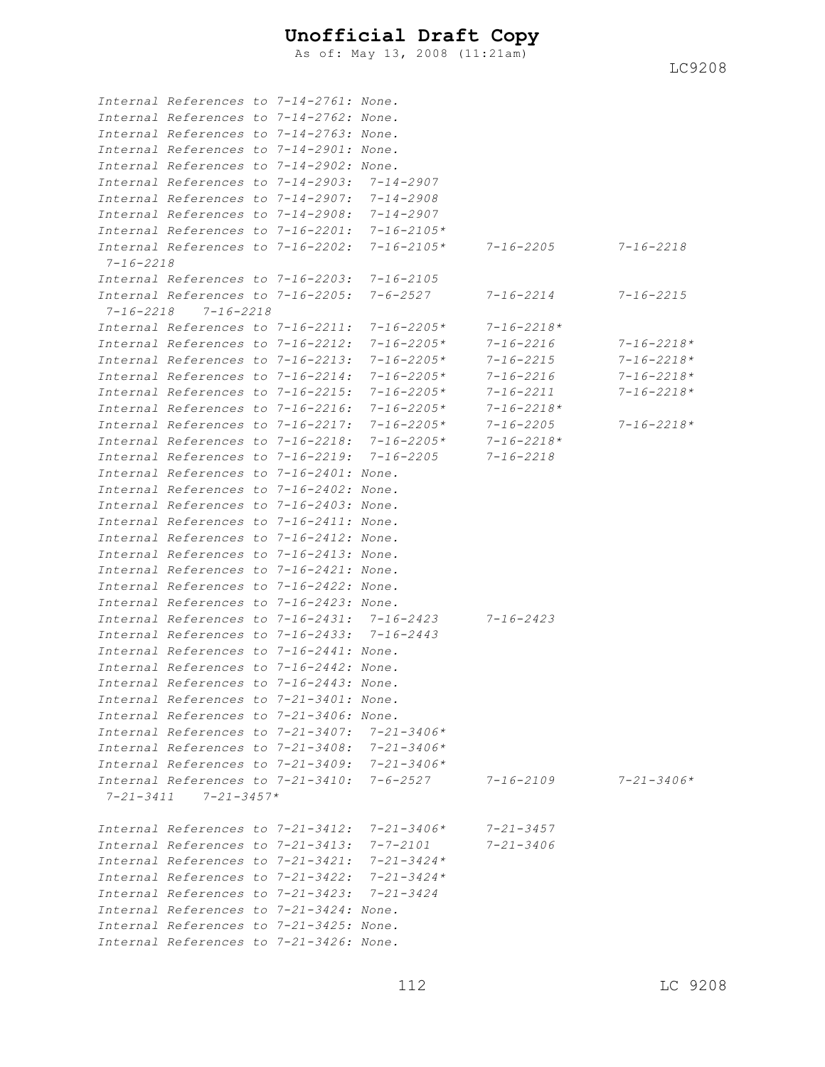*Internal References to 7-14-2761: None.*
*Internal References to 7-14-2762: None.*
*Internal References to 7-14-2763: None.*
*Internal References to 7-14-2901: None.*
*Internal References to 7-14-2902: None.*
*Internal References to 7-14-2903: 7-14-2907*
*Internal References to 7-14-2907: 7-14-2908*
*Internal References to 7-14-2908: 7-14-2907*
*Internal References to 7-16-2201: 7-16-2105**
*Internal References to 7-16-2202: 7-16-2105* 7-16-2205 7-16-2218 7-16-2218*
*Internal References to 7-16-2203: 7-16-2105*
*Internal References to 7-16-2205: 7-6-2527 7-16-2214 7-16-2215 7-16-2218 7-16-2218*
*Internal References to 7-16-2211: 7-16-2205* 7-16-2218**
*Internal References to 7-16-2212: 7-16-2205* 7-16-2216 7-16-2218**
*Internal References to 7-16-2213: 7-16-2205* 7-16-2215 7-16-2218**
*Internal References to 7-16-2214: 7-16-2205* 7-16-2216 7-16-2218**
*Internal References to 7-16-2215: 7-16-2205* 7-16-2211 7-16-2218**
*Internal References to 7-16-2216: 7-16-2205* 7-16-2218**
*Internal References to 7-16-2217: 7-16-2205* 7-16-2205 7-16-2218**
*Internal References to 7-16-2218: 7-16-2205* 7-16-2218**
*Internal References to 7-16-2219: 7-16-2205 7-16-2218*
*Internal References to 7-16-2401: None.*
*Internal References to 7-16-2402: None.*
*Internal References to 7-16-2403: None.*
*Internal References to 7-16-2411: None.*
*Internal References to 7-16-2412: None.*
*Internal References to 7-16-2413: None.*
*Internal References to 7-16-2421: None.*
*Internal References to 7-16-2422: None.*
*Internal References to 7-16-2423: None.*
*Internal References to 7-16-2431: 7-16-2423 7-16-2423*
*Internal References to 7-16-2433: 7-16-2443*
*Internal References to 7-16-2441: None.*
*Internal References to 7-16-2442: None.*
*Internal References to 7-16-2443: None.*
*Internal References to 7-21-3401: None.*
*Internal References to 7-21-3406: None.*
*Internal References to 7-21-3407: 7-21-3406**
*Internal References to 7-21-3408: 7-21-3406**
*Internal References to 7-21-3409: 7-21-3406**
*Internal References to 7-21-3410: 7-6-2527 7-16-2109 7-21-3406* 7-21-3411 7-21-3457**

*Internal References to 7-21-3412: 7-21-3406* 7-21-3457*
*Internal References to 7-21-3413: 7-7-2101 7-21-3406*
*Internal References to 7-21-3421: 7-21-3424**
*Internal References to 7-21-3422: 7-21-3424**
*Internal References to 7-21-3423: 7-21-3424*
*Internal References to 7-21-3424: None.*
*Internal References to 7-21-3425: None.*
*Internal References to 7-21-3426: None.*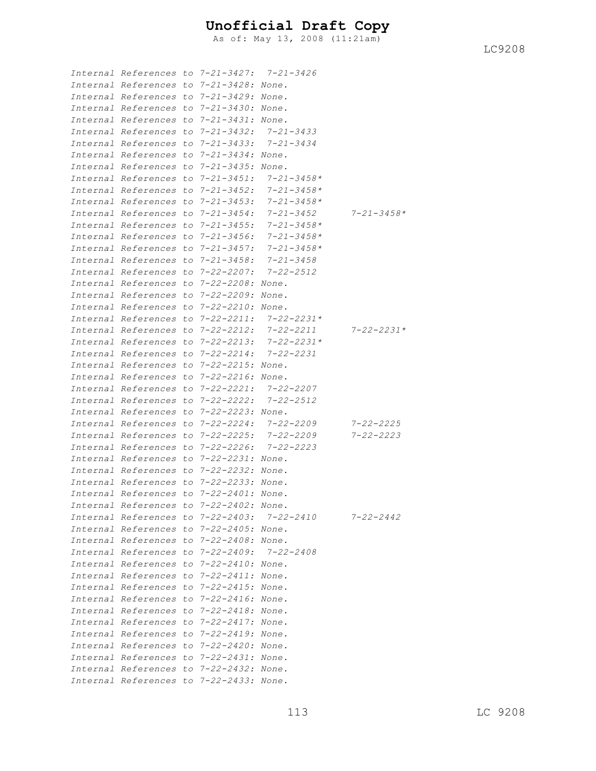*Internal References to 7-21-3427: 7-21-3426*
*Internal References to 7-21-3428: None.*
*Internal References to 7-21-3429: None.*
*Internal References to 7-21-3430: None.*
*Internal References to 7-21-3431: None.*
*Internal References to 7-21-3432: 7-21-3433*
*Internal References to 7-21-3433: 7-21-3434*
*Internal References to 7-21-3434: None.*
*Internal References to 7-21-3435: None.*
*Internal References to 7-21-3451: 7-21-3458\**
*Internal References to 7-21-3452: 7-21-3458\**
*Internal References to 7-21-3453: 7-21-3458\**
*Internal References to 7-21-3454: 7-21-3452 7-21-3458\**
*Internal References to 7-21-3455: 7-21-3458\**
*Internal References to 7-21-3456: 7-21-3458\**
*Internal References to 7-21-3457: 7-21-3458\**
*Internal References to 7-21-3458: 7-21-3458*
*Internal References to 7-22-2207: 7-22-2512*
*Internal References to 7-22-2208: None.*
*Internal References to 7-22-2209: None.*
*Internal References to 7-22-2210: None.*
*Internal References to 7-22-2211: 7-22-2231\**
*Internal References to 7-22-2212: 7-22-2211 7-22-2231\**
*Internal References to 7-22-2213: 7-22-2231\**
*Internal References to 7-22-2214: 7-22-2231*
*Internal References to 7-22-2215: None.*
*Internal References to 7-22-2216: None.*
*Internal References to 7-22-2221: 7-22-2207*
*Internal References to 7-22-2222: 7-22-2512*
*Internal References to 7-22-2223: None.*
*Internal References to 7-22-2224: 7-22-2209 7-22-2225*
*Internal References to 7-22-2225: 7-22-2209 7-22-2223*
*Internal References to 7-22-2226: 7-22-2223*
*Internal References to 7-22-2231: None.*
*Internal References to 7-22-2232: None.*
*Internal References to 7-22-2233: None.*
*Internal References to 7-22-2401: None.*
*Internal References to 7-22-2402: None.*
*Internal References to 7-22-2403: 7-22-2410 7-22-2442*
*Internal References to 7-22-2405: None.*
*Internal References to 7-22-2408: None.*
*Internal References to 7-22-2409: 7-22-2408*
*Internal References to 7-22-2410: None.*
*Internal References to 7-22-2411: None.*
*Internal References to 7-22-2415: None.*
*Internal References to 7-22-2416: None.*
*Internal References to 7-22-2418: None.*
*Internal References to 7-22-2417: None.*
*Internal References to 7-22-2419: None.*
*Internal References to 7-22-2420: None.*
*Internal References to 7-22-2431: None.*
*Internal References to 7-22-2432: None.*
*Internal References to 7-22-2433: None.*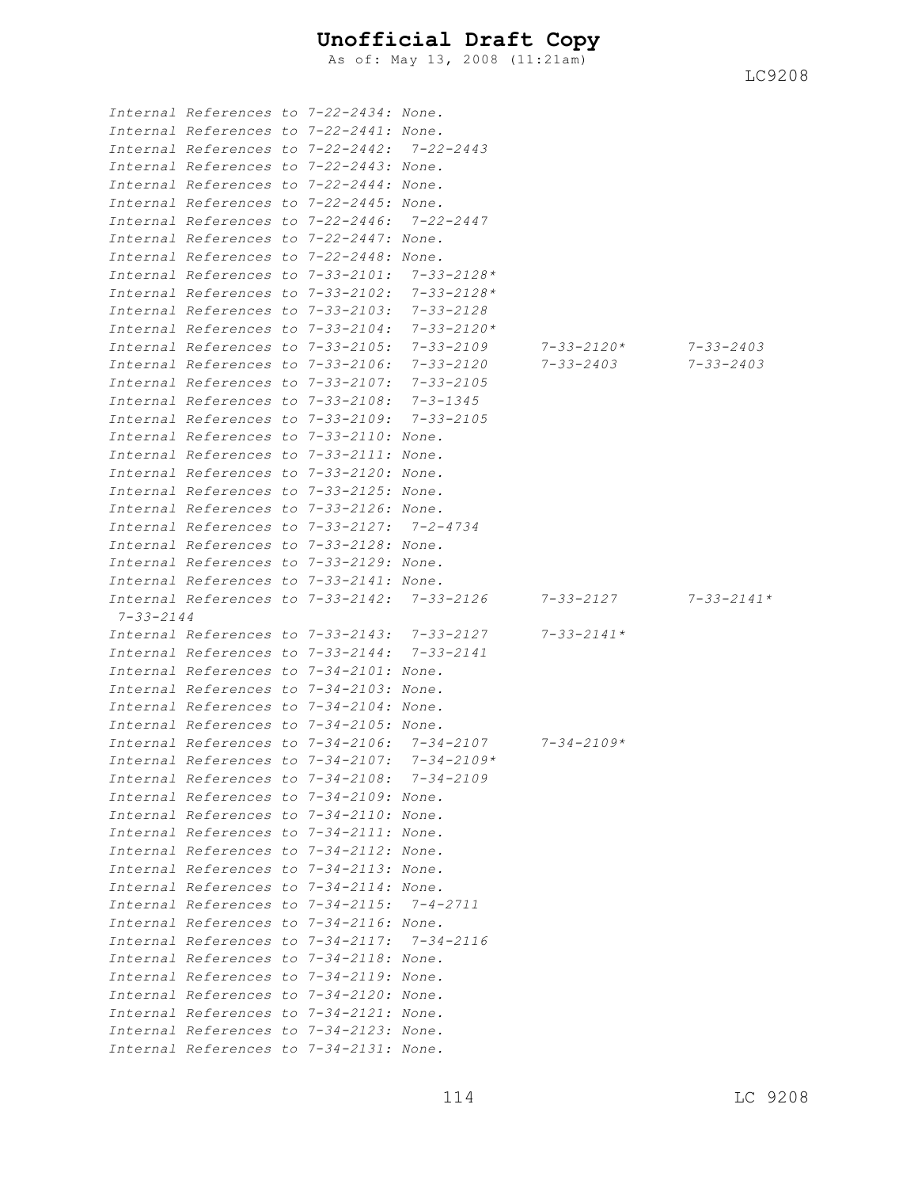*Internal References to 7-22-2434: None.*
*Internal References to 7-22-2441: None.*
*Internal References to 7-22-2442: 7-22-2443*
*Internal References to 7-22-2443: None.*
*Internal References to 7-22-2444: None.*
*Internal References to 7-22-2445: None.*
*Internal References to 7-22-2446: 7-22-2447*
*Internal References to 7-22-2447: None.*
*Internal References to 7-22-2448: None.*
*Internal References to 7-33-2101: 7-33-2128**
*Internal References to 7-33-2102: 7-33-2128**
*Internal References to 7-33-2103: 7-33-2128*
*Internal References to 7-33-2104: 7-33-2120**
*Internal References to 7-33-2105: 7-33-2109 7-33-2120* 7-33-2403*
*Internal References to 7-33-2106: 7-33-2120 7-33-2403 7-33-2403*
*Internal References to 7-33-2107: 7-33-2105*
*Internal References to 7-33-2108: 7-3-1345*
*Internal References to 7-33-2109: 7-33-2105*
*Internal References to 7-33-2110: None.*
*Internal References to 7-33-2111: None.*
*Internal References to 7-33-2120: None.*
*Internal References to 7-33-2125: None.*
*Internal References to 7-33-2126: None.*
*Internal References to 7-33-2127: 7-2-4734*
*Internal References to 7-33-2128: None.*
*Internal References to 7-33-2129: None.*
*Internal References to 7-33-2141: None.*
*Internal References to 7-33-2142: 7-33-2126 7-33-2127 7-33-2141* 7-33-2144*
*Internal References to 7-33-2143: 7-33-2127 7-33-2141**
*Internal References to 7-33-2144: 7-33-2141*
*Internal References to 7-34-2101: None.*
*Internal References to 7-34-2103: None.*
*Internal References to 7-34-2104: None.*
*Internal References to 7-34-2105: None.*
*Internal References to 7-34-2106: 7-34-2107 7-34-2109**
*Internal References to 7-34-2107: 7-34-2109**
*Internal References to 7-34-2108: 7-34-2109*
*Internal References to 7-34-2109: None.*
*Internal References to 7-34-2110: None.*
*Internal References to 7-34-2111: None.*
*Internal References to 7-34-2112: None.*
*Internal References to 7-34-2113: None.*
*Internal References to 7-34-2114: None.*
*Internal References to 7-34-2115: 7-4-2711*
*Internal References to 7-34-2116: None.*
*Internal References to 7-34-2117: 7-34-2116*
*Internal References to 7-34-2118: None.*
*Internal References to 7-34-2119: None.*
*Internal References to 7-34-2120: None.*
*Internal References to 7-34-2121: None.*
*Internal References to 7-34-2123: None.*
*Internal References to 7-34-2131: None.*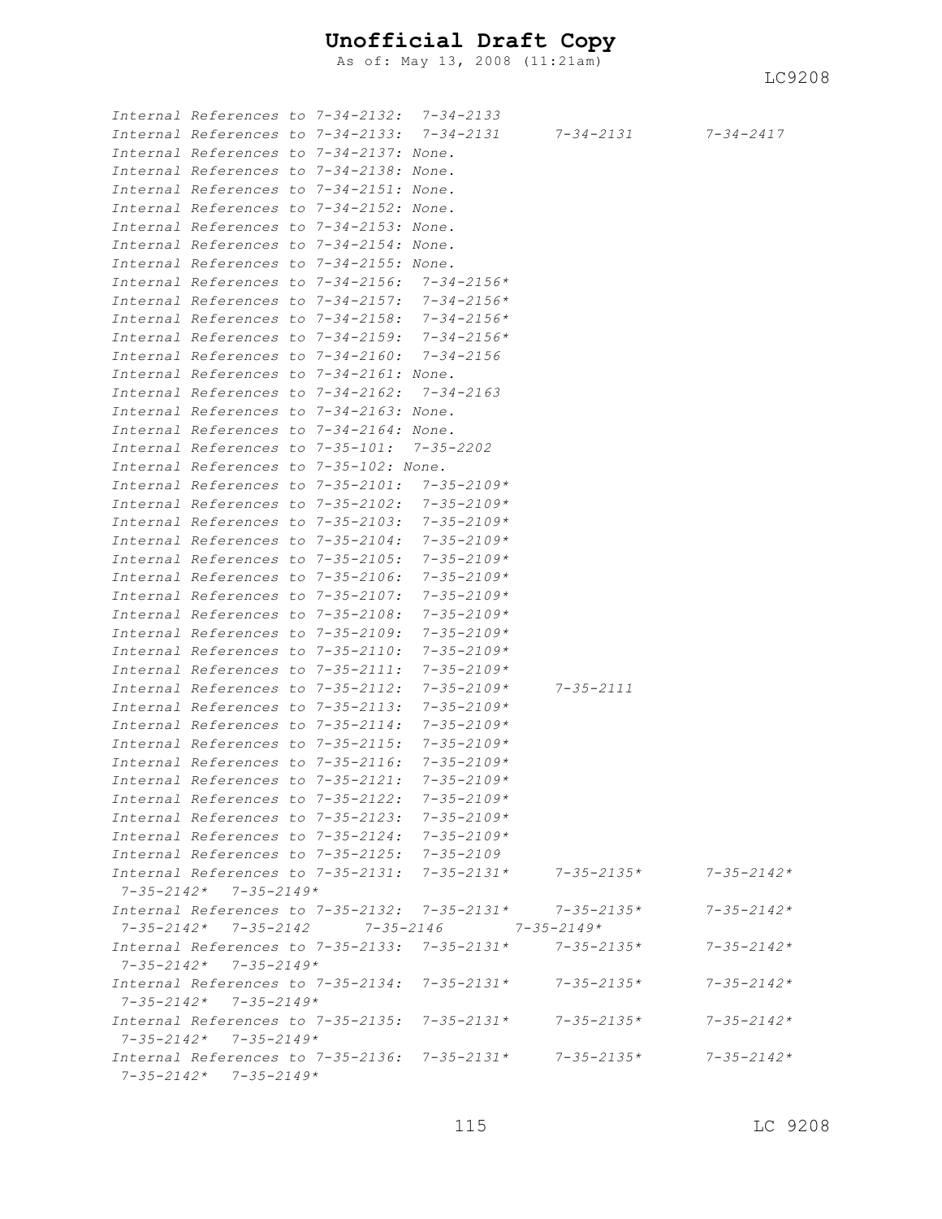*Internal References to 7-34-2132: 7-34-2133*
*Internal References to 7-34-2133: 7-34-2131 7-34-2131 7-34-2417*
*Internal References to 7-34-2137: None.*
*Internal References to 7-34-2138: None.*
*Internal References to 7-34-2151: None.*
*Internal References to 7-34-2152: None.*
*Internal References to 7-34-2153: None.*
*Internal References to 7-34-2154: None.*
*Internal References to 7-34-2155: None.*
*Internal References to 7-34-2156: 7-34-2156**
*Internal References to 7-34-2157: 7-34-2156**
*Internal References to 7-34-2158: 7-34-2156**
*Internal References to 7-34-2159: 7-34-2156**
*Internal References to 7-34-2160: 7-34-2156*
*Internal References to 7-34-2161: None.*
*Internal References to 7-34-2162: 7-34-2163*
*Internal References to 7-34-2163: None.*
*Internal References to 7-34-2164: None.*
*Internal References to 7-35-101: 7-35-2202*
*Internal References to 7-35-102: None.*
*Internal References to 7-35-2101: 7-35-2109**
*Internal References to 7-35-2102: 7-35-2109**
*Internal References to 7-35-2103: 7-35-2109**
*Internal References to 7-35-2104: 7-35-2109**
*Internal References to 7-35-2105: 7-35-2109**
*Internal References to 7-35-2106: 7-35-2109**
*Internal References to 7-35-2107: 7-35-2109**
*Internal References to 7-35-2108: 7-35-2109**
*Internal References to 7-35-2109: 7-35-2109**
*Internal References to 7-35-2110: 7-35-2109**
*Internal References to 7-35-2111: 7-35-2109**
*Internal References to 7-35-2112: 7-35-2109* 7-35-2111*
*Internal References to 7-35-2113: 7-35-2109**
*Internal References to 7-35-2114: 7-35-2109**
*Internal References to 7-35-2115: 7-35-2109**
*Internal References to 7-35-2116: 7-35-2109**
*Internal References to 7-35-2121: 7-35-2109**
*Internal References to 7-35-2122: 7-35-2109**
*Internal References to 7-35-2123: 7-35-2109**
*Internal References to 7-35-2124: 7-35-2109**
*Internal References to 7-35-2125: 7-35-2109*
*Internal References to 7-35-2131: 7-35-2131* 7-35-2135* 7-35-2142* 7-35-2142* 7-35-2149**
*Internal References to 7-35-2132: 7-35-2131* 7-35-2135* 7-35-2142* 7-35-2142* 7-35-2142 7-35-2146 7-35-2149**
*Internal References to 7-35-2133: 7-35-2131* 7-35-2135* 7-35-2142* 7-35-2142* 7-35-2149**
*Internal References to 7-35-2134: 7-35-2131* 7-35-2135* 7-35-2142* 7-35-2142* 7-35-2149**
*Internal References to 7-35-2135: 7-35-2131* 7-35-2135* 7-35-2142* 7-35-2142* 7-35-2149**
*Internal References to 7-35-2136: 7-35-2131* 7-35-2135* 7-35-2142* 7-35-2142* 7-35-2149**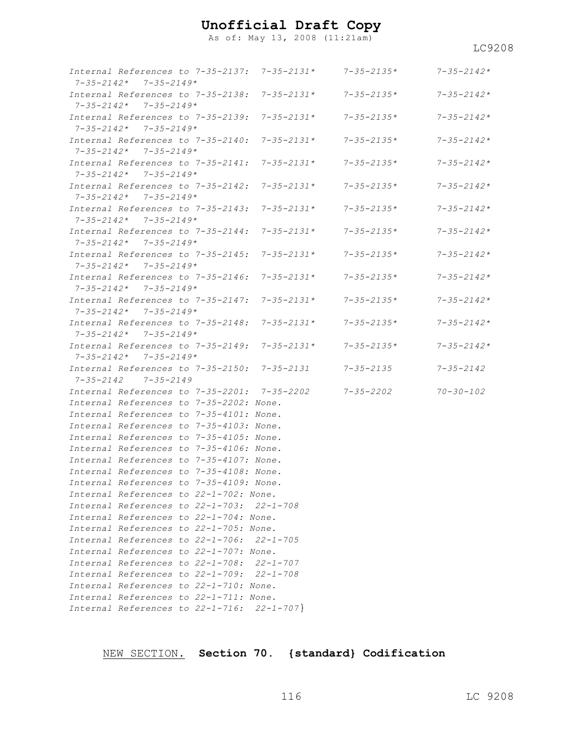*Internal References to 7-35-2137: 7-35-2131* 7-35-2135* 7-35-2142* 7-35-2142* 7-35-2149**

*Internal References to 7-35-2138: 7-35-2131* 7-35-2135* 7-35-2142* 7-35-2142* 7-35-2149**

*Internal References to 7-35-2139: 7-35-2131* 7-35-2135* 7-35-2142* 7-35-2142* 7-35-2149**

*Internal References to 7-35-2140: 7-35-2131* 7-35-2135* 7-35-2142* 7-35-2142* 7-35-2149**

*Internal References to 7-35-2141: 7-35-2131* 7-35-2135* 7-35-2142* 7-35-2142* 7-35-2149**

*Internal References to 7-35-2142: 7-35-2131* 7-35-2135* 7-35-2142* 7-35-2142* 7-35-2149**

*Internal References to 7-35-2143: 7-35-2131* 7-35-2135* 7-35-2142* 7-35-2142* 7-35-2149**

*Internal References to 7-35-2144: 7-35-2131* 7-35-2135* 7-35-2142* 7-35-2142* 7-35-2149**

*Internal References to 7-35-2145: 7-35-2131* 7-35-2135* 7-35-2142* 7-35-2142* 7-35-2149**

*Internal References to 7-35-2146: 7-35-2131* 7-35-2135* 7-35-2142* 7-35-2142* 7-35-2149**

*Internal References to 7-35-2147: 7-35-2131* 7-35-2135* 7-35-2142* 7-35-2142* 7-35-2149**

*Internal References to 7-35-2148: 7-35-2131* 7-35-2135* 7-35-2142* 7-35-2142* 7-35-2149**

*Internal References to 7-35-2149: 7-35-2131* 7-35-2135* 7-35-2142* 7-35-2142* 7-35-2149**

*Internal References to 7-35-2150: 7-35-2131 7-35-2135 7-35-2142 7-35-2142 7-35-2149*

*Internal References to 7-35-2201: 7-35-2202 7-35-2202 70-30-102*

*Internal References to 7-35-2202: None.*

*Internal References to 7-35-4101: None.*

*Internal References to 7-35-4103: None.*

*Internal References to 7-35-4105: None.*

*Internal References to 7-35-4106: None.*

*Internal References to 7-35-4107: None.*

*Internal References to 7-35-4108: None.*

*Internal References to 7-35-4109: None.*

*Internal References to 22-1-702: None.*

*Internal References to 22-1-703: 22-1-708*

*Internal References to 22-1-704: None.*

*Internal References to 22-1-705: None.*

*Internal References to 22-1-706: 22-1-705*

*Internal References to 22-1-707: None.*

*Internal References to 22-1-708: 22-1-707*

*Internal References to 22-1-709: 22-1-708*

*Internal References to 22-1-710: None.*

*Internal References to 22-1-711: None.*

*Internal References to 22-1-716: 22-1-707*}

NEW SECTION. **Section 70. {standard} Codification**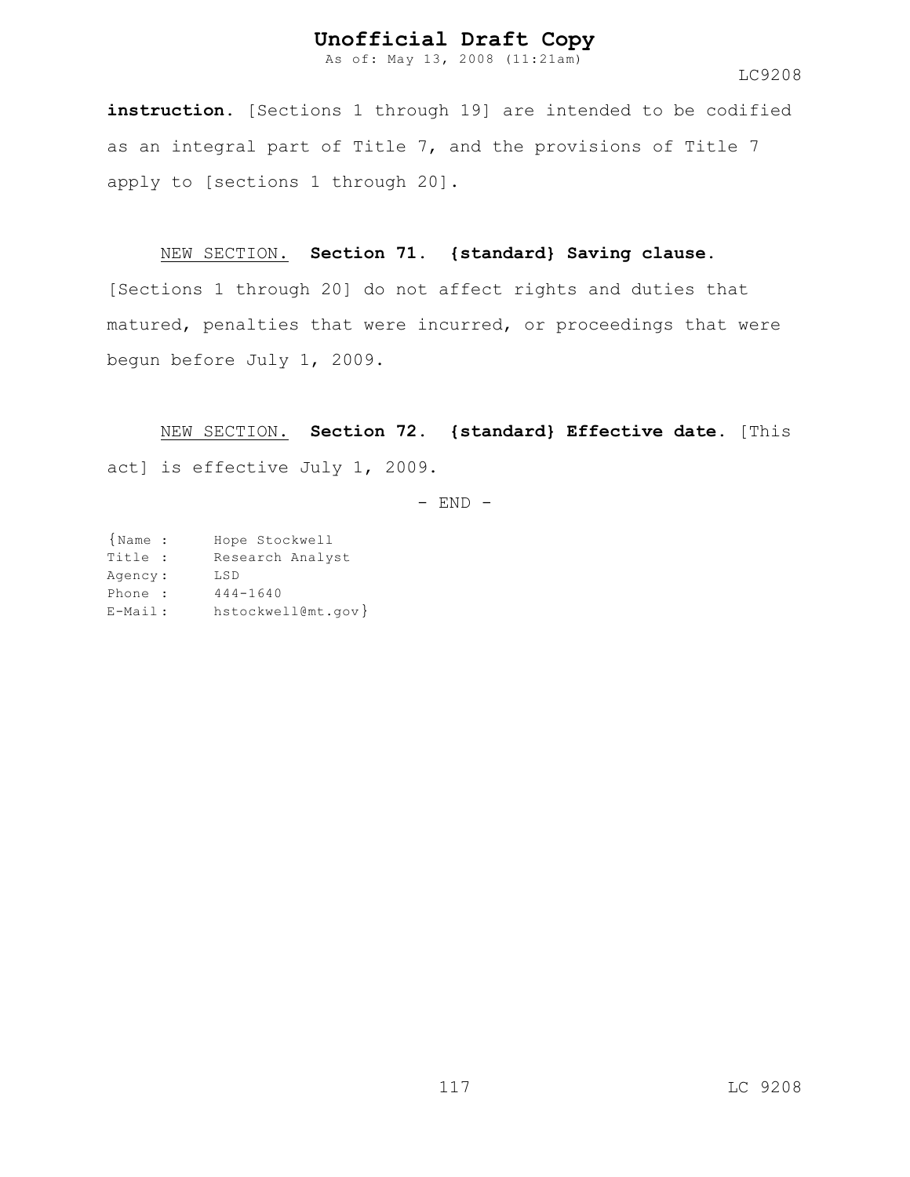**instruction.** [Sections 1 through 19] are intended to be codified as an integral part of Title 7, and the provisions of Title 7 apply to [sections 1 through 20].

NEW SECTION. **Section 71. {standard} Saving clause.** [Sections 1 through 20] do not affect rights and duties that matured, penalties that were incurred, or proceedings that were begun before July 1, 2009.

NEW SECTION. **Section 72. {standard} Effective date.** [This act] is effective July 1, 2009.

- END -

{Name : Hope Stockwell
Title : Research Analyst
Agency: LSD
Phone : 444-1640
E-Mail: hstockwell@mt.gov}